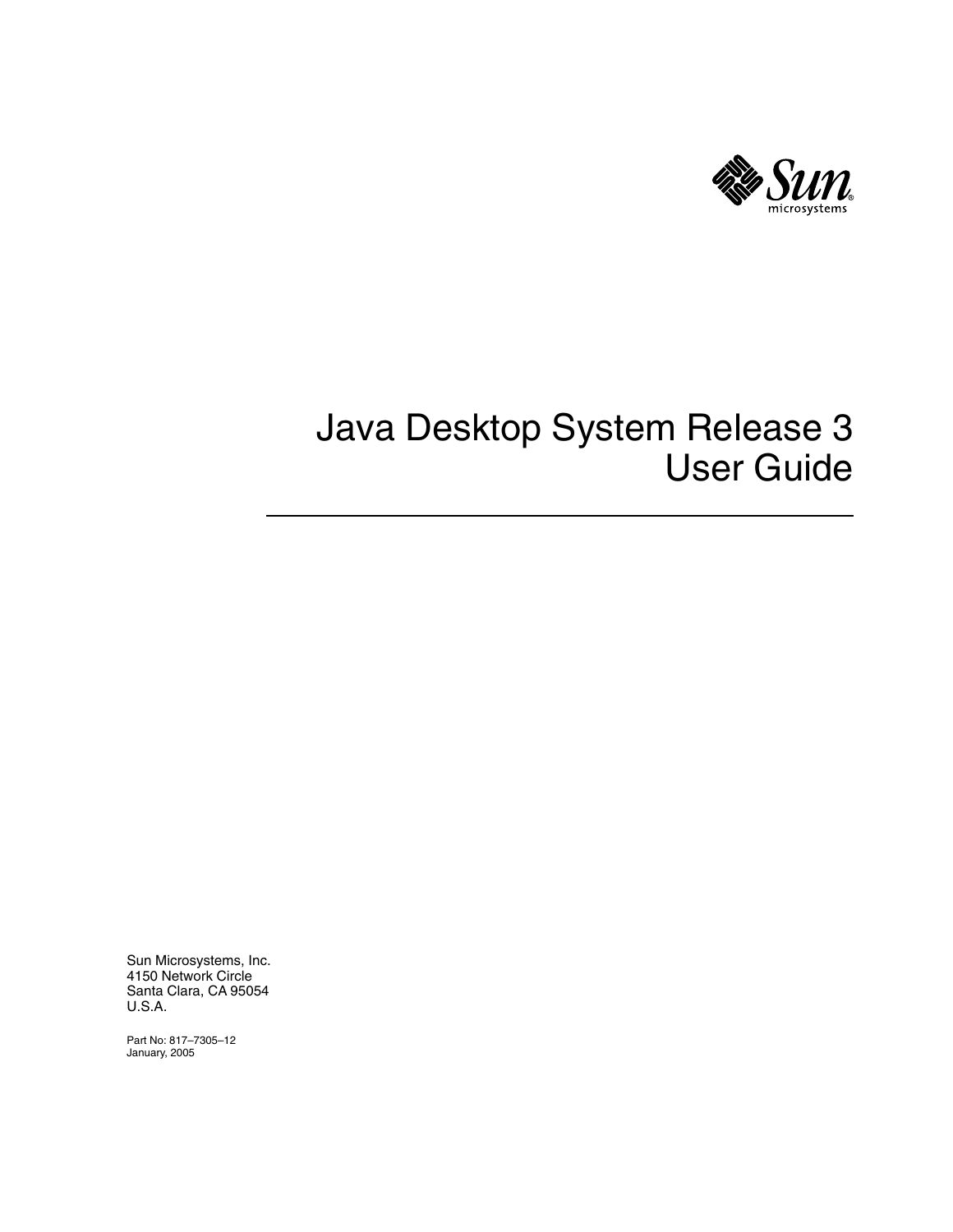# Java Desktop System Release 3 User Guide

Sun Microsystems, Inc.
4150 Network Circle
Santa Clara, CA 95054
U.S.A.

Part No: 817–7305–12
January, 2005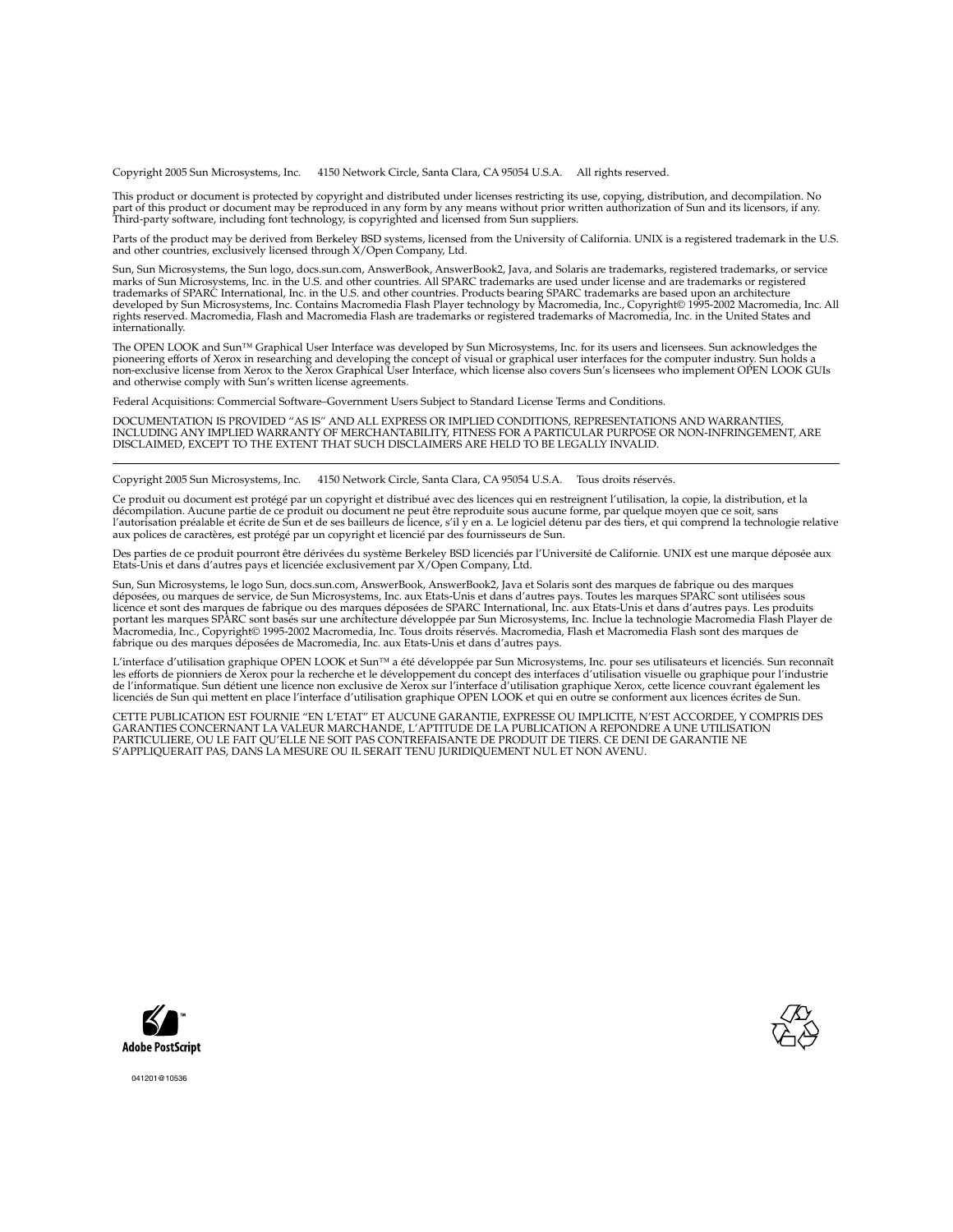Copyright 2005 Sun Microsystems, Inc.    4150 Network Circle, Santa Clara, CA 95054 U.S.A.    All rights reserved.

This product or document is protected by copyright and distributed under licenses restricting its use, copying, distribution, and decompilation. No part of this product or document may be reproduced in any form by any means without prior written authorization of Sun and its licensors, if any. Third-party software, including font technology, is copyrighted and licensed from Sun suppliers.

Parts of the product may be derived from Berkeley BSD systems, licensed from the University of California. UNIX is a registered trademark in the U.S. and other countries, exclusively licensed through X/Open Company, Ltd.

Sun, Sun Microsystems, the Sun logo, docs.sun.com, AnswerBook, AnswerBook2, Java, and Solaris are trademarks, registered trademarks, or service marks of Sun Microsystems, Inc. in the U.S. and other countries. All SPARC trademarks are used under license and are trademarks or registered trademarks of SPARC International, Inc. in the U.S. and other countries. Products bearing SPARC trademarks are based upon an architecture developed by Sun Microsystems, Inc. Contains Macromedia Flash Player technology by Macromedia, Inc., Copyright© 1995-2002 Macromedia, Inc. All rights reserved. Macromedia, Flash and Macromedia Flash are trademarks or registered trademarks of Macromedia, Inc. in the United States and internationally.

The OPEN LOOK and Sun™ Graphical User Interface was developed by Sun Microsystems, Inc. for its users and licensees. Sun acknowledges the pioneering efforts of Xerox in researching and developing the concept of visual or graphical user interfaces for the computer industry. Sun holds a non-exclusive license from Xerox to the Xerox Graphical User Interface, which license also covers Sun's licensees who implement OPEN LOOK GUIs and otherwise comply with Sun's written license agreements.

Federal Acquisitions: Commercial Software–Government Users Subject to Standard License Terms and Conditions.

DOCUMENTATION IS PROVIDED "AS IS" AND ALL EXPRESS OR IMPLIED CONDITIONS, REPRESENTATIONS AND WARRANTIES, INCLUDING ANY IMPLIED WARRANTY OF MERCHANTABILITY, FITNESS FOR A PARTICULAR PURPOSE OR NON-INFRINGEMENT, ARE DISCLAIMED, EXCEPT TO THE EXTENT THAT SUCH DISCLAIMERS ARE HELD TO BE LEGALLY INVALID.

---

Copyright 2005 Sun Microsystems, Inc.    4150 Network Circle, Santa Clara, CA 95054 U.S.A.    Tous droits réservés.

Ce produit ou document est protégé par un copyright et distribué avec des licences qui en restreignent l'utilisation, la copie, la distribution, et la décompilation. Aucune partie de ce produit ou document ne peut être reproduite sous aucune forme, par quelque moyen que ce soit, sans l'autorisation préalable et écrite de Sun et de ses bailleurs de licence, s'il y en a. Le logiciel détenu par des tiers, et qui comprend la technologie relative aux polices de caractères, est protégé par un copyright et licencié par des fournisseurs de Sun.

Des parties de ce produit pourront être dérivées du système Berkeley BSD licenciés par l'Université de Californie. UNIX est une marque déposée aux Etats-Unis et dans d'autres pays et licenciée exclusivement par X/Open Company, Ltd.

Sun, Sun Microsystems, le logo Sun, docs.sun.com, AnswerBook, AnswerBook2, Java et Solaris sont des marques de fabrique ou des marques déposées, ou marques de service, de Sun Microsystems, Inc. aux Etats-Unis et dans d'autres pays. Toutes les marques SPARC sont utilisées sous licence et sont des marques de fabrique ou des marques déposées de SPARC International, Inc. aux Etats-Unis et dans d'autres pays. Les produits portant les marques SPARC sont basés sur une architecture développée par Sun Microsystems, Inc. Inclue la technologie Macromedia Flash Player de Macromedia, Inc., Copyright© 1995-2002 Macromedia, Inc. Tous droits réservés. Macromedia, Flash et Macromedia Flash sont des marques de fabrique ou des marques déposées de Macromedia, Inc. aux Etats-Unis et dans d'autres pays.

L'interface d'utilisation graphique OPEN LOOK et Sun™ a été développée par Sun Microsystems, Inc. pour ses utilisateurs et licenciés. Sun reconnaît les efforts de pionniers de Xerox pour la recherche et le développement du concept des interfaces d'utilisation visuelle ou graphique pour l'industrie de l'informatique. Sun détient une licence non exclusive de Xerox sur l'interface d'utilisation graphique Xerox, cette licence couvrant également les licenciés de Sun qui mettent en place l'interface d'utilisation graphique OPEN LOOK et qui en outre se conforment aux licences écrites de Sun.

CETTE PUBLICATION EST FOURNIE "EN L'ETAT" ET AUCUNE GARANTIE, EXPRESSE OU IMPLICITE, N'EST ACCORDEE, Y COMPRIS DES GARANTIES CONCERNANT LA VALEUR MARCHANDE, L'APTITUDE DE LA PUBLICATION A REPONDRE A UNE UTILISATION PARTICULIERE, OU LE FAIT QU'ELLE NE SOIT PAS CONTREFAISANTE DE PRODUIT DE TIERS. CE DENI DE GARANTIE NE S'APPLIQUERAIT PAS, DANS LA MESURE OU IL SERAIT TENU JURIDIQUEMENT NUL ET NON AVENU.

Adobe PostScript

041201@10536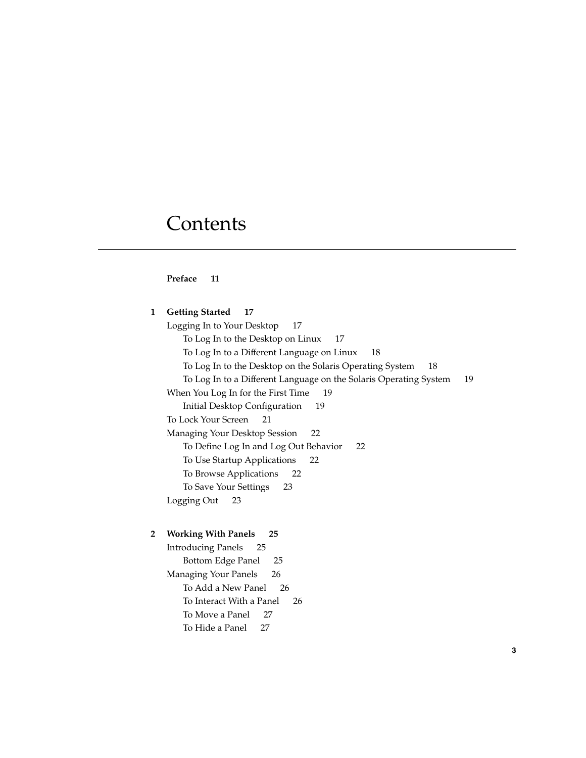# Contents

**Preface 11**

**1 Getting Started 17**

- Logging In to Your Desktop 17
  - To Log In to the Desktop on Linux 17
  - To Log In to a Different Language on Linux 18
  - To Log In to the Desktop on the Solaris Operating System 18
  - To Log In to a Different Language on the Solaris Operating System 19
- When You Log In for the First Time 19
  - Initial Desktop Configuration 19
- To Lock Your Screen 21
- Managing Your Desktop Session 22
  - To Define Log In and Log Out Behavior 22
  - To Use Startup Applications 22
  - To Browse Applications 22
  - To Save Your Settings 23
- Logging Out 23

**2 Working With Panels 25**

- Introducing Panels 25
  - Bottom Edge Panel 25
- Managing Your Panels 26
  - To Add a New Panel 26
  - To Interact With a Panel 26
  - To Move a Panel 27
  - To Hide a Panel 27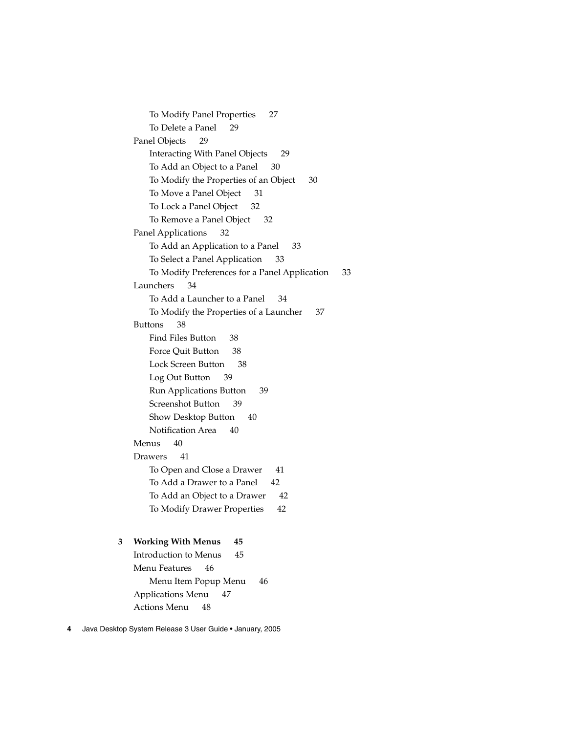- To Modify Panel Properties 27
- To Delete a Panel 29

Panel Objects 29

- Interacting With Panel Objects 29
- To Add an Object to a Panel 30
- To Modify the Properties of an Object 30
- To Move a Panel Object 31
- To Lock a Panel Object 32
- To Remove a Panel Object 32

Panel Applications 32

- To Add an Application to a Panel 33
- To Select a Panel Application 33
- To Modify Preferences for a Panel Application 33

Launchers 34

- To Add a Launcher to a Panel 34
- To Modify the Properties of a Launcher 37

Buttons 38

- Find Files Button 38
- Force Quit Button 38
- Lock Screen Button 38
- Log Out Button 39
- Run Applications Button 39
- Screenshot Button 39
- Show Desktop Button 40
- Notification Area 40

Menus 40

Drawers 41

- To Open and Close a Drawer 41
- To Add a Drawer to a Panel 42
- To Add an Object to a Drawer 42
- To Modify Drawer Properties 42

**3 Working With Menus 45**

Introduction to Menus 45

Menu Features 46

- Menu Item Popup Menu 46

Applications Menu 47

Actions Menu 48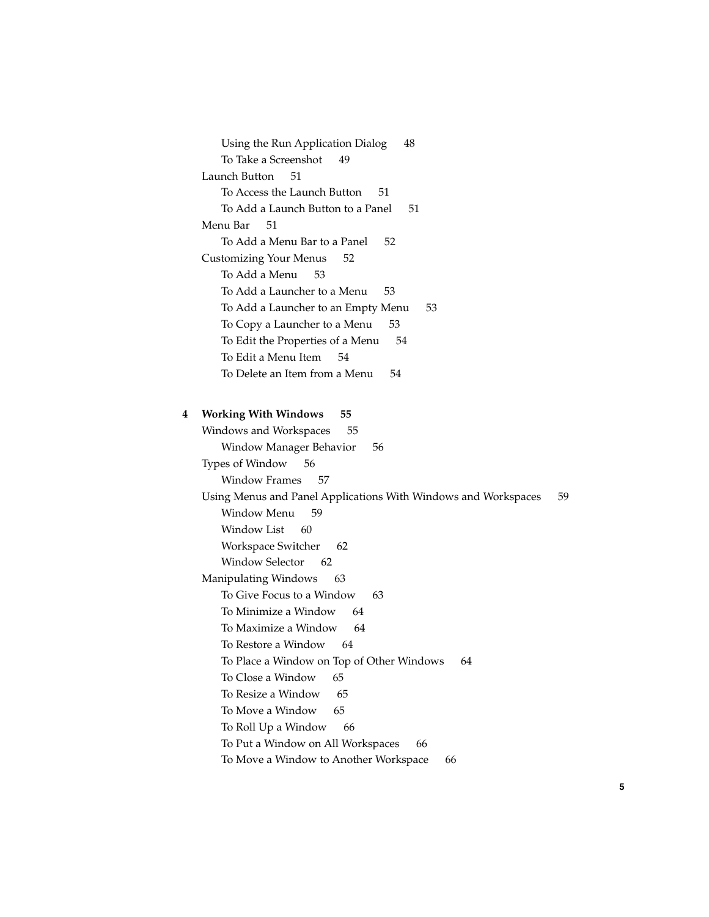- Using the Run Application Dialog 48
- To Take a Screenshot 49

Launch Button 51

- To Access the Launch Button 51
- To Add a Launch Button to a Panel 51

Menu Bar 51

- To Add a Menu Bar to a Panel 52

Customizing Your Menus 52

- To Add a Menu 53
- To Add a Launcher to a Menu 53
- To Add a Launcher to an Empty Menu 53
- To Copy a Launcher to a Menu 53
- To Edit the Properties of a Menu 54
- To Edit a Menu Item 54
- To Delete an Item from a Menu 54

**4 Working With Windows 55**

Windows and Workspaces 55

- Window Manager Behavior 56

Types of Window 56

- Window Frames 57

Using Menus and Panel Applications With Windows and Workspaces 59

- Window Menu 59
- Window List 60
- Workspace Switcher 62
- Window Selector 62

Manipulating Windows 63

- To Give Focus to a Window 63
- To Minimize a Window 64
- To Maximize a Window 64
- To Restore a Window 64
- To Place a Window on Top of Other Windows 64
- To Close a Window 65
- To Resize a Window 65
- To Move a Window 65
- To Roll Up a Window 66
- To Put a Window on All Workspaces 66
- To Move a Window to Another Workspace 66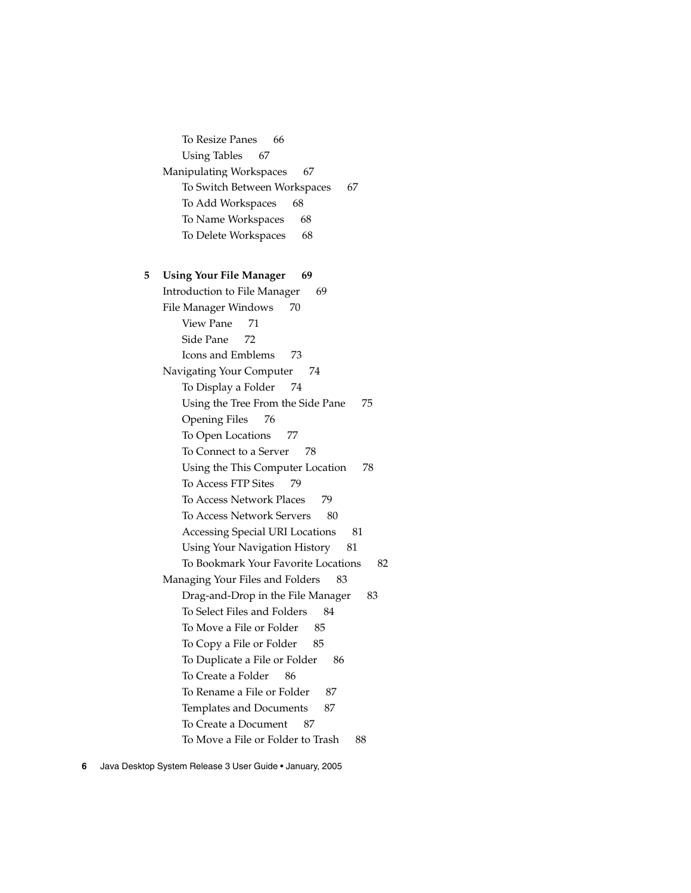- To Resize Panes 66
- Using Tables 67

Manipulating Workspaces 67

- To Switch Between Workspaces 67
- To Add Workspaces 68
- To Name Workspaces 68
- To Delete Workspaces 68

**5 Using Your File Manager 69**

Introduction to File Manager 69

File Manager Windows 70

- View Pane 71
- Side Pane 72
- Icons and Emblems 73

Navigating Your Computer 74

- To Display a Folder 74
- Using the Tree From the Side Pane 75
- Opening Files 76
- To Open Locations 77
- To Connect to a Server 78
- Using the This Computer Location 78
- To Access FTP Sites 79
- To Access Network Places 79
- To Access Network Servers 80
- Accessing Special URI Locations 81
- Using Your Navigation History 81
- To Bookmark Your Favorite Locations 82

Managing Your Files and Folders 83

- Drag-and-Drop in the File Manager 83
- To Select Files and Folders 84
- To Move a File or Folder 85
- To Copy a File or Folder 85
- To Duplicate a File or Folder 86
- To Create a Folder 86
- To Rename a File or Folder 87
- Templates and Documents 87
- To Create a Document 87
- To Move a File or Folder to Trash 88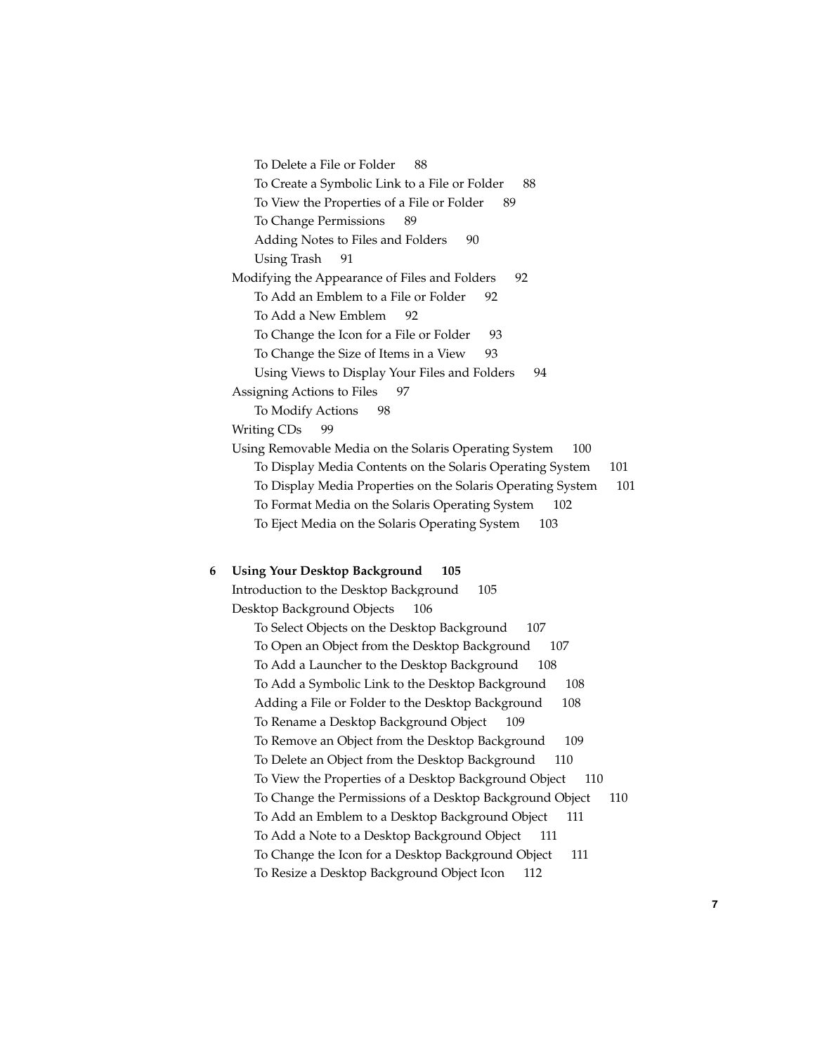To Delete a File or Folder 88

To Create a Symbolic Link to a File or Folder 88

To View the Properties of a File or Folder 89

To Change Permissions 89

Adding Notes to Files and Folders 90

Using Trash 91

Modifying the Appearance of Files and Folders 92

To Add an Emblem to a File or Folder 92

To Add a New Emblem 92

To Change the Icon for a File or Folder 93

To Change the Size of Items in a View 93

Using Views to Display Your Files and Folders 94

Assigning Actions to Files 97

To Modify Actions 98

Writing CDs 99

Using Removable Media on the Solaris Operating System 100

To Display Media Contents on the Solaris Operating System 101

To Display Media Properties on the Solaris Operating System 101

To Format Media on the Solaris Operating System 102

To Eject Media on the Solaris Operating System 103

**6 Using Your Desktop Background 105**

Introduction to the Desktop Background 105

Desktop Background Objects 106

To Select Objects on the Desktop Background 107

To Open an Object from the Desktop Background 107

To Add a Launcher to the Desktop Background 108

To Add a Symbolic Link to the Desktop Background 108

Adding a File or Folder to the Desktop Background 108

To Rename a Desktop Background Object 109

To Remove an Object from the Desktop Background 109

To Delete an Object from the Desktop Background 110

To View the Properties of a Desktop Background Object 110

To Change the Permissions of a Desktop Background Object 110

To Add an Emblem to a Desktop Background Object 111

To Add a Note to a Desktop Background Object 111

To Change the Icon for a Desktop Background Object 111

To Resize a Desktop Background Object Icon 112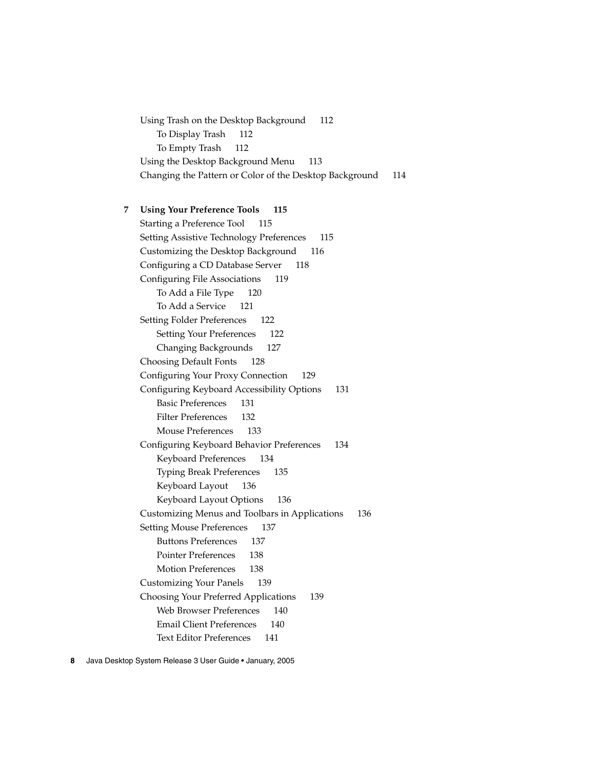Using Trash on the Desktop Background 112
- To Display Trash 112
- To Empty Trash 112

Using the Desktop Background Menu 113

Changing the Pattern or Color of the Desktop Background 114

**7 Using Your Preference Tools 115**

Starting a Preference Tool 115

Setting Assistive Technology Preferences 115

Customizing the Desktop Background 116

Configuring a CD Database Server 118

Configuring File Associations 119
- To Add a File Type 120
- To Add a Service 121

Setting Folder Preferences 122
- Setting Your Preferences 122
- Changing Backgrounds 127

Choosing Default Fonts 128

Configuring Your Proxy Connection 129

Configuring Keyboard Accessibility Options 131
- Basic Preferences 131
- Filter Preferences 132
- Mouse Preferences 133

Configuring Keyboard Behavior Preferences 134
- Keyboard Preferences 134
- Typing Break Preferences 135
- Keyboard Layout 136
- Keyboard Layout Options 136

Customizing Menus and Toolbars in Applications 136

Setting Mouse Preferences 137
- Buttons Preferences 137
- Pointer Preferences 138
- Motion Preferences 138

Customizing Your Panels 139

Choosing Your Preferred Applications 139
- Web Browser Preferences 140
- Email Client Preferences 140
- Text Editor Preferences 141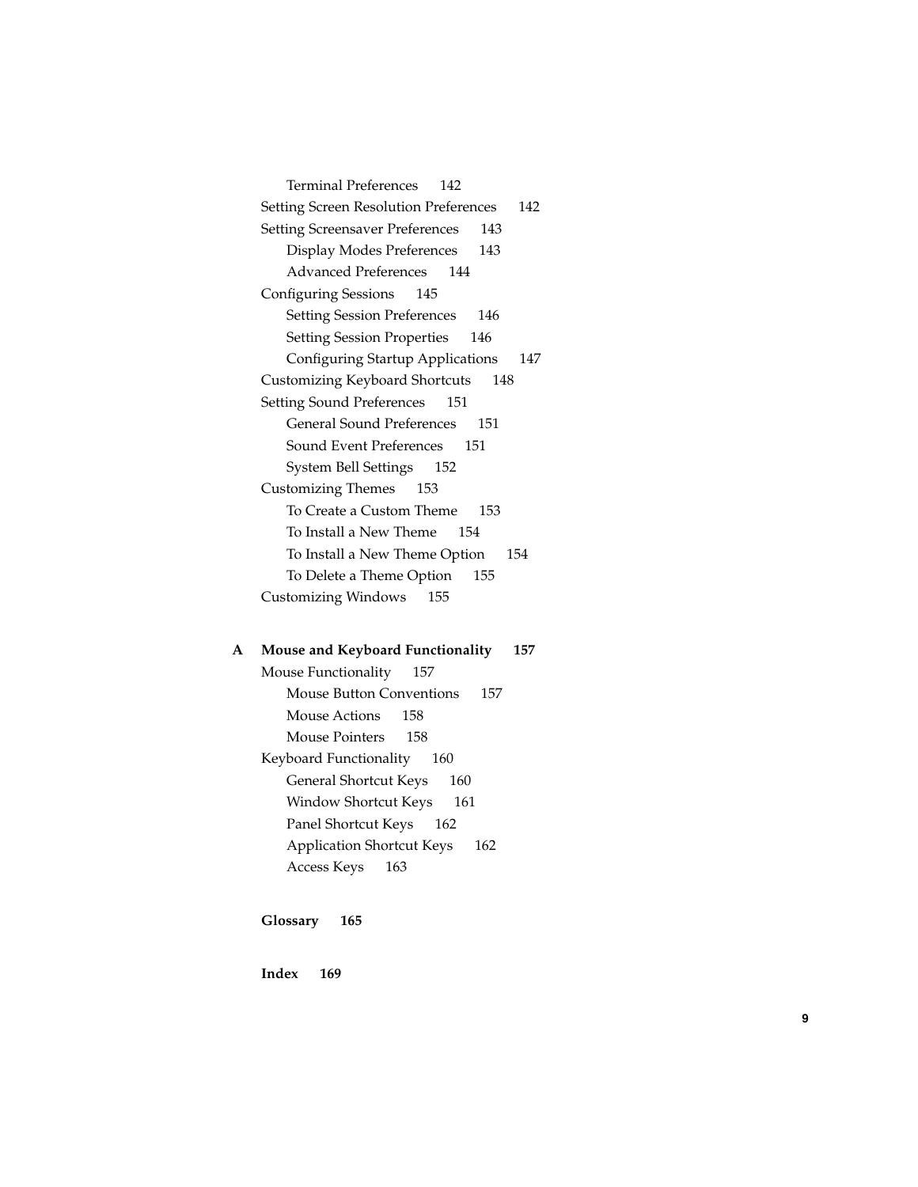Terminal Preferences 142
Setting Screen Resolution Preferences 142
Setting Screensaver Preferences 143
  Display Modes Preferences 143
  Advanced Preferences 144
Configuring Sessions 145
  Setting Session Preferences 146
  Setting Session Properties 146
  Configuring Startup Applications 147
Customizing Keyboard Shortcuts 148
Setting Sound Preferences 151
  General Sound Preferences 151
  Sound Event Preferences 151
  System Bell Settings 152
Customizing Themes 153
  To Create a Custom Theme 153
  To Install a New Theme 154
  To Install a New Theme Option 154
  To Delete a Theme Option 155
Customizing Windows 155

**A Mouse and Keyboard Functionality 157**

Mouse Functionality 157
  Mouse Button Conventions 157
  Mouse Actions 158
  Mouse Pointers 158
Keyboard Functionality 160
  General Shortcut Keys 160
  Window Shortcut Keys 161
  Panel Shortcut Keys 162
  Application Shortcut Keys 162
  Access Keys 163

**Glossary 165**

**Index 169**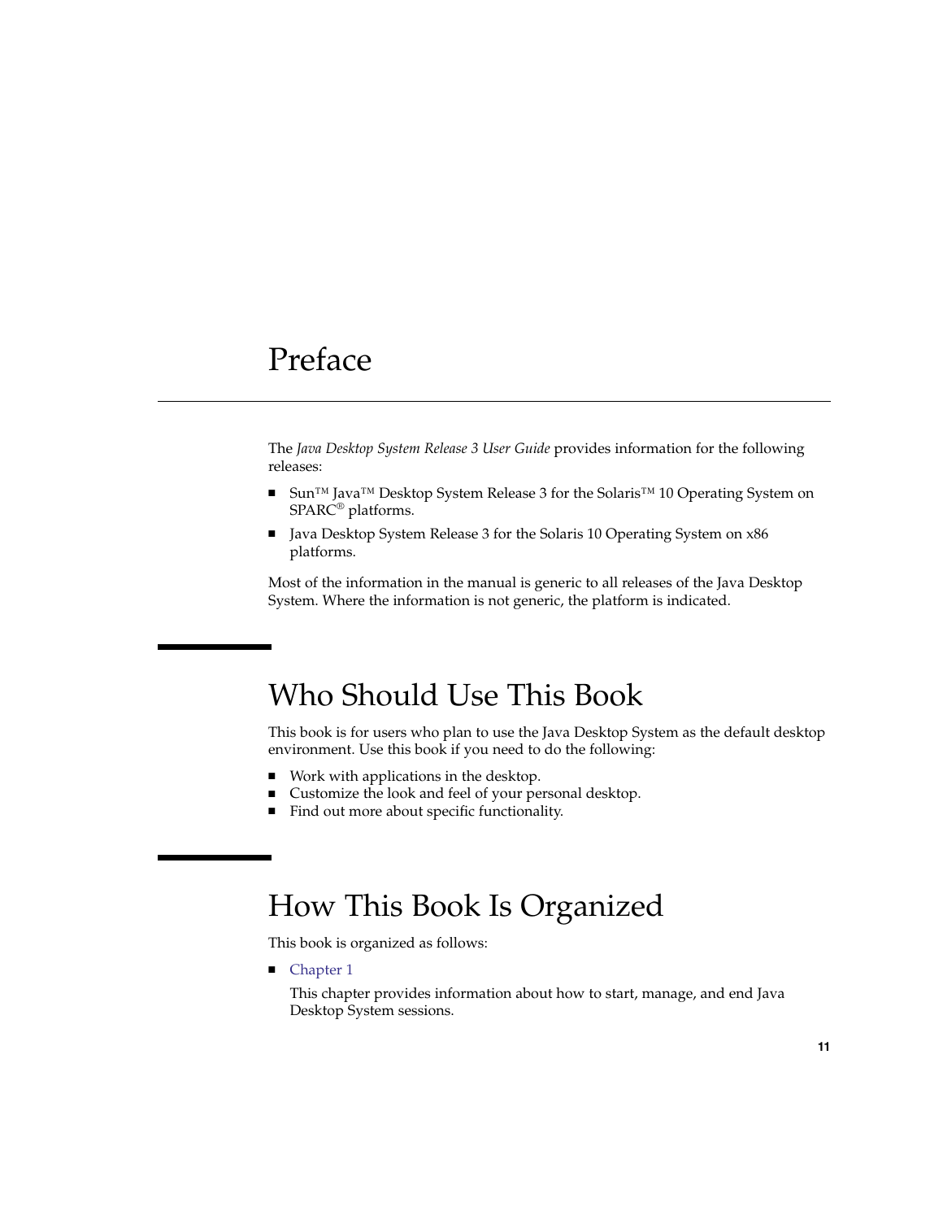# Preface

The *Java Desktop System Release 3 User Guide* provides information for the following releases:

- Sun™ Java™ Desktop System Release 3 for the Solaris™ 10 Operating System on SPARC® platforms.
- Java Desktop System Release 3 for the Solaris 10 Operating System on x86 platforms.

Most of the information in the manual is generic to all releases of the Java Desktop System. Where the information is not generic, the platform is indicated.

## Who Should Use This Book

This book is for users who plan to use the Java Desktop System as the default desktop environment. Use this book if you need to do the following:

- Work with applications in the desktop.
- Customize the look and feel of your personal desktop.
- Find out more about specific functionality.

## How This Book Is Organized

This book is organized as follows:

- Chapter 1

  This chapter provides information about how to start, manage, and end Java Desktop System sessions.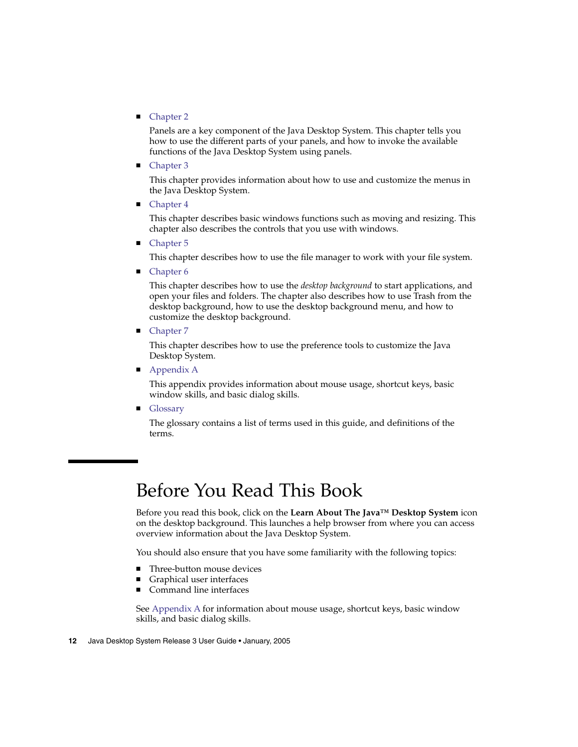- Chapter 2

  Panels are a key component of the Java Desktop System. This chapter tells you how to use the different parts of your panels, and how to invoke the available functions of the Java Desktop System using panels.

- Chapter 3

  This chapter provides information about how to use and customize the menus in the Java Desktop System.

- Chapter 4

  This chapter describes basic windows functions such as moving and resizing. This chapter also describes the controls that you use with windows.

- Chapter 5

  This chapter describes how to use the file manager to work with your file system.

- Chapter 6

  This chapter describes how to use the *desktop background* to start applications, and open your files and folders. The chapter also describes how to use Trash from the desktop background, how to use the desktop background menu, and how to customize the desktop background.

- Chapter 7

  This chapter describes how to use the preference tools to customize the Java Desktop System.

- Appendix A

  This appendix provides information about mouse usage, shortcut keys, basic window skills, and basic dialog skills.

- Glossary

  The glossary contains a list of terms used in this guide, and definitions of the terms.

## Before You Read This Book

Before you read this book, click on the **Learn About The Java™ Desktop System** icon on the desktop background. This launches a help browser from where you can access overview information about the Java Desktop System.

You should also ensure that you have some familiarity with the following topics:

- Three-button mouse devices
- Graphical user interfaces
- Command line interfaces

See Appendix A for information about mouse usage, shortcut keys, basic window skills, and basic dialog skills.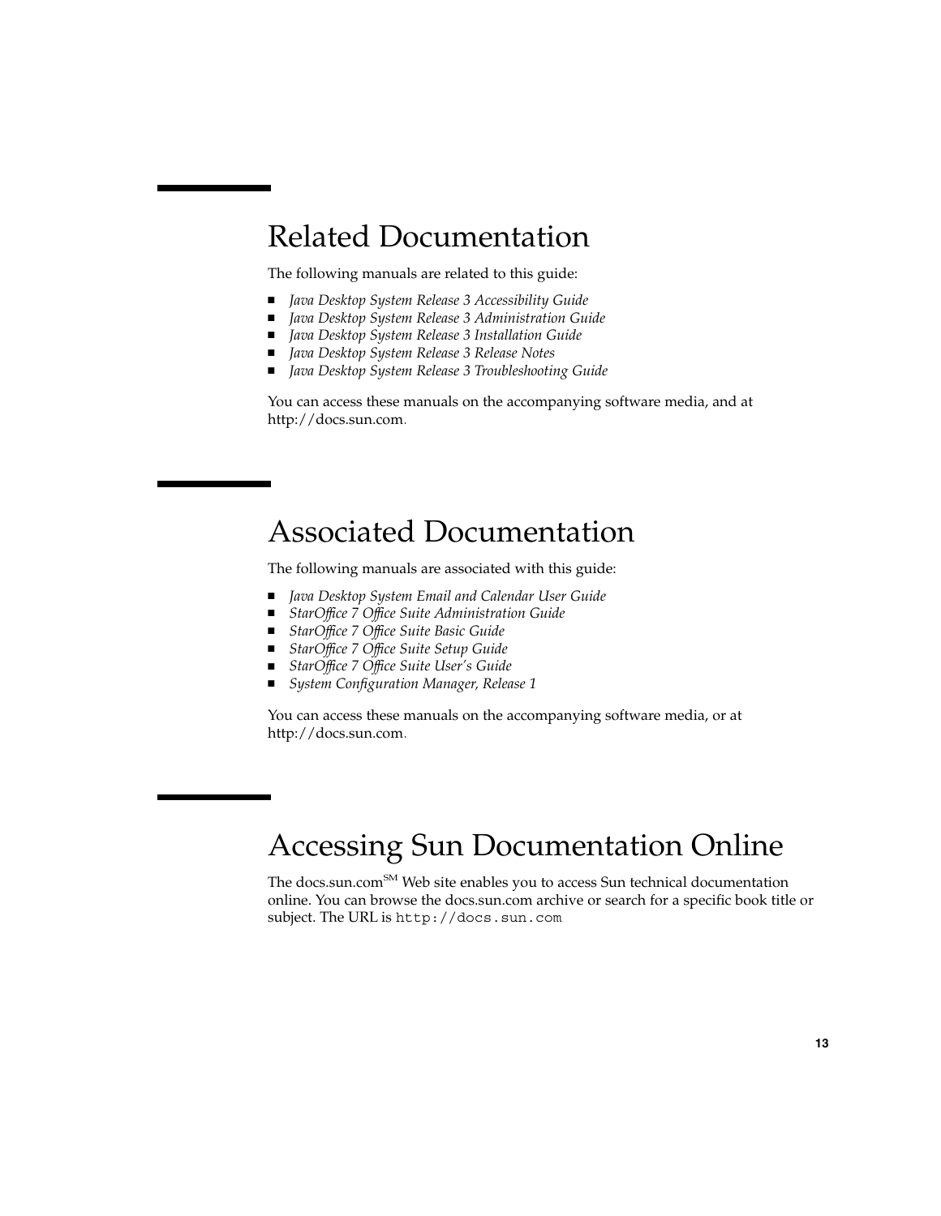## Related Documentation

The following manuals are related to this guide:

- *Java Desktop System Release 3 Accessibility Guide*
- *Java Desktop System Release 3 Administration Guide*
- *Java Desktop System Release 3 Installation Guide*
- *Java Desktop System Release 3 Release Notes*
- *Java Desktop System Release 3 Troubleshooting Guide*

You can access these manuals on the accompanying software media, and at http://docs.sun.com.

## Associated Documentation

The following manuals are associated with this guide:

- *Java Desktop System Email and Calendar User Guide*
- *StarOffice 7 Office Suite Administration Guide*
- *StarOffice 7 Office Suite Basic Guide*
- *StarOffice 7 Office Suite Setup Guide*
- *StarOffice 7 Office Suite User's Guide*
- *System Configuration Manager, Release 1*

You can access these manuals on the accompanying software media, or at http://docs.sun.com.

## Accessing Sun Documentation Online

The docs.sun.com[SM] Web site enables you to access Sun technical documentation online. You can browse the docs.sun.com archive or search for a specific book title or subject. The URL is `http://docs.sun.com`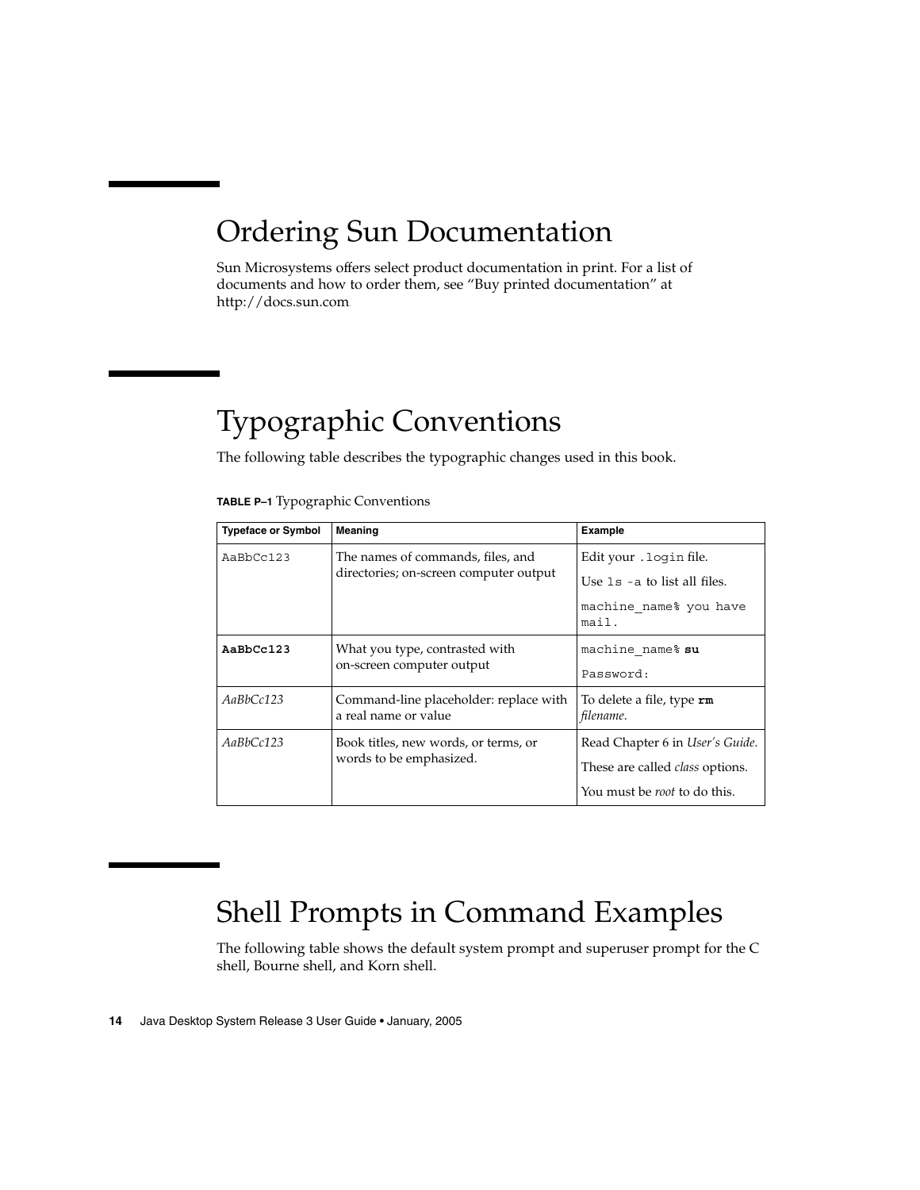# Ordering Sun Documentation

Sun Microsystems offers select product documentation in print. For a list of documents and how to order them, see "Buy printed documentation" at http://docs.sun.com.

# Typographic Conventions

The following table describes the typographic changes used in this book.

**TABLE P–1** Typographic Conventions

| Typeface or Symbol | Meaning | Example |
| --- | --- | --- |
| `AaBbCc123` | The names of commands, files, and directories; on-screen computer output | Edit your `.login` file.<br>Use `ls -a` to list all files.<br>`machine_name% you have mail.` |
| **`AaBbCc123`** | What you type, contrasted with on-screen computer output | `machine_name%` **`su`**<br>`Password:` |
| *AaBbCc123* | Command-line placeholder: replace with a real name or value | To delete a file, type **`rm`** *filename*. |
| *AaBbCc123* | Book titles, new words, or terms, or words to be emphasized. | Read Chapter 6 in *User's Guide*.<br>These are called *class* options.<br>You must be *root* to do this. |

# Shell Prompts in Command Examples

The following table shows the default system prompt and superuser prompt for the C shell, Bourne shell, and Korn shell.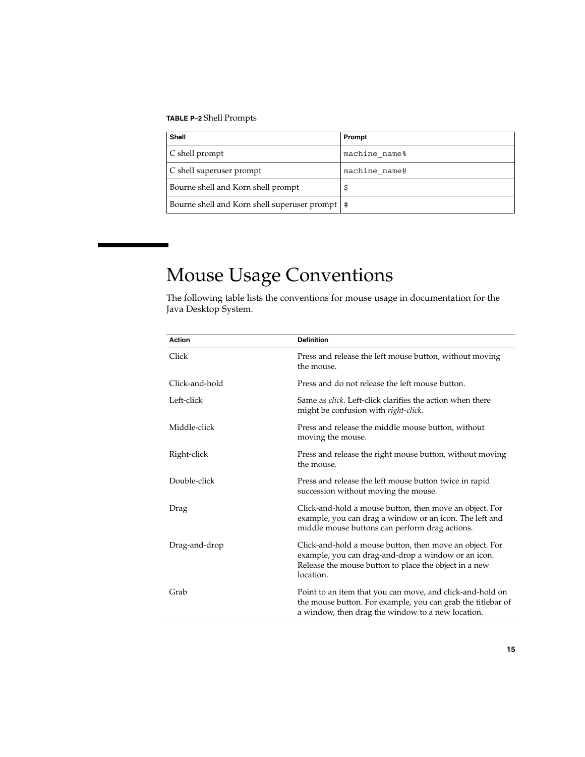**TABLE P–2** Shell Prompts

| Shell | Prompt |
| --- | --- |
| C shell prompt | `machine_name%` |
| C shell superuser prompt | `machine_name#` |
| Bourne shell and Korn shell prompt | `$` |
| Bourne shell and Korn shell superuser prompt | `#` |

# Mouse Usage Conventions

The following table lists the conventions for mouse usage in documentation for the Java Desktop System.

| Action | Definition |
| --- | --- |
| Click | Press and release the left mouse button, without moving the mouse. |
| Click-and-hold | Press and do not release the left mouse button. |
| Left-click | Same as *click*. Left-click clarifies the action when there might be confusion with *right-click*. |
| Middle-click | Press and release the middle mouse button, without moving the mouse. |
| Right-click | Press and release the right mouse button, without moving the mouse. |
| Double-click | Press and release the left mouse button twice in rapid succession without moving the mouse. |
| Drag | Click-and-hold a mouse button, then move an object. For example, you can drag a window or an icon. The left and middle mouse buttons can perform drag actions. |
| Drag-and-drop | Click-and-hold a mouse button, then move an object. For example, you can drag-and-drop a window or an icon. Release the mouse button to place the object in a new location. |
| Grab | Point to an item that you can move, and click-and-hold on the mouse button. For example, you can grab the titlebar of a window, then drag the window to a new location. |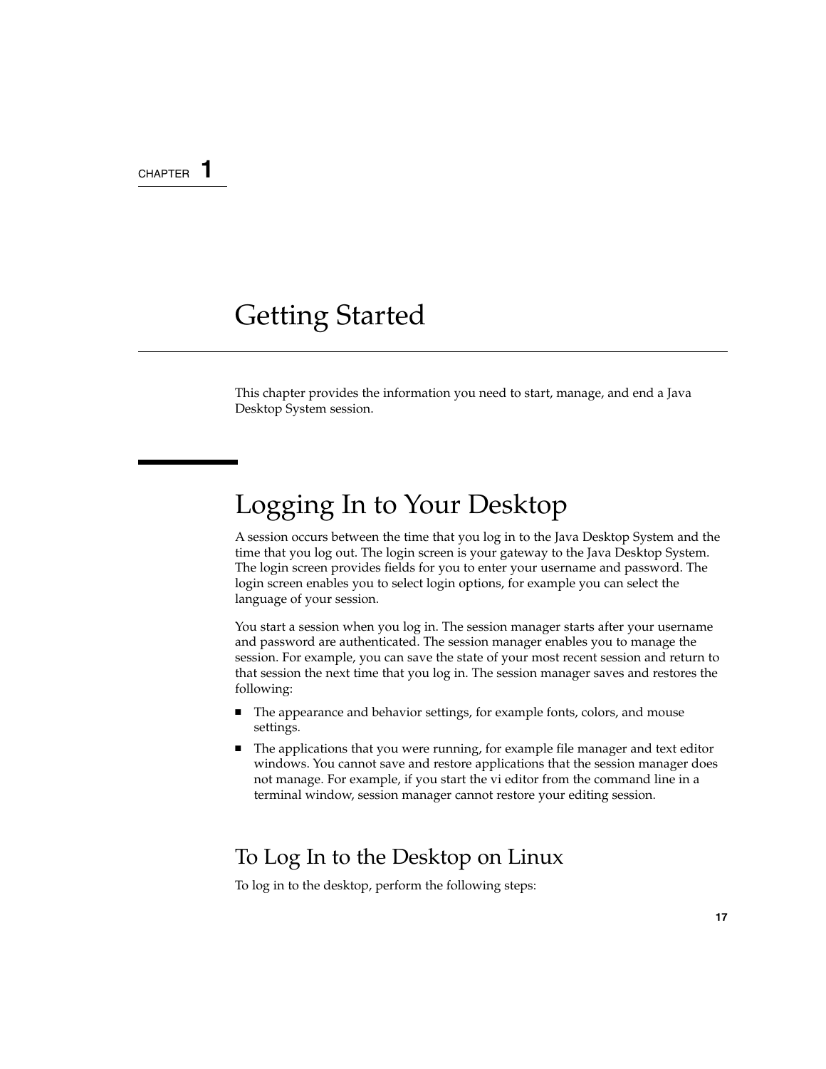CHAPTER 1

# Getting Started

This chapter provides the information you need to start, manage, and end a Java Desktop System session.

## Logging In to Your Desktop

A session occurs between the time that you log in to the Java Desktop System and the time that you log out. The login screen is your gateway to the Java Desktop System. The login screen provides fields for you to enter your username and password. The login screen enables you to select login options, for example you can select the language of your session.

You start a session when you log in. The session manager starts after your username and password are authenticated. The session manager enables you to manage the session. For example, you can save the state of your most recent session and return to that session the next time that you log in. The session manager saves and restores the following:

- The appearance and behavior settings, for example fonts, colors, and mouse settings.
- The applications that you were running, for example file manager and text editor windows. You cannot save and restore applications that the session manager does not manage. For example, if you start the vi editor from the command line in a terminal window, session manager cannot restore your editing session.

### To Log In to the Desktop on Linux

To log in to the desktop, perform the following steps: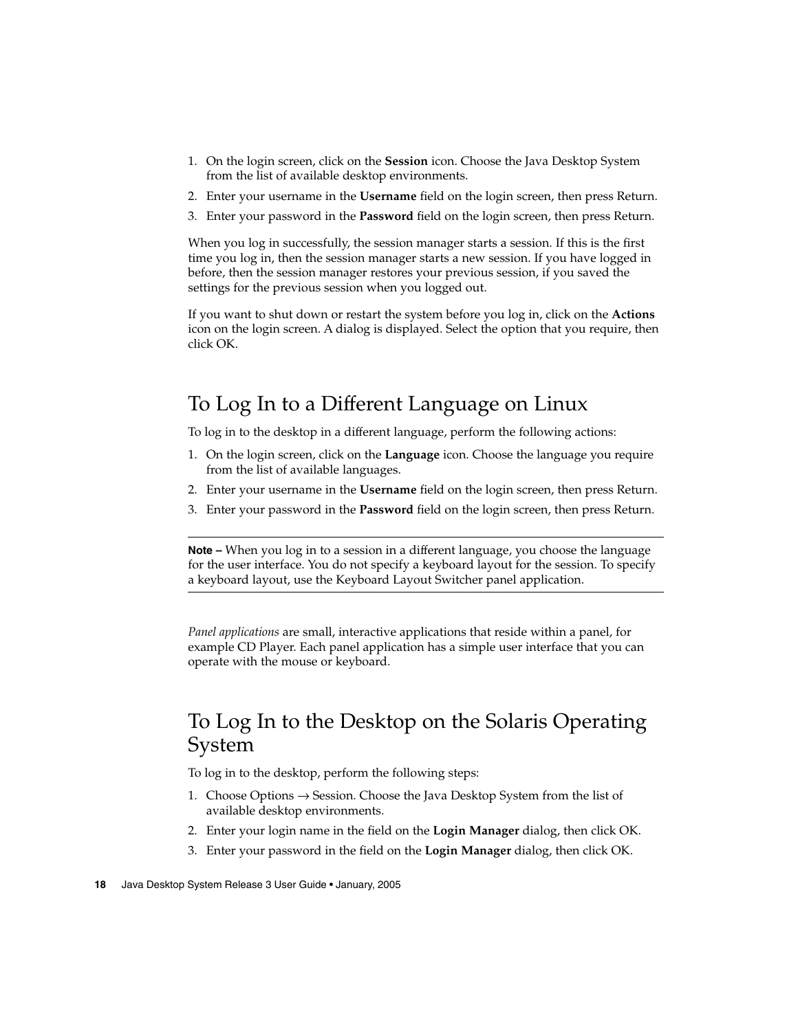1. On the login screen, click on the **Session** icon. Choose the Java Desktop System from the list of available desktop environments.
2. Enter your username in the **Username** field on the login screen, then press Return.
3. Enter your password in the **Password** field on the login screen, then press Return.

When you log in successfully, the session manager starts a session. If this is the first time you log in, then the session manager starts a new session. If you have logged in before, then the session manager restores your previous session, if you saved the settings for the previous session when you logged out.

If you want to shut down or restart the system before you log in, click on the **Actions** icon on the login screen. A dialog is displayed. Select the option that you require, then click OK.

## To Log In to a Different Language on Linux

To log in to the desktop in a different language, perform the following actions:

1. On the login screen, click on the **Language** icon. Choose the language you require from the list of available languages.
2. Enter your username in the **Username** field on the login screen, then press Return.
3. Enter your password in the **Password** field on the login screen, then press Return.

---

**Note –** When you log in to a session in a different language, you choose the language for the user interface. You do not specify a keyboard layout for the session. To specify a keyboard layout, use the Keyboard Layout Switcher panel application.

---

*Panel applications* are small, interactive applications that reside within a panel, for example CD Player. Each panel application has a simple user interface that you can operate with the mouse or keyboard.

## To Log In to the Desktop on the Solaris Operating System

To log in to the desktop, perform the following steps:

1. Choose Options → Session. Choose the Java Desktop System from the list of available desktop environments.
2. Enter your login name in the field on the **Login Manager** dialog, then click OK.
3. Enter your password in the field on the **Login Manager** dialog, then click OK.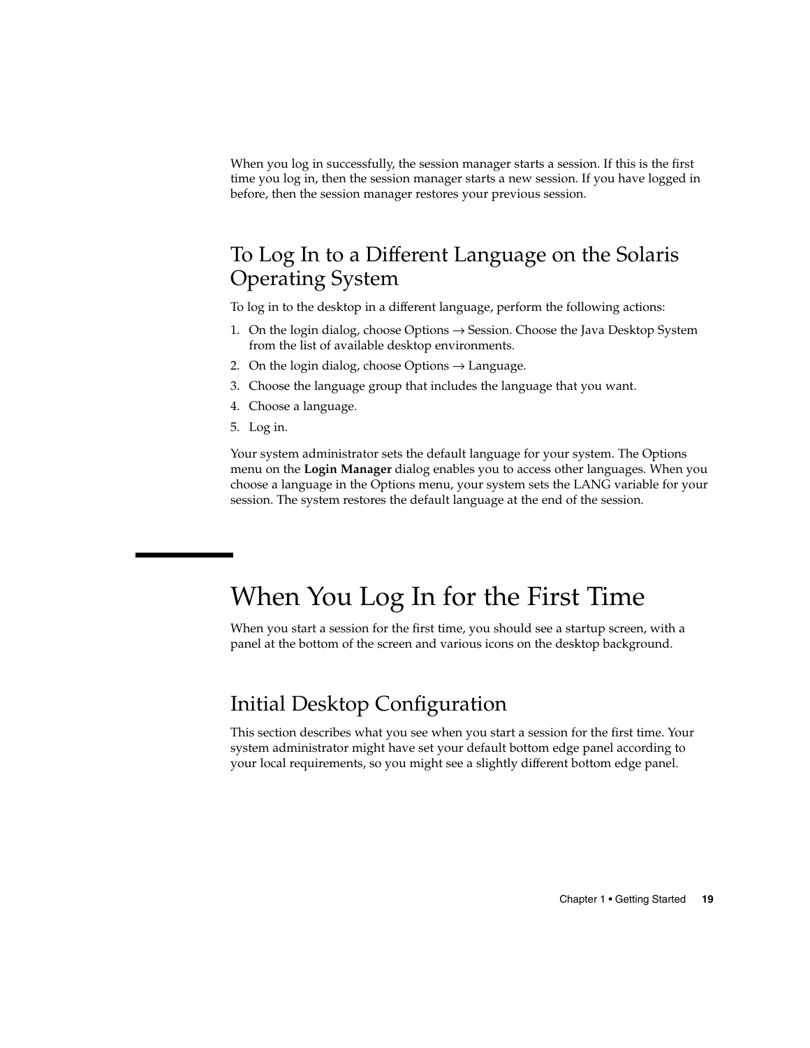When you log in successfully, the session manager starts a session. If this is the first time you log in, then the session manager starts a new session. If you have logged in before, then the session manager restores your previous session.

## To Log In to a Different Language on the Solaris Operating System

To log in to the desktop in a different language, perform the following actions:

1. On the login dialog, choose Options → Session. Choose the Java Desktop System from the list of available desktop environments.
2. On the login dialog, choose Options → Language.
3. Choose the language group that includes the language that you want.
4. Choose a language.
5. Log in.

Your system administrator sets the default language for your system. The Options menu on the **Login Manager** dialog enables you to access other languages. When you choose a language in the Options menu, your system sets the LANG variable for your session. The system restores the default language at the end of the session.

# When You Log In for the First Time

When you start a session for the first time, you should see a startup screen, with a panel at the bottom of the screen and various icons on the desktop background.

## Initial Desktop Configuration

This section describes what you see when you start a session for the first time. Your system administrator might have set your default bottom edge panel according to your local requirements, so you might see a slightly different bottom edge panel.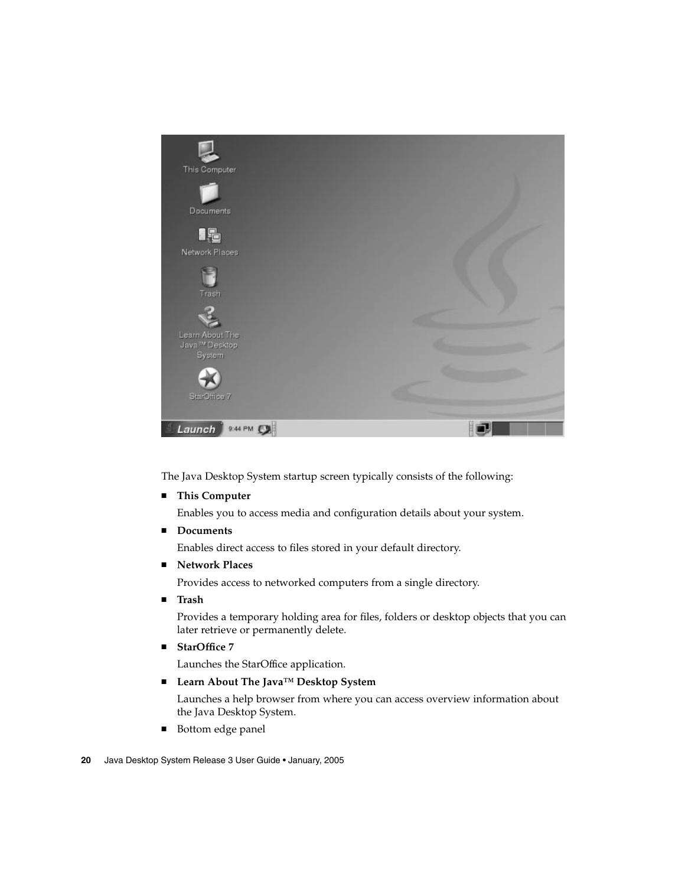The Java Desktop System startup screen typically consists of the following:

- **This Computer**

  Enables you to access media and configuration details about your system.

- **Documents**

  Enables direct access to files stored in your default directory.

- **Network Places**

  Provides access to networked computers from a single directory.

- **Trash**

  Provides a temporary holding area for files, folders or desktop objects that you can later retrieve or permanently delete.

- **StarOffice 7**

  Launches the StarOffice application.

- **Learn About The Java™ Desktop System**

  Launches a help browser from where you can access overview information about the Java Desktop System.

- Bottom edge panel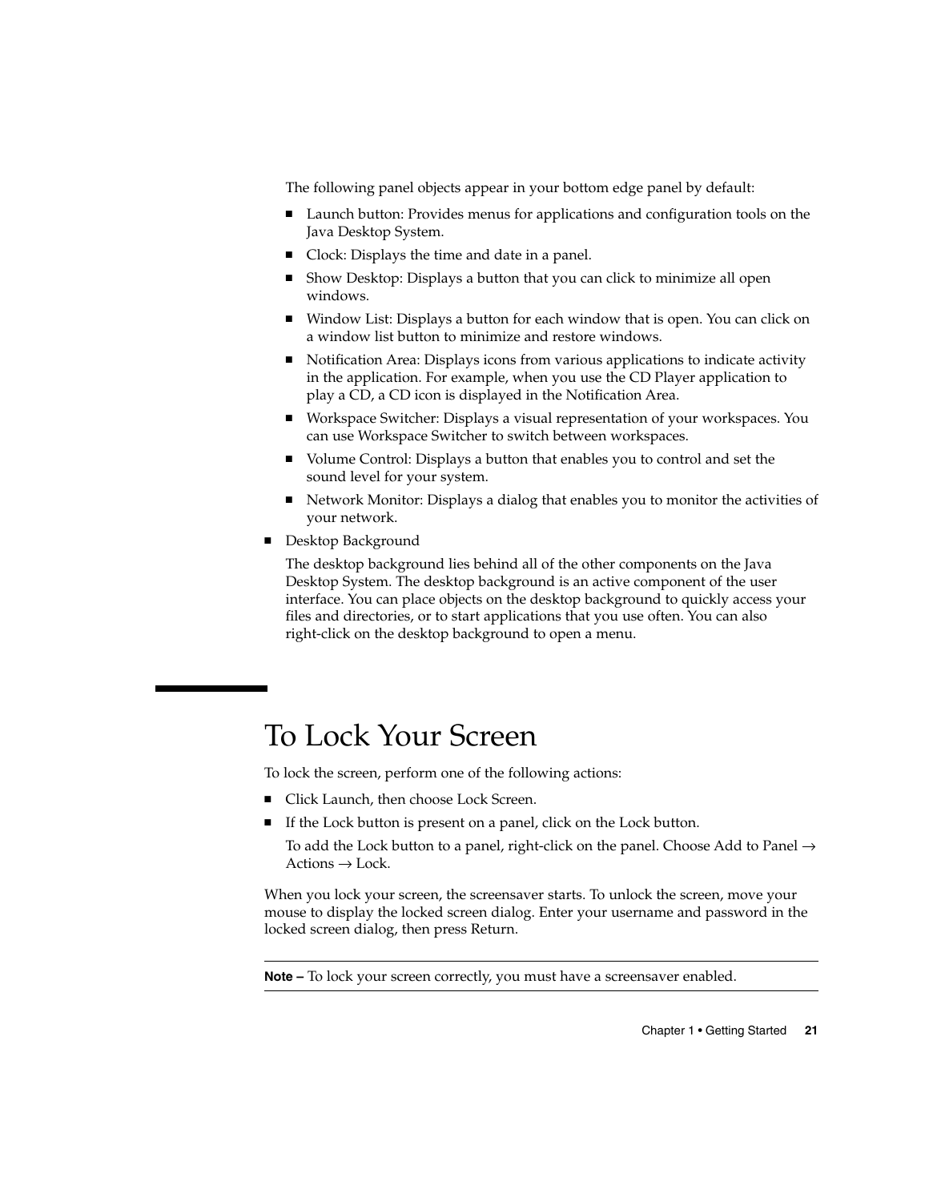The following panel objects appear in your bottom edge panel by default:

- Launch button: Provides menus for applications and configuration tools on the Java Desktop System.
- Clock: Displays the time and date in a panel.
- Show Desktop: Displays a button that you can click to minimize all open windows.
- Window List: Displays a button for each window that is open. You can click on a window list button to minimize and restore windows.
- Notification Area: Displays icons from various applications to indicate activity in the application. For example, when you use the CD Player application to play a CD, a CD icon is displayed in the Notification Area.
- Workspace Switcher: Displays a visual representation of your workspaces. You can use Workspace Switcher to switch between workspaces.
- Volume Control: Displays a button that enables you to control and set the sound level for your system.
- Network Monitor: Displays a dialog that enables you to monitor the activities of your network.

- Desktop Background

  The desktop background lies behind all of the other components on the Java Desktop System. The desktop background is an active component of the user interface. You can place objects on the desktop background to quickly access your files and directories, or to start applications that you use often. You can also right-click on the desktop background to open a menu.

# To Lock Your Screen

To lock the screen, perform one of the following actions:

- Click Launch, then choose Lock Screen.
- If the Lock button is present on a panel, click on the Lock button.

  To add the Lock button to a panel, right-click on the panel. Choose Add to Panel → Actions → Lock.

When you lock your screen, the screensaver starts. To unlock the screen, move your mouse to display the locked screen dialog. Enter your username and password in the locked screen dialog, then press Return.

---

**Note –** To lock your screen correctly, you must have a screensaver enabled.

---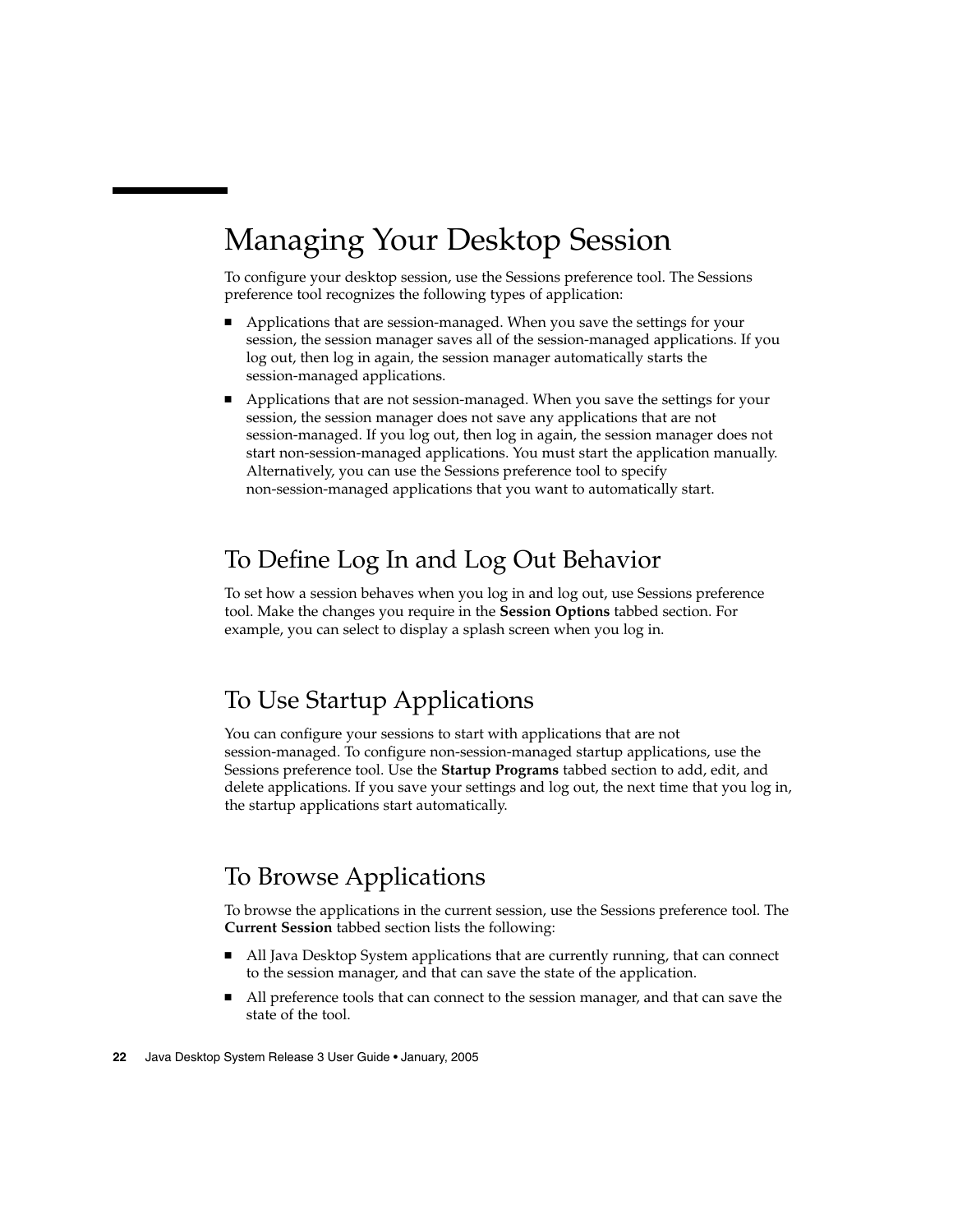# Managing Your Desktop Session

To configure your desktop session, use the Sessions preference tool. The Sessions preference tool recognizes the following types of application:

- Applications that are session-managed. When you save the settings for your session, the session manager saves all of the session-managed applications. If you log out, then log in again, the session manager automatically starts the session-managed applications.
- Applications that are not session-managed. When you save the settings for your session, the session manager does not save any applications that are not session-managed. If you log out, then log in again, the session manager does not start non-session-managed applications. You must start the application manually. Alternatively, you can use the Sessions preference tool to specify non-session-managed applications that you want to automatically start.

## To Define Log In and Log Out Behavior

To set how a session behaves when you log in and log out, use Sessions preference tool. Make the changes you require in the **Session Options** tabbed section. For example, you can select to display a splash screen when you log in.

## To Use Startup Applications

You can configure your sessions to start with applications that are not session-managed. To configure non-session-managed startup applications, use the Sessions preference tool. Use the **Startup Programs** tabbed section to add, edit, and delete applications. If you save your settings and log out, the next time that you log in, the startup applications start automatically.

## To Browse Applications

To browse the applications in the current session, use the Sessions preference tool. The **Current Session** tabbed section lists the following:

- All Java Desktop System applications that are currently running, that can connect to the session manager, and that can save the state of the application.
- All preference tools that can connect to the session manager, and that can save the state of the tool.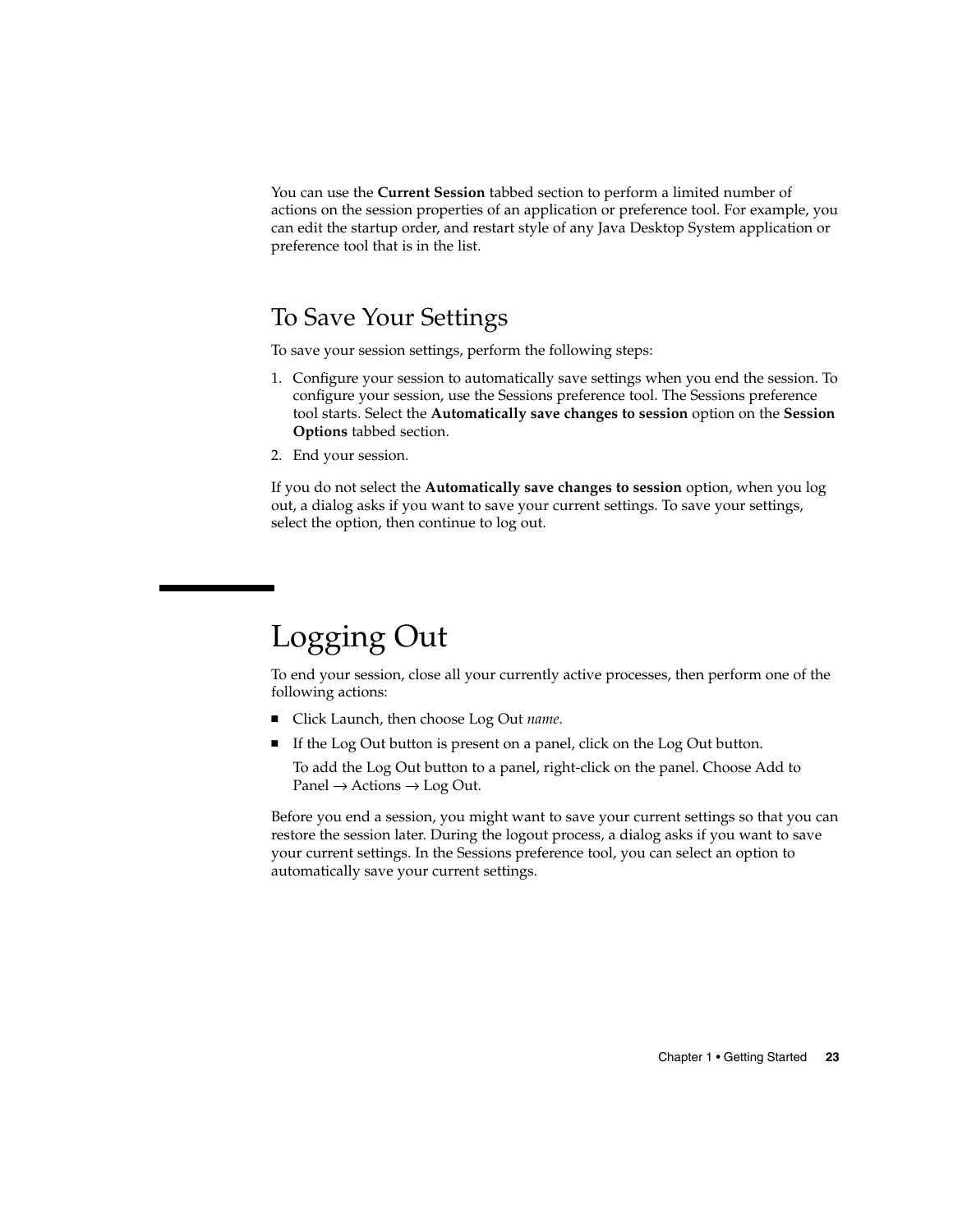You can use the **Current Session** tabbed section to perform a limited number of actions on the session properties of an application or preference tool. For example, you can edit the startup order, and restart style of any Java Desktop System application or preference tool that is in the list.

### To Save Your Settings

To save your session settings, perform the following steps:

1. Configure your session to automatically save settings when you end the session. To configure your session, use the Sessions preference tool. The Sessions preference tool starts. Select the **Automatically save changes to session** option on the **Session Options** tabbed section.
2. End your session.

If you do not select the **Automatically save changes to session** option, when you log out, a dialog asks if you want to save your current settings. To save your settings, select the option, then continue to log out.

## Logging Out

To end your session, close all your currently active processes, then perform one of the following actions:

- Click Launch, then choose Log Out *name*.
- If the Log Out button is present on a panel, click on the Log Out button.

  To add the Log Out button to a panel, right-click on the panel. Choose Add to Panel → Actions → Log Out.

Before you end a session, you might want to save your current settings so that you can restore the session later. During the logout process, a dialog asks if you want to save your current settings. In the Sessions preference tool, you can select an option to automatically save your current settings.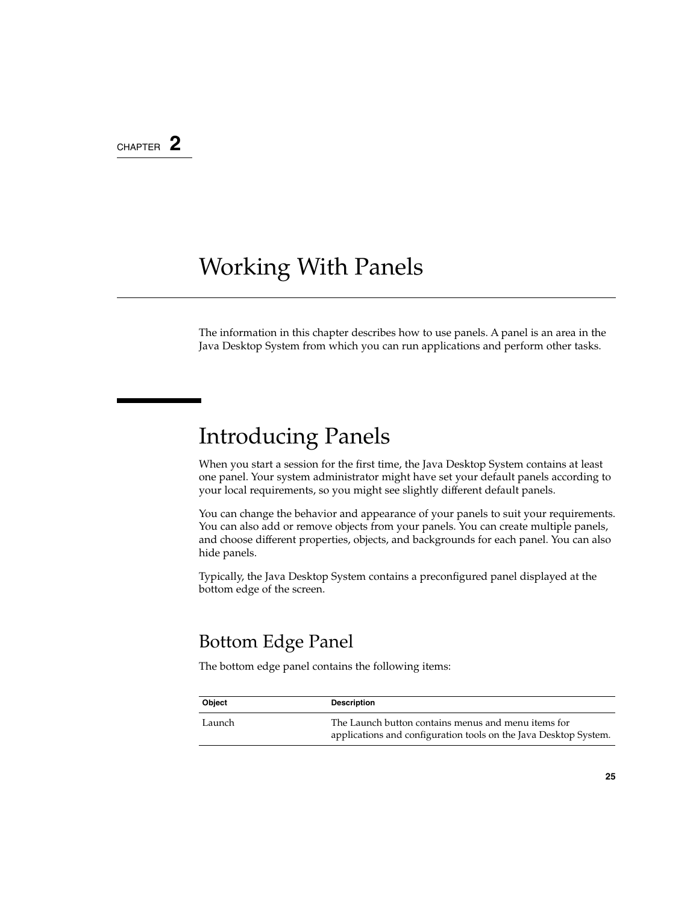CHAPTER 2

# Working With Panels

The information in this chapter describes how to use panels. A panel is an area in the Java Desktop System from which you can run applications and perform other tasks.

## Introducing Panels

When you start a session for the first time, the Java Desktop System contains at least one panel. Your system administrator might have set your default panels according to your local requirements, so you might see slightly different default panels.

You can change the behavior and appearance of your panels to suit your requirements. You can also add or remove objects from your panels. You can create multiple panels, and choose different properties, objects, and backgrounds for each panel. You can also hide panels.

Typically, the Java Desktop System contains a preconfigured panel displayed at the bottom edge of the screen.

### Bottom Edge Panel

The bottom edge panel contains the following items:

| Object | Description |
| --- | --- |
| Launch | The Launch button contains menus and menu items for applications and configuration tools on the Java Desktop System. |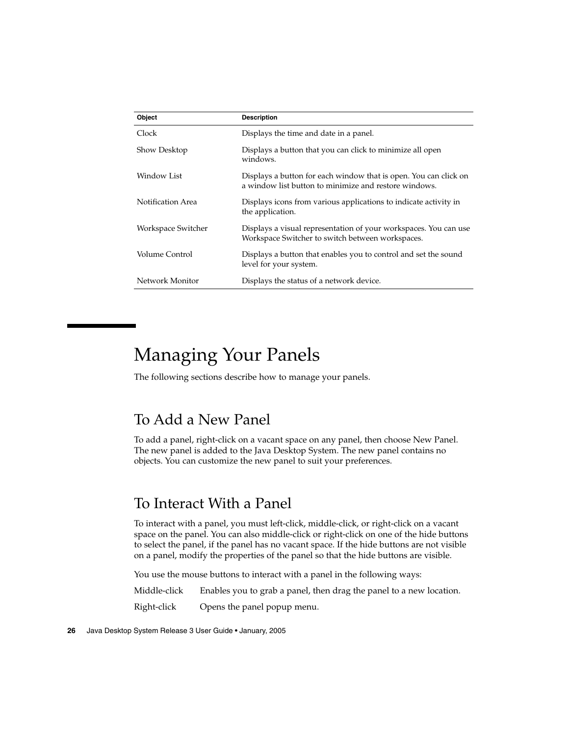| Object | Description |
| --- | --- |
| Clock | Displays the time and date in a panel. |
| Show Desktop | Displays a button that you can click to minimize all open windows. |
| Window List | Displays a button for each window that is open. You can click on a window list button to minimize and restore windows. |
| Notification Area | Displays icons from various applications to indicate activity in the application. |
| Workspace Switcher | Displays a visual representation of your workspaces. You can use Workspace Switcher to switch between workspaces. |
| Volume Control | Displays a button that enables you to control and set the sound level for your system. |
| Network Monitor | Displays the status of a network device. |

# Managing Your Panels

The following sections describe how to manage your panels.

## To Add a New Panel

To add a panel, right-click on a vacant space on any panel, then choose New Panel. The new panel is added to the Java Desktop System. The new panel contains no objects. You can customize the new panel to suit your preferences.

## To Interact With a Panel

To interact with a panel, you must left-click, middle-click, or right-click on a vacant space on the panel. You can also middle-click or right-click on one of the hide buttons to select the panel, if the panel has no vacant space. If the hide buttons are not visible on a panel, modify the properties of the panel so that the hide buttons are visible.

You use the mouse buttons to interact with a panel in the following ways:

| | |
| --- | --- |
| Middle-click | Enables you to grab a panel, then drag the panel to a new location. |
| Right-click | Opens the panel popup menu. |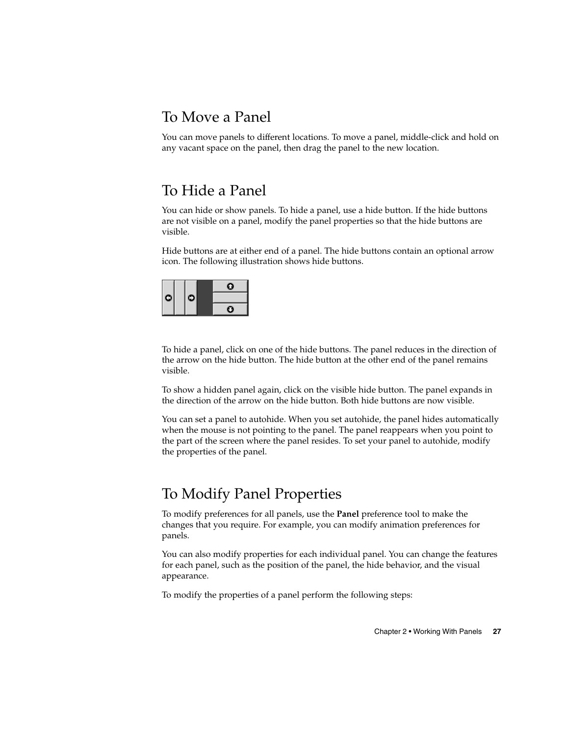## To Move a Panel

You can move panels to different locations. To move a panel, middle-click and hold on any vacant space on the panel, then drag the panel to the new location.

## To Hide a Panel

You can hide or show panels. To hide a panel, use a hide button. If the hide buttons are not visible on a panel, modify the panel properties so that the hide buttons are visible.

Hide buttons are at either end of a panel. The hide buttons contain an optional arrow icon. The following illustration shows hide buttons.

To hide a panel, click on one of the hide buttons. The panel reduces in the direction of the arrow on the hide button. The hide button at the other end of the panel remains visible.

To show a hidden panel again, click on the visible hide button. The panel expands in the direction of the arrow on the hide button. Both hide buttons are now visible.

You can set a panel to autohide. When you set autohide, the panel hides automatically when the mouse is not pointing to the panel. The panel reappears when you point to the part of the screen where the panel resides. To set your panel to autohide, modify the properties of the panel.

## To Modify Panel Properties

To modify preferences for all panels, use the **Panel** preference tool to make the changes that you require. For example, you can modify animation preferences for panels.

You can also modify properties for each individual panel. You can change the features for each panel, such as the position of the panel, the hide behavior, and the visual appearance.

To modify the properties of a panel perform the following steps: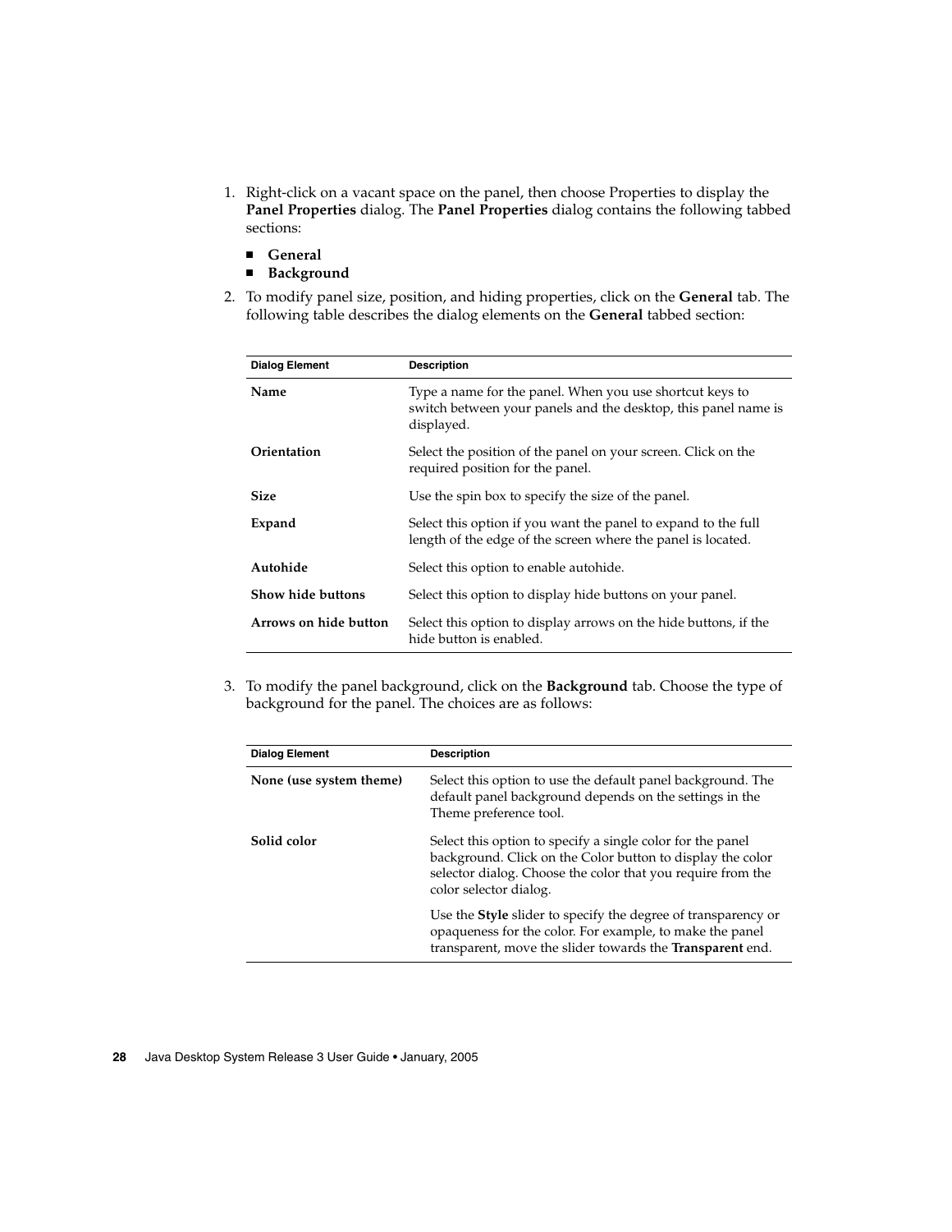1. Right-click on a vacant space on the panel, then choose Properties to display the **Panel Properties** dialog. The **Panel Properties** dialog contains the following tabbed sections:

   - **General**
   - **Background**

2. To modify panel size, position, and hiding properties, click on the **General** tab. The following table describes the dialog elements on the **General** tabbed section:

| Dialog Element | Description |
| --- | --- |
| **Name** | Type a name for the panel. When you use shortcut keys to switch between your panels and the desktop, this panel name is displayed. |
| **Orientation** | Select the position of the panel on your screen. Click on the required position for the panel. |
| **Size** | Use the spin box to specify the size of the panel. |
| **Expand** | Select this option if you want the panel to expand to the full length of the edge of the screen where the panel is located. |
| **Autohide** | Select this option to enable autohide. |
| **Show hide buttons** | Select this option to display hide buttons on your panel. |
| **Arrows on hide button** | Select this option to display arrows on the hide buttons, if the hide button is enabled. |

3. To modify the panel background, click on the **Background** tab. Choose the type of background for the panel. The choices are as follows:

| Dialog Element | Description |
| --- | --- |
| **None (use system theme)** | Select this option to use the default panel background. The default panel background depends on the settings in the Theme preference tool. |
| **Solid color** | Select this option to specify a single color for the panel background. Click on the Color button to display the color selector dialog. Choose the color that you require from the color selector dialog.<br><br>Use the **Style** slider to specify the degree of transparency or opaqueness for the color. For example, to make the panel transparent, move the slider towards the **Transparent** end. |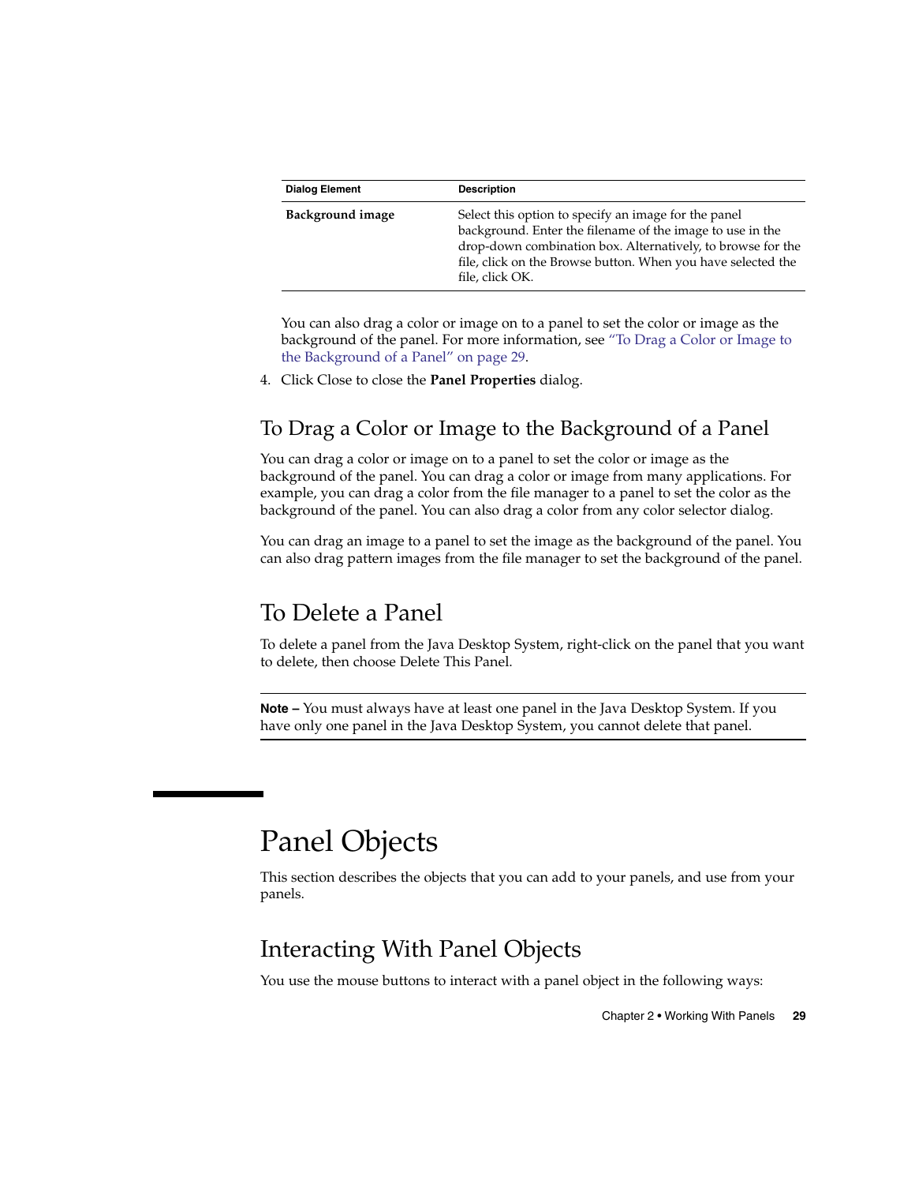| Dialog Element | Description |
| --- | --- |
| **Background image** | Select this option to specify an image for the panel background. Enter the filename of the image to use in the drop-down combination box. Alternatively, to browse for the file, click on the Browse button. When you have selected the file, click OK. |

You can also drag a color or image on to a panel to set the color or image as the background of the panel. For more information, see "To Drag a Color or Image to the Background of a Panel" on page 29.

4. Click Close to close the **Panel Properties** dialog.

### To Drag a Color or Image to the Background of a Panel

You can drag a color or image on to a panel to set the color or image as the background of the panel. You can drag a color or image from many applications. For example, you can drag a color from the file manager to a panel to set the color as the background of the panel. You can also drag a color from any color selector dialog.

You can drag an image to a panel to set the image as the background of the panel. You can also drag pattern images from the file manager to set the background of the panel.

### To Delete a Panel

To delete a panel from the Java Desktop System, right-click on the panel that you want to delete, then choose Delete This Panel.

---

**Note –** You must always have at least one panel in the Java Desktop System. If you have only one panel in the Java Desktop System, you cannot delete that panel.

---

## Panel Objects

This section describes the objects that you can add to your panels, and use from your panels.

### Interacting With Panel Objects

You use the mouse buttons to interact with a panel object in the following ways: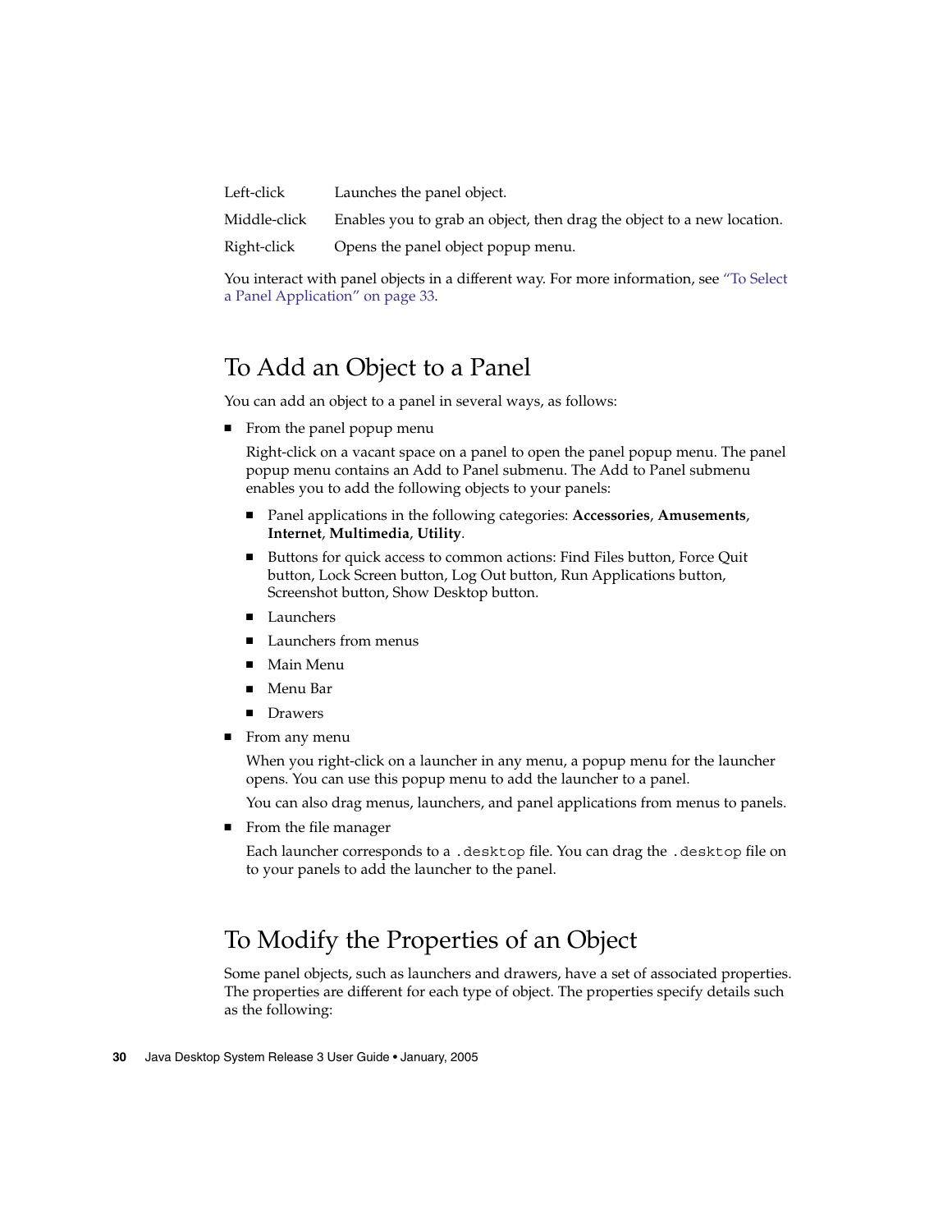| | |
|---|---|
| Left-click | Launches the panel object. |
| Middle-click | Enables you to grab an object, then drag the object to a new location. |
| Right-click | Opens the panel object popup menu. |

You interact with panel objects in a different way. For more information, see "To Select a Panel Application" on page 33.

## To Add an Object to a Panel

You can add an object to a panel in several ways, as follows:

- From the panel popup menu

  Right-click on a vacant space on a panel to open the panel popup menu. The panel popup menu contains an Add to Panel submenu. The Add to Panel submenu enables you to add the following objects to your panels:

  - Panel applications in the following categories: **Accessories**, **Amusements**, **Internet**, **Multimedia**, **Utility**.
  - Buttons for quick access to common actions: Find Files button, Force Quit button, Lock Screen button, Log Out button, Run Applications button, Screenshot button, Show Desktop button.
  - Launchers
  - Launchers from menus
  - Main Menu
  - Menu Bar
  - Drawers

- From any menu

  When you right-click on a launcher in any menu, a popup menu for the launcher opens. You can use this popup menu to add the launcher to a panel.

  You can also drag menus, launchers, and panel applications from menus to panels.

- From the file manager

  Each launcher corresponds to a `.desktop` file. You can drag the `.desktop` file on to your panels to add the launcher to the panel.

## To Modify the Properties of an Object

Some panel objects, such as launchers and drawers, have a set of associated properties. The properties are different for each type of object. The properties specify details such as the following: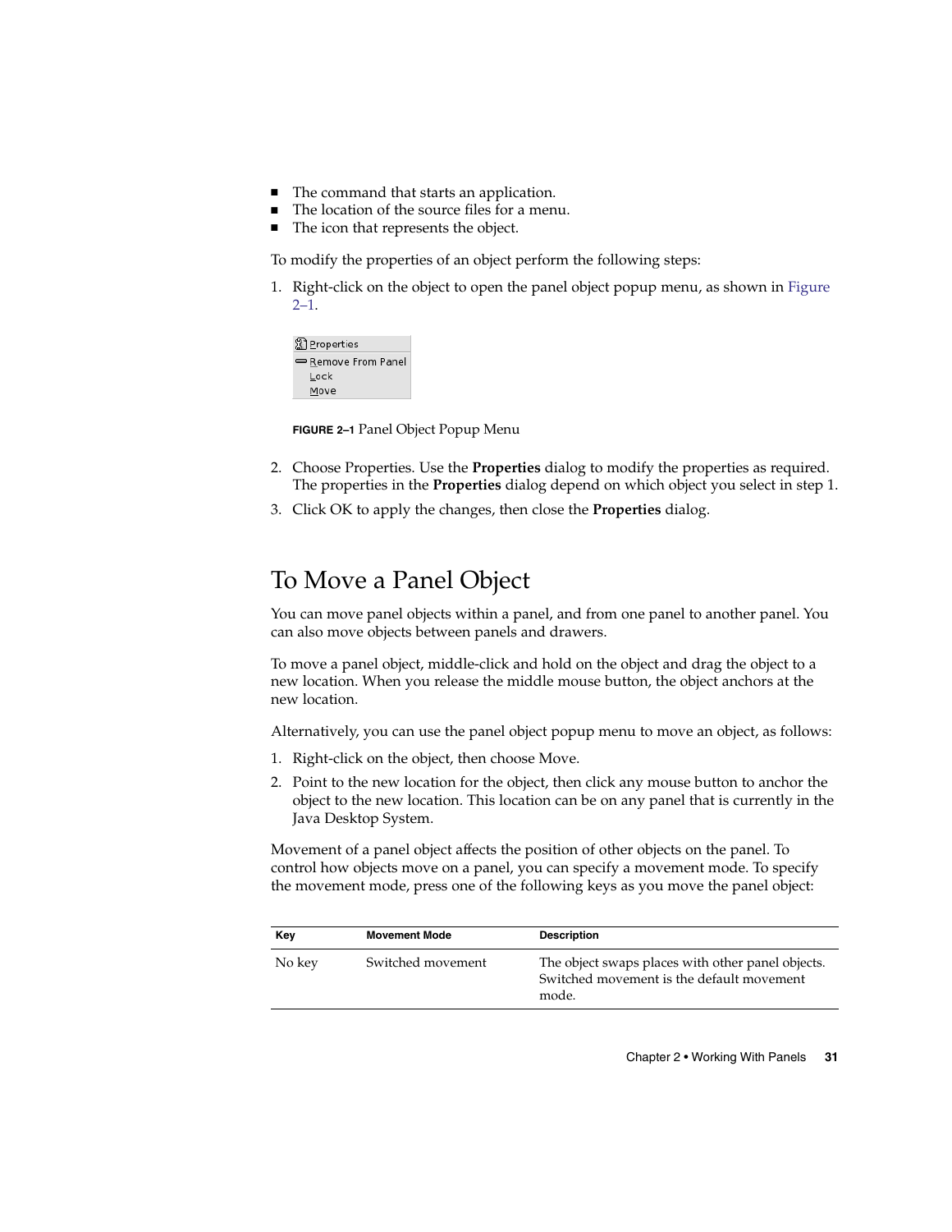- The command that starts an application.
- The location of the source files for a menu.
- The icon that represents the object.

To modify the properties of an object perform the following steps:

1. Right-click on the object to open the panel object popup menu, as shown in Figure 2–1.

**FIGURE 2–1** Panel Object Popup Menu

2. Choose Properties. Use the **Properties** dialog to modify the properties as required. The properties in the **Properties** dialog depend on which object you select in step 1.
3. Click OK to apply the changes, then close the **Properties** dialog.

## To Move a Panel Object

You can move panel objects within a panel, and from one panel to another panel. You can also move objects between panels and drawers.

To move a panel object, middle-click and hold on the object and drag the object to a new location. When you release the middle mouse button, the object anchors at the new location.

Alternatively, you can use the panel object popup menu to move an object, as follows:

1. Right-click on the object, then choose Move.
2. Point to the new location for the object, then click any mouse button to anchor the object to the new location. This location can be on any panel that is currently in the Java Desktop System.

Movement of a panel object affects the position of other objects on the panel. To control how objects move on a panel, you can specify a movement mode. To specify the movement mode, press one of the following keys as you move the panel object:

| Key | Movement Mode | Description |
| --- | --- | --- |
| No key | Switched movement | The object swaps places with other panel objects. Switched movement is the default movement mode. |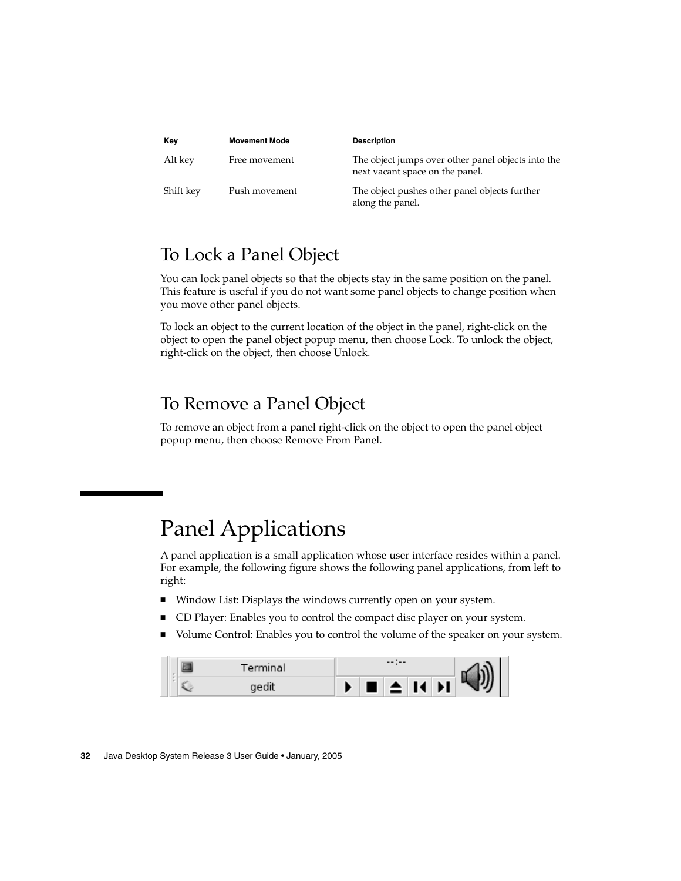| Key | Movement Mode | Description |
| --- | --- | --- |
| Alt key | Free movement | The object jumps over other panel objects into the next vacant space on the panel. |
| Shift key | Push movement | The object pushes other panel objects further along the panel. |

## To Lock a Panel Object

You can lock panel objects so that the objects stay in the same position on the panel. This feature is useful if you do not want some panel objects to change position when you move other panel objects.

To lock an object to the current location of the object in the panel, right-click on the object to open the panel object popup menu, then choose Lock. To unlock the object, right-click on the object, then choose Unlock.

## To Remove a Panel Object

To remove an object from a panel right-click on the object to open the panel object popup menu, then choose Remove From Panel.

# Panel Applications

A panel application is a small application whose user interface resides within a panel. For example, the following figure shows the following panel applications, from left to right:

- Window List: Displays the windows currently open on your system.
- CD Player: Enables you to control the compact disc player on your system.
- Volume Control: Enables you to control the volume of the speaker on your system.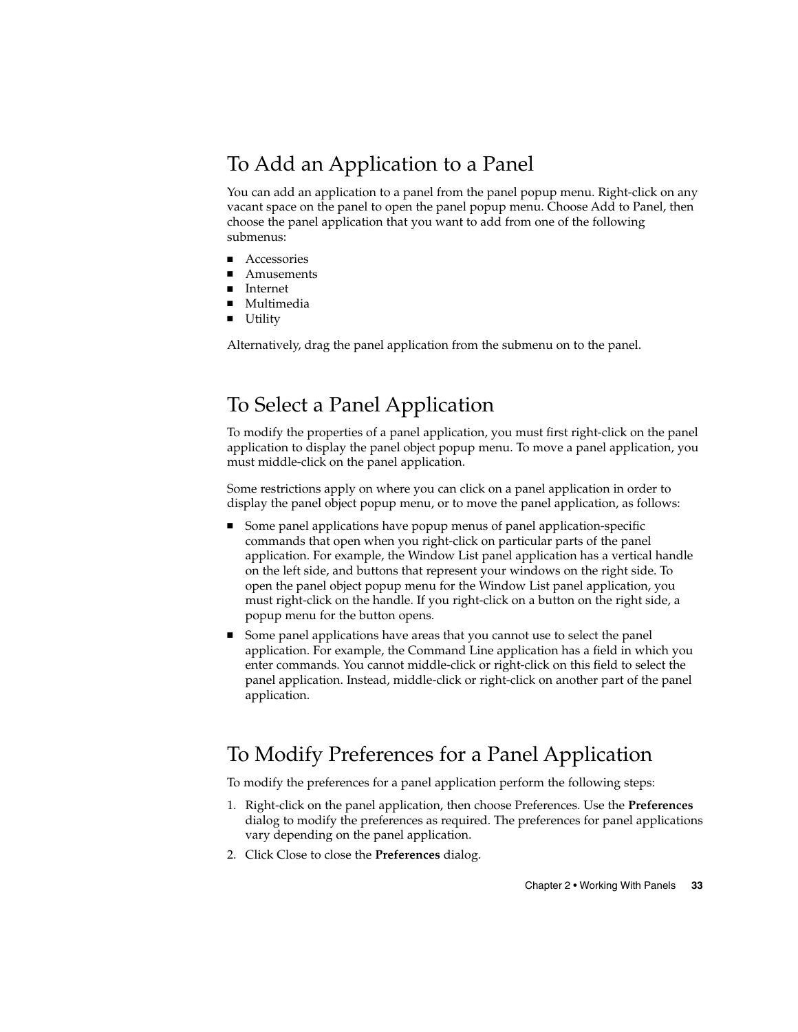## To Add an Application to a Panel

You can add an application to a panel from the panel popup menu. Right-click on any vacant space on the panel to open the panel popup menu. Choose Add to Panel, then choose the panel application that you want to add from one of the following submenus:

- Accessories
- Amusements
- Internet
- Multimedia
- Utility

Alternatively, drag the panel application from the submenu on to the panel.

## To Select a Panel Application

To modify the properties of a panel application, you must first right-click on the panel application to display the panel object popup menu. To move a panel application, you must middle-click on the panel application.

Some restrictions apply on where you can click on a panel application in order to display the panel object popup menu, or to move the panel application, as follows:

- Some panel applications have popup menus of panel application-specific commands that open when you right-click on particular parts of the panel application. For example, the Window List panel application has a vertical handle on the left side, and buttons that represent your windows on the right side. To open the panel object popup menu for the Window List panel application, you must right-click on the handle. If you right-click on a button on the right side, a popup menu for the button opens.
- Some panel applications have areas that you cannot use to select the panel application. For example, the Command Line application has a field in which you enter commands. You cannot middle-click or right-click on this field to select the panel application. Instead, middle-click or right-click on another part of the panel application.

## To Modify Preferences for a Panel Application

To modify the preferences for a panel application perform the following steps:

1. Right-click on the panel application, then choose Preferences. Use the **Preferences** dialog to modify the preferences as required. The preferences for panel applications vary depending on the panel application.
2. Click Close to close the **Preferences** dialog.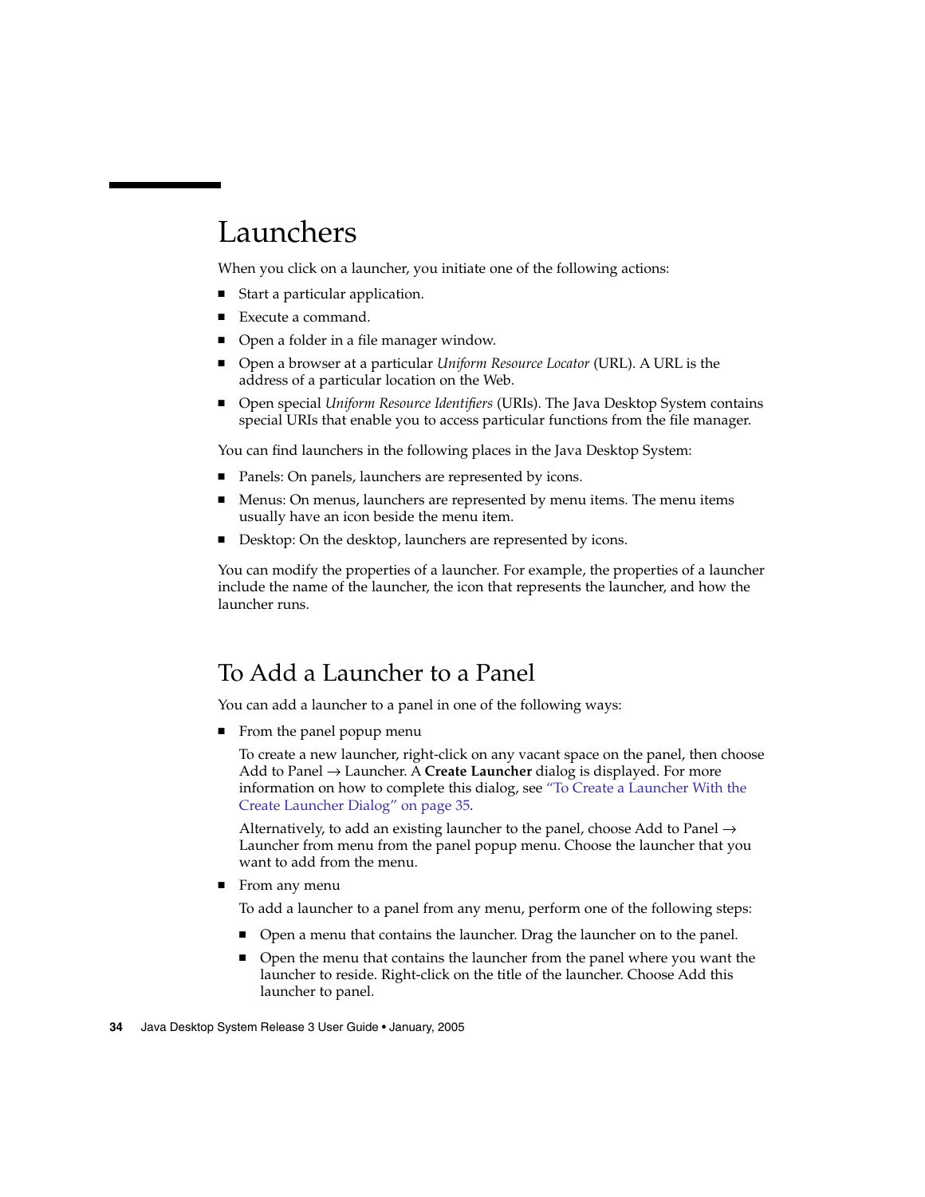# Launchers

When you click on a launcher, you initiate one of the following actions:

- Start a particular application.
- Execute a command.
- Open a folder in a file manager window.
- Open a browser at a particular *Uniform Resource Locator* (URL). A URL is the address of a particular location on the Web.
- Open special *Uniform Resource Identifiers* (URIs). The Java Desktop System contains special URIs that enable you to access particular functions from the file manager.

You can find launchers in the following places in the Java Desktop System:

- Panels: On panels, launchers are represented by icons.
- Menus: On menus, launchers are represented by menu items. The menu items usually have an icon beside the menu item.
- Desktop: On the desktop, launchers are represented by icons.

You can modify the properties of a launcher. For example, the properties of a launcher include the name of the launcher, the icon that represents the launcher, and how the launcher runs.

## To Add a Launcher to a Panel

You can add a launcher to a panel in one of the following ways:

- From the panel popup menu

  To create a new launcher, right-click on any vacant space on the panel, then choose Add to Panel → Launcher. A **Create Launcher** dialog is displayed. For more information on how to complete this dialog, see "To Create a Launcher With the Create Launcher Dialog" on page 35.

  Alternatively, to add an existing launcher to the panel, choose Add to Panel → Launcher from menu from the panel popup menu. Choose the launcher that you want to add from the menu.

- From any menu

  To add a launcher to a panel from any menu, perform one of the following steps:

  - Open a menu that contains the launcher. Drag the launcher on to the panel.
  - Open the menu that contains the launcher from the panel where you want the launcher to reside. Right-click on the title of the launcher. Choose Add this launcher to panel.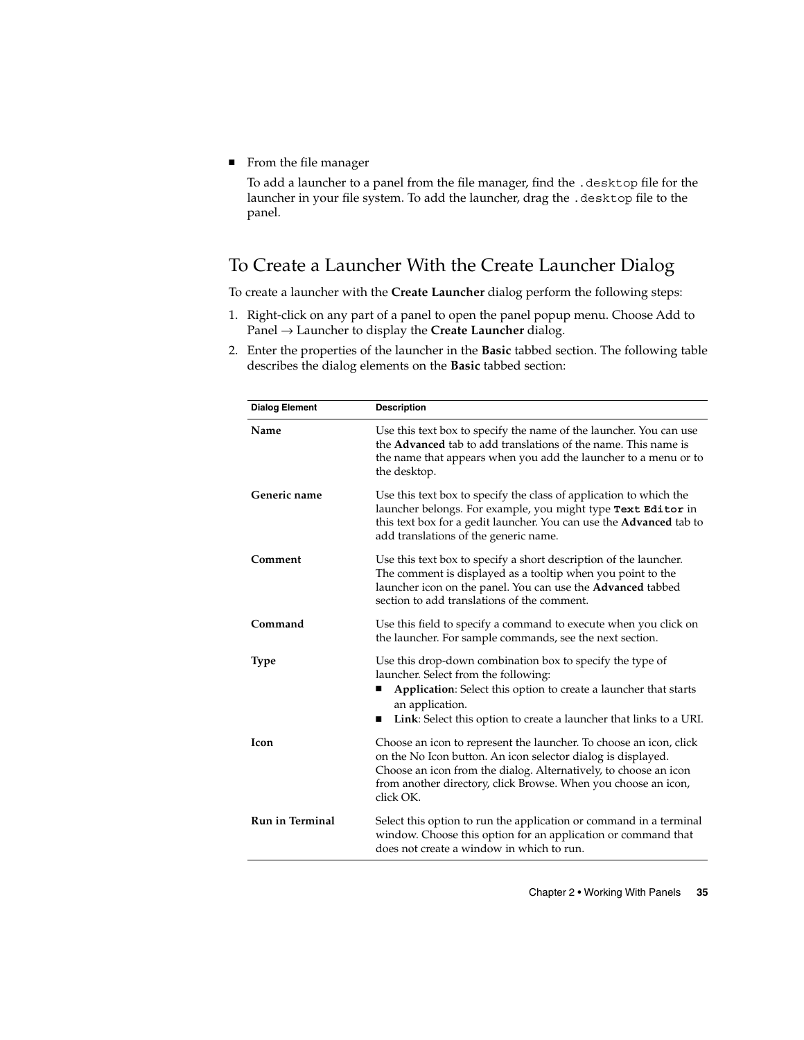- From the file manager

  To add a launcher to a panel from the file manager, find the `.desktop` file for the launcher in your file system. To add the launcher, drag the `.desktop` file to the panel.

## To Create a Launcher With the Create Launcher Dialog

To create a launcher with the **Create Launcher** dialog perform the following steps:

1. Right-click on any part of a panel to open the panel popup menu. Choose Add to Panel → Launcher to display the **Create Launcher** dialog.
2. Enter the properties of the launcher in the **Basic** tabbed section. The following table describes the dialog elements on the **Basic** tabbed section:

| Dialog Element | Description |
|---|---|
| **Name** | Use this text box to specify the name of the launcher. You can use the **Advanced** tab to add translations of the name. This name is the name that appears when you add the launcher to a menu or to the desktop. |
| **Generic name** | Use this text box to specify the class of application to which the launcher belongs. For example, you might type **`Text Editor`** in this text box for a gedit launcher. You can use the **Advanced** tab to add translations of the generic name. |
| **Comment** | Use this text box to specify a short description of the launcher. The comment is displayed as a tooltip when you point to the launcher icon on the panel. You can use the **Advanced** tabbed section to add translations of the comment. |
| **Command** | Use this field to specify a command to execute when you click on the launcher. For sample commands, see the next section. |
| **Type** | Use this drop-down combination box to specify the type of launcher. Select from the following:<br>■ **Application**: Select this option to create a launcher that starts an application.<br>■ **Link**: Select this option to create a launcher that links to a URI. |
| **Icon** | Choose an icon to represent the launcher. To choose an icon, click on the No Icon button. An icon selector dialog is displayed. Choose an icon from the dialog. Alternatively, to choose an icon from another directory, click Browse. When you choose an icon, click OK. |
| **Run in Terminal** | Select this option to run the application or command in a terminal window. Choose this option for an application or command that does not create a window in which to run. |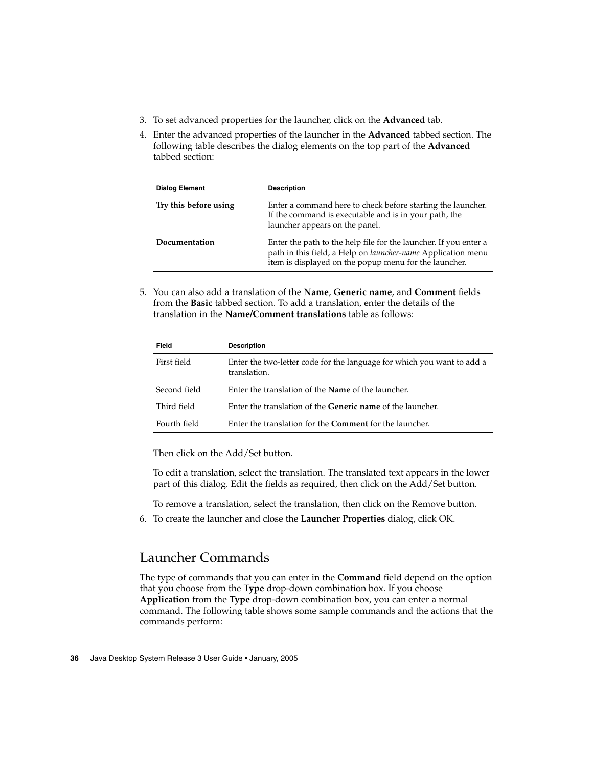3. To set advanced properties for the launcher, click on the **Advanced** tab.
4. Enter the advanced properties of the launcher in the **Advanced** tabbed section. The following table describes the dialog elements on the top part of the **Advanced** tabbed section:

| Dialog Element | Description |
| --- | --- |
| **Try this before using** | Enter a command here to check before starting the launcher. If the command is executable and is in your path, the launcher appears on the panel. |
| **Documentation** | Enter the path to the help file for the launcher. If you enter a path in this field, a Help on *launcher-name* Application menu item is displayed on the popup menu for the launcher. |

5. You can also add a translation of the **Name**, **Generic name**, and **Comment** fields from the **Basic** tabbed section. To add a translation, enter the details of the translation in the **Name/Comment translations** table as follows:

| Field | Description |
| --- | --- |
| First field | Enter the two-letter code for the language for which you want to add a translation. |
| Second field | Enter the translation of the **Name** of the launcher. |
| Third field | Enter the translation of the **Generic name** of the launcher. |
| Fourth field | Enter the translation for the **Comment** for the launcher. |

   Then click on the Add/Set button.

   To edit a translation, select the translation. The translated text appears in the lower part of this dialog. Edit the fields as required, then click on the Add/Set button.

   To remove a translation, select the translation, then click on the Remove button.

6. To create the launcher and close the **Launcher Properties** dialog, click OK.

## Launcher Commands

The type of commands that you can enter in the **Command** field depend on the option that you choose from the **Type** drop-down combination box. If you choose **Application** from the **Type** drop-down combination box, you can enter a normal command. The following table shows some sample commands and the actions that the commands perform: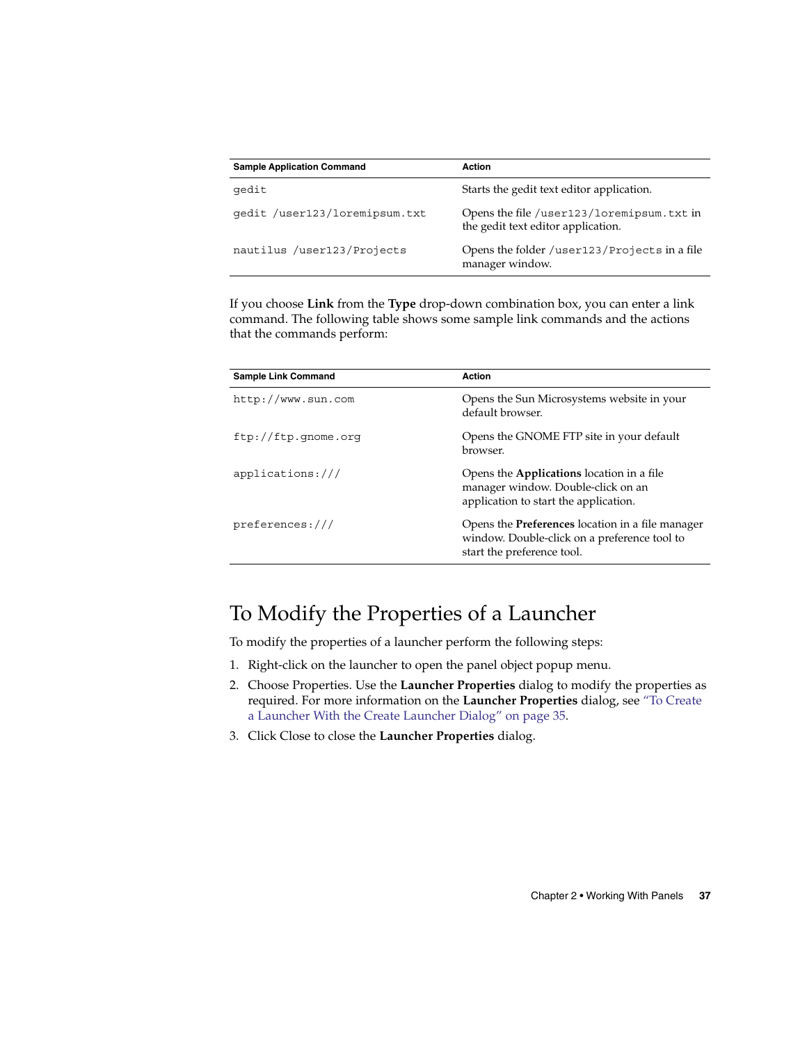| Sample Application Command | Action |
| --- | --- |
| `gedit` | Starts the gedit text editor application. |
| `gedit /user123/loremipsum.txt` | Opens the file `/user123/loremipsum.txt` in the gedit text editor application. |
| `nautilus /user123/Projects` | Opens the folder `/user123/Projects` in a file manager window. |

If you choose **Link** from the **Type** drop-down combination box, you can enter a link command. The following table shows some sample link commands and the actions that the commands perform:

| Sample Link Command | Action |
| --- | --- |
| `http://www.sun.com` | Opens the Sun Microsystems website in your default browser. |
| `ftp://ftp.gnome.org` | Opens the GNOME FTP site in your default browser. |
| `applications:///` | Opens the **Applications** location in a file manager window. Double-click on an application to start the application. |
| `preferences:///` | Opens the **Preferences** location in a file manager window. Double-click on a preference tool to start the preference tool. |

## To Modify the Properties of a Launcher

To modify the properties of a launcher perform the following steps:

1. Right-click on the launcher to open the panel object popup menu.
2. Choose Properties. Use the **Launcher Properties** dialog to modify the properties as required. For more information on the **Launcher Properties** dialog, see "To Create a Launcher With the Create Launcher Dialog" on page 35.
3. Click Close to close the **Launcher Properties** dialog.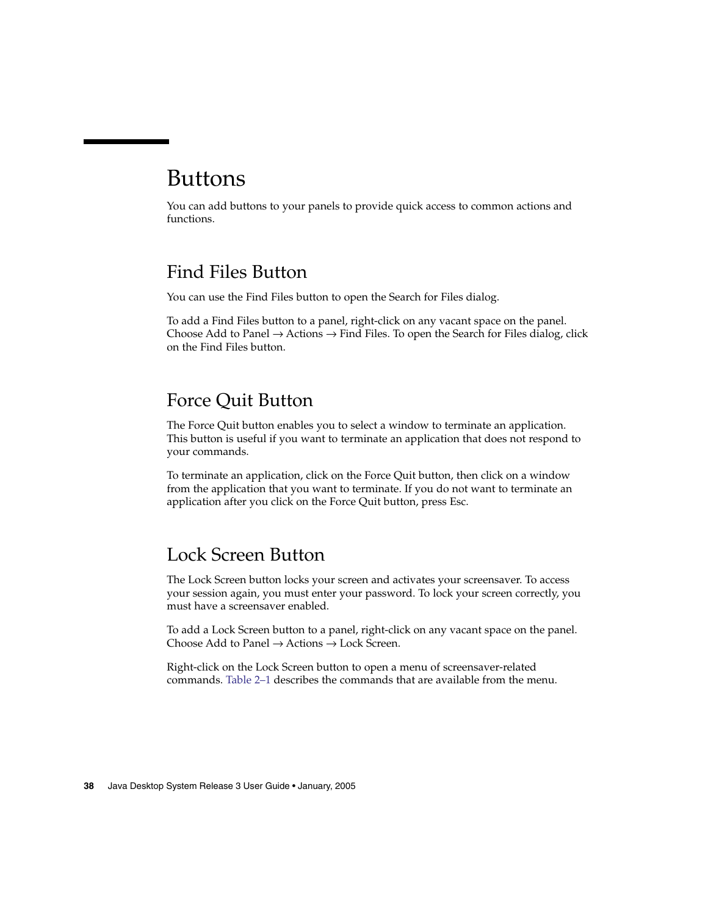# Buttons

You can add buttons to your panels to provide quick access to common actions and functions.

## Find Files Button

You can use the Find Files button to open the Search for Files dialog.

To add a Find Files button to a panel, right-click on any vacant space on the panel. Choose Add to Panel → Actions → Find Files. To open the Search for Files dialog, click on the Find Files button.

## Force Quit Button

The Force Quit button enables you to select a window to terminate an application. This button is useful if you want to terminate an application that does not respond to your commands.

To terminate an application, click on the Force Quit button, then click on a window from the application that you want to terminate. If you do not want to terminate an application after you click on the Force Quit button, press Esc.

## Lock Screen Button

The Lock Screen button locks your screen and activates your screensaver. To access your session again, you must enter your password. To lock your screen correctly, you must have a screensaver enabled.

To add a Lock Screen button to a panel, right-click on any vacant space on the panel. Choose Add to Panel → Actions → Lock Screen.

Right-click on the Lock Screen button to open a menu of screensaver-related commands. Table 2–1 describes the commands that are available from the menu.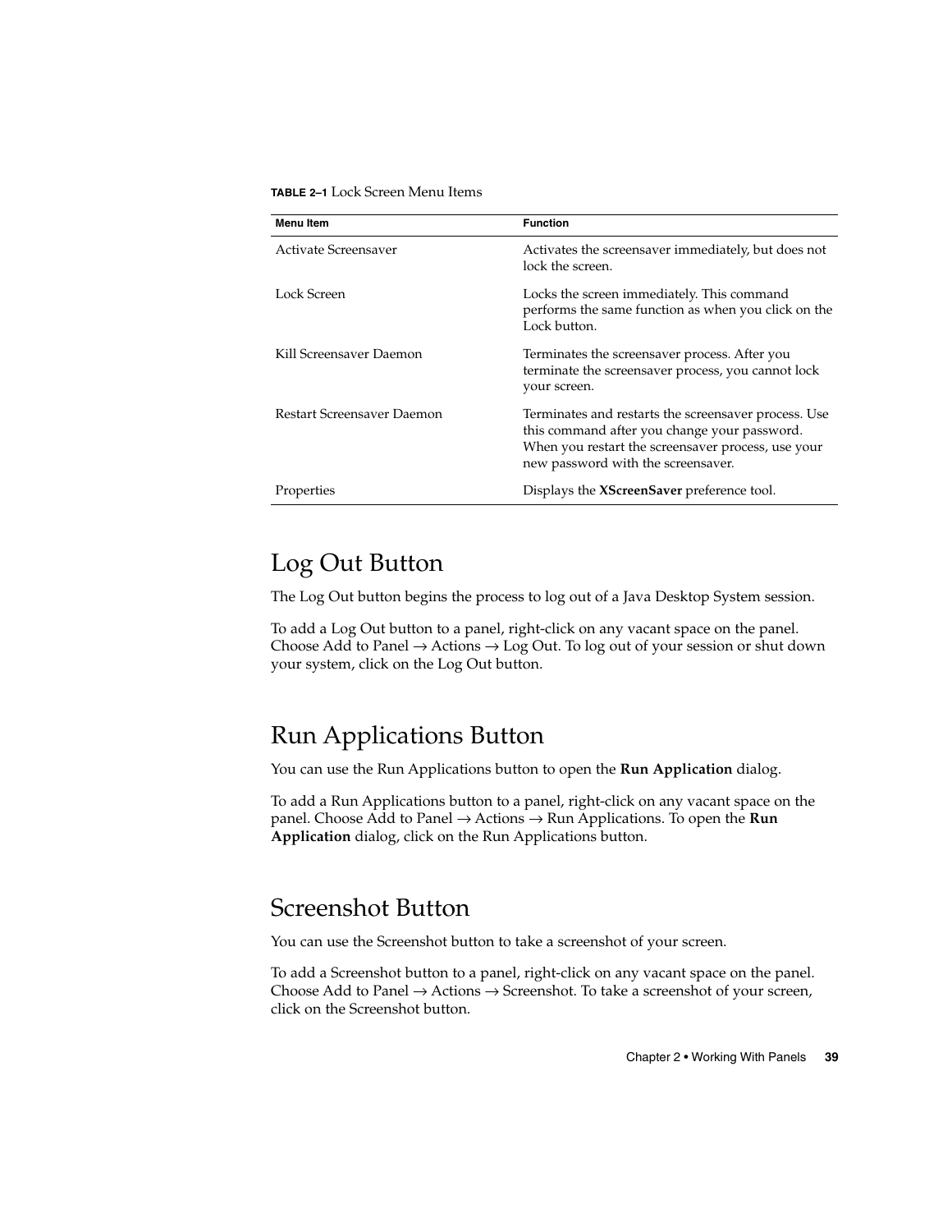**TABLE 2–1** Lock Screen Menu Items

| Menu Item | Function |
| --- | --- |
| Activate Screensaver | Activates the screensaver immediately, but does not lock the screen. |
| Lock Screen | Locks the screen immediately. This command performs the same function as when you click on the Lock button. |
| Kill Screensaver Daemon | Terminates the screensaver process. After you terminate the screensaver process, you cannot lock your screen. |
| Restart Screensaver Daemon | Terminates and restarts the screensaver process. Use this command after you change your password. When you restart the screensaver process, use your new password with the screensaver. |
| Properties | Displays the **XScreenSaver** preference tool. |

## Log Out Button

The Log Out button begins the process to log out of a Java Desktop System session.

To add a Log Out button to a panel, right-click on any vacant space on the panel. Choose Add to Panel → Actions → Log Out. To log out of your session or shut down your system, click on the Log Out button.

## Run Applications Button

You can use the Run Applications button to open the **Run Application** dialog.

To add a Run Applications button to a panel, right-click on any vacant space on the panel. Choose Add to Panel → Actions → Run Applications. To open the **Run Application** dialog, click on the Run Applications button.

## Screenshot Button

You can use the Screenshot button to take a screenshot of your screen.

To add a Screenshot button to a panel, right-click on any vacant space on the panel. Choose Add to Panel → Actions → Screenshot. To take a screenshot of your screen, click on the Screenshot button.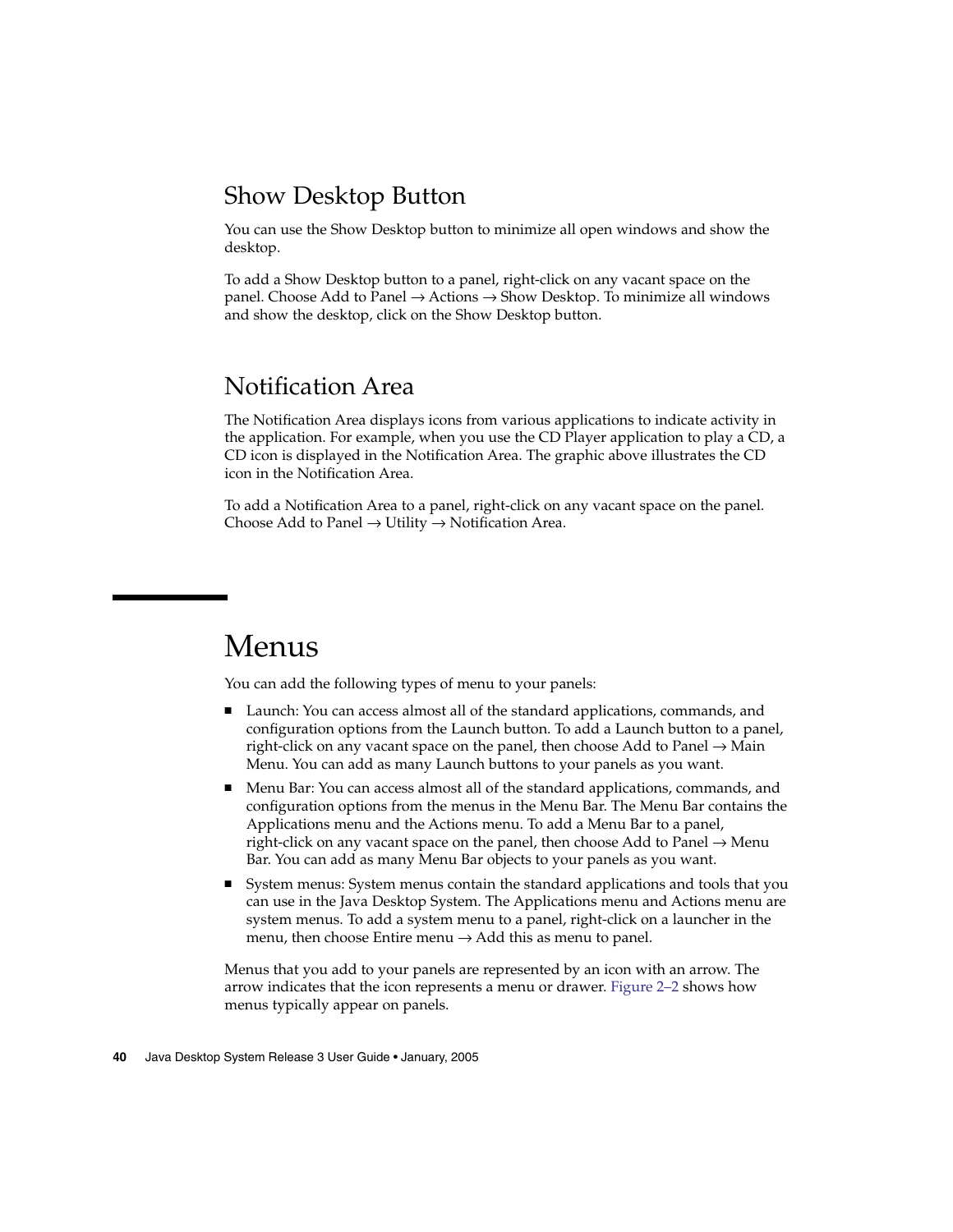### Show Desktop Button

You can use the Show Desktop button to minimize all open windows and show the desktop.

To add a Show Desktop button to a panel, right-click on any vacant space on the panel. Choose Add to Panel → Actions → Show Desktop. To minimize all windows and show the desktop, click on the Show Desktop button.

### Notification Area

The Notification Area displays icons from various applications to indicate activity in the application. For example, when you use the CD Player application to play a CD, a CD icon is displayed in the Notification Area. The graphic above illustrates the CD icon in the Notification Area.

To add a Notification Area to a panel, right-click on any vacant space on the panel. Choose Add to Panel → Utility → Notification Area.

## Menus

You can add the following types of menu to your panels:

- Launch: You can access almost all of the standard applications, commands, and configuration options from the Launch button. To add a Launch button to a panel, right-click on any vacant space on the panel, then choose Add to Panel → Main Menu. You can add as many Launch buttons to your panels as you want.
- Menu Bar: You can access almost all of the standard applications, commands, and configuration options from the menus in the Menu Bar. The Menu Bar contains the Applications menu and the Actions menu. To add a Menu Bar to a panel, right-click on any vacant space on the panel, then choose Add to Panel → Menu Bar. You can add as many Menu Bar objects to your panels as you want.
- System menus: System menus contain the standard applications and tools that you can use in the Java Desktop System. The Applications menu and Actions menu are system menus. To add a system menu to a panel, right-click on a launcher in the menu, then choose Entire menu → Add this as menu to panel.

Menus that you add to your panels are represented by an icon with an arrow. The arrow indicates that the icon represents a menu or drawer. Figure 2–2 shows how menus typically appear on panels.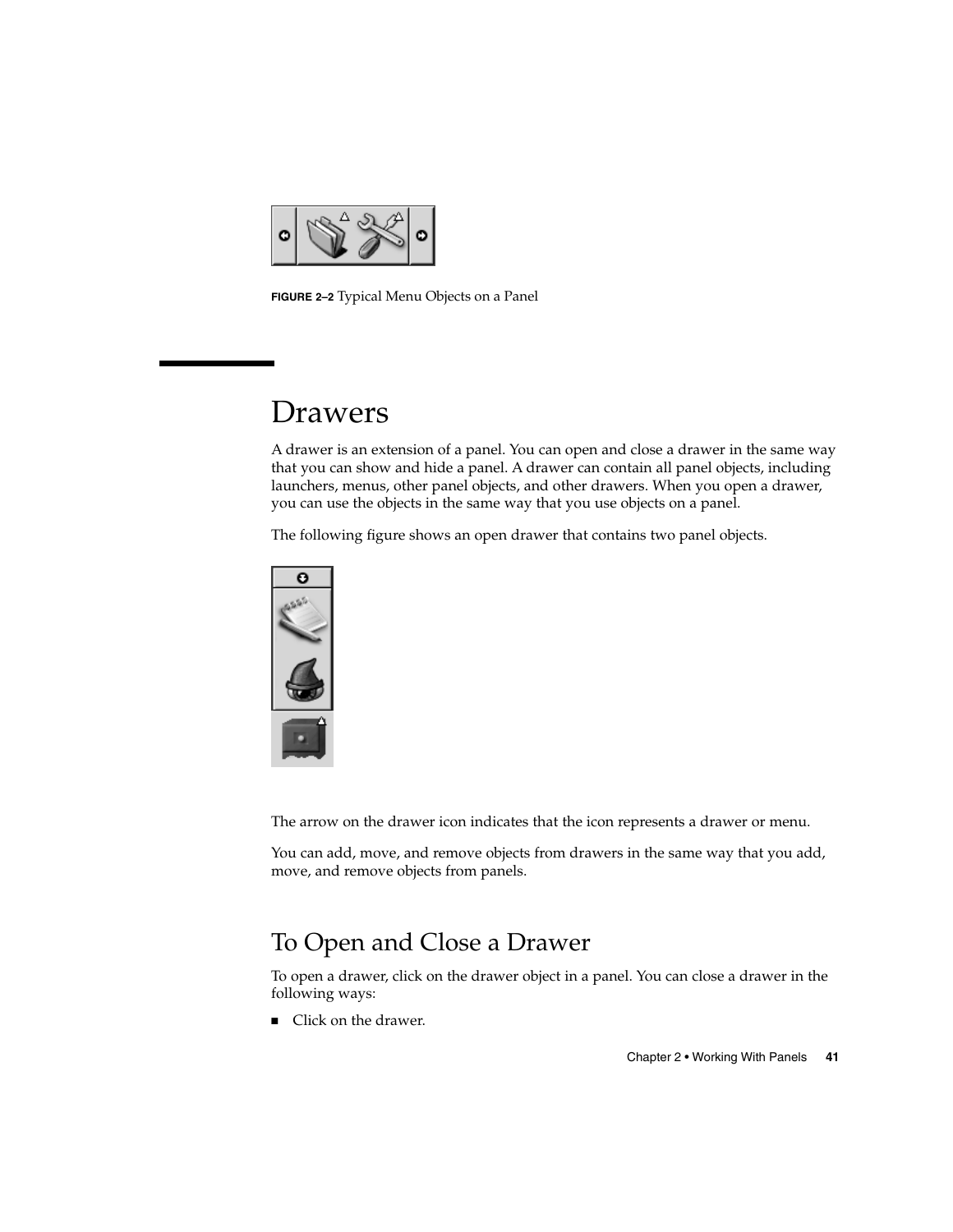FIGURE 2–2 Typical Menu Objects on a Panel

## Drawers

A drawer is an extension of a panel. You can open and close a drawer in the same way that you can show and hide a panel. A drawer can contain all panel objects, including launchers, menus, other panel objects, and other drawers. When you open a drawer, you can use the objects in the same way that you use objects on a panel.

The following figure shows an open drawer that contains two panel objects.

The arrow on the drawer icon indicates that the icon represents a drawer or menu.

You can add, move, and remove objects from drawers in the same way that you add, move, and remove objects from panels.

### To Open and Close a Drawer

To open a drawer, click on the drawer object in a panel. You can close a drawer in the following ways:

- Click on the drawer.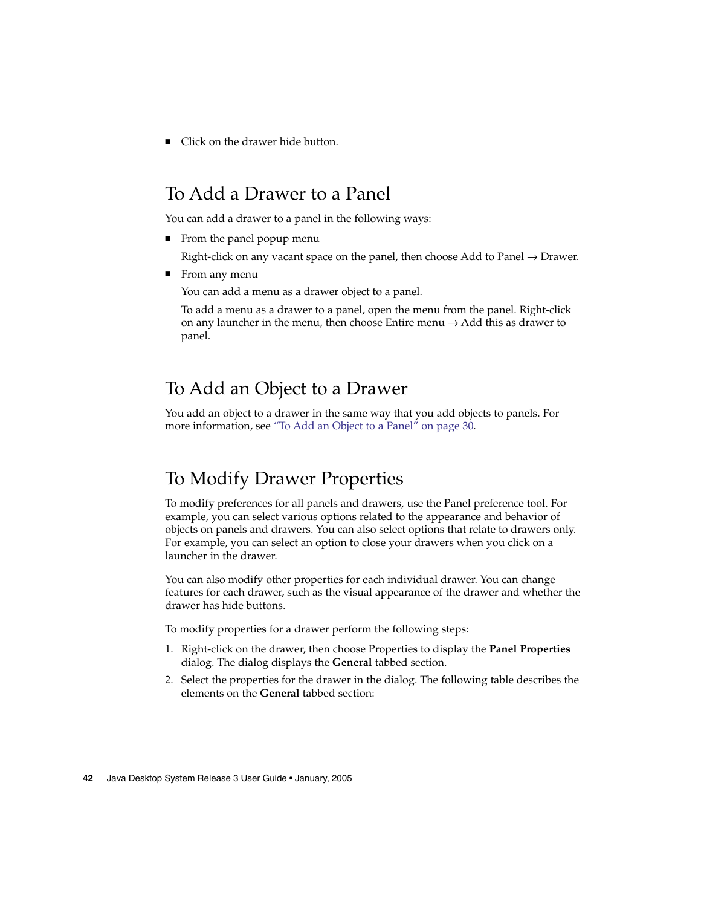- Click on the drawer hide button.

## To Add a Drawer to a Panel

You can add a drawer to a panel in the following ways:

- From the panel popup menu

  Right-click on any vacant space on the panel, then choose Add to Panel → Drawer.

- From any menu

  You can add a menu as a drawer object to a panel.

  To add a menu as a drawer to a panel, open the menu from the panel. Right-click on any launcher in the menu, then choose Entire menu → Add this as drawer to panel.

## To Add an Object to a Drawer

You add an object to a drawer in the same way that you add objects to panels. For more information, see "To Add an Object to a Panel" on page 30.

## To Modify Drawer Properties

To modify preferences for all panels and drawers, use the Panel preference tool. For example, you can select various options related to the appearance and behavior of objects on panels and drawers. You can also select options that relate to drawers only. For example, you can select an option to close your drawers when you click on a launcher in the drawer.

You can also modify other properties for each individual drawer. You can change features for each drawer, such as the visual appearance of the drawer and whether the drawer has hide buttons.

To modify properties for a drawer perform the following steps:

1. Right-click on the drawer, then choose Properties to display the **Panel Properties** dialog. The dialog displays the **General** tabbed section.
2. Select the properties for the drawer in the dialog. The following table describes the elements on the **General** tabbed section: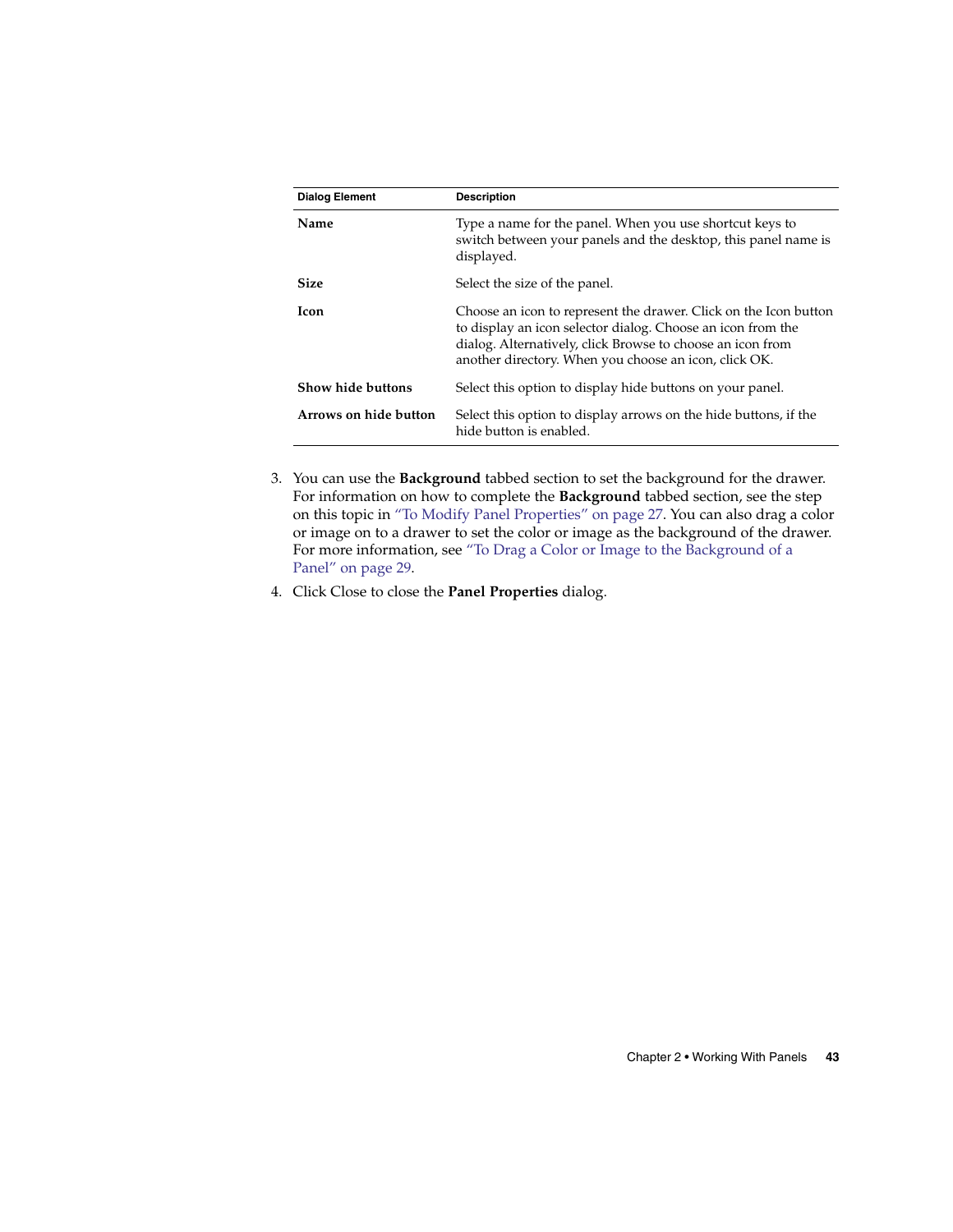| Dialog Element | Description |
| --- | --- |
| **Name** | Type a name for the panel. When you use shortcut keys to switch between your panels and the desktop, this panel name is displayed. |
| **Size** | Select the size of the panel. |
| **Icon** | Choose an icon to represent the drawer. Click on the Icon button to display an icon selector dialog. Choose an icon from the dialog. Alternatively, click Browse to choose an icon from another directory. When you choose an icon, click OK. |
| **Show hide buttons** | Select this option to display hide buttons on your panel. |
| **Arrows on hide button** | Select this option to display arrows on the hide buttons, if the hide button is enabled. |

3. You can use the **Background** tabbed section to set the background for the drawer. For information on how to complete the **Background** tabbed section, see the step on this topic in "To Modify Panel Properties" on page 27. You can also drag a color or image on to a drawer to set the color or image as the background of the drawer. For more information, see "To Drag a Color or Image to the Background of a Panel" on page 29.
4. Click Close to close the **Panel Properties** dialog.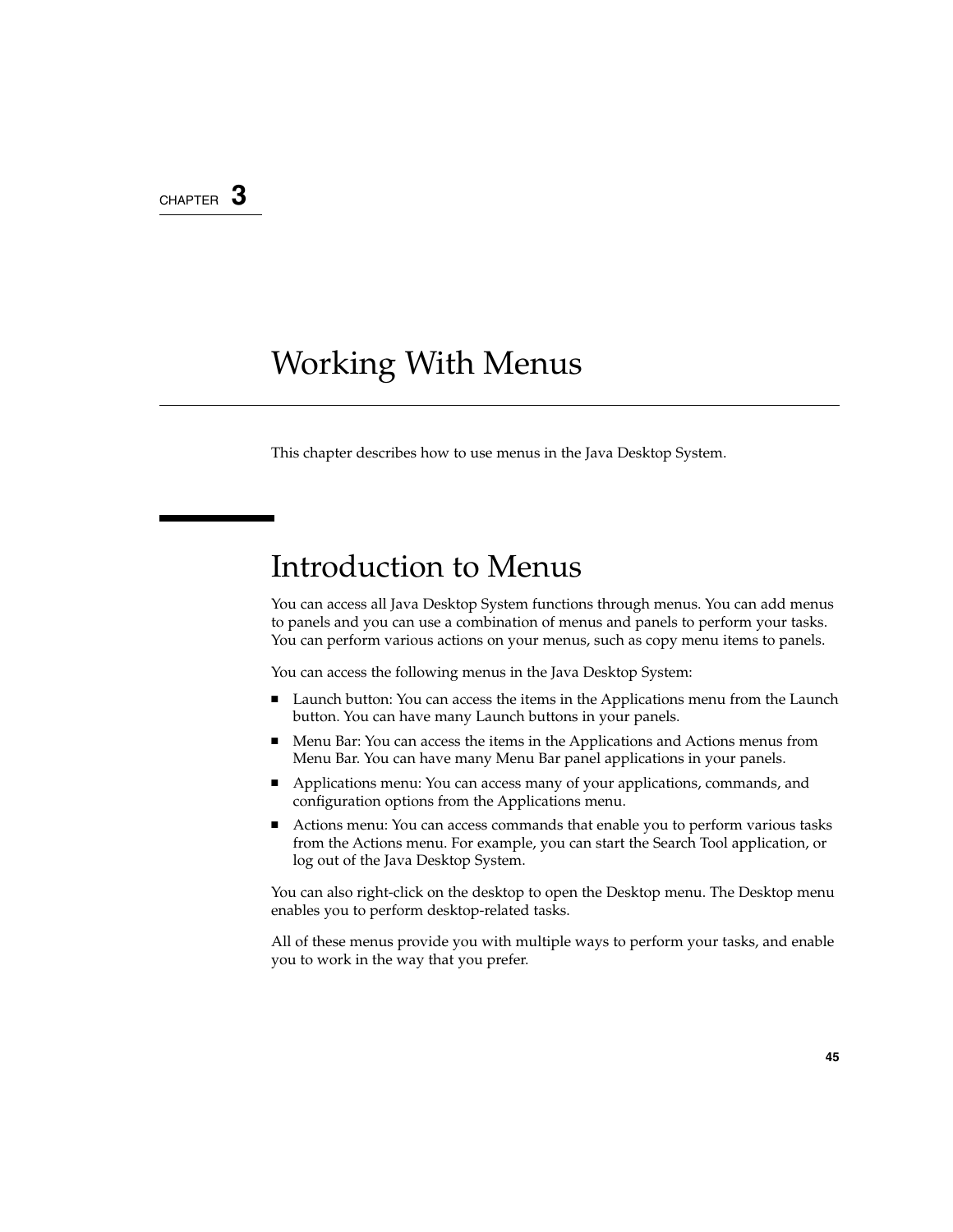CHAPTER 3

# Working With Menus

This chapter describes how to use menus in the Java Desktop System.

## Introduction to Menus

You can access all Java Desktop System functions through menus. You can add menus to panels and you can use a combination of menus and panels to perform your tasks. You can perform various actions on your menus, such as copy menu items to panels.

You can access the following menus in the Java Desktop System:

- Launch button: You can access the items in the Applications menu from the Launch button. You can have many Launch buttons in your panels.
- Menu Bar: You can access the items in the Applications and Actions menus from Menu Bar. You can have many Menu Bar panel applications in your panels.
- Applications menu: You can access many of your applications, commands, and configuration options from the Applications menu.
- Actions menu: You can access commands that enable you to perform various tasks from the Actions menu. For example, you can start the Search Tool application, or log out of the Java Desktop System.

You can also right-click on the desktop to open the Desktop menu. The Desktop menu enables you to perform desktop-related tasks.

All of these menus provide you with multiple ways to perform your tasks, and enable you to work in the way that you prefer.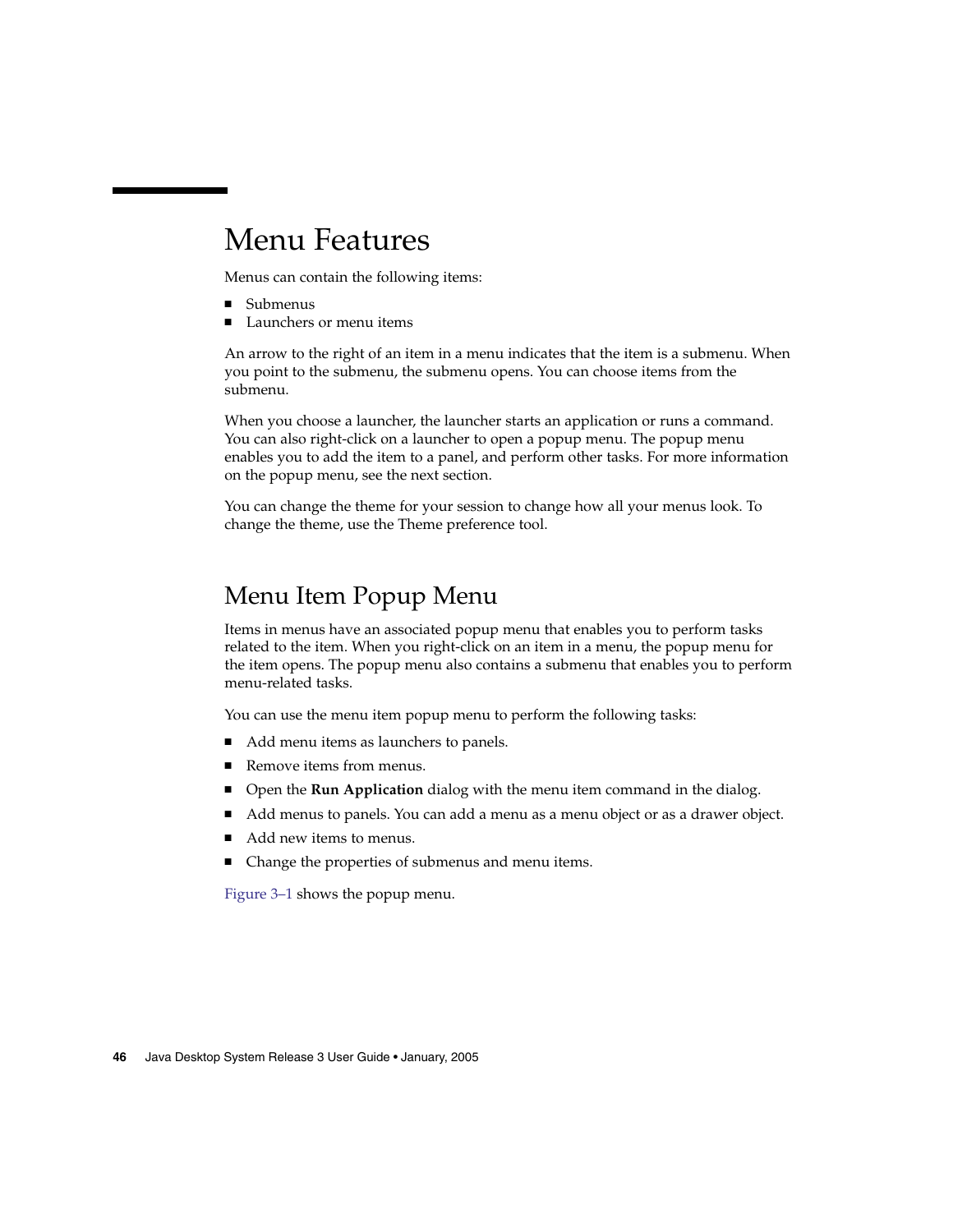# Menu Features

Menus can contain the following items:

- Submenus
- Launchers or menu items

An arrow to the right of an item in a menu indicates that the item is a submenu. When you point to the submenu, the submenu opens. You can choose items from the submenu.

When you choose a launcher, the launcher starts an application or runs a command. You can also right-click on a launcher to open a popup menu. The popup menu enables you to add the item to a panel, and perform other tasks. For more information on the popup menu, see the next section.

You can change the theme for your session to change how all your menus look. To change the theme, use the Theme preference tool.

## Menu Item Popup Menu

Items in menus have an associated popup menu that enables you to perform tasks related to the item. When you right-click on an item in a menu, the popup menu for the item opens. The popup menu also contains a submenu that enables you to perform menu-related tasks.

You can use the menu item popup menu to perform the following tasks:

- Add menu items as launchers to panels.
- Remove items from menus.
- Open the **Run Application** dialog with the menu item command in the dialog.
- Add menus to panels. You can add a menu as a menu object or as a drawer object.
- Add new items to menus.
- Change the properties of submenus and menu items.

Figure 3–1 shows the popup menu.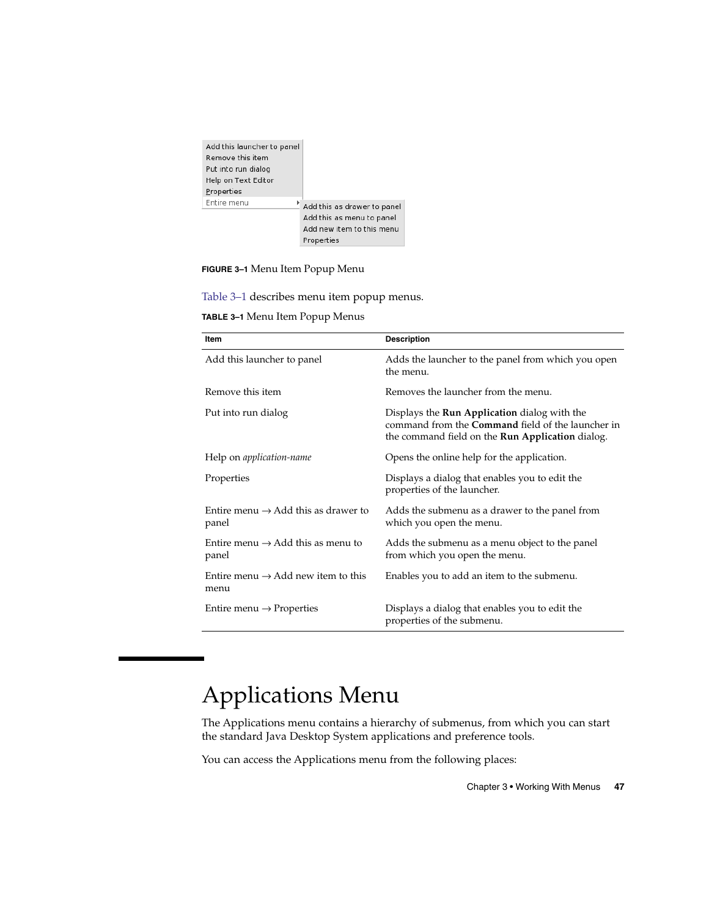**FIGURE 3–1** Menu Item Popup Menu

Table 3–1 describes menu item popup menus.

**TABLE 3–1** Menu Item Popup Menus

| Item | Description |
| --- | --- |
| Add this launcher to panel | Adds the launcher to the panel from which you open the menu. |
| Remove this item | Removes the launcher from the menu. |
| Put into run dialog | Displays the **Run Application** dialog with the command from the **Command** field of the launcher in the command field on the **Run Application** dialog. |
| Help on *application-name* | Opens the online help for the application. |
| Properties | Displays a dialog that enables you to edit the properties of the launcher. |
| Entire menu → Add this as drawer to panel | Adds the submenu as a drawer to the panel from which you open the menu. |
| Entire menu → Add this as menu to panel | Adds the submenu as a menu object to the panel from which you open the menu. |
| Entire menu → Add new item to this menu | Enables you to add an item to the submenu. |
| Entire menu → Properties | Displays a dialog that enables you to edit the properties of the submenu. |

# Applications Menu

The Applications menu contains a hierarchy of submenus, from which you can start the standard Java Desktop System applications and preference tools.

You can access the Applications menu from the following places: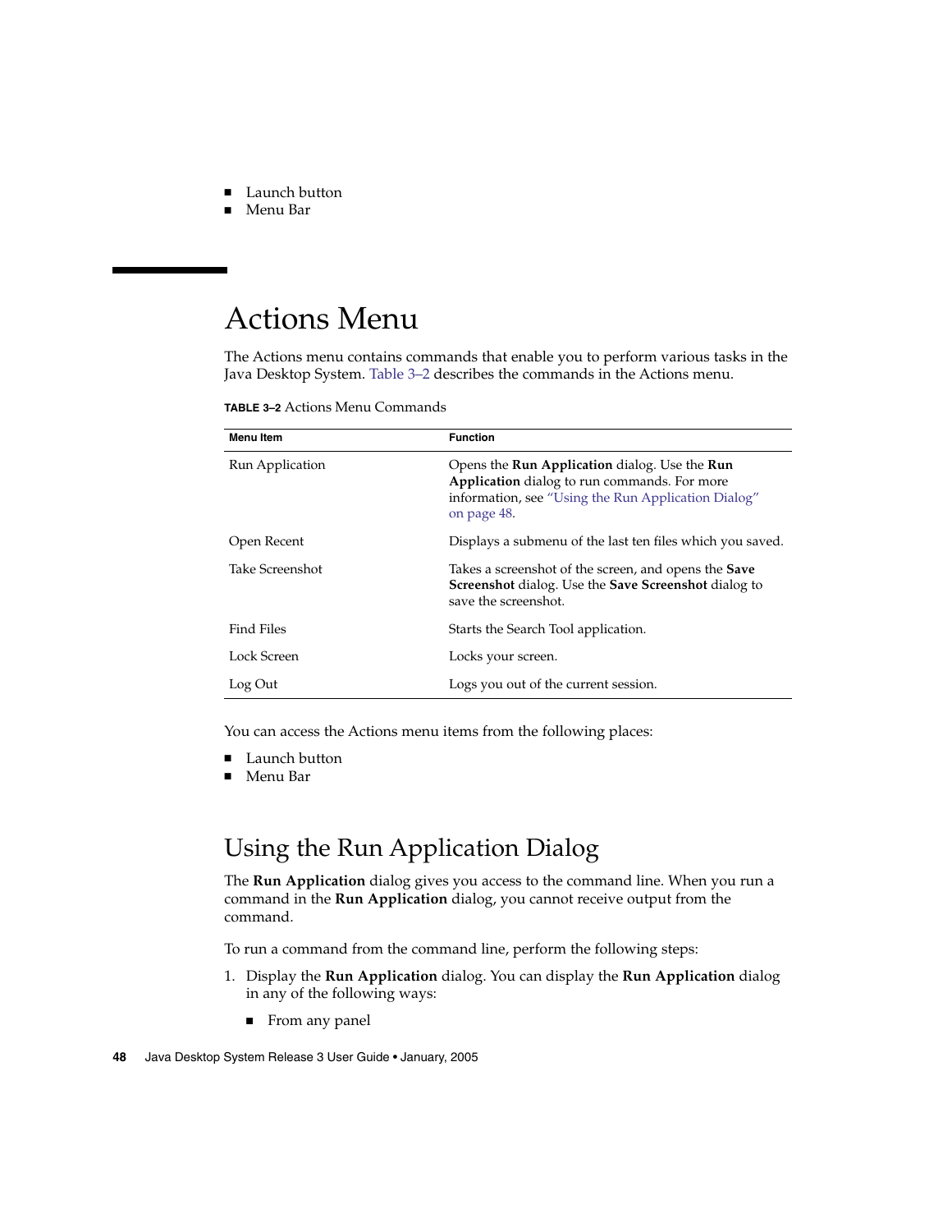- Launch button
- Menu Bar

# Actions Menu

The Actions menu contains commands that enable you to perform various tasks in the Java Desktop System. Table 3–2 describes the commands in the Actions menu.

**TABLE 3–2** Actions Menu Commands

| Menu Item | Function |
| --- | --- |
| Run Application | Opens the **Run Application** dialog. Use the **Run Application** dialog to run commands. For more information, see "Using the Run Application Dialog" on page 48. |
| Open Recent | Displays a submenu of the last ten files which you saved. |
| Take Screenshot | Takes a screenshot of the screen, and opens the **Save Screenshot** dialog. Use the **Save Screenshot** dialog to save the screenshot. |
| Find Files | Starts the Search Tool application. |
| Lock Screen | Locks your screen. |
| Log Out | Logs you out of the current session. |

You can access the Actions menu items from the following places:

- Launch button
- Menu Bar

## Using the Run Application Dialog

The **Run Application** dialog gives you access to the command line. When you run a command in the **Run Application** dialog, you cannot receive output from the command.

To run a command from the command line, perform the following steps:

1. Display the **Run Application** dialog. You can display the **Run Application** dialog in any of the following ways:
   - From any panel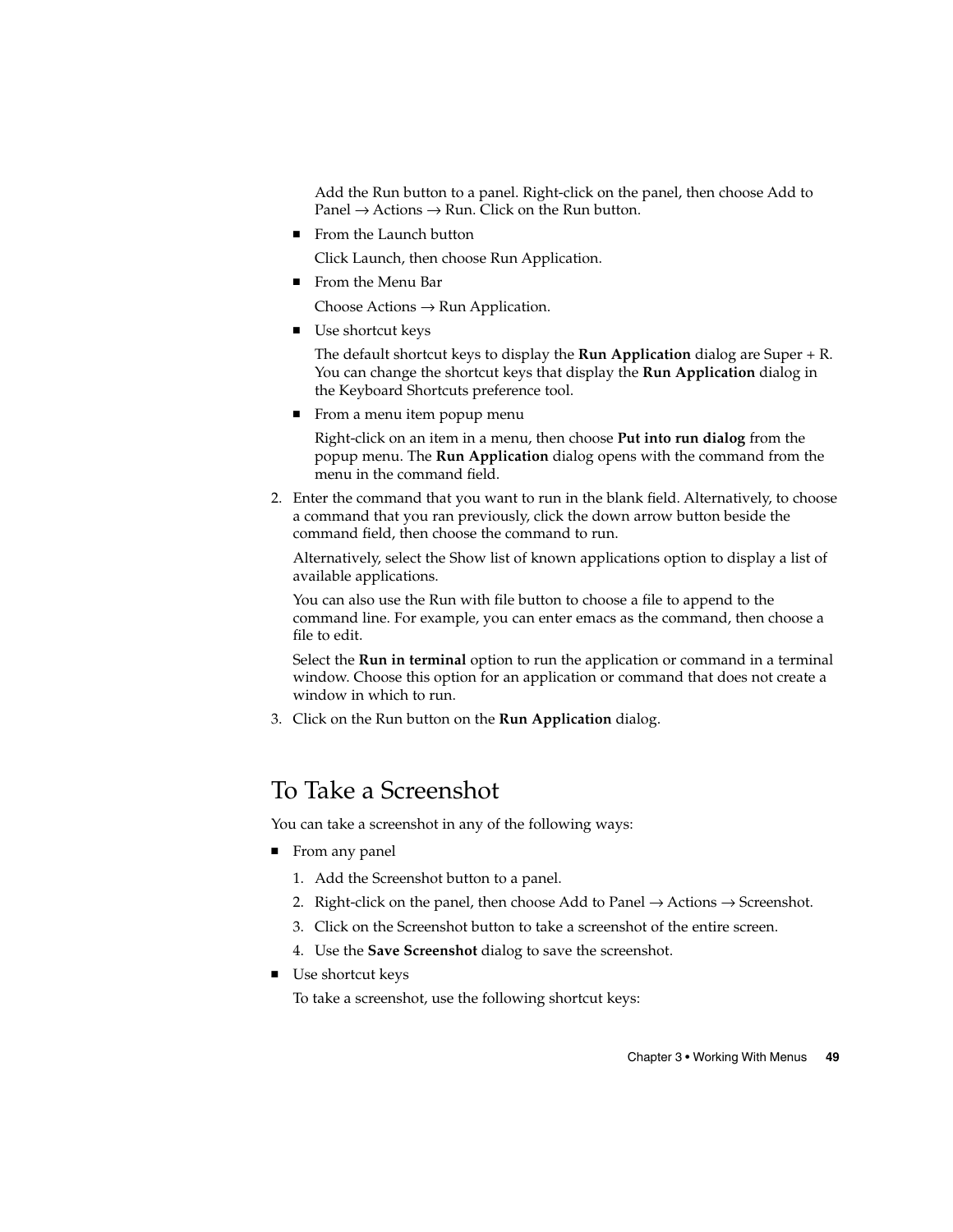Add the Run button to a panel. Right-click on the panel, then choose Add to Panel → Actions → Run. Click on the Run button.

- From the Launch button

  Click Launch, then choose Run Application.

- From the Menu Bar

  Choose Actions → Run Application.

- Use shortcut keys

  The default shortcut keys to display the **Run Application** dialog are Super + R. You can change the shortcut keys that display the **Run Application** dialog in the Keyboard Shortcuts preference tool.

- From a menu item popup menu

  Right-click on an item in a menu, then choose **Put into run dialog** from the popup menu. The **Run Application** dialog opens with the command from the menu in the command field.

2. Enter the command that you want to run in the blank field. Alternatively, to choose a command that you ran previously, click the down arrow button beside the command field, then choose the command to run.

   Alternatively, select the Show list of known applications option to display a list of available applications.

   You can also use the Run with file button to choose a file to append to the command line. For example, you can enter emacs as the command, then choose a file to edit.

   Select the **Run in terminal** option to run the application or command in a terminal window. Choose this option for an application or command that does not create a window in which to run.

3. Click on the Run button on the **Run Application** dialog.

## To Take a Screenshot

You can take a screenshot in any of the following ways:

- From any panel
  1. Add the Screenshot button to a panel.
  2. Right-click on the panel, then choose Add to Panel → Actions → Screenshot.
  3. Click on the Screenshot button to take a screenshot of the entire screen.
  4. Use the **Save Screenshot** dialog to save the screenshot.
- Use shortcut keys

  To take a screenshot, use the following shortcut keys: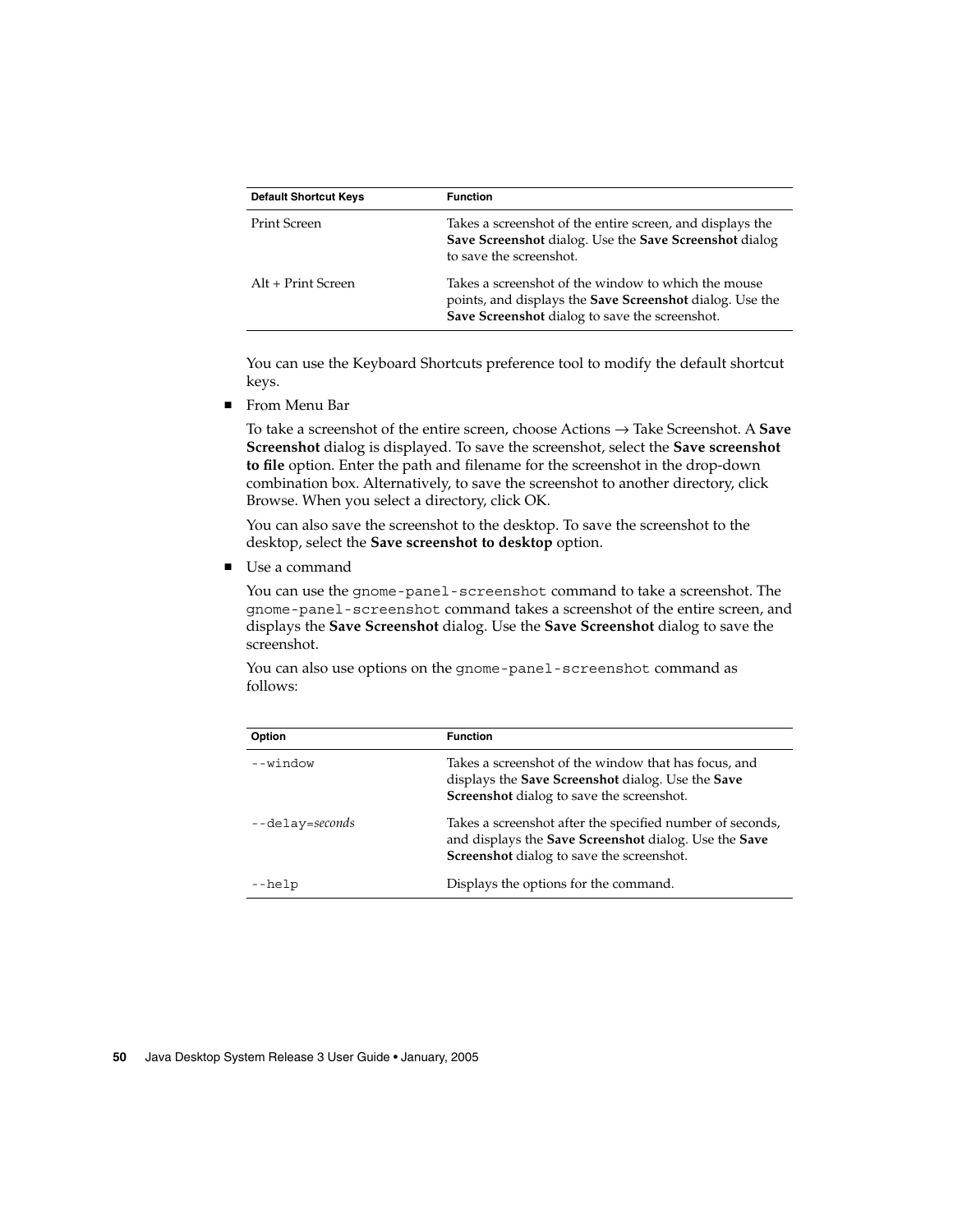| Default Shortcut Keys | Function |
| --- | --- |
| Print Screen | Takes a screenshot of the entire screen, and displays the **Save Screenshot** dialog. Use the **Save Screenshot** dialog to save the screenshot. |
| Alt + Print Screen | Takes a screenshot of the window to which the mouse points, and displays the **Save Screenshot** dialog. Use the **Save Screenshot** dialog to save the screenshot. |

You can use the Keyboard Shortcuts preference tool to modify the default shortcut keys.

- From Menu Bar

  To take a screenshot of the entire screen, choose Actions → Take Screenshot. A **Save Screenshot** dialog is displayed. To save the screenshot, select the **Save screenshot to file** option. Enter the path and filename for the screenshot in the drop-down combination box. Alternatively, to save the screenshot to another directory, click Browse. When you select a directory, click OK.

  You can also save the screenshot to the desktop. To save the screenshot to the desktop, select the **Save screenshot to desktop** option.

- Use a command

  You can use the `gnome-panel-screenshot` command to take a screenshot. The `gnome-panel-screenshot` command takes a screenshot of the entire screen, and displays the **Save Screenshot** dialog. Use the **Save Screenshot** dialog to save the screenshot.

  You can also use options on the `gnome-panel-screenshot` command as follows:

| Option | Function |
| --- | --- |
| `--window` | Takes a screenshot of the window that has focus, and displays the **Save Screenshot** dialog. Use the **Save Screenshot** dialog to save the screenshot. |
| `--delay=`*seconds* | Takes a screenshot after the specified number of seconds, and displays the **Save Screenshot** dialog. Use the **Save Screenshot** dialog to save the screenshot. |
| `--help` | Displays the options for the command. |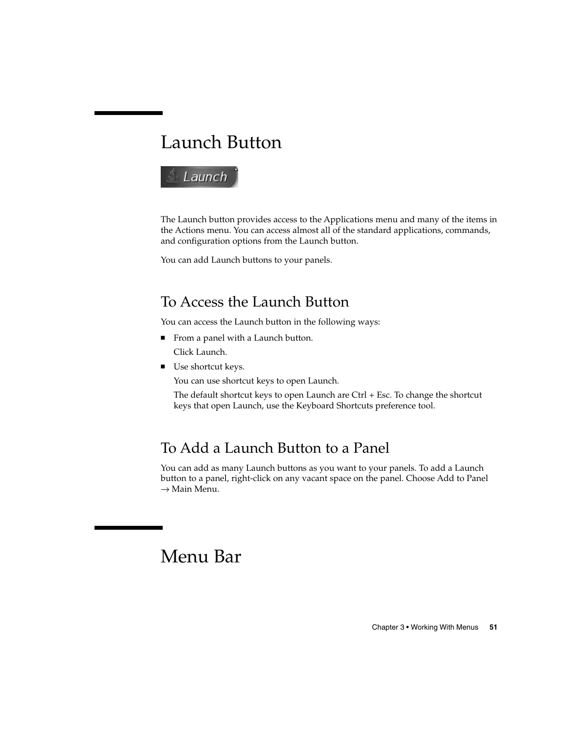# Launch Button

The Launch button provides access to the Applications menu and many of the items in the Actions menu. You can access almost all of the standard applications, commands, and configuration options from the Launch button.

You can add Launch buttons to your panels.

## To Access the Launch Button

You can access the Launch button in the following ways:

- From a panel with a Launch button.

  Click Launch.

- Use shortcut keys.

  You can use shortcut keys to open Launch.

  The default shortcut keys to open Launch are Ctrl + Esc. To change the shortcut keys that open Launch, use the Keyboard Shortcuts preference tool.

## To Add a Launch Button to a Panel

You can add as many Launch buttons as you want to your panels. To add a Launch button to a panel, right-click on any vacant space on the panel. Choose Add to Panel → Main Menu.

# Menu Bar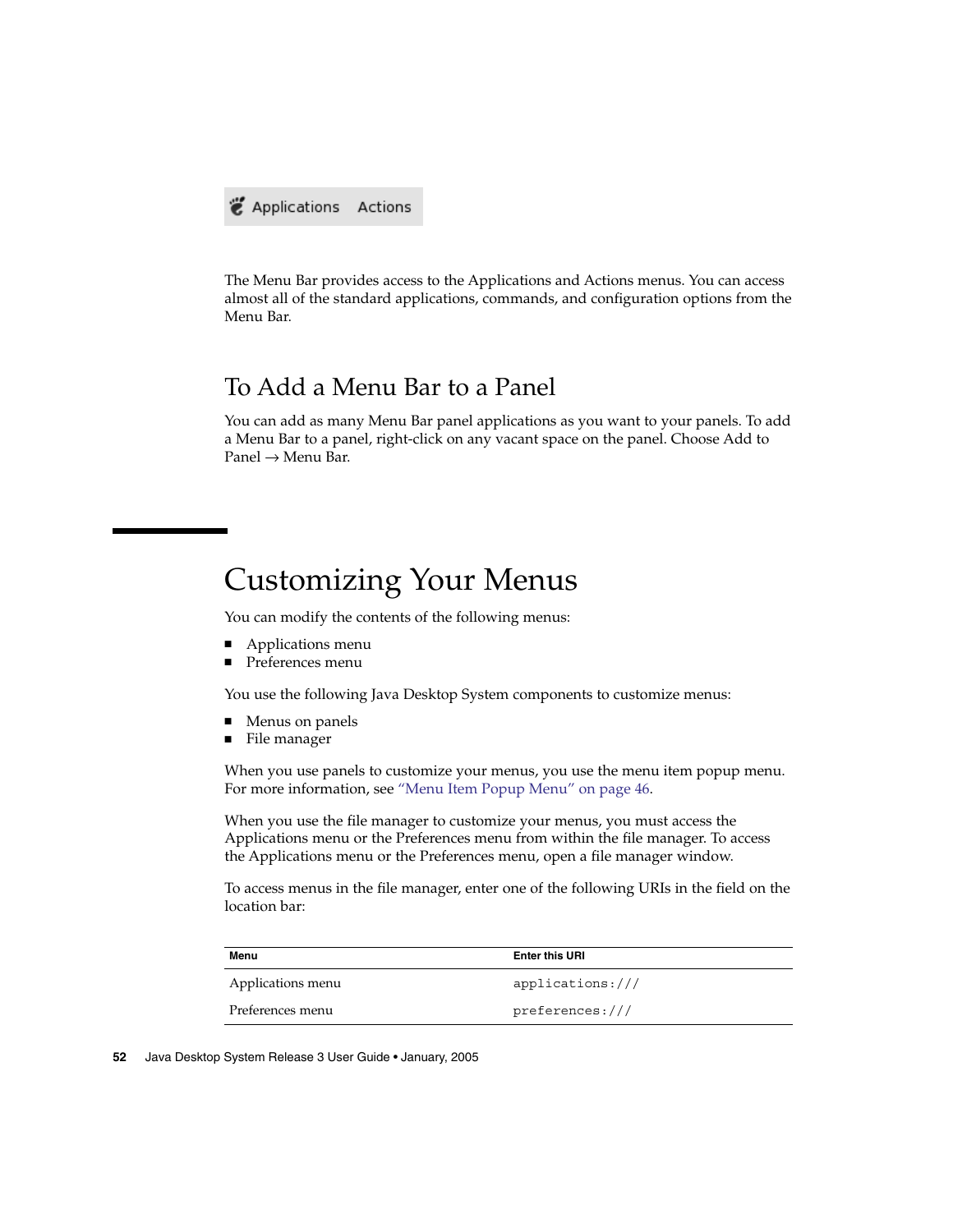The Menu Bar provides access to the Applications and Actions menus. You can access almost all of the standard applications, commands, and configuration options from the Menu Bar.

### To Add a Menu Bar to a Panel

You can add as many Menu Bar panel applications as you want to your panels. To add a Menu Bar to a panel, right-click on any vacant space on the panel. Choose Add to Panel → Menu Bar.

## Customizing Your Menus

You can modify the contents of the following menus:

- Applications menu
- Preferences menu

You use the following Java Desktop System components to customize menus:

- Menus on panels
- File manager

When you use panels to customize your menus, you use the menu item popup menu. For more information, see "Menu Item Popup Menu" on page 46.

When you use the file manager to customize your menus, you must access the Applications menu or the Preferences menu from within the file manager. To access the Applications menu or the Preferences menu, open a file manager window.

To access menus in the file manager, enter one of the following URIs in the field on the location bar:

| Menu | Enter this URI |
|---|---|
| Applications menu | `applications:///` |
| Preferences menu | `preferences:///` |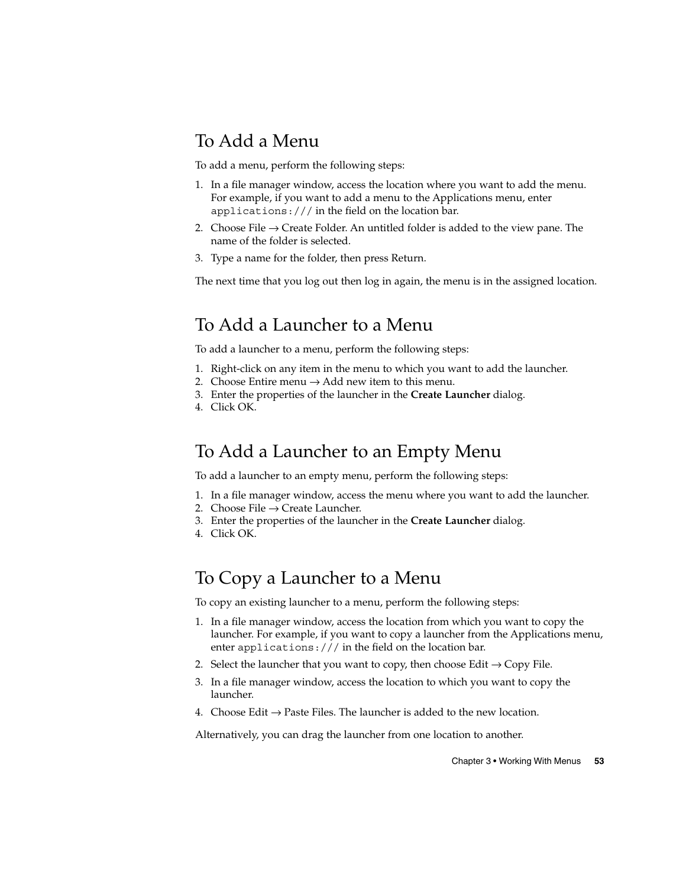## To Add a Menu

To add a menu, perform the following steps:

1. In a file manager window, access the location where you want to add the menu. For example, if you want to add a menu to the Applications menu, enter `applications:///` in the field on the location bar.
2. Choose File → Create Folder. An untitled folder is added to the view pane. The name of the folder is selected.
3. Type a name for the folder, then press Return.

The next time that you log out then log in again, the menu is in the assigned location.

## To Add a Launcher to a Menu

To add a launcher to a menu, perform the following steps:

1. Right-click on any item in the menu to which you want to add the launcher.
2. Choose Entire menu → Add new item to this menu.
3. Enter the properties of the launcher in the **Create Launcher** dialog.
4. Click OK.

## To Add a Launcher to an Empty Menu

To add a launcher to an empty menu, perform the following steps:

1. In a file manager window, access the menu where you want to add the launcher.
2. Choose File → Create Launcher.
3. Enter the properties of the launcher in the **Create Launcher** dialog.
4. Click OK.

## To Copy a Launcher to a Menu

To copy an existing launcher to a menu, perform the following steps:

1. In a file manager window, access the location from which you want to copy the launcher. For example, if you want to copy a launcher from the Applications menu, enter `applications:///` in the field on the location bar.
2. Select the launcher that you want to copy, then choose Edit → Copy File.
3. In a file manager window, access the location to which you want to copy the launcher.
4. Choose Edit → Paste Files. The launcher is added to the new location.

Alternatively, you can drag the launcher from one location to another.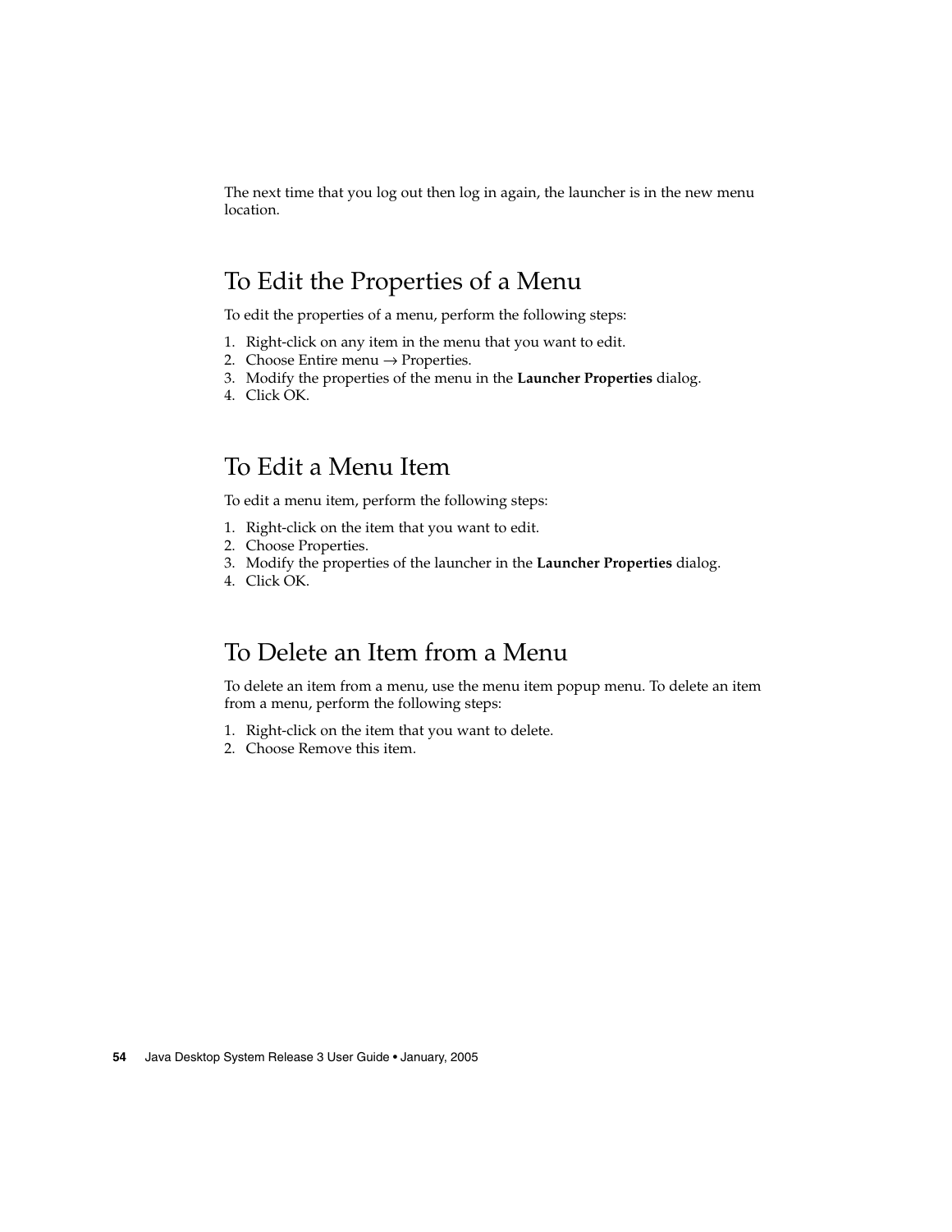The next time that you log out then log in again, the launcher is in the new menu location.

## To Edit the Properties of a Menu

To edit the properties of a menu, perform the following steps:

1. Right-click on any item in the menu that you want to edit.
2. Choose Entire menu → Properties.
3. Modify the properties of the menu in the **Launcher Properties** dialog.
4. Click OK.

## To Edit a Menu Item

To edit a menu item, perform the following steps:

1. Right-click on the item that you want to edit.
2. Choose Properties.
3. Modify the properties of the launcher in the **Launcher Properties** dialog.
4. Click OK.

## To Delete an Item from a Menu

To delete an item from a menu, use the menu item popup menu. To delete an item from a menu, perform the following steps:

1. Right-click on the item that you want to delete.
2. Choose Remove this item.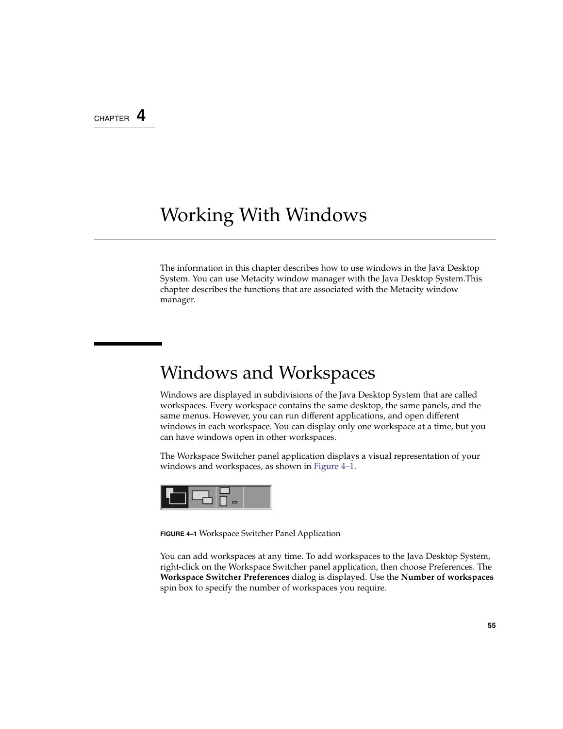CHAPTER 4

# Working With Windows

The information in this chapter describes how to use windows in the Java Desktop System. You can use Metacity window manager with the Java Desktop System.This chapter describes the functions that are associated with the Metacity window manager.

## Windows and Workspaces

Windows are displayed in subdivisions of the Java Desktop System that are called workspaces. Every workspace contains the same desktop, the same panels, and the same menus. However, you can run different applications, and open different windows in each workspace. You can display only one workspace at a time, but you can have windows open in other workspaces.

The Workspace Switcher panel application displays a visual representation of your windows and workspaces, as shown in Figure 4–1.

**FIGURE 4–1** Workspace Switcher Panel Application

You can add workspaces at any time. To add workspaces to the Java Desktop System, right-click on the Workspace Switcher panel application, then choose Preferences. The **Workspace Switcher Preferences** dialog is displayed. Use the **Number of workspaces** spin box to specify the number of workspaces you require.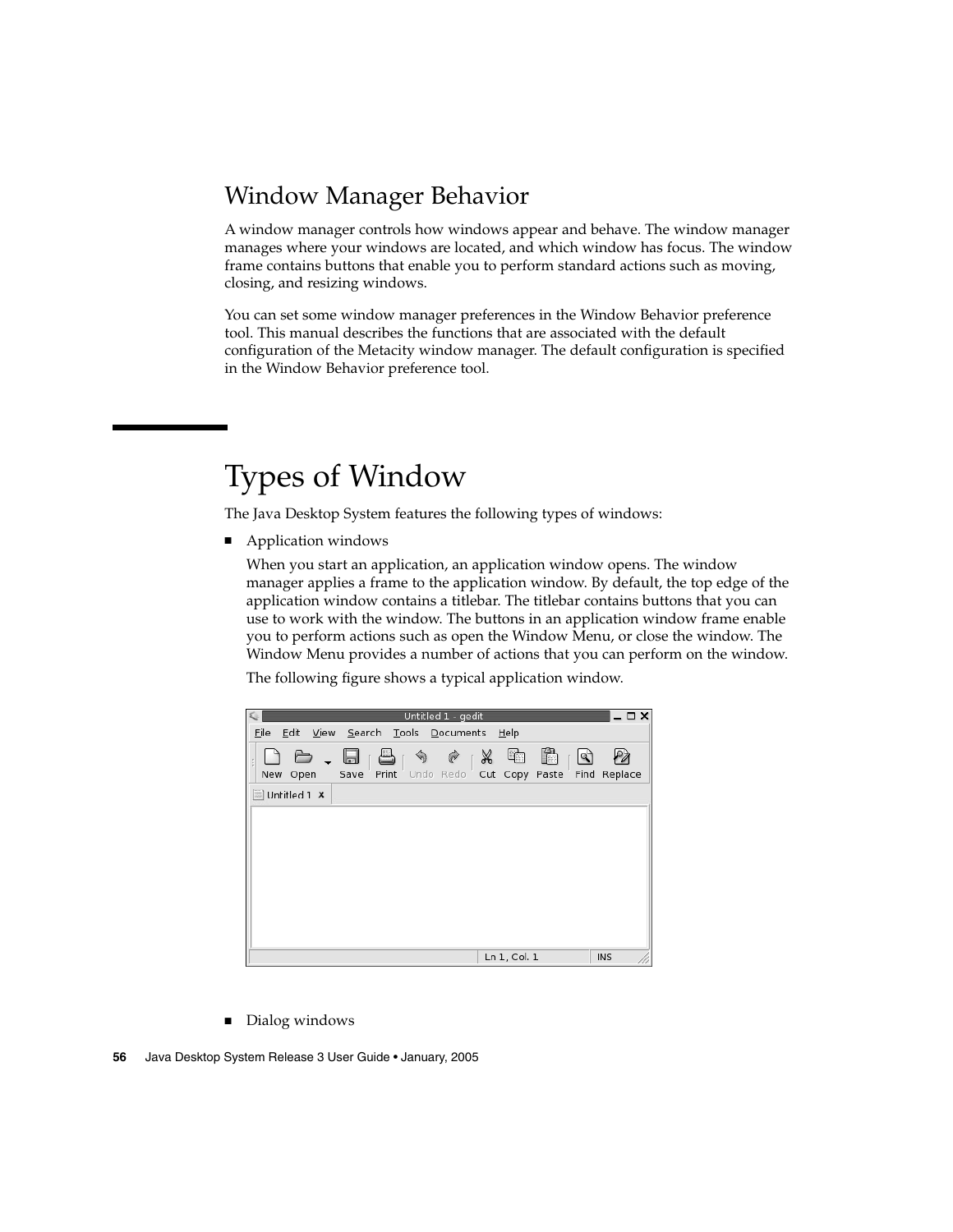## Window Manager Behavior

A window manager controls how windows appear and behave. The window manager manages where your windows are located, and which window has focus. The window frame contains buttons that enable you to perform standard actions such as moving, closing, and resizing windows.

You can set some window manager preferences in the Window Behavior preference tool. This manual describes the functions that are associated with the default configuration of the Metacity window manager. The default configuration is specified in the Window Behavior preference tool.

# Types of Window

The Java Desktop System features the following types of windows:

- Application windows

  When you start an application, an application window opens. The window manager applies a frame to the application window. By default, the top edge of the application window contains a titlebar. The titlebar contains buttons that you can use to work with the window. The buttons in an application window frame enable you to perform actions such as open the Window Menu, or close the window. The Window Menu provides a number of actions that you can perform on the window.

  The following figure shows a typical application window.

- Dialog windows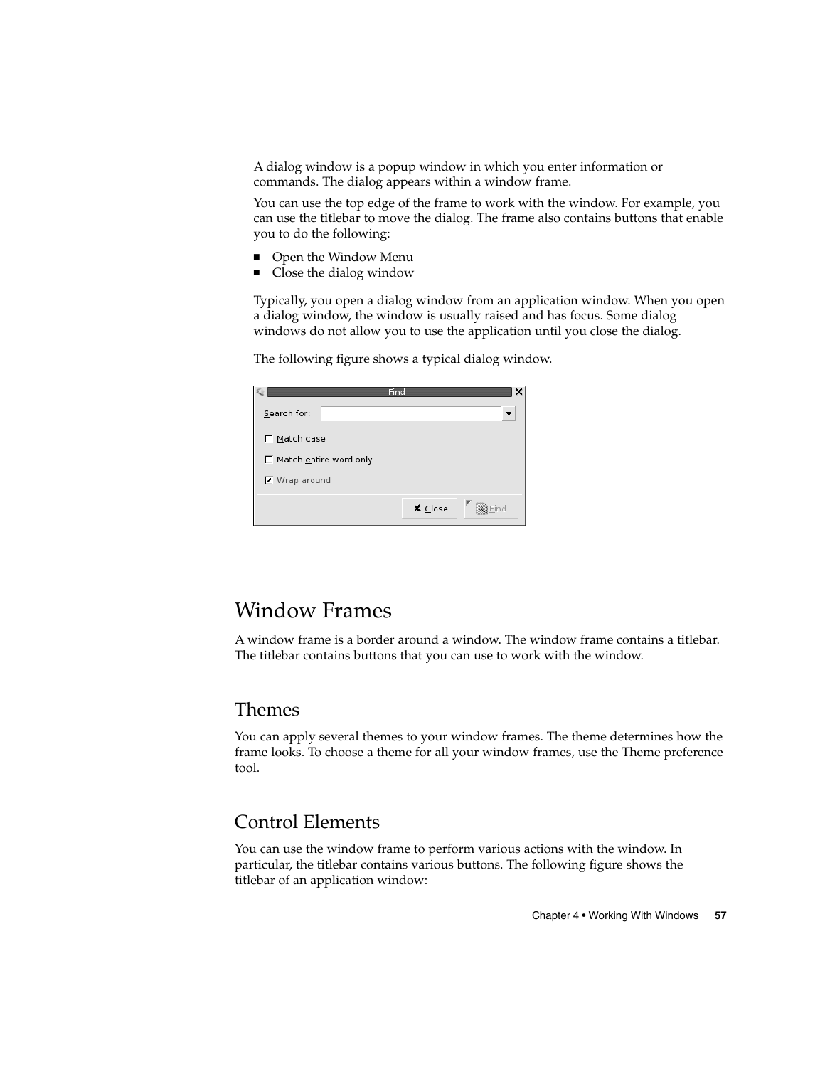A dialog window is a popup window in which you enter information or commands. The dialog appears within a window frame.

You can use the top edge of the frame to work with the window. For example, you can use the titlebar to move the dialog. The frame also contains buttons that enable you to do the following:

- Open the Window Menu
- Close the dialog window

Typically, you open a dialog window from an application window. When you open a dialog window, the window is usually raised and has focus. Some dialog windows do not allow you to use the application until you close the dialog.

The following figure shows a typical dialog window.

## Window Frames

A window frame is a border around a window. The window frame contains a titlebar. The titlebar contains buttons that you can use to work with the window.

### Themes

You can apply several themes to your window frames. The theme determines how the frame looks. To choose a theme for all your window frames, use the Theme preference tool.

### Control Elements

You can use the window frame to perform various actions with the window. In particular, the titlebar contains various buttons. The following figure shows the titlebar of an application window: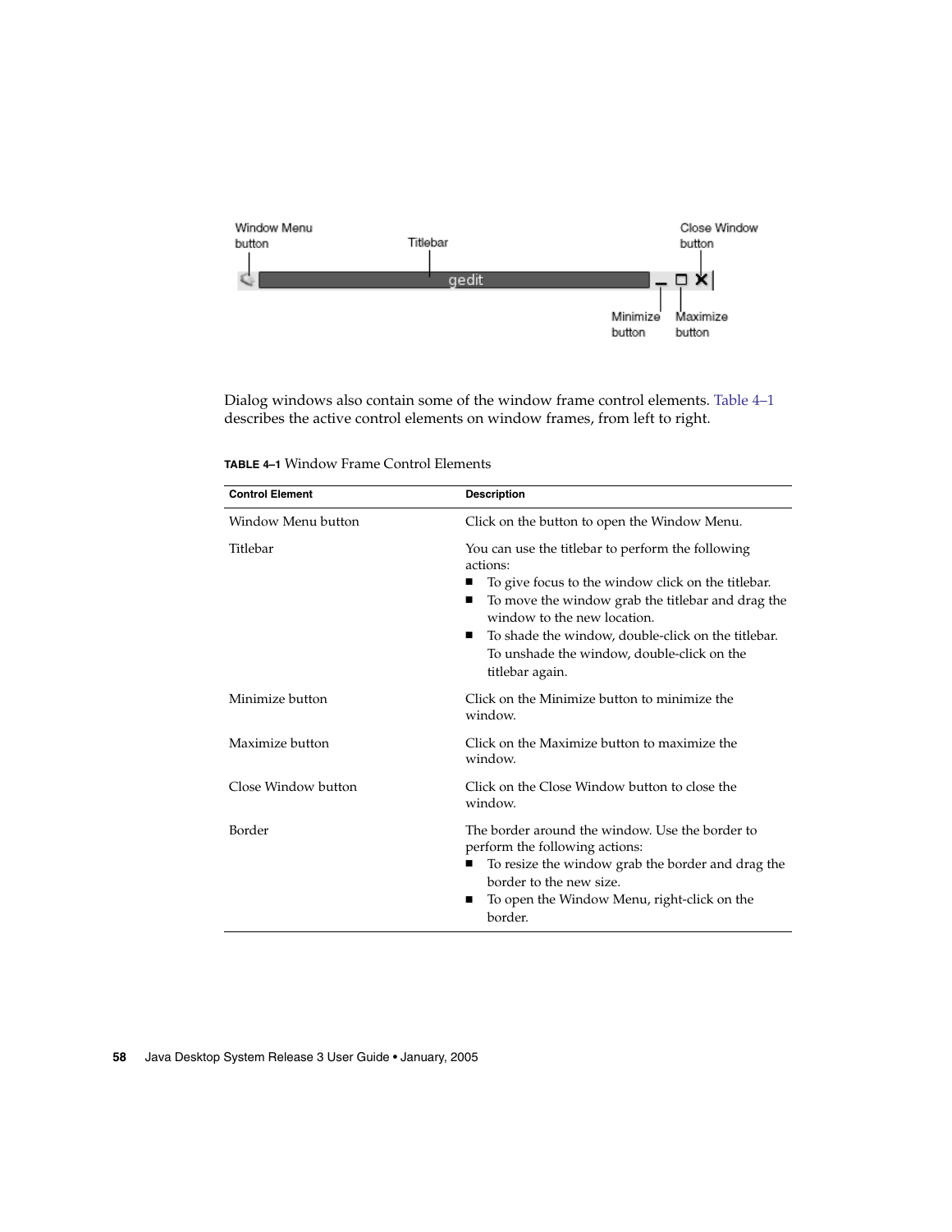Dialog windows also contain some of the window frame control elements. Table 4–1 describes the active control elements on window frames, from left to right.

**TABLE 4–1** Window Frame Control Elements

| Control Element | Description |
| --- | --- |
| Window Menu button | Click on the button to open the Window Menu. |
| Titlebar | You can use the titlebar to perform the following actions:<br>■ To give focus to the window click on the titlebar.<br>■ To move the window grab the titlebar and drag the window to the new location.<br>■ To shade the window, double-click on the titlebar. To unshade the window, double-click on the titlebar again. |
| Minimize button | Click on the Minimize button to minimize the window. |
| Maximize button | Click on the Maximize button to maximize the window. |
| Close Window button | Click on the Close Window button to close the window. |
| Border | The border around the window. Use the border to perform the following actions:<br>■ To resize the window grab the border and drag the border to the new size.<br>■ To open the Window Menu, right-click on the border. |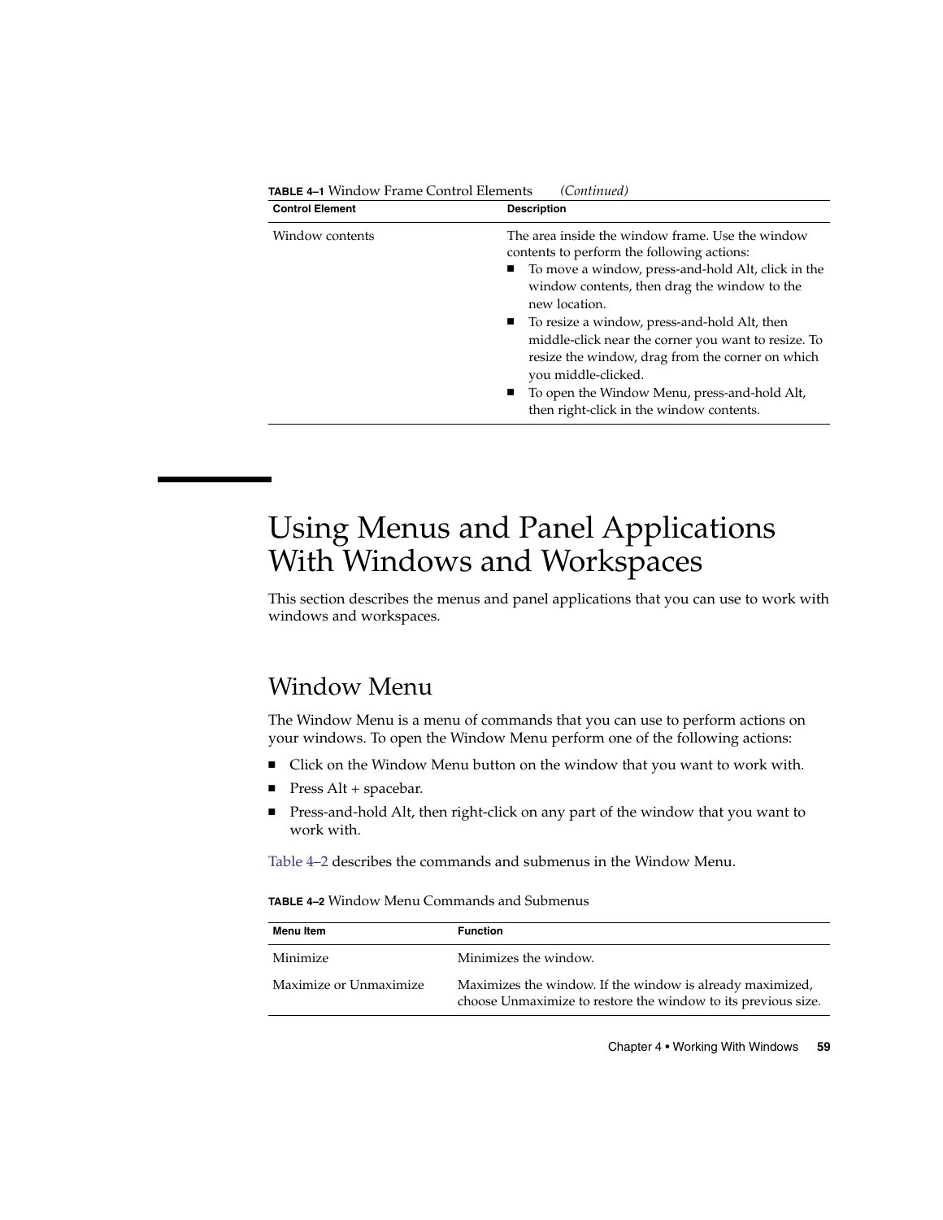**TABLE 4–1** Window Frame Control Elements *(Continued)*

| Control Element | Description |
|---|---|
| Window contents | The area inside the window frame. Use the window contents to perform the following actions:<br>■ To move a window, press-and-hold Alt, click in the window contents, then drag the window to the new location.<br>■ To resize a window, press-and-hold Alt, then middle-click near the corner you want to resize. To resize the window, drag from the corner on which you middle-clicked.<br>■ To open the Window Menu, press-and-hold Alt, then right-click in the window contents. |

# Using Menus and Panel Applications With Windows and Workspaces

This section describes the menus and panel applications that you can use to work with windows and workspaces.

## Window Menu

The Window Menu is a menu of commands that you can use to perform actions on your windows. To open the Window Menu perform one of the following actions:

- Click on the Window Menu button on the window that you want to work with.
- Press Alt + spacebar.
- Press-and-hold Alt, then right-click on any part of the window that you want to work with.

Table 4–2 describes the commands and submenus in the Window Menu.

**TABLE 4–2** Window Menu Commands and Submenus

| Menu Item | Function |
|---|---|
| Minimize | Minimizes the window. |
| Maximize or Unmaximize | Maximizes the window. If the window is already maximized, choose Unmaximize to restore the window to its previous size. |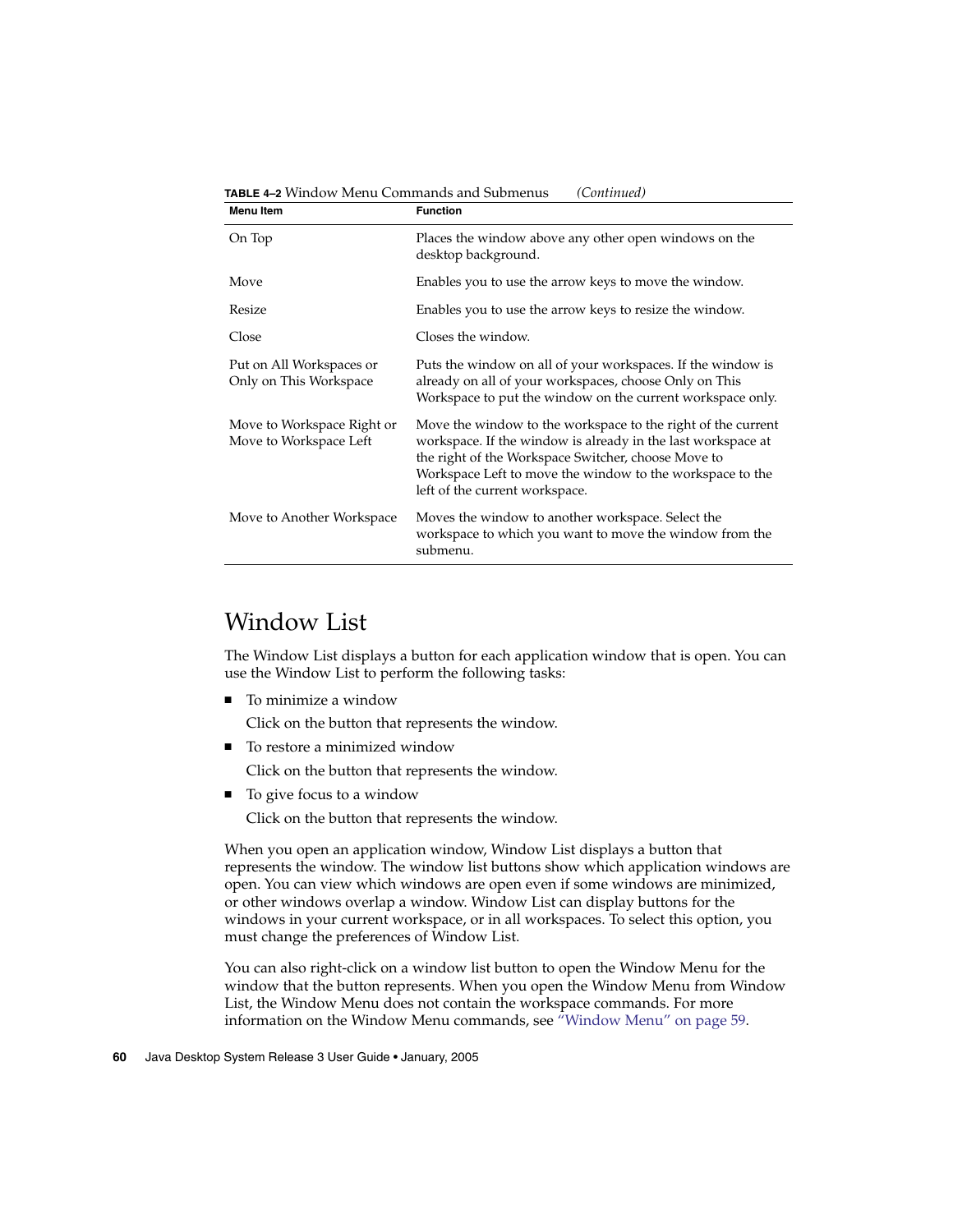**TABLE 4–2** Window Menu Commands and Submenus *(Continued)*

| Menu Item | Function |
| --- | --- |
| On Top | Places the window above any other open windows on the desktop background. |
| Move | Enables you to use the arrow keys to move the window. |
| Resize | Enables you to use the arrow keys to resize the window. |
| Close | Closes the window. |
| Put on All Workspaces or Only on This Workspace | Puts the window on all of your workspaces. If the window is already on all of your workspaces, choose Only on This Workspace to put the window on the current workspace only. |
| Move to Workspace Right or Move to Workspace Left | Move the window to the workspace to the right of the current workspace. If the window is already in the last workspace at the right of the Workspace Switcher, choose Move to Workspace Left to move the window to the workspace to the left of the current workspace. |
| Move to Another Workspace | Moves the window to another workspace. Select the workspace to which you want to move the window from the submenu. |

# Window List

The Window List displays a button for each application window that is open. You can use the Window List to perform the following tasks:

- To minimize a window

  Click on the button that represents the window.
- To restore a minimized window

  Click on the button that represents the window.
- To give focus to a window

  Click on the button that represents the window.

When you open an application window, Window List displays a button that represents the window. The window list buttons show which application windows are open. You can view which windows are open even if some windows are minimized, or other windows overlap a window. Window List can display buttons for the windows in your current workspace, or in all workspaces. To select this option, you must change the preferences of Window List.

You can also right-click on a window list button to open the Window Menu for the window that the button represents. When you open the Window Menu from Window List, the Window Menu does not contain the workspace commands. For more information on the Window Menu commands, see "Window Menu" on page 59.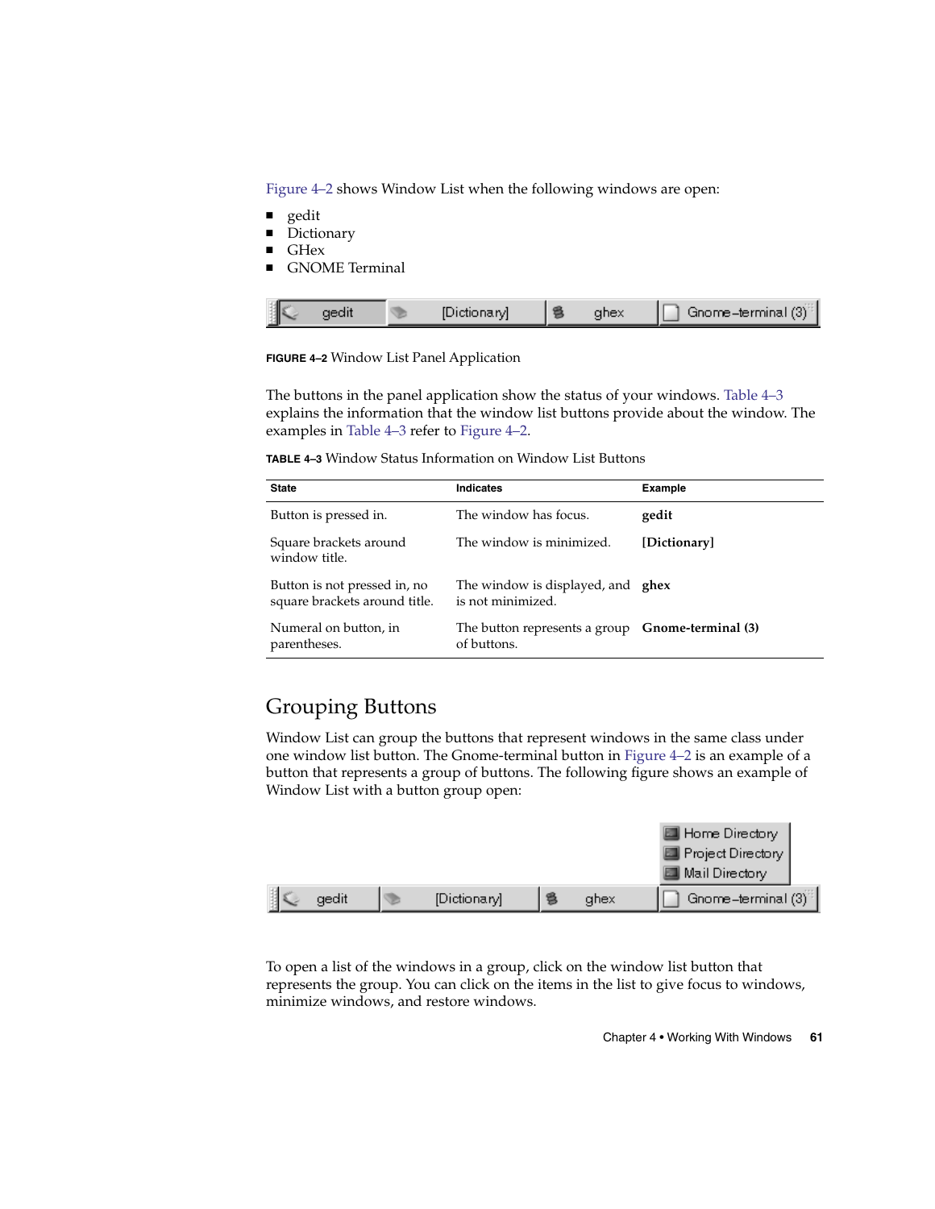Figure 4–2 shows Window List when the following windows are open:

- gedit
- Dictionary
- GHex
- GNOME Terminal

**FIGURE 4–2** Window List Panel Application

The buttons in the panel application show the status of your windows. Table 4–3 explains the information that the window list buttons provide about the window. The examples in Table 4–3 refer to Figure 4–2.

**TABLE 4–3** Window Status Information on Window List Buttons

| State | Indicates | Example |
| --- | --- | --- |
| Button is pressed in. | The window has focus. | **gedit** |
| Square brackets around window title. | The window is minimized. | **[Dictionary]** |
| Button is not pressed in, no square brackets around title. | The window is displayed, and is not minimized. | **ghex** |
| Numeral on button, in parentheses. | The button represents a group of buttons. | **Gnome-terminal (3)** |

## Grouping Buttons

Window List can group the buttons that represent windows in the same class under one window list button. The Gnome-terminal button in Figure 4–2 is an example of a button that represents a group of buttons. The following figure shows an example of Window List with a button group open:

To open a list of the windows in a group, click on the window list button that represents the group. You can click on the items in the list to give focus to windows, minimize windows, and restore windows.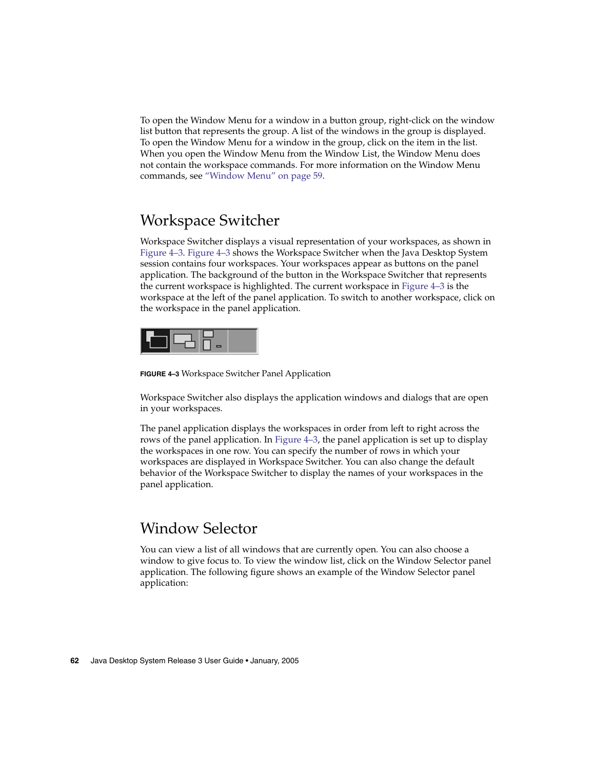To open the Window Menu for a window in a button group, right-click on the window list button that represents the group. A list of the windows in the group is displayed. To open the Window Menu for a window in the group, click on the item in the list. When you open the Window Menu from the Window List, the Window Menu does not contain the workspace commands. For more information on the Window Menu commands, see "Window Menu" on page 59.

## Workspace Switcher

Workspace Switcher displays a visual representation of your workspaces, as shown in Figure 4–3. Figure 4–3 shows the Workspace Switcher when the Java Desktop System session contains four workspaces. Your workspaces appear as buttons on the panel application. The background of the button in the Workspace Switcher that represents the current workspace is highlighted. The current workspace in Figure 4–3 is the workspace at the left of the panel application. To switch to another workspace, click on the workspace in the panel application.

**FIGURE 4–3** Workspace Switcher Panel Application

Workspace Switcher also displays the application windows and dialogs that are open in your workspaces.

The panel application displays the workspaces in order from left to right across the rows of the panel application. In Figure 4–3, the panel application is set up to display the workspaces in one row. You can specify the number of rows in which your workspaces are displayed in Workspace Switcher. You can also change the default behavior of the Workspace Switcher to display the names of your workspaces in the panel application.

## Window Selector

You can view a list of all windows that are currently open. You can also choose a window to give focus to. To view the window list, click on the Window Selector panel application. The following figure shows an example of the Window Selector panel application: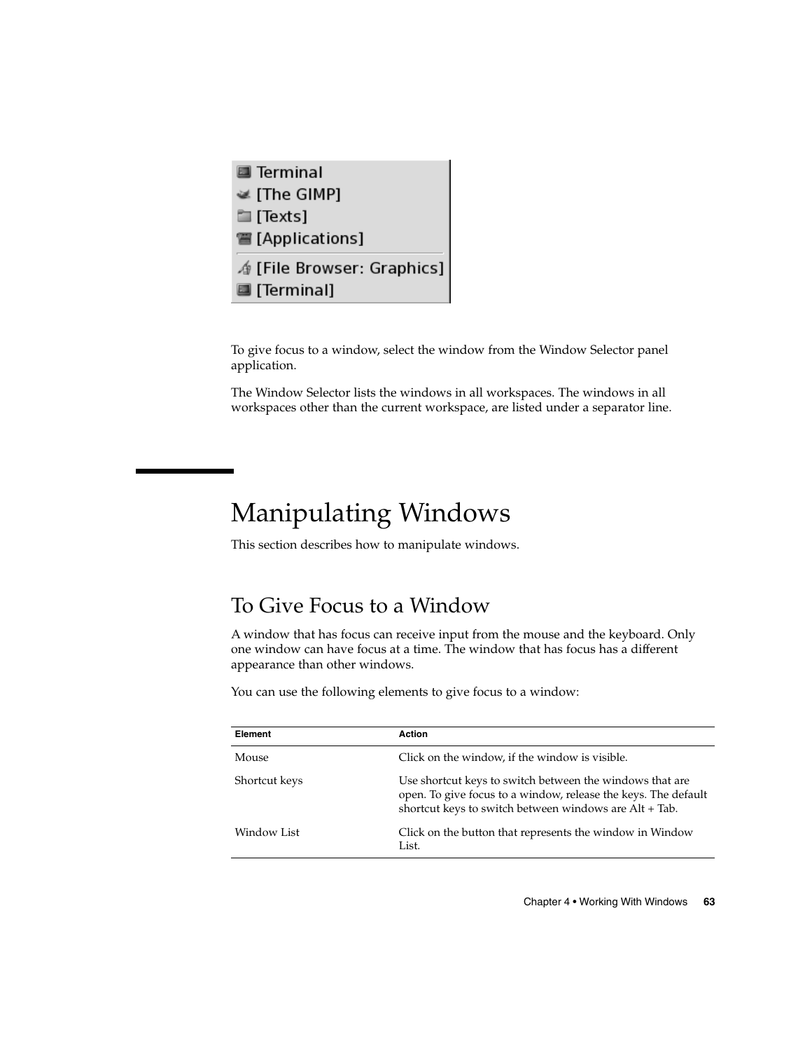To give focus to a window, select the window from the Window Selector panel application.

The Window Selector lists the windows in all workspaces. The windows in all workspaces other than the current workspace, are listed under a separator line.

# Manipulating Windows

This section describes how to manipulate windows.

## To Give Focus to a Window

A window that has focus can receive input from the mouse and the keyboard. Only one window can have focus at a time. The window that has focus has a different appearance than other windows.

You can use the following elements to give focus to a window:

| Element | Action |
| --- | --- |
| Mouse | Click on the window, if the window is visible. |
| Shortcut keys | Use shortcut keys to switch between the windows that are open. To give focus to a window, release the keys. The default shortcut keys to switch between windows are Alt + Tab. |
| Window List | Click on the button that represents the window in Window List. |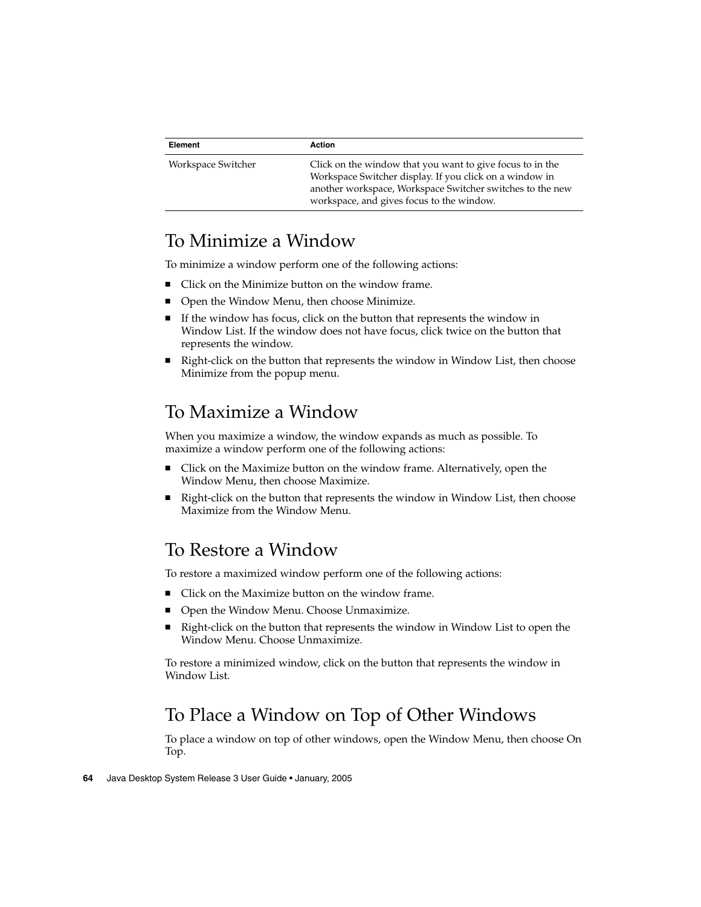| Element | Action |
| --- | --- |
| Workspace Switcher | Click on the window that you want to give focus to in the Workspace Switcher display. If you click on a window in another workspace, Workspace Switcher switches to the new workspace, and gives focus to the window. |

## To Minimize a Window

To minimize a window perform one of the following actions:

- Click on the Minimize button on the window frame.
- Open the Window Menu, then choose Minimize.
- If the window has focus, click on the button that represents the window in Window List. If the window does not have focus, click twice on the button that represents the window.
- Right-click on the button that represents the window in Window List, then choose Minimize from the popup menu.

## To Maximize a Window

When you maximize a window, the window expands as much as possible. To maximize a window perform one of the following actions:

- Click on the Maximize button on the window frame. Alternatively, open the Window Menu, then choose Maximize.
- Right-click on the button that represents the window in Window List, then choose Maximize from the Window Menu.

## To Restore a Window

To restore a maximized window perform one of the following actions:

- Click on the Maximize button on the window frame.
- Open the Window Menu. Choose Unmaximize.
- Right-click on the button that represents the window in Window List to open the Window Menu. Choose Unmaximize.

To restore a minimized window, click on the button that represents the window in Window List.

## To Place a Window on Top of Other Windows

To place a window on top of other windows, open the Window Menu, then choose On Top.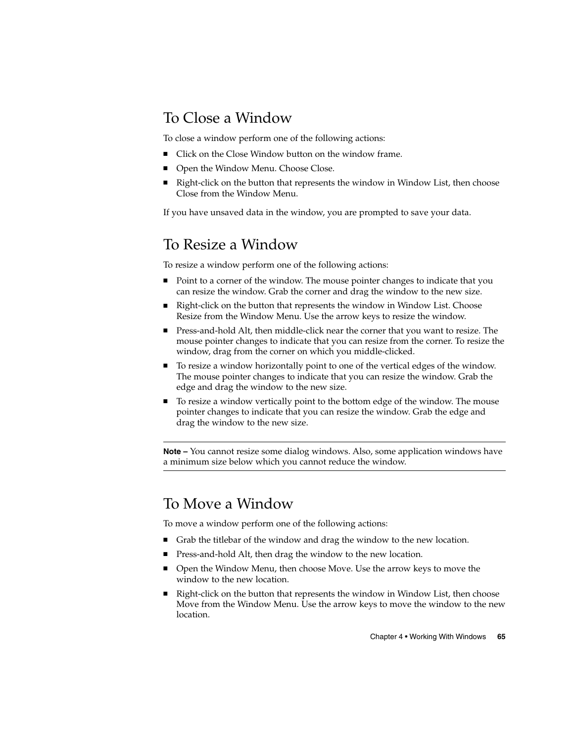## To Close a Window

To close a window perform one of the following actions:

- Click on the Close Window button on the window frame.
- Open the Window Menu. Choose Close.
- Right-click on the button that represents the window in Window List, then choose Close from the Window Menu.

If you have unsaved data in the window, you are prompted to save your data.

## To Resize a Window

To resize a window perform one of the following actions:

- Point to a corner of the window. The mouse pointer changes to indicate that you can resize the window. Grab the corner and drag the window to the new size.
- Right-click on the button that represents the window in Window List. Choose Resize from the Window Menu. Use the arrow keys to resize the window.
- Press-and-hold Alt, then middle-click near the corner that you want to resize. The mouse pointer changes to indicate that you can resize from the corner. To resize the window, drag from the corner on which you middle-clicked.
- To resize a window horizontally point to one of the vertical edges of the window. The mouse pointer changes to indicate that you can resize the window. Grab the edge and drag the window to the new size.
- To resize a window vertically point to the bottom edge of the window. The mouse pointer changes to indicate that you can resize the window. Grab the edge and drag the window to the new size.

---

**Note –** You cannot resize some dialog windows. Also, some application windows have a minimum size below which you cannot reduce the window.

---

## To Move a Window

To move a window perform one of the following actions:

- Grab the titlebar of the window and drag the window to the new location.
- Press-and-hold Alt, then drag the window to the new location.
- Open the Window Menu, then choose Move. Use the arrow keys to move the window to the new location.
- Right-click on the button that represents the window in Window List, then choose Move from the Window Menu. Use the arrow keys to move the window to the new location.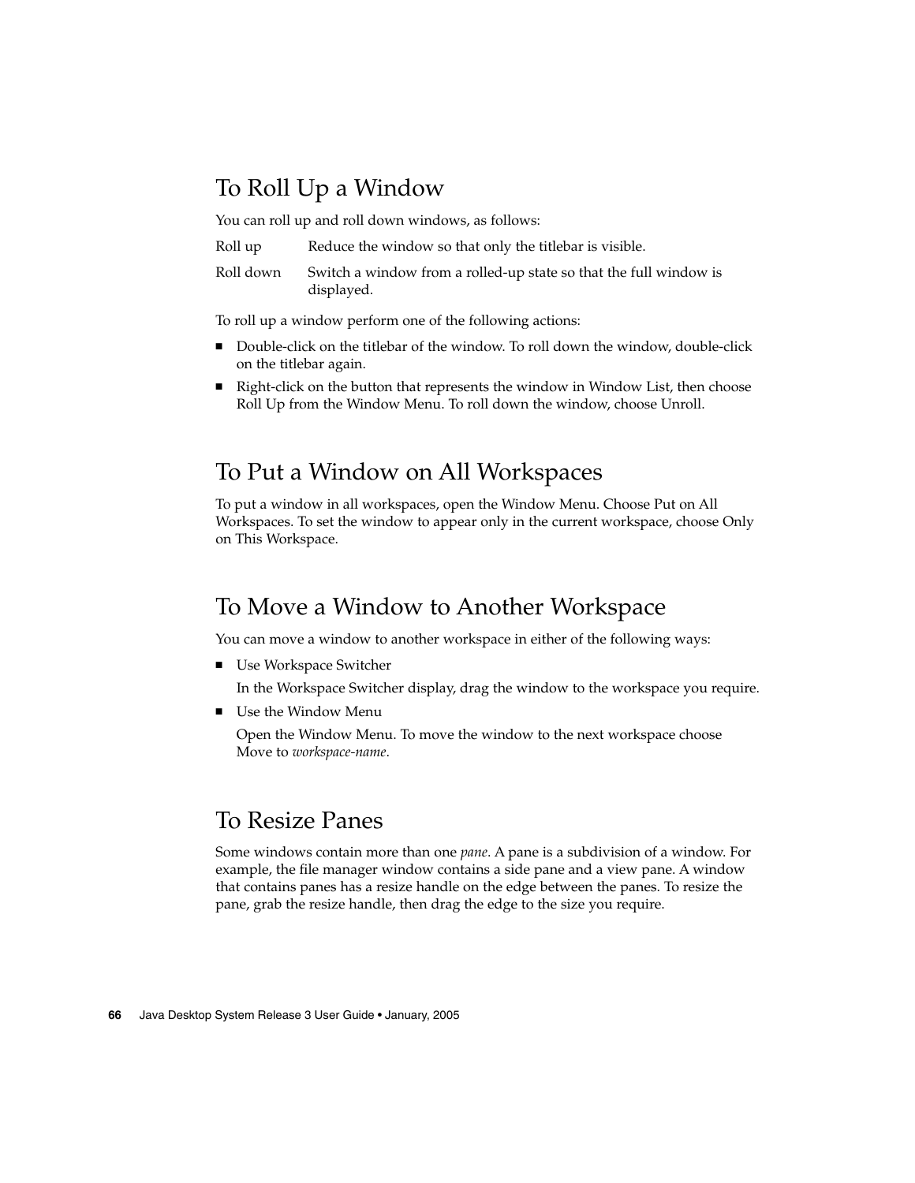## To Roll Up a Window

You can roll up and roll down windows, as follows:

| | |
|---|---|
| Roll up | Reduce the window so that only the titlebar is visible. |
| Roll down | Switch a window from a rolled-up state so that the full window is displayed. |

To roll up a window perform one of the following actions:

- Double-click on the titlebar of the window. To roll down the window, double-click on the titlebar again.
- Right-click on the button that represents the window in Window List, then choose Roll Up from the Window Menu. To roll down the window, choose Unroll.

## To Put a Window on All Workspaces

To put a window in all workspaces, open the Window Menu. Choose Put on All Workspaces. To set the window to appear only in the current workspace, choose Only on This Workspace.

## To Move a Window to Another Workspace

You can move a window to another workspace in either of the following ways:

- Use Workspace Switcher

  In the Workspace Switcher display, drag the window to the workspace you require.
- Use the Window Menu

  Open the Window Menu. To move the window to the next workspace choose Move to *workspace-name*.

## To Resize Panes

Some windows contain more than one *pane*. A pane is a subdivision of a window. For example, the file manager window contains a side pane and a view pane. A window that contains panes has a resize handle on the edge between the panes. To resize the pane, grab the resize handle, then drag the edge to the size you require.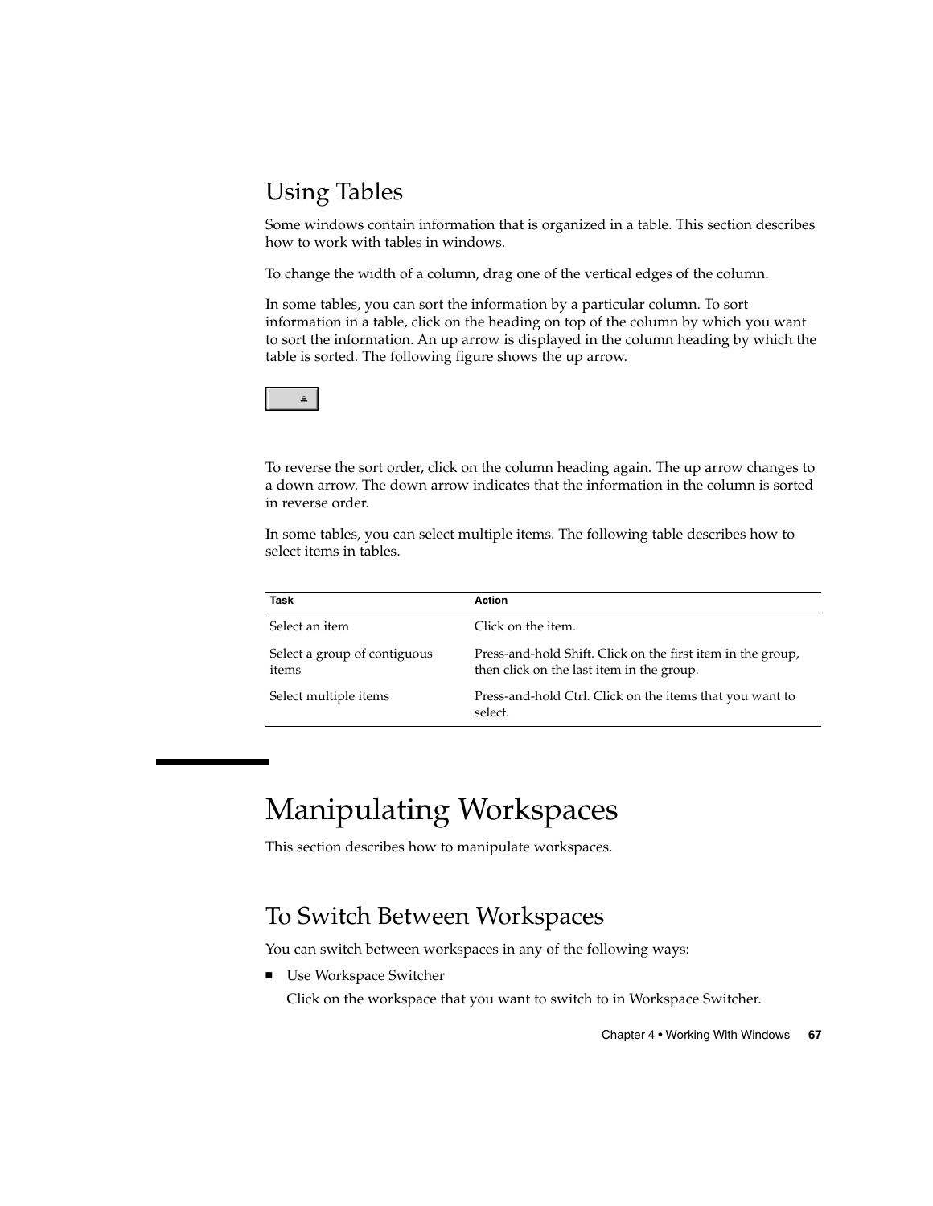## Using Tables

Some windows contain information that is organized in a table. This section describes how to work with tables in windows.

To change the width of a column, drag one of the vertical edges of the column.

In some tables, you can sort the information by a particular column. To sort information in a table, click on the heading on top of the column by which you want to sort the information. An up arrow is displayed in the column heading by which the table is sorted. The following figure shows the up arrow.

To reverse the sort order, click on the column heading again. The up arrow changes to a down arrow. The down arrow indicates that the information in the column is sorted in reverse order.

In some tables, you can select multiple items. The following table describes how to select items in tables.

| Task | Action |
| --- | --- |
| Select an item | Click on the item. |
| Select a group of contiguous items | Press-and-hold Shift. Click on the first item in the group, then click on the last item in the group. |
| Select multiple items | Press-and-hold Ctrl. Click on the items that you want to select. |

# Manipulating Workspaces

This section describes how to manipulate workspaces.

## To Switch Between Workspaces

You can switch between workspaces in any of the following ways:

- Use Workspace Switcher

  Click on the workspace that you want to switch to in Workspace Switcher.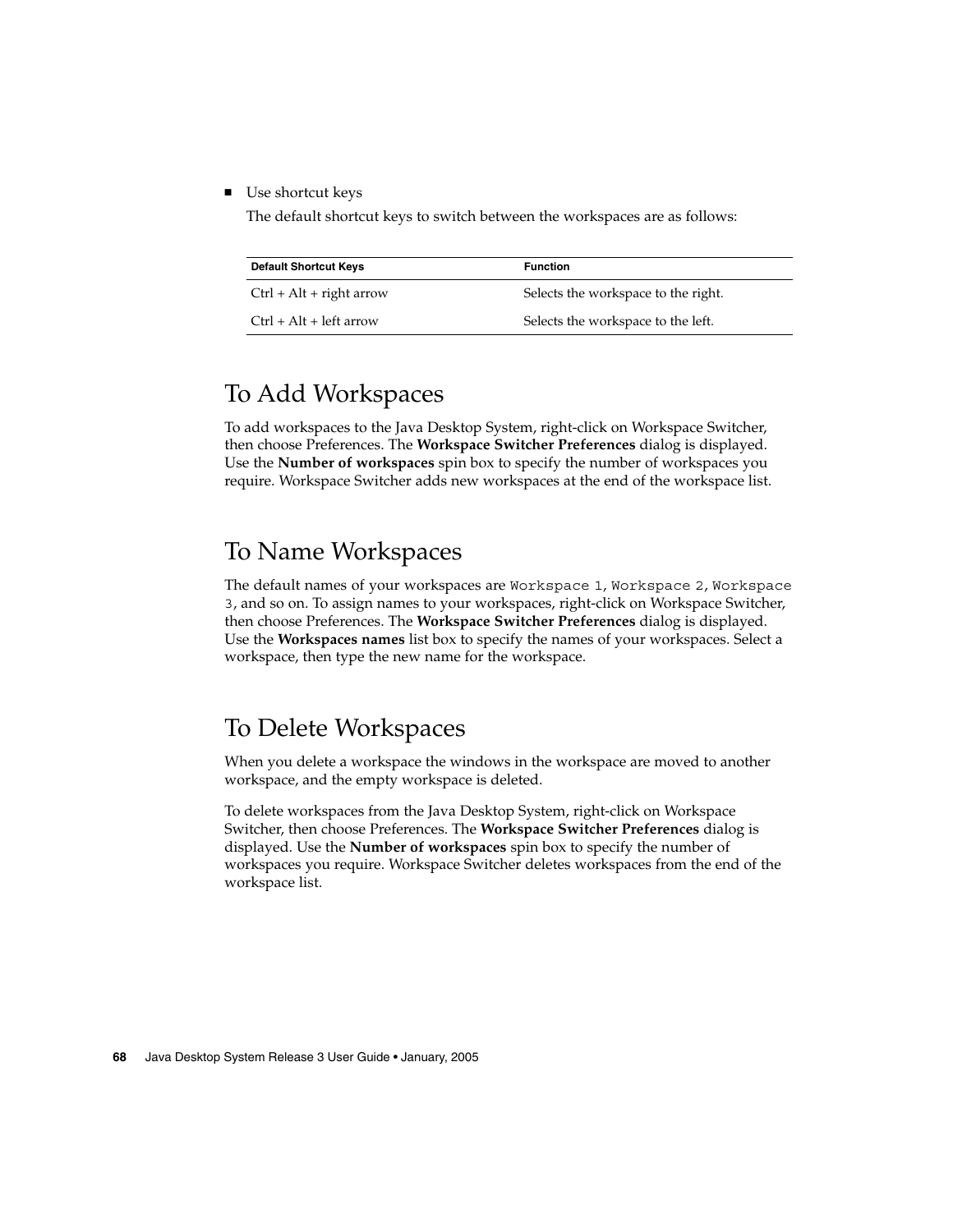- Use shortcut keys

  The default shortcut keys to switch between the workspaces are as follows:

| Default Shortcut Keys | Function |
| --- | --- |
| Ctrl + Alt + right arrow | Selects the workspace to the right. |
| Ctrl + Alt + left arrow | Selects the workspace to the left. |

## To Add Workspaces

To add workspaces to the Java Desktop System, right-click on Workspace Switcher, then choose Preferences. The **Workspace Switcher Preferences** dialog is displayed. Use the **Number of workspaces** spin box to specify the number of workspaces you require. Workspace Switcher adds new workspaces at the end of the workspace list.

## To Name Workspaces

The default names of your workspaces are `Workspace 1`, `Workspace 2`, `Workspace 3`, and so on. To assign names to your workspaces, right-click on Workspace Switcher, then choose Preferences. The **Workspace Switcher Preferences** dialog is displayed. Use the **Workspaces names** list box to specify the names of your workspaces. Select a workspace, then type the new name for the workspace.

## To Delete Workspaces

When you delete a workspace the windows in the workspace are moved to another workspace, and the empty workspace is deleted.

To delete workspaces from the Java Desktop System, right-click on Workspace Switcher, then choose Preferences. The **Workspace Switcher Preferences** dialog is displayed. Use the **Number of workspaces** spin box to specify the number of workspaces you require. Workspace Switcher deletes workspaces from the end of the workspace list.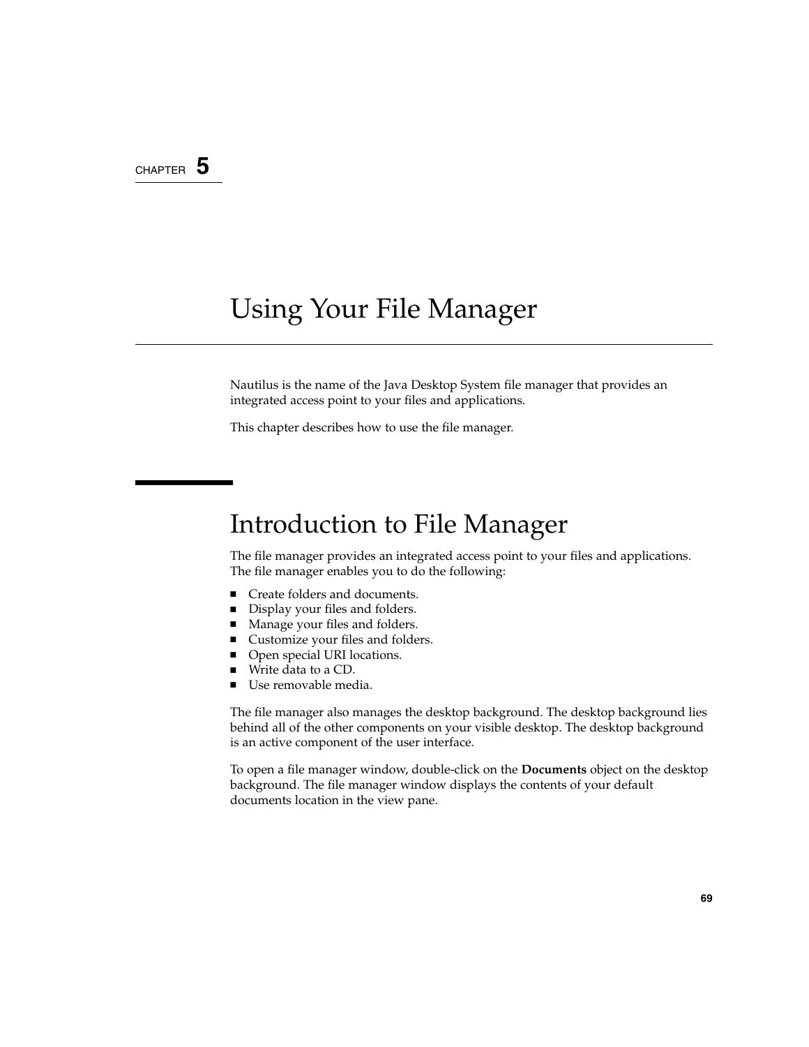CHAPTER 5

# Using Your File Manager

Nautilus is the name of the Java Desktop System file manager that provides an integrated access point to your files and applications.

This chapter describes how to use the file manager.

## Introduction to File Manager

The file manager provides an integrated access point to your files and applications. The file manager enables you to do the following:

- Create folders and documents.
- Display your files and folders.
- Manage your files and folders.
- Customize your files and folders.
- Open special URI locations.
- Write data to a CD.
- Use removable media.

The file manager also manages the desktop background. The desktop background lies behind all of the other components on your visible desktop. The desktop background is an active component of the user interface.

To open a file manager window, double-click on the **Documents** object on the desktop background. The file manager window displays the contents of your default documents location in the view pane.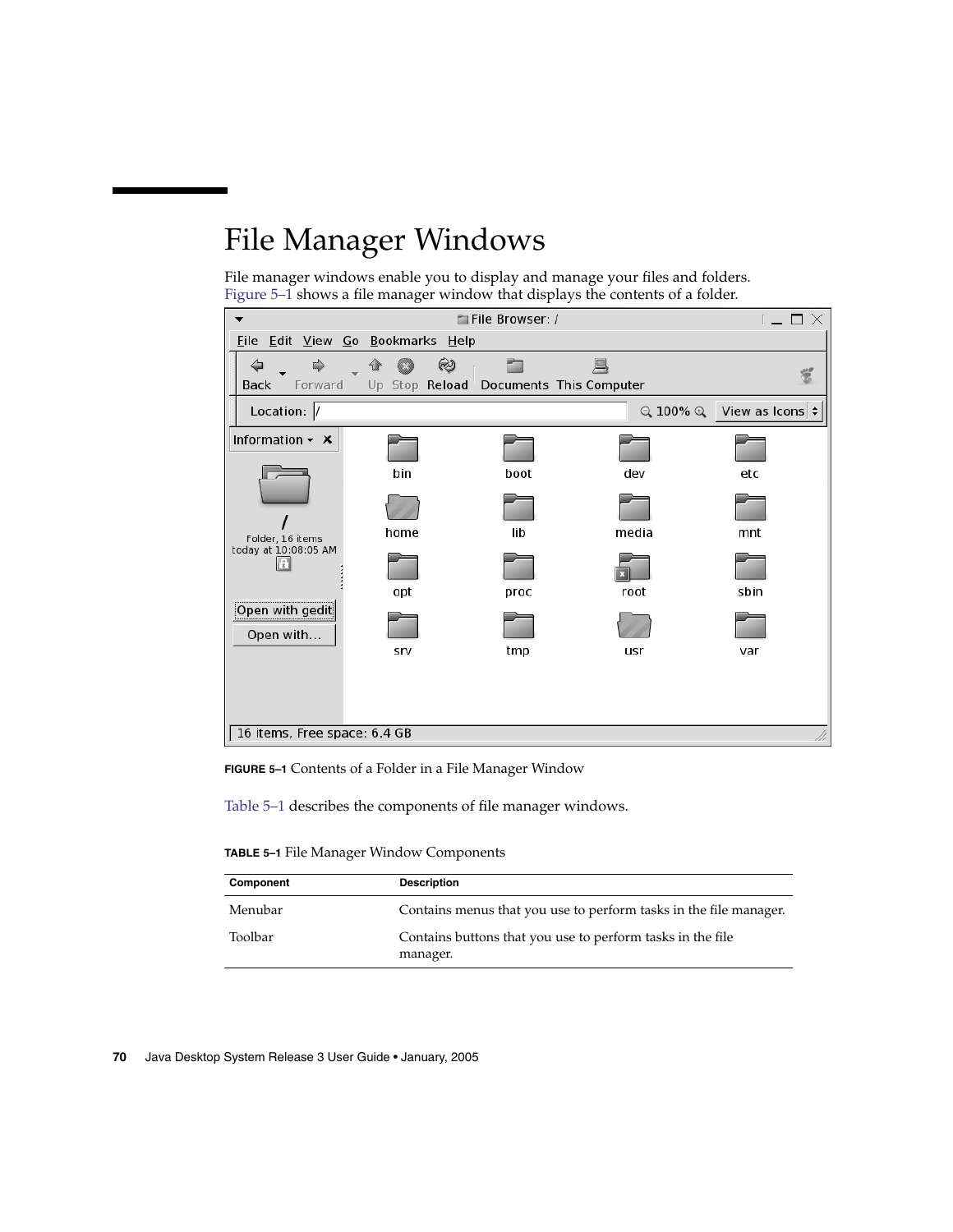# File Manager Windows

File manager windows enable you to display and manage your files and folders. Figure 5–1 shows a file manager window that displays the contents of a folder.

**FIGURE 5–1** Contents of a Folder in a File Manager Window

Table 5–1 describes the components of file manager windows.

**TABLE 5–1** File Manager Window Components

| Component | Description |
| --- | --- |
| Menubar | Contains menus that you use to perform tasks in the file manager. |
| Toolbar | Contains buttons that you use to perform tasks in the file manager. |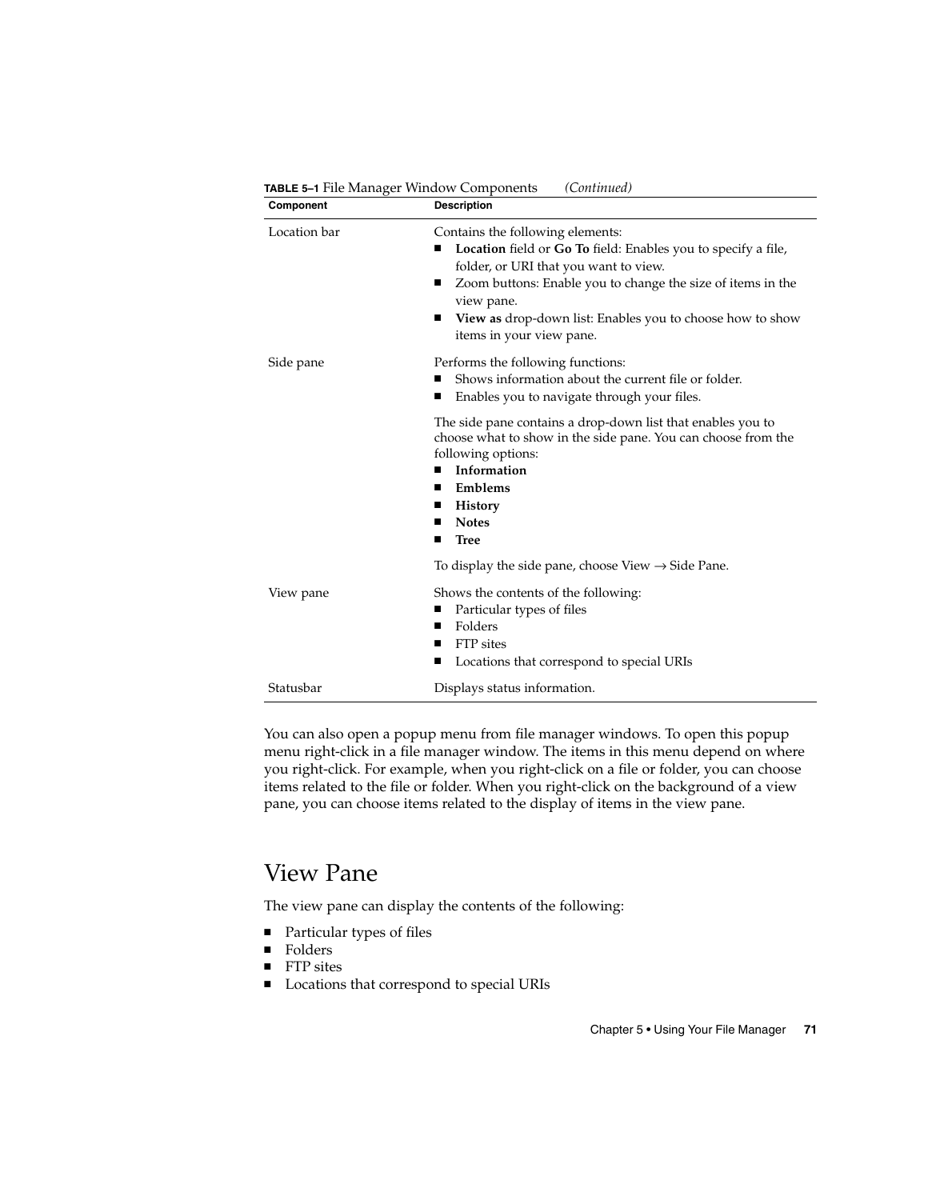**TABLE 5–1** File Manager Window Components *(Continued)*

| Component | Description |
| --- | --- |
| Location bar | Contains the following elements:<br>■ **Location** field or **Go To** field: Enables you to specify a file, folder, or URI that you want to view.<br>■ Zoom buttons: Enable you to change the size of items in the view pane.<br>■ **View as** drop-down list: Enables you to choose how to show items in your view pane. |
| Side pane | Performs the following functions:<br>■ Shows information about the current file or folder.<br>■ Enables you to navigate through your files.<br><br>The side pane contains a drop-down list that enables you to choose what to show in the side pane. You can choose from the following options:<br>■ **Information**<br>■ **Emblems**<br>■ **History**<br>■ **Notes**<br>■ **Tree**<br><br>To display the side pane, choose View → Side Pane. |
| View pane | Shows the contents of the following:<br>■ Particular types of files<br>■ Folders<br>■ FTP sites<br>■ Locations that correspond to special URIs |
| Statusbar | Displays status information. |

You can also open a popup menu from file manager windows. To open this popup menu right-click in a file manager window. The items in this menu depend on where you right-click. For example, when you right-click on a file or folder, you can choose items related to the file or folder. When you right-click on the background of a view pane, you can choose items related to the display of items in the view pane.

## View Pane

The view pane can display the contents of the following:

- Particular types of files
- Folders
- FTP sites
- Locations that correspond to special URIs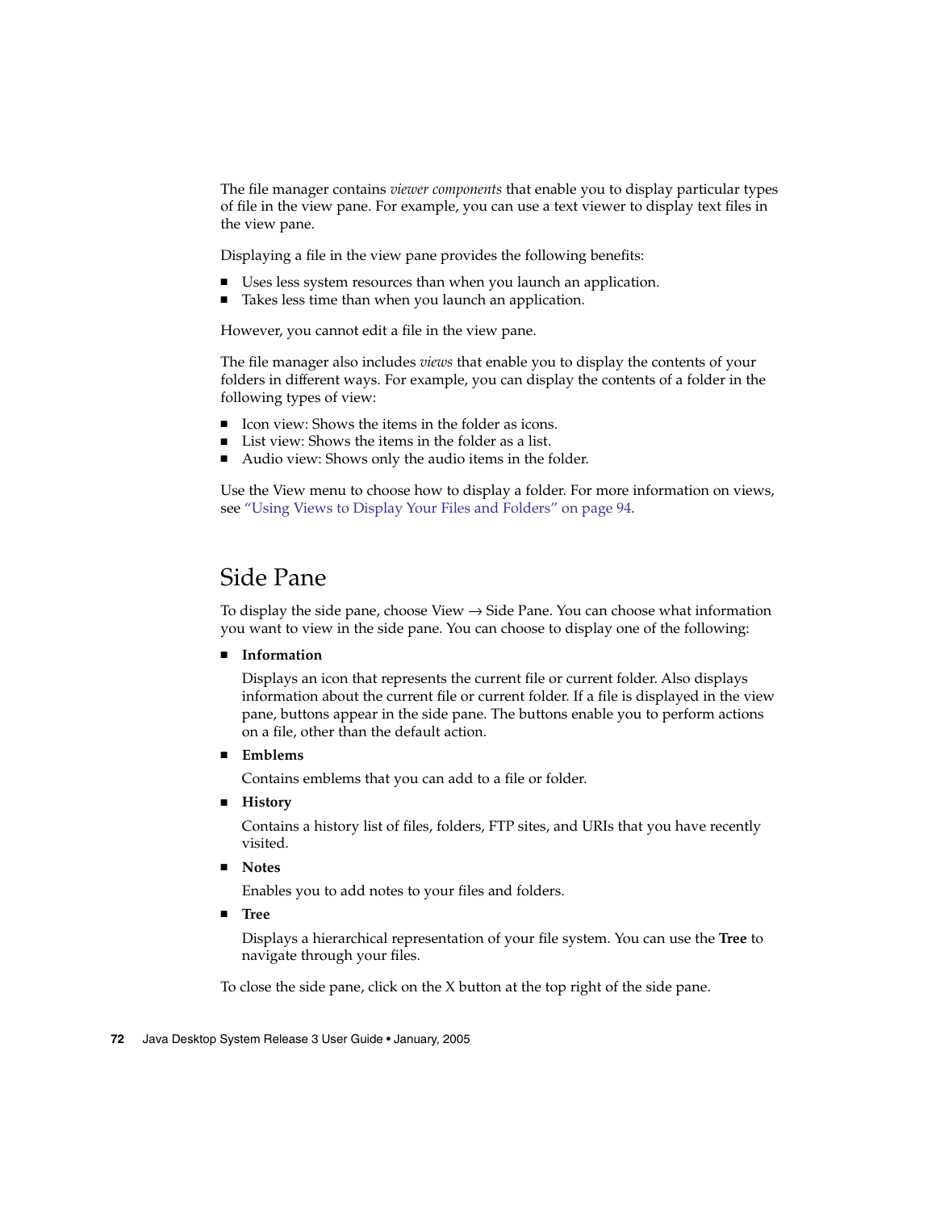The file manager contains *viewer components* that enable you to display particular types of file in the view pane. For example, you can use a text viewer to display text files in the view pane.

Displaying a file in the view pane provides the following benefits:

- Uses less system resources than when you launch an application.
- Takes less time than when you launch an application.

However, you cannot edit a file in the view pane.

The file manager also includes *views* that enable you to display the contents of your folders in different ways. For example, you can display the contents of a folder in the following types of view:

- Icon view: Shows the items in the folder as icons.
- List view: Shows the items in the folder as a list.
- Audio view: Shows only the audio items in the folder.

Use the View menu to choose how to display a folder. For more information on views, see "Using Views to Display Your Files and Folders" on page 94.

## Side Pane

To display the side pane, choose View → Side Pane. You can choose what information you want to view in the side pane. You can choose to display one of the following:

- **Information**

  Displays an icon that represents the current file or current folder. Also displays information about the current file or current folder. If a file is displayed in the view pane, buttons appear in the side pane. The buttons enable you to perform actions on a file, other than the default action.

- **Emblems**

  Contains emblems that you can add to a file or folder.

- **History**

  Contains a history list of files, folders, FTP sites, and URIs that you have recently visited.

- **Notes**

  Enables you to add notes to your files and folders.

- **Tree**

  Displays a hierarchical representation of your file system. You can use the **Tree** to navigate through your files.

To close the side pane, click on the X button at the top right of the side pane.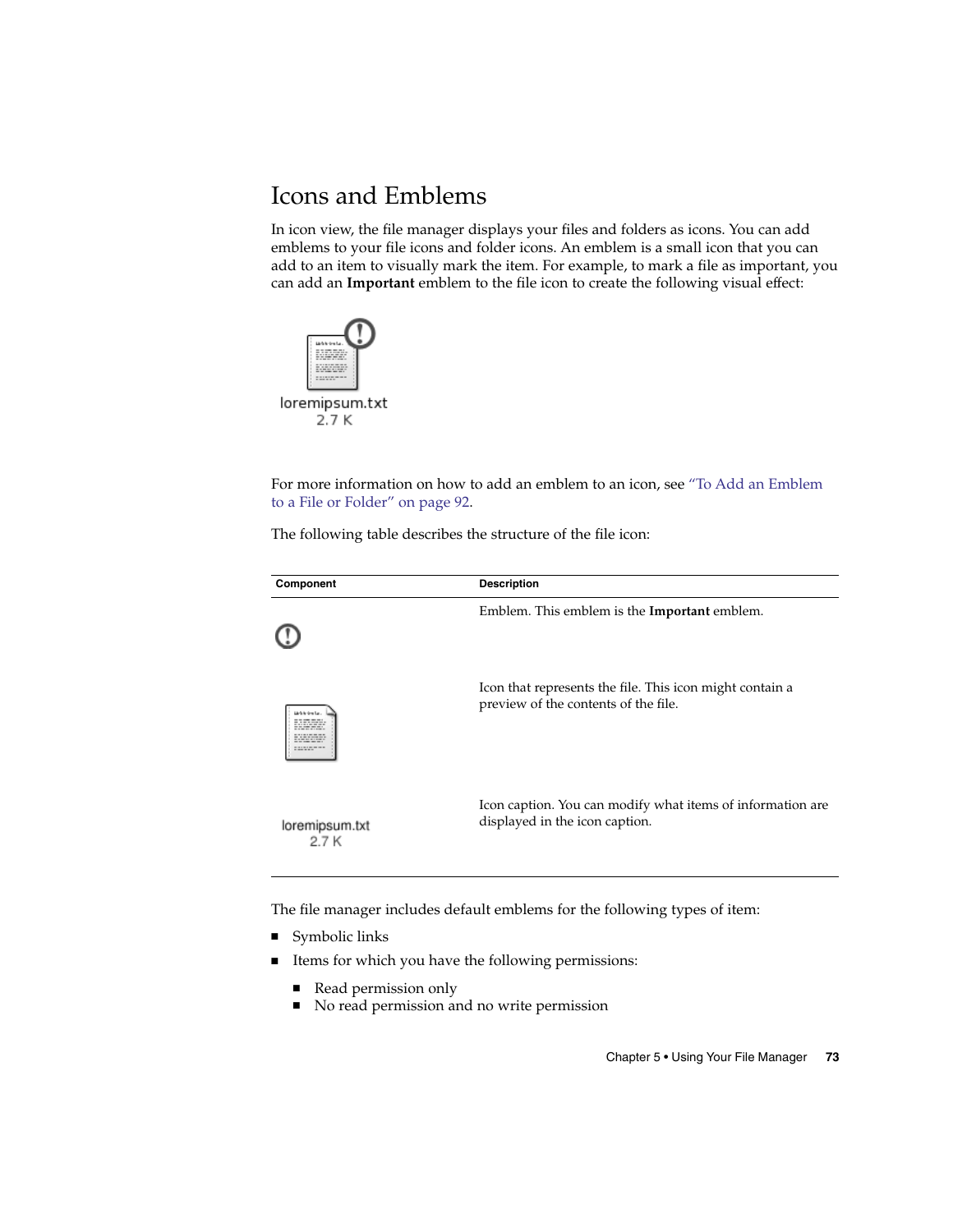# Icons and Emblems

In icon view, the file manager displays your files and folders as icons. You can add emblems to your file icons and folder icons. An emblem is a small icon that you can add to an item to visually mark the item. For example, to mark a file as important, you can add an **Important** emblem to the file icon to create the following visual effect:

loremipsum.txt
2.7 K

For more information on how to add an emblem to an icon, see "To Add an Emblem to a File or Folder" on page 92.

The following table describes the structure of the file icon:

| Component | Description |
| --- | --- |
| | Emblem. This emblem is the **Important** emblem. |
| | Icon that represents the file. This icon might contain a preview of the contents of the file. |
| loremipsum.txt 2.7 K | Icon caption. You can modify what items of information are displayed in the icon caption. |

The file manager includes default emblems for the following types of item:

- Symbolic links
- Items for which you have the following permissions:
  - Read permission only
  - No read permission and no write permission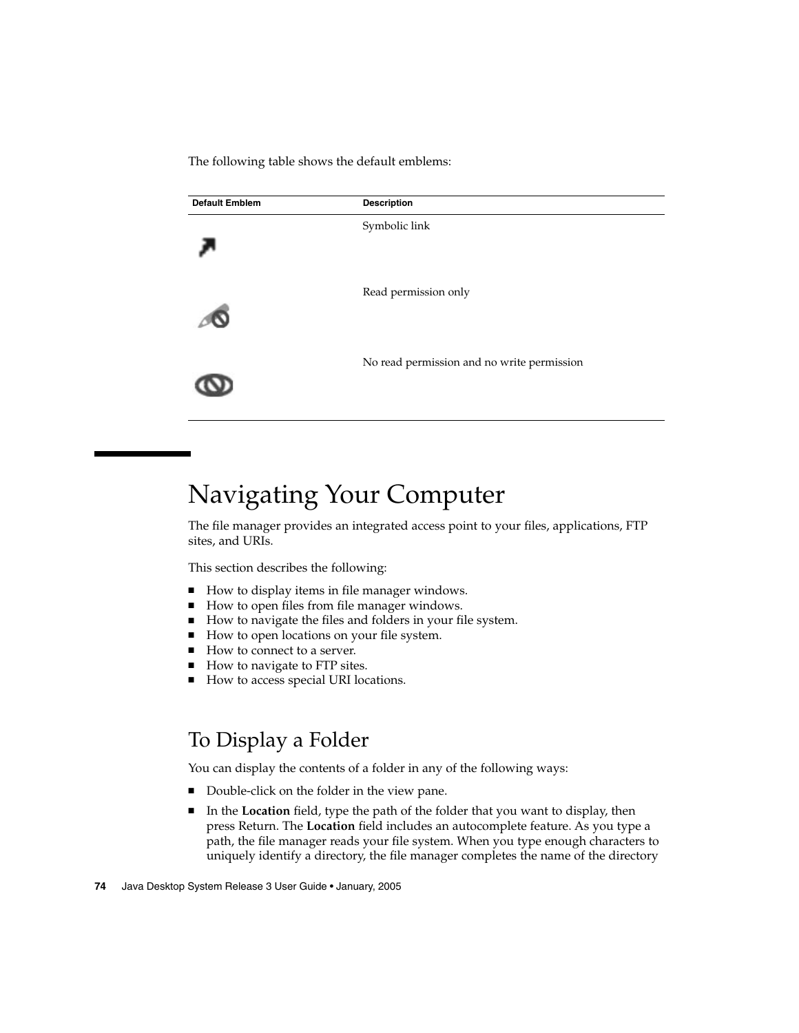The following table shows the default emblems:

| Default Emblem | Description |
| --- | --- |
| | Symbolic link |
| | Read permission only |
| | No read permission and no write permission |

# Navigating Your Computer

The file manager provides an integrated access point to your files, applications, FTP sites, and URIs.

This section describes the following:

- How to display items in file manager windows.
- How to open files from file manager windows.
- How to navigate the files and folders in your file system.
- How to open locations on your file system.
- How to connect to a server.
- How to navigate to FTP sites.
- How to access special URI locations.

## To Display a Folder

You can display the contents of a folder in any of the following ways:

- Double-click on the folder in the view pane.
- In the **Location** field, type the path of the folder that you want to display, then press Return. The **Location** field includes an autocomplete feature. As you type a path, the file manager reads your file system. When you type enough characters to uniquely identify a directory, the file manager completes the name of the directory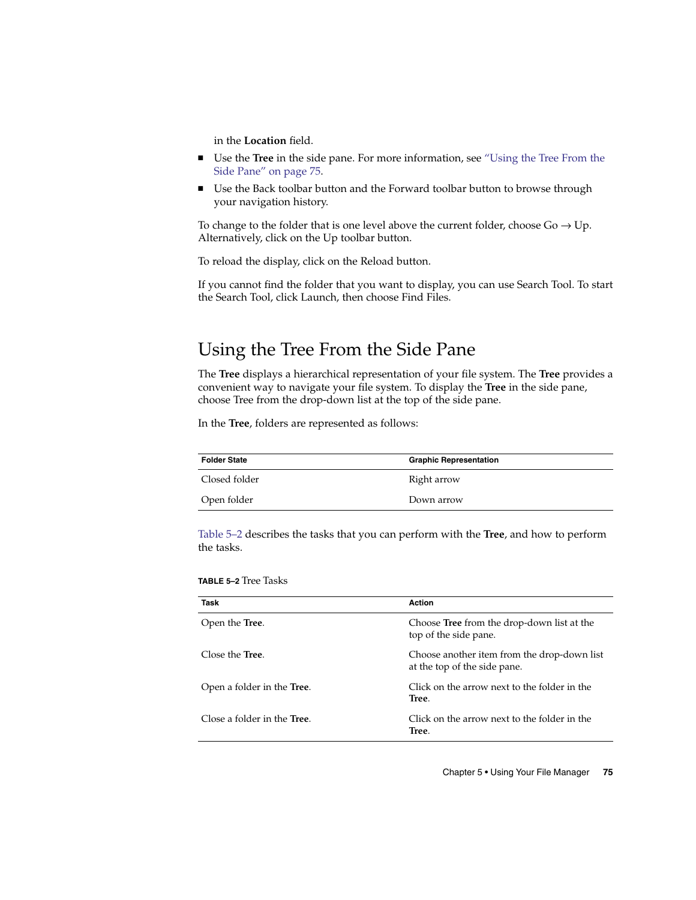in the **Location** field.

- Use the **Tree** in the side pane. For more information, see "Using the Tree From the Side Pane" on page 75.
- Use the Back toolbar button and the Forward toolbar button to browse through your navigation history.

To change to the folder that is one level above the current folder, choose Go → Up. Alternatively, click on the Up toolbar button.

To reload the display, click on the Reload button.

If you cannot find the folder that you want to display, you can use Search Tool. To start the Search Tool, click Launch, then choose Find Files.

## Using the Tree From the Side Pane

The **Tree** displays a hierarchical representation of your file system. The **Tree** provides a convenient way to navigate your file system. To display the **Tree** in the side pane, choose Tree from the drop-down list at the top of the side pane.

In the **Tree**, folders are represented as follows:

| Folder State | Graphic Representation |
| --- | --- |
| Closed folder | Right arrow |
| Open folder | Down arrow |

Table 5–2 describes the tasks that you can perform with the **Tree**, and how to perform the tasks.

**TABLE 5–2** Tree Tasks

| Task | Action |
| --- | --- |
| Open the **Tree**. | Choose **Tree** from the drop-down list at the top of the side pane. |
| Close the **Tree**. | Choose another item from the drop-down list at the top of the side pane. |
| Open a folder in the **Tree**. | Click on the arrow next to the folder in the **Tree**. |
| Close a folder in the **Tree**. | Click on the arrow next to the folder in the **Tree**. |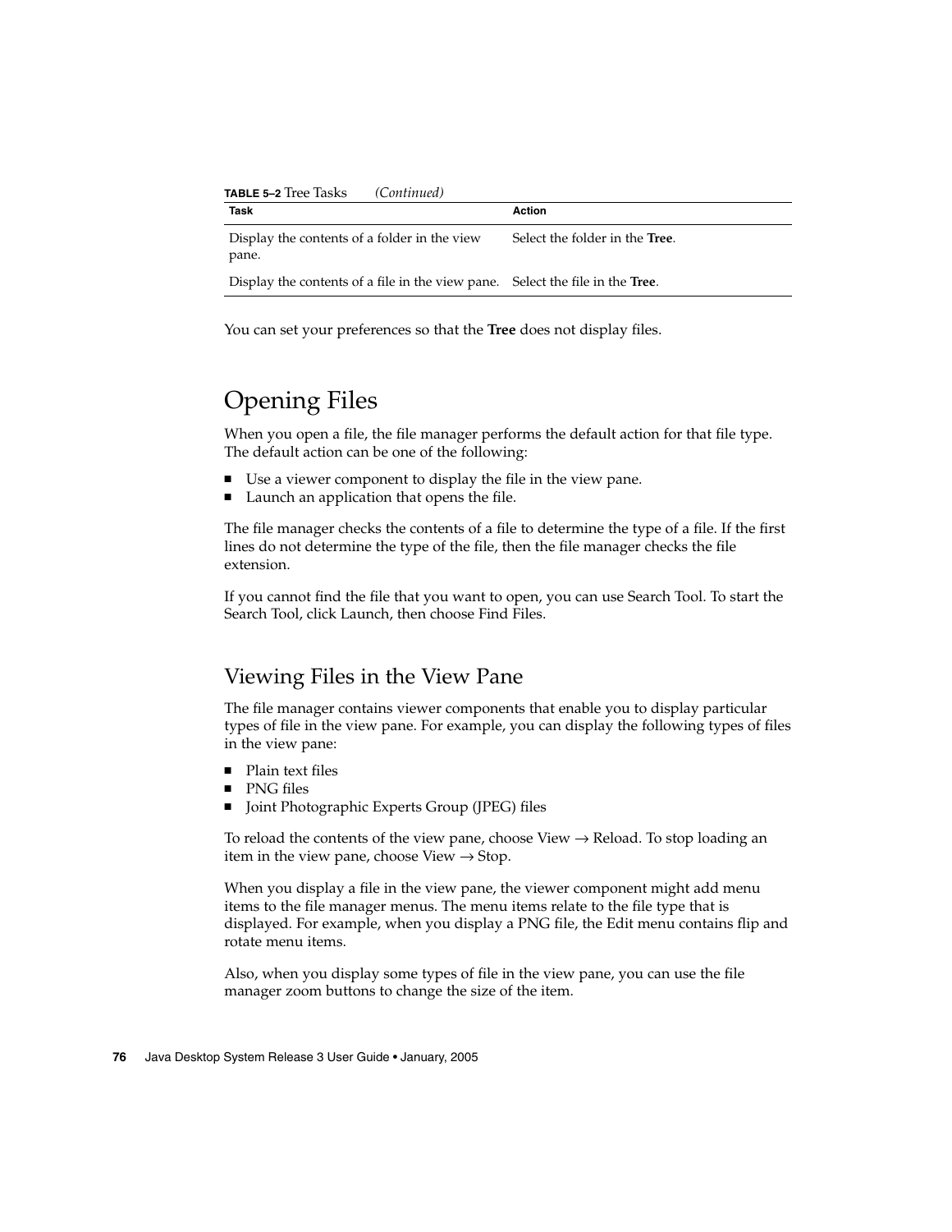**TABLE 5–2** Tree Tasks *(Continued)*

| Task | Action |
| --- | --- |
| Display the contents of a folder in the view pane. | Select the folder in the **Tree**. |
| Display the contents of a file in the view pane. | Select the file in the **Tree**. |

You can set your preferences so that the **Tree** does not display files.

# Opening Files

When you open a file, the file manager performs the default action for that file type. The default action can be one of the following:

- Use a viewer component to display the file in the view pane.
- Launch an application that opens the file.

The file manager checks the contents of a file to determine the type of a file. If the first lines do not determine the type of the file, then the file manager checks the file extension.

If you cannot find the file that you want to open, you can use Search Tool. To start the Search Tool, click Launch, then choose Find Files.

## Viewing Files in the View Pane

The file manager contains viewer components that enable you to display particular types of file in the view pane. For example, you can display the following types of files in the view pane:

- Plain text files
- PNG files
- Joint Photographic Experts Group (JPEG) files

To reload the contents of the view pane, choose View → Reload. To stop loading an item in the view pane, choose View → Stop.

When you display a file in the view pane, the viewer component might add menu items to the file manager menus. The menu items relate to the file type that is displayed. For example, when you display a PNG file, the Edit menu contains flip and rotate menu items.

Also, when you display some types of file in the view pane, you can use the file manager zoom buttons to change the size of the item.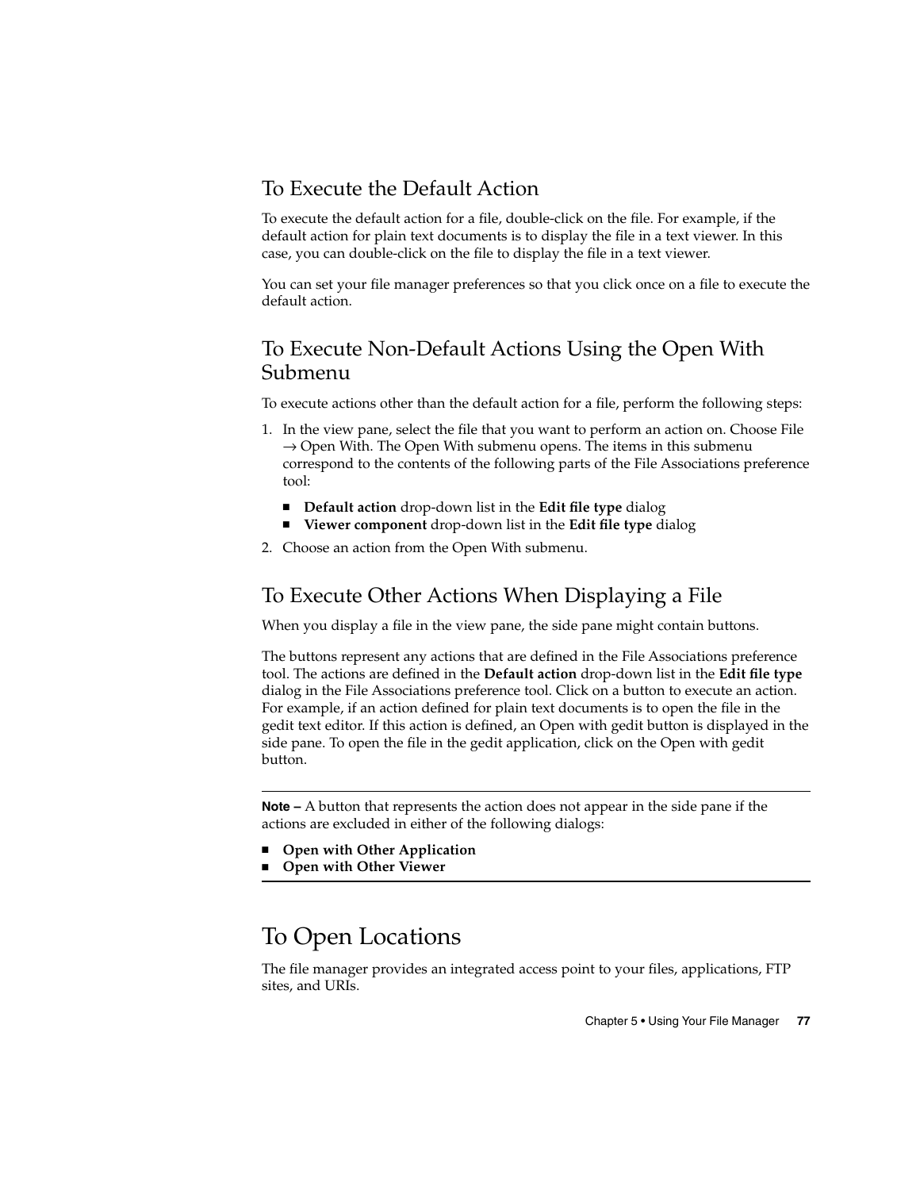### To Execute the Default Action

To execute the default action for a file, double-click on the file. For example, if the default action for plain text documents is to display the file in a text viewer. In this case, you can double-click on the file to display the file in a text viewer.

You can set your file manager preferences so that you click once on a file to execute the default action.

### To Execute Non-Default Actions Using the Open With Submenu

To execute actions other than the default action for a file, perform the following steps:

1. In the view pane, select the file that you want to perform an action on. Choose File → Open With. The Open With submenu opens. The items in this submenu correspond to the contents of the following parts of the File Associations preference tool:
   - **Default action** drop-down list in the **Edit file type** dialog
   - **Viewer component** drop-down list in the **Edit file type** dialog
2. Choose an action from the Open With submenu.

### To Execute Other Actions When Displaying a File

When you display a file in the view pane, the side pane might contain buttons.

The buttons represent any actions that are defined in the File Associations preference tool. The actions are defined in the **Default action** drop-down list in the **Edit file type** dialog in the File Associations preference tool. Click on a button to execute an action. For example, if an action defined for plain text documents is to open the file in the gedit text editor. If this action is defined, an Open with gedit button is displayed in the side pane. To open the file in the gedit application, click on the Open with gedit button.

---

**Note –** A button that represents the action does not appear in the side pane if the actions are excluded in either of the following dialogs:

- **Open with Other Application**
- **Open with Other Viewer**

---

## To Open Locations

The file manager provides an integrated access point to your files, applications, FTP sites, and URIs.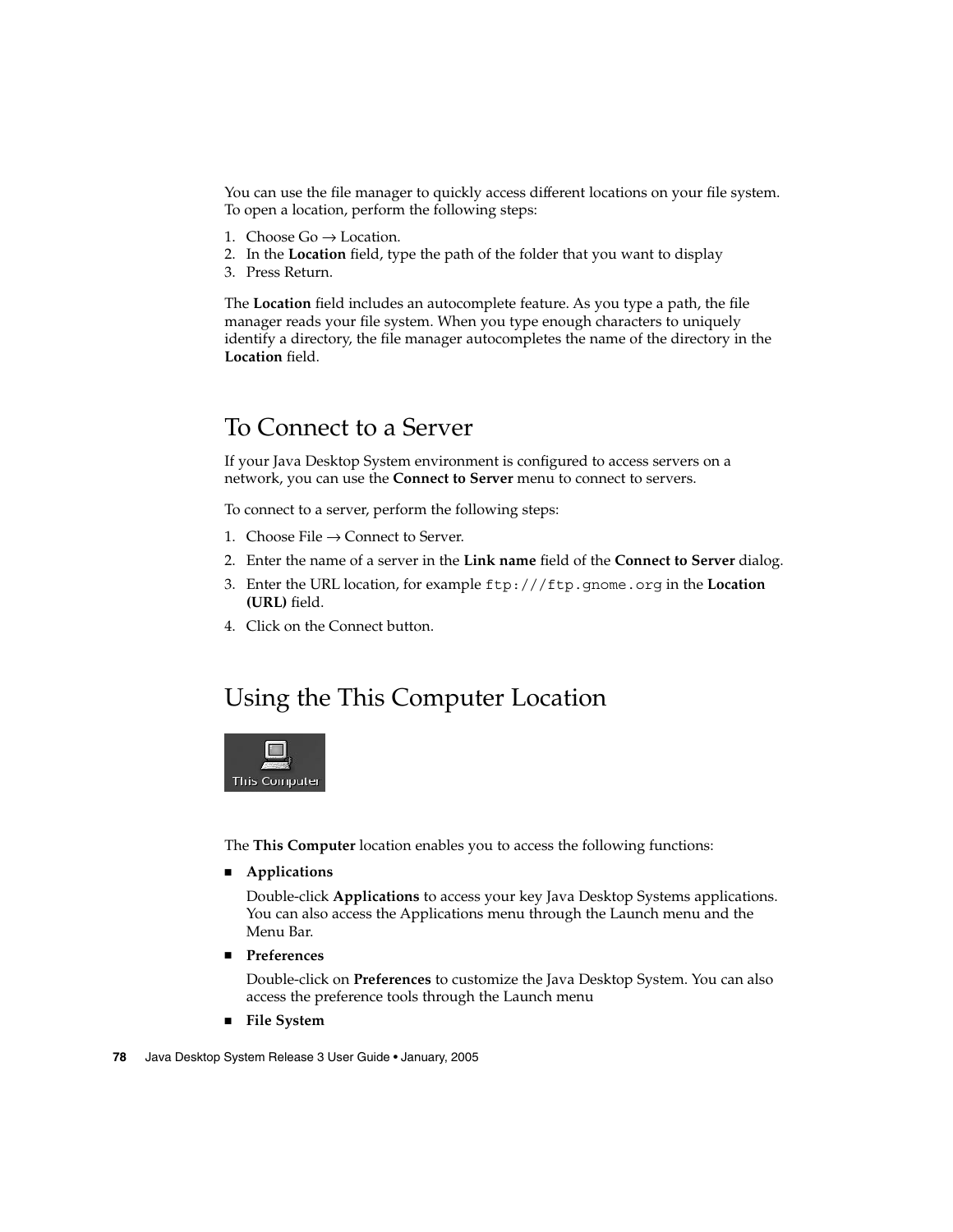You can use the file manager to quickly access different locations on your file system. To open a location, perform the following steps:

1. Choose Go → Location.
2. In the **Location** field, type the path of the folder that you want to display
3. Press Return.

The **Location** field includes an autocomplete feature. As you type a path, the file manager reads your file system. When you type enough characters to uniquely identify a directory, the file manager autocompletes the name of the directory in the **Location** field.

## To Connect to a Server

If your Java Desktop System environment is configured to access servers on a network, you can use the **Connect to Server** menu to connect to servers.

To connect to a server, perform the following steps:

1. Choose File → Connect to Server.
2. Enter the name of a server in the **Link name** field of the **Connect to Server** dialog.
3. Enter the URL location, for example `ftp:///ftp.gnome.org` in the **Location (URL)** field.
4. Click on the Connect button.

## Using the This Computer Location

The **This Computer** location enables you to access the following functions:

- **Applications**

  Double-click **Applications** to access your key Java Desktop Systems applications. You can also access the Applications menu through the Launch menu and the Menu Bar.

- **Preferences**

  Double-click on **Preferences** to customize the Java Desktop System. You can also access the preference tools through the Launch menu

- **File System**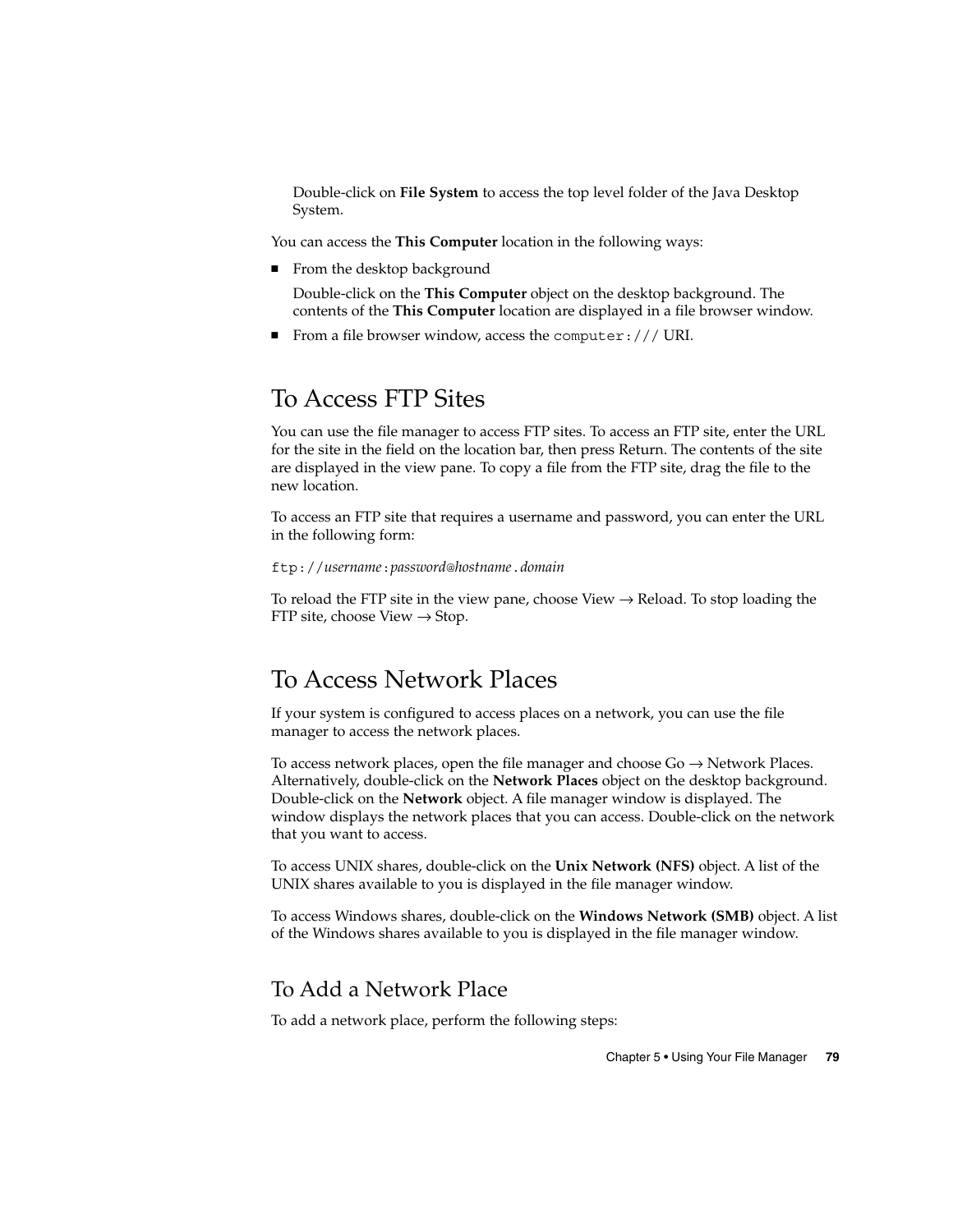Double-click on **File System** to access the top level folder of the Java Desktop System.

You can access the **This Computer** location in the following ways:

- From the desktop background

  Double-click on the **This Computer** object on the desktop background. The contents of the **This Computer** location are displayed in a file browser window.

- From a file browser window, access the `computer:///` URI.

## To Access FTP Sites

You can use the file manager to access FTP sites. To access an FTP site, enter the URL for the site in the field on the location bar, then press Return. The contents of the site are displayed in the view pane. To copy a file from the FTP site, drag the file to the new location.

To access an FTP site that requires a username and password, you can enter the URL in the following form:

`ftp://`*username*`:`*password@hostname*`.`*domain*

To reload the FTP site in the view pane, choose View → Reload. To stop loading the FTP site, choose View → Stop.

## To Access Network Places

If your system is configured to access places on a network, you can use the file manager to access the network places.

To access network places, open the file manager and choose Go → Network Places. Alternatively, double-click on the **Network Places** object on the desktop background. Double-click on the **Network** object. A file manager window is displayed. The window displays the network places that you can access. Double-click on the network that you want to access.

To access UNIX shares, double-click on the **Unix Network (NFS)** object. A list of the UNIX shares available to you is displayed in the file manager window.

To access Windows shares, double-click on the **Windows Network (SMB)** object. A list of the Windows shares available to you is displayed in the file manager window.

### To Add a Network Place

To add a network place, perform the following steps: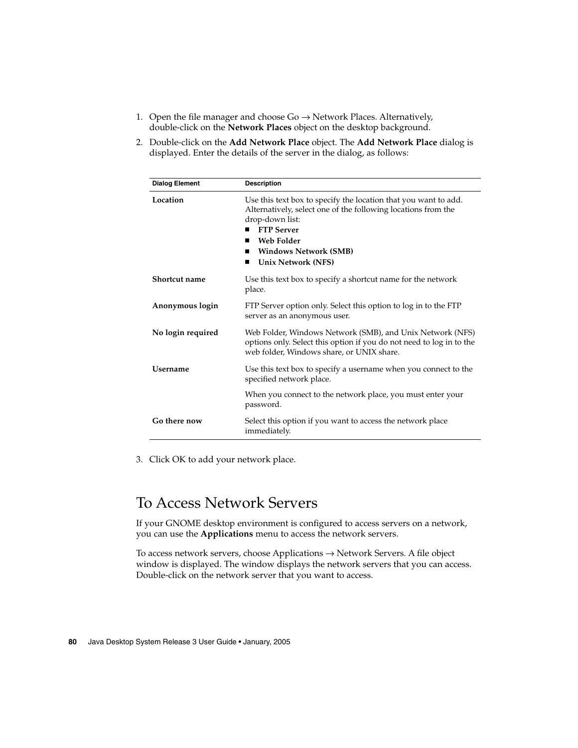1. Open the file manager and choose Go → Network Places. Alternatively, double-click on the **Network Places** object on the desktop background.
2. Double-click on the **Add Network Place** object. The **Add Network Place** dialog is displayed. Enter the details of the server in the dialog, as follows:

| Dialog Element | Description |
|---|---|
| **Location** | Use this text box to specify the location that you want to add. Alternatively, select one of the following locations from the drop-down list:<br>■ **FTP Server**<br>■ **Web Folder**<br>■ **Windows Network (SMB)**<br>■ **Unix Network (NFS)** |
| **Shortcut name** | Use this text box to specify a shortcut name for the network place. |
| **Anonymous login** | FTP Server option only. Select this option to log in to the FTP server as an anonymous user. |
| **No login required** | Web Folder, Windows Network (SMB), and Unix Network (NFS) options only. Select this option if you do not need to log in to the web folder, Windows share, or UNIX share. |
| **Username** | Use this text box to specify a username when you connect to the specified network place.<br><br>When you connect to the network place, you must enter your password. |
| **Go there now** | Select this option if you want to access the network place immediately. |

3. Click OK to add your network place.

## To Access Network Servers

If your GNOME desktop environment is configured to access servers on a network, you can use the **Applications** menu to access the network servers.

To access network servers, choose Applications → Network Servers. A file object window is displayed. The window displays the network servers that you can access. Double-click on the network server that you want to access.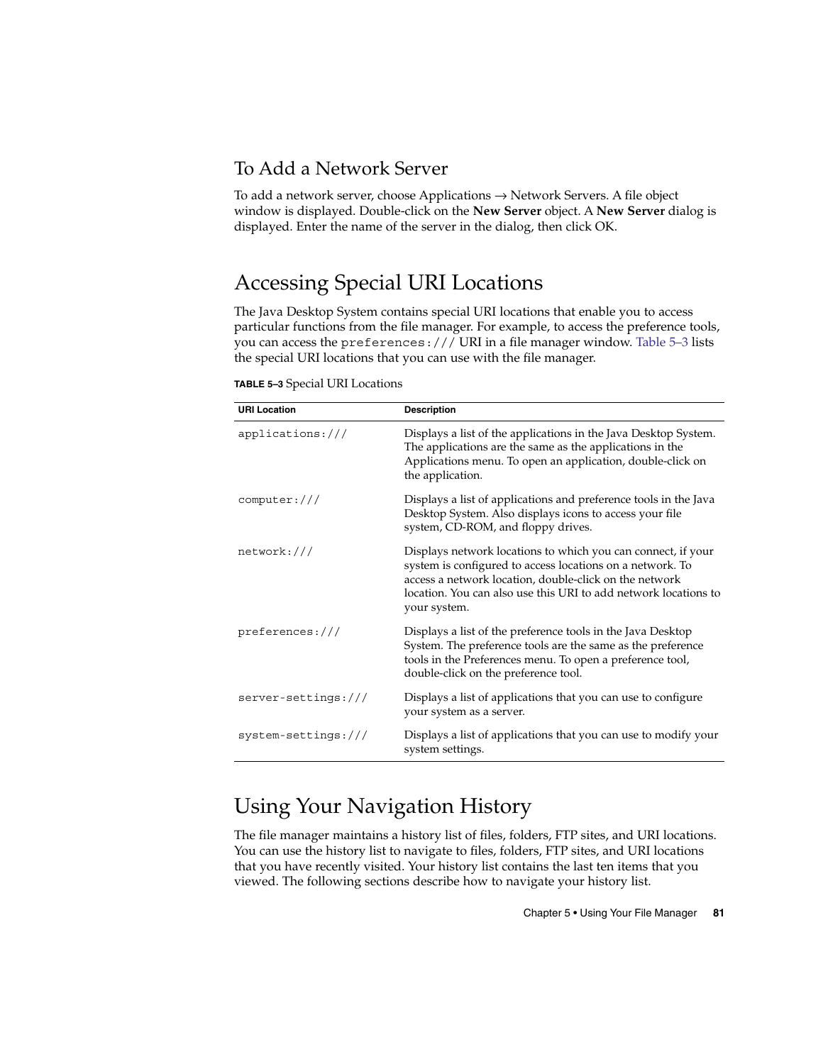## To Add a Network Server

To add a network server, choose Applications → Network Servers. A file object window is displayed. Double-click on the **New Server** object. A **New Server** dialog is displayed. Enter the name of the server in the dialog, then click OK.

# Accessing Special URI Locations

The Java Desktop System contains special URI locations that enable you to access particular functions from the file manager. For example, to access the preference tools, you can access the `preferences:///` URI in a file manager window. Table 5–3 lists the special URI locations that you can use with the file manager.

**TABLE 5–3** Special URI Locations

| URI Location | Description |
| --- | --- |
| `applications:///` | Displays a list of the applications in the Java Desktop System. The applications are the same as the applications in the Applications menu. To open an application, double-click on the application. |
| `computer:///` | Displays a list of applications and preference tools in the Java Desktop System. Also displays icons to access your file system, CD-ROM, and floppy drives. |
| `network:///` | Displays network locations to which you can connect, if your system is configured to access locations on a network. To access a network location, double-click on the network location. You can also use this URI to add network locations to your system. |
| `preferences:///` | Displays a list of the preference tools in the Java Desktop System. The preference tools are the same as the preference tools in the Preferences menu. To open a preference tool, double-click on the preference tool. |
| `server-settings:///` | Displays a list of applications that you can use to configure your system as a server. |
| `system-settings:///` | Displays a list of applications that you can use to modify your system settings. |

# Using Your Navigation History

The file manager maintains a history list of files, folders, FTP sites, and URI locations. You can use the history list to navigate to files, folders, FTP sites, and URI locations that you have recently visited. Your history list contains the last ten items that you viewed. The following sections describe how to navigate your history list.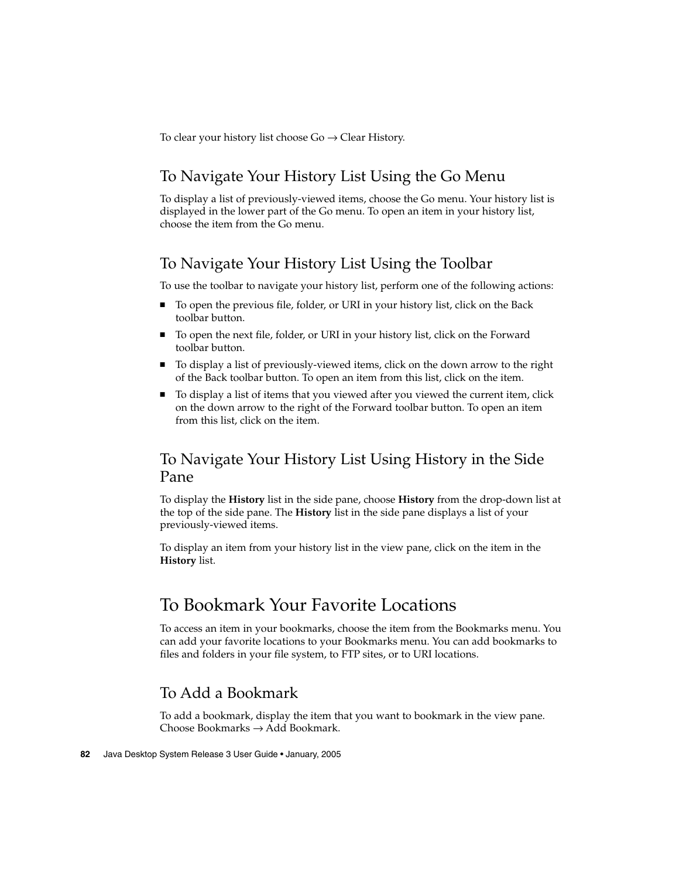To clear your history list choose Go → Clear History.

### To Navigate Your History List Using the Go Menu

To display a list of previously-viewed items, choose the Go menu. Your history list is displayed in the lower part of the Go menu. To open an item in your history list, choose the item from the Go menu.

### To Navigate Your History List Using the Toolbar

To use the toolbar to navigate your history list, perform one of the following actions:

- To open the previous file, folder, or URI in your history list, click on the Back toolbar button.
- To open the next file, folder, or URI in your history list, click on the Forward toolbar button.
- To display a list of previously-viewed items, click on the down arrow to the right of the Back toolbar button. To open an item from this list, click on the item.
- To display a list of items that you viewed after you viewed the current item, click on the down arrow to the right of the Forward toolbar button. To open an item from this list, click on the item.

### To Navigate Your History List Using History in the Side Pane

To display the **History** list in the side pane, choose **History** from the drop-down list at the top of the side pane. The **History** list in the side pane displays a list of your previously-viewed items.

To display an item from your history list in the view pane, click on the item in the **History** list.

## To Bookmark Your Favorite Locations

To access an item in your bookmarks, choose the item from the Bookmarks menu. You can add your favorite locations to your Bookmarks menu. You can add bookmarks to files and folders in your file system, to FTP sites, or to URI locations.

### To Add a Bookmark

To add a bookmark, display the item that you want to bookmark in the view pane. Choose Bookmarks → Add Bookmark.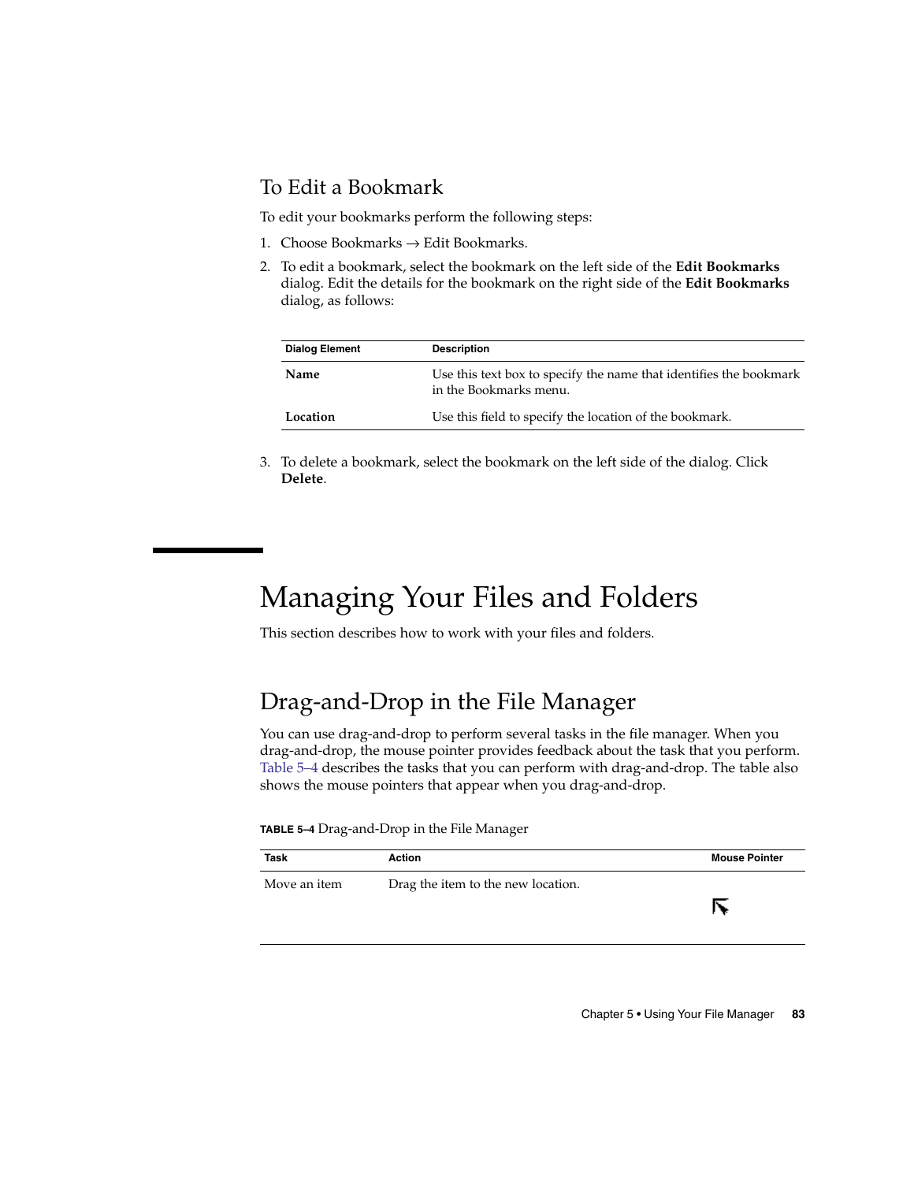### To Edit a Bookmark

To edit your bookmarks perform the following steps:

1. Choose Bookmarks → Edit Bookmarks.
2. To edit a bookmark, select the bookmark on the left side of the **Edit Bookmarks** dialog. Edit the details for the bookmark on the right side of the **Edit Bookmarks** dialog, as follows:

| Dialog Element | Description |
| --- | --- |
| **Name** | Use this text box to specify the name that identifies the bookmark in the Bookmarks menu. |
| **Location** | Use this field to specify the location of the bookmark. |

3. To delete a bookmark, select the bookmark on the left side of the dialog. Click **Delete**.

# Managing Your Files and Folders

This section describes how to work with your files and folders.

## Drag-and-Drop in the File Manager

You can use drag-and-drop to perform several tasks in the file manager. When you drag-and-drop, the mouse pointer provides feedback about the task that you perform. Table 5–4 describes the tasks that you can perform with drag-and-drop. The table also shows the mouse pointers that appear when you drag-and-drop.

**TABLE 5–4** Drag-and-Drop in the File Manager

| Task | Action | Mouse Pointer |
| --- | --- | --- |
| Move an item | Drag the item to the new location. | |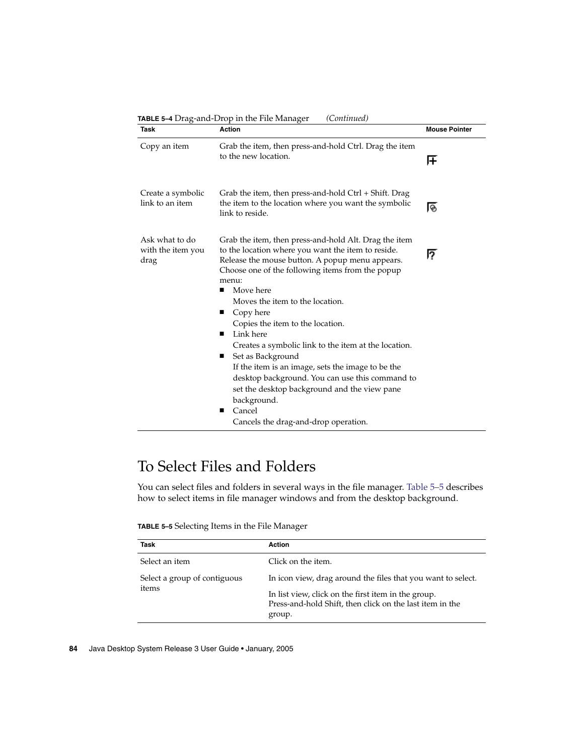**TABLE 5–4** Drag-and-Drop in the File Manager *(Continued)*

| Task | Action | Mouse Pointer |
| --- | --- | --- |
| Copy an item | Grab the item, then press-and-hold Ctrl. Drag the item to the new location. | |
| Create a symbolic link to an item | Grab the item, then press-and-hold Ctrl + Shift. Drag the item to the location where you want the symbolic link to reside. | |
| Ask what to do with the item you drag | Grab the item, then press-and-hold Alt. Drag the item to the location where you want the item to reside. Release the mouse button. A popup menu appears. Choose one of the following items from the popup menu:<br>■ Move here<br>Moves the item to the location.<br>■ Copy here<br>Copies the item to the location.<br>■ Link here<br>Creates a symbolic link to the item at the location.<br>■ Set as Background<br>If the item is an image, sets the image to be the desktop background. You can use this command to set the desktop background and the view pane background.<br>■ Cancel<br>Cancels the drag-and-drop operation. | |

## To Select Files and Folders

You can select files and folders in several ways in the file manager. Table 5–5 describes how to select items in file manager windows and from the desktop background.

**TABLE 5–5** Selecting Items in the File Manager

| Task | Action |
| --- | --- |
| Select an item | Click on the item. |
| Select a group of contiguous items | In icon view, drag around the files that you want to select.<br><br>In list view, click on the first item in the group. Press-and-hold Shift, then click on the last item in the group. |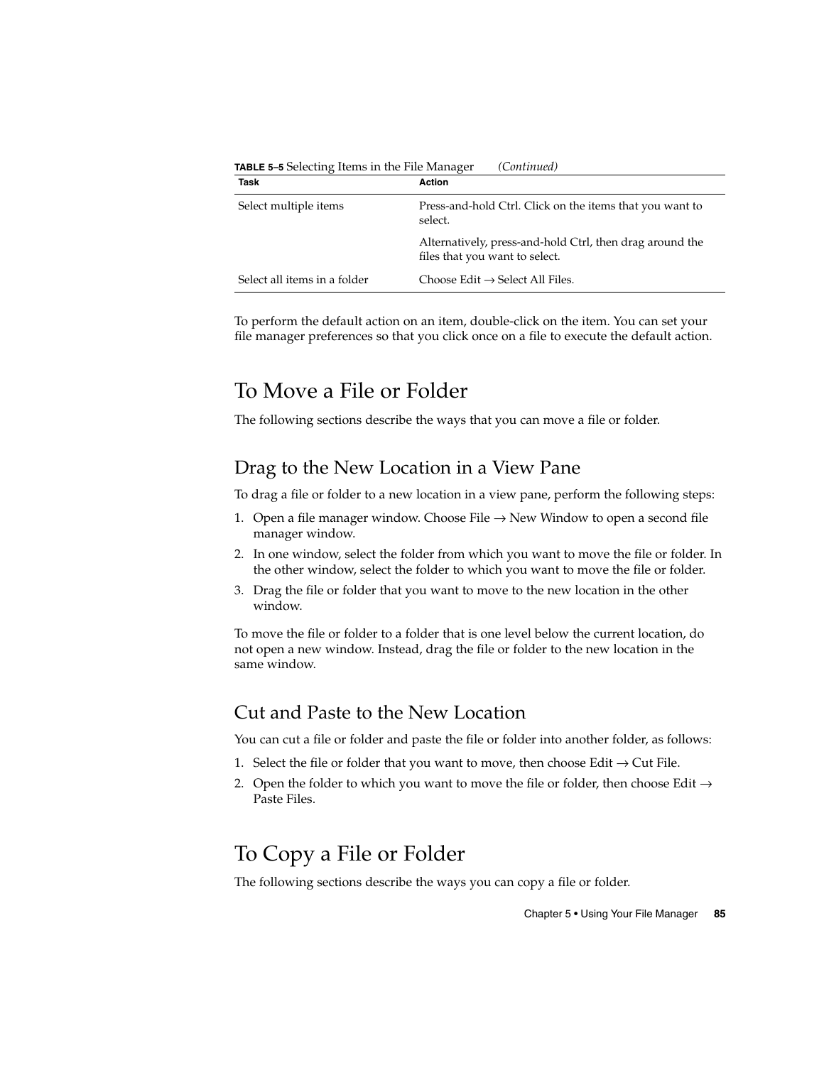**TABLE 5–5** Selecting Items in the File Manager *(Continued)*

| Task | Action |
| --- | --- |
| Select multiple items | Press-and-hold Ctrl. Click on the items that you want to select.<br><br>Alternatively, press-and-hold Ctrl, then drag around the files that you want to select. |
| Select all items in a folder | Choose Edit → Select All Files. |

To perform the default action on an item, double-click on the item. You can set your file manager preferences so that you click once on a file to execute the default action.

# To Move a File or Folder

The following sections describe the ways that you can move a file or folder.

## Drag to the New Location in a View Pane

To drag a file or folder to a new location in a view pane, perform the following steps:

1. Open a file manager window. Choose File → New Window to open a second file manager window.
2. In one window, select the folder from which you want to move the file or folder. In the other window, select the folder to which you want to move the file or folder.
3. Drag the file or folder that you want to move to the new location in the other window.

To move the file or folder to a folder that is one level below the current location, do not open a new window. Instead, drag the file or folder to the new location in the same window.

## Cut and Paste to the New Location

You can cut a file or folder and paste the file or folder into another folder, as follows:

1. Select the file or folder that you want to move, then choose Edit → Cut File.
2. Open the folder to which you want to move the file or folder, then choose Edit → Paste Files.

# To Copy a File or Folder

The following sections describe the ways you can copy a file or folder.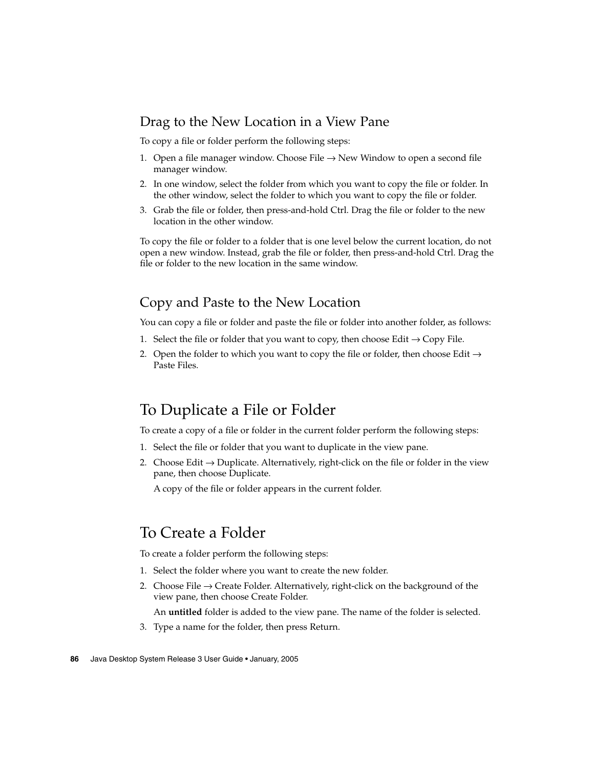### Drag to the New Location in a View Pane

To copy a file or folder perform the following steps:

1. Open a file manager window. Choose File → New Window to open a second file manager window.
2. In one window, select the folder from which you want to copy the file or folder. In the other window, select the folder to which you want to copy the file or folder.
3. Grab the file or folder, then press-and-hold Ctrl. Drag the file or folder to the new location in the other window.

To copy the file or folder to a folder that is one level below the current location, do not open a new window. Instead, grab the file or folder, then press-and-hold Ctrl. Drag the file or folder to the new location in the same window.

### Copy and Paste to the New Location

You can copy a file or folder and paste the file or folder into another folder, as follows:

1. Select the file or folder that you want to copy, then choose Edit → Copy File.
2. Open the folder to which you want to copy the file or folder, then choose Edit → Paste Files.

## To Duplicate a File or Folder

To create a copy of a file or folder in the current folder perform the following steps:

1. Select the file or folder that you want to duplicate in the view pane.
2. Choose Edit → Duplicate. Alternatively, right-click on the file or folder in the view pane, then choose Duplicate.

   A copy of the file or folder appears in the current folder.

## To Create a Folder

To create a folder perform the following steps:

1. Select the folder where you want to create the new folder.
2. Choose File → Create Folder. Alternatively, right-click on the background of the view pane, then choose Create Folder.

   An **untitled** folder is added to the view pane. The name of the folder is selected.
3. Type a name for the folder, then press Return.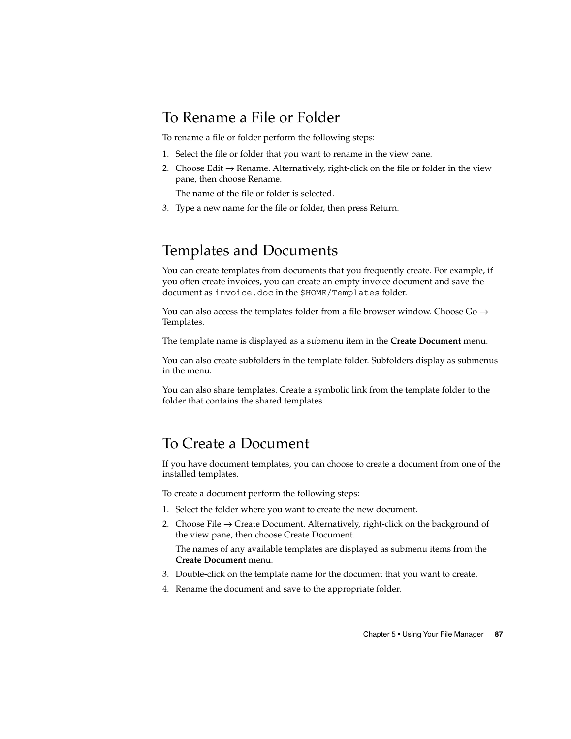## To Rename a File or Folder

To rename a file or folder perform the following steps:

1. Select the file or folder that you want to rename in the view pane.
2. Choose Edit → Rename. Alternatively, right-click on the file or folder in the view pane, then choose Rename.

   The name of the file or folder is selected.
3. Type a new name for the file or folder, then press Return.

## Templates and Documents

You can create templates from documents that you frequently create. For example, if you often create invoices, you can create an empty invoice document and save the document as `invoice.doc` in the `$HOME/Templates` folder.

You can also access the templates folder from a file browser window. Choose Go → Templates.

The template name is displayed as a submenu item in the **Create Document** menu.

You can also create subfolders in the template folder. Subfolders display as submenus in the menu.

You can also share templates. Create a symbolic link from the template folder to the folder that contains the shared templates.

## To Create a Document

If you have document templates, you can choose to create a document from one of the installed templates.

To create a document perform the following steps:

1. Select the folder where you want to create the new document.
2. Choose File → Create Document. Alternatively, right-click on the background of the view pane, then choose Create Document.

   The names of any available templates are displayed as submenu items from the **Create Document** menu.
3. Double-click on the template name for the document that you want to create.
4. Rename the document and save to the appropriate folder.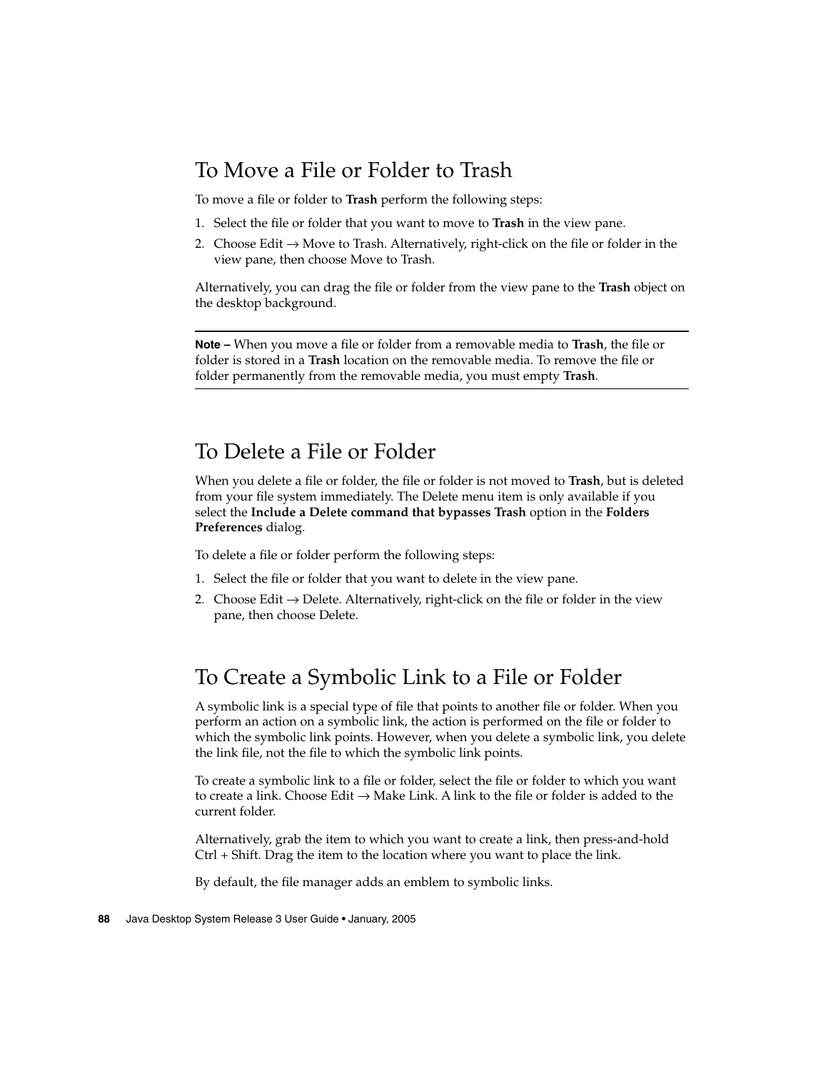## To Move a File or Folder to Trash

To move a file or folder to **Trash** perform the following steps:

1. Select the file or folder that you want to move to **Trash** in the view pane.
2. Choose Edit → Move to Trash. Alternatively, right-click on the file or folder in the view pane, then choose Move to Trash.

Alternatively, you can drag the file or folder from the view pane to the **Trash** object on the desktop background.

---

**Note –** When you move a file or folder from a removable media to **Trash**, the file or folder is stored in a **Trash** location on the removable media. To remove the file or folder permanently from the removable media, you must empty **Trash**.

---

## To Delete a File or Folder

When you delete a file or folder, the file or folder is not moved to **Trash**, but is deleted from your file system immediately. The Delete menu item is only available if you select the **Include a Delete command that bypasses Trash** option in the **Folders Preferences** dialog.

To delete a file or folder perform the following steps:

1. Select the file or folder that you want to delete in the view pane.
2. Choose Edit → Delete. Alternatively, right-click on the file or folder in the view pane, then choose Delete.

## To Create a Symbolic Link to a File or Folder

A symbolic link is a special type of file that points to another file or folder. When you perform an action on a symbolic link, the action is performed on the file or folder to which the symbolic link points. However, when you delete a symbolic link, you delete the link file, not the file to which the symbolic link points.

To create a symbolic link to a file or folder, select the file or folder to which you want to create a link. Choose Edit → Make Link. A link to the file or folder is added to the current folder.

Alternatively, grab the item to which you want to create a link, then press-and-hold Ctrl + Shift. Drag the item to the location where you want to place the link.

By default, the file manager adds an emblem to symbolic links.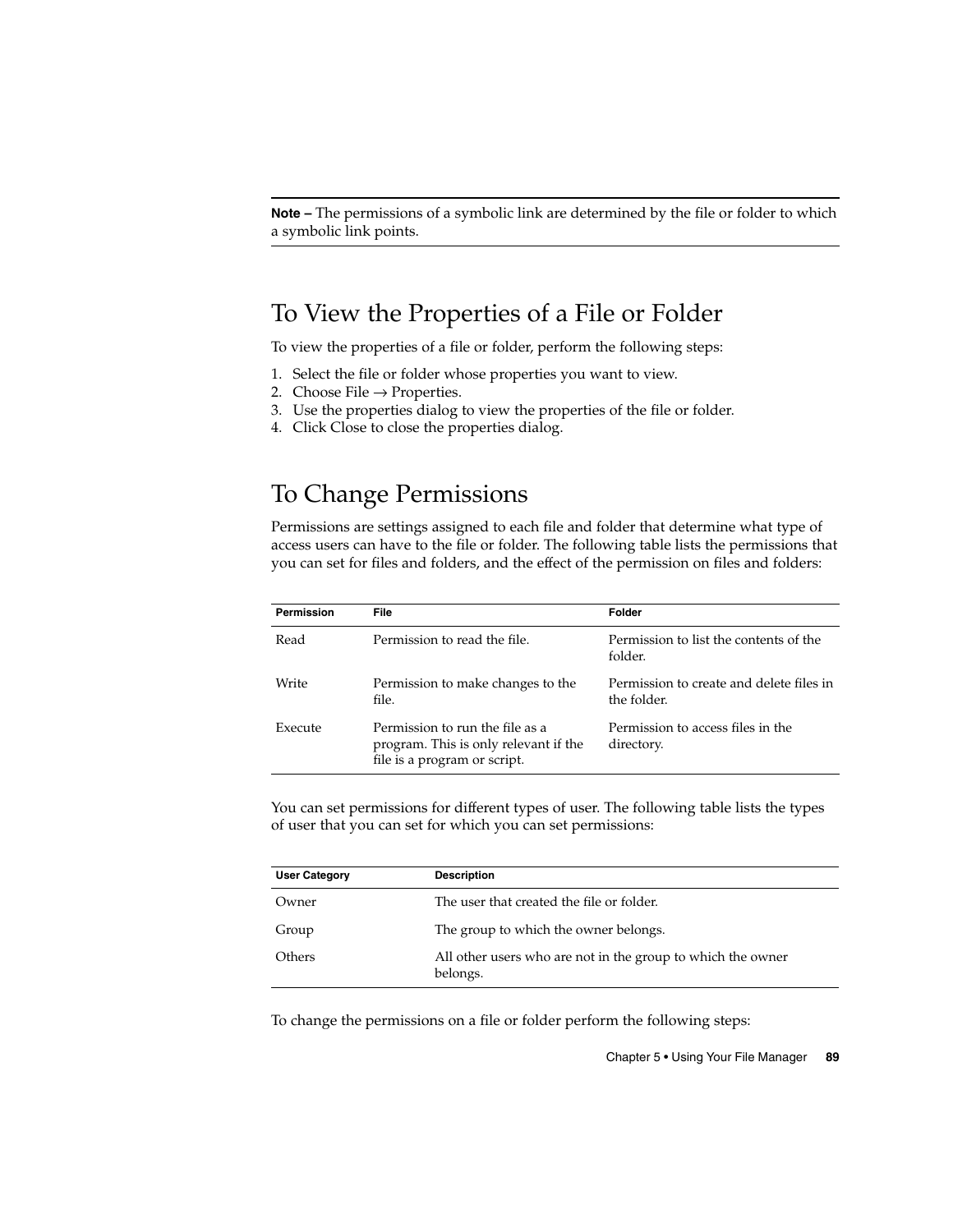**Note –** The permissions of a symbolic link are determined by the file or folder to which a symbolic link points.

## To View the Properties of a File or Folder

To view the properties of a file or folder, perform the following steps:

1. Select the file or folder whose properties you want to view.
2. Choose File → Properties.
3. Use the properties dialog to view the properties of the file or folder.
4. Click Close to close the properties dialog.

## To Change Permissions

Permissions are settings assigned to each file and folder that determine what type of access users can have to the file or folder. The following table lists the permissions that you can set for files and folders, and the effect of the permission on files and folders:

| Permission | File | Folder |
| --- | --- | --- |
| Read | Permission to read the file. | Permission to list the contents of the folder. |
| Write | Permission to make changes to the file. | Permission to create and delete files in the folder. |
| Execute | Permission to run the file as a program. This is only relevant if the file is a program or script. | Permission to access files in the directory. |

You can set permissions for different types of user. The following table lists the types of user that you can set for which you can set permissions:

| User Category | Description |
| --- | --- |
| Owner | The user that created the file or folder. |
| Group | The group to which the owner belongs. |
| Others | All other users who are not in the group to which the owner belongs. |

To change the permissions on a file or folder perform the following steps: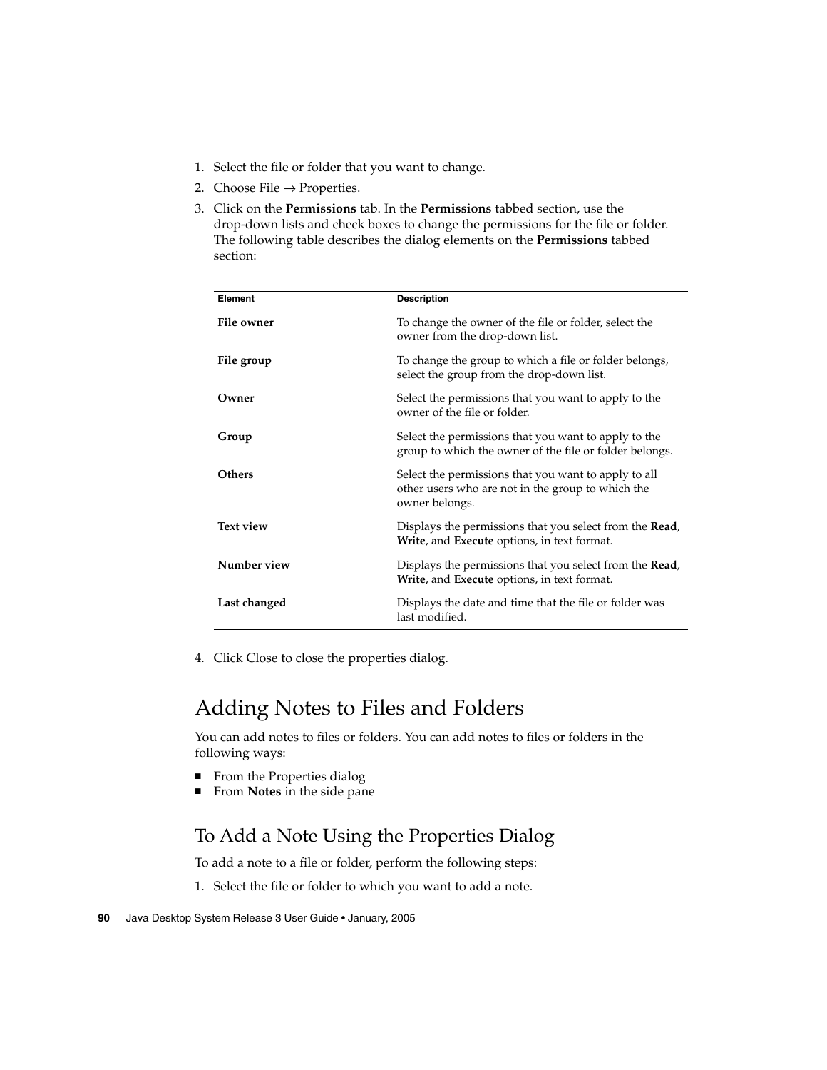1. Select the file or folder that you want to change.
2. Choose File → Properties.
3. Click on the **Permissions** tab. In the **Permissions** tabbed section, use the drop-down lists and check boxes to change the permissions for the file or folder. The following table describes the dialog elements on the **Permissions** tabbed section:

| Element | Description |
| --- | --- |
| **File owner** | To change the owner of the file or folder, select the owner from the drop-down list. |
| **File group** | To change the group to which a file or folder belongs, select the group from the drop-down list. |
| **Owner** | Select the permissions that you want to apply to the owner of the file or folder. |
| **Group** | Select the permissions that you want to apply to the group to which the owner of the file or folder belongs. |
| **Others** | Select the permissions that you want to apply to all other users who are not in the group to which the owner belongs. |
| **Text view** | Displays the permissions that you select from the **Read**, **Write**, and **Execute** options, in text format. |
| **Number view** | Displays the permissions that you select from the **Read**, **Write**, and **Execute** options, in text format. |
| **Last changed** | Displays the date and time that the file or folder was last modified. |

4. Click Close to close the properties dialog.

## Adding Notes to Files and Folders

You can add notes to files or folders. You can add notes to files or folders in the following ways:

- From the Properties dialog
- From **Notes** in the side pane

### To Add a Note Using the Properties Dialog

To add a note to a file or folder, perform the following steps:

1. Select the file or folder to which you want to add a note.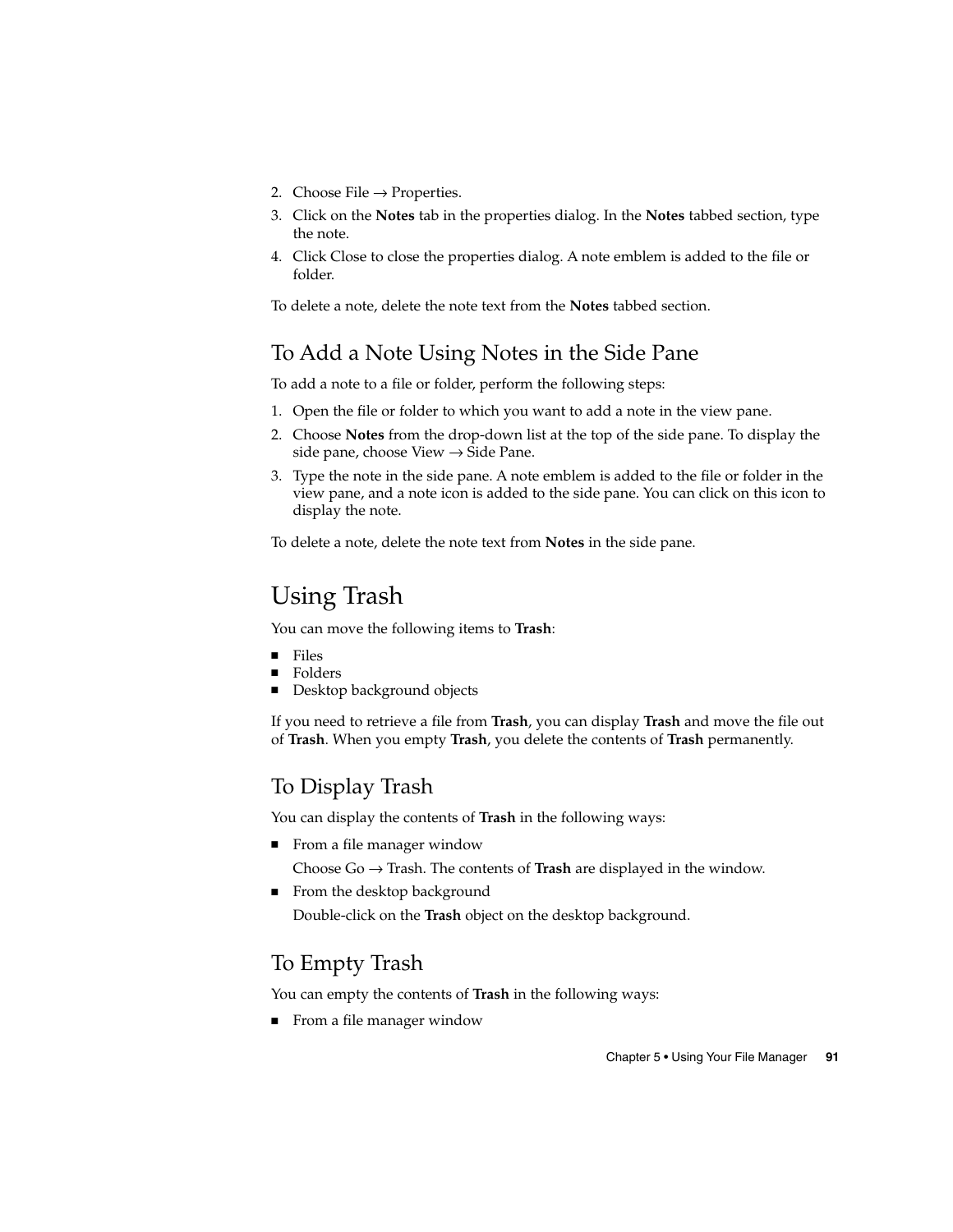2. Choose File → Properties.
3. Click on the **Notes** tab in the properties dialog. In the **Notes** tabbed section, type the note.
4. Click Close to close the properties dialog. A note emblem is added to the file or folder.

To delete a note, delete the note text from the **Notes** tabbed section.

### To Add a Note Using Notes in the Side Pane

To add a note to a file or folder, perform the following steps:

1. Open the file or folder to which you want to add a note in the view pane.
2. Choose **Notes** from the drop-down list at the top of the side pane. To display the side pane, choose View → Side Pane.
3. Type the note in the side pane. A note emblem is added to the file or folder in the view pane, and a note icon is added to the side pane. You can click on this icon to display the note.

To delete a note, delete the note text from **Notes** in the side pane.

## Using Trash

You can move the following items to **Trash**:

- Files
- Folders
- Desktop background objects

If you need to retrieve a file from **Trash**, you can display **Trash** and move the file out of **Trash**. When you empty **Trash**, you delete the contents of **Trash** permanently.

### To Display Trash

You can display the contents of **Trash** in the following ways:

- From a file manager window

  Choose Go → Trash. The contents of **Trash** are displayed in the window.
- From the desktop background

  Double-click on the **Trash** object on the desktop background.

### To Empty Trash

You can empty the contents of **Trash** in the following ways:

- From a file manager window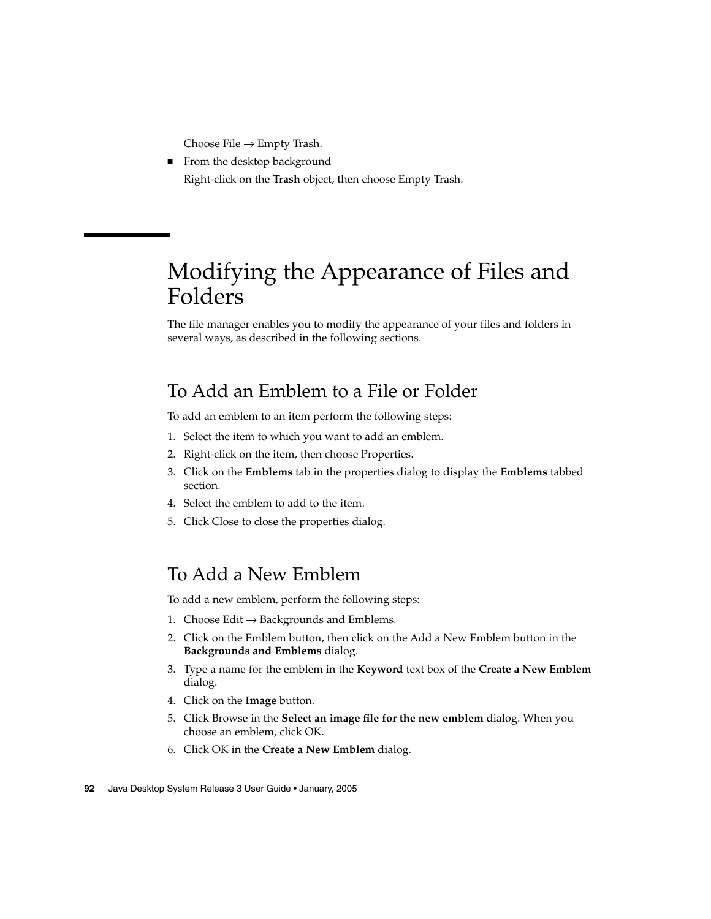Choose File → Empty Trash.

- From the desktop background

  Right-click on the **Trash** object, then choose Empty Trash.

# Modifying the Appearance of Files and Folders

The file manager enables you to modify the appearance of your files and folders in several ways, as described in the following sections.

## To Add an Emblem to a File or Folder

To add an emblem to an item perform the following steps:

1. Select the item to which you want to add an emblem.
2. Right-click on the item, then choose Properties.
3. Click on the **Emblems** tab in the properties dialog to display the **Emblems** tabbed section.
4. Select the emblem to add to the item.
5. Click Close to close the properties dialog.

## To Add a New Emblem

To add a new emblem, perform the following steps:

1. Choose Edit → Backgrounds and Emblems.
2. Click on the Emblem button, then click on the Add a New Emblem button in the **Backgrounds and Emblems** dialog.
3. Type a name for the emblem in the **Keyword** text box of the **Create a New Emblem** dialog.
4. Click on the **Image** button.
5. Click Browse in the **Select an image file for the new emblem** dialog. When you choose an emblem, click OK.
6. Click OK in the **Create a New Emblem** dialog.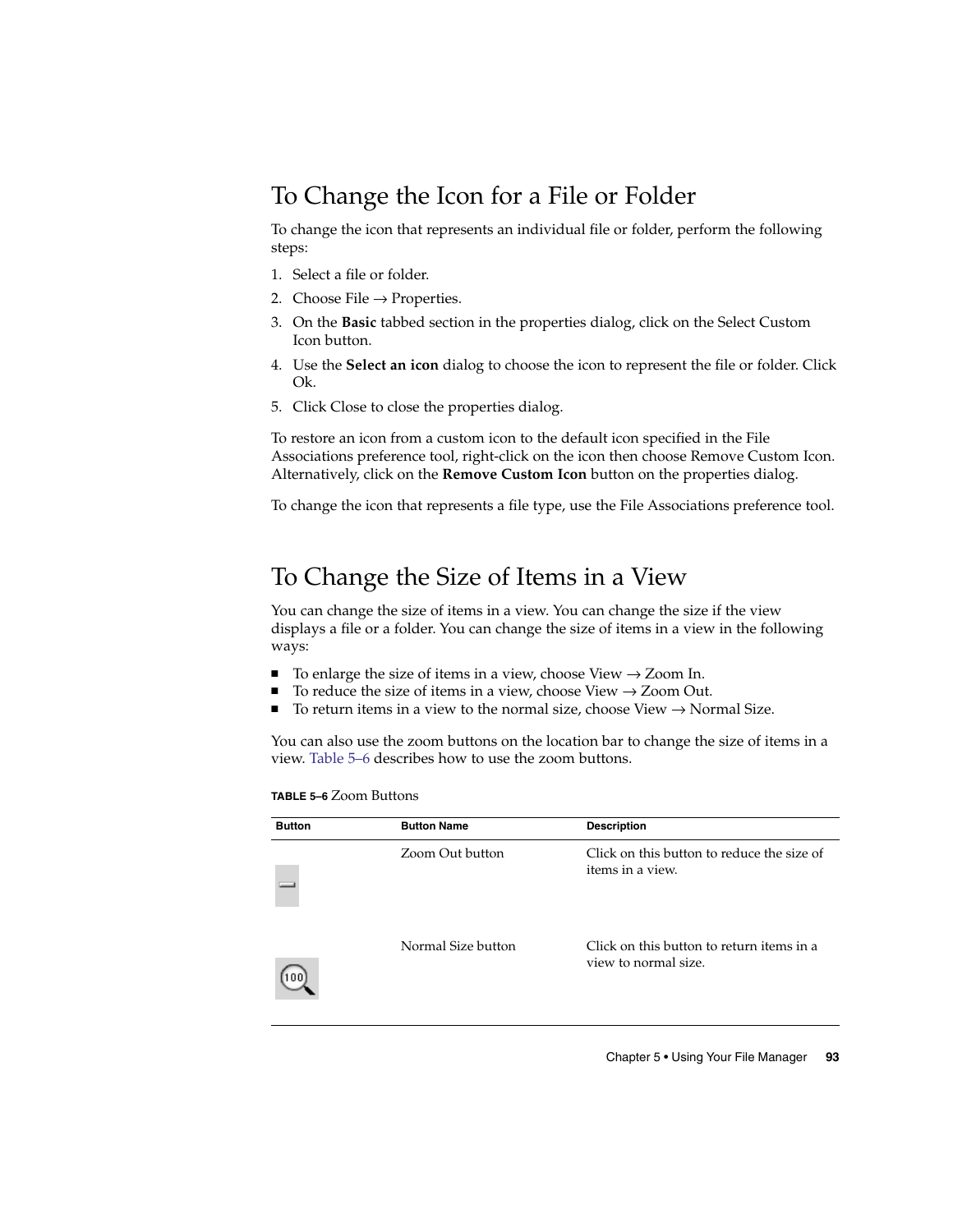## To Change the Icon for a File or Folder

To change the icon that represents an individual file or folder, perform the following steps:

1. Select a file or folder.
2. Choose File → Properties.
3. On the **Basic** tabbed section in the properties dialog, click on the Select Custom Icon button.
4. Use the **Select an icon** dialog to choose the icon to represent the file or folder. Click Ok.
5. Click Close to close the properties dialog.

To restore an icon from a custom icon to the default icon specified in the File Associations preference tool, right-click on the icon then choose Remove Custom Icon. Alternatively, click on the **Remove Custom Icon** button on the properties dialog.

To change the icon that represents a file type, use the File Associations preference tool.

## To Change the Size of Items in a View

You can change the size of items in a view. You can change the size if the view displays a file or a folder. You can change the size of items in a view in the following ways:

- To enlarge the size of items in a view, choose View → Zoom In.
- To reduce the size of items in a view, choose View → Zoom Out.
- To return items in a view to the normal size, choose View → Normal Size.

You can also use the zoom buttons on the location bar to change the size of items in a view. Table 5–6 describes how to use the zoom buttons.

**TABLE 5–6** Zoom Buttons

| Button | Button Name | Description |
| --- | --- | --- |
| | Zoom Out button | Click on this button to reduce the size of items in a view. |
| | Normal Size button | Click on this button to return items in a view to normal size. |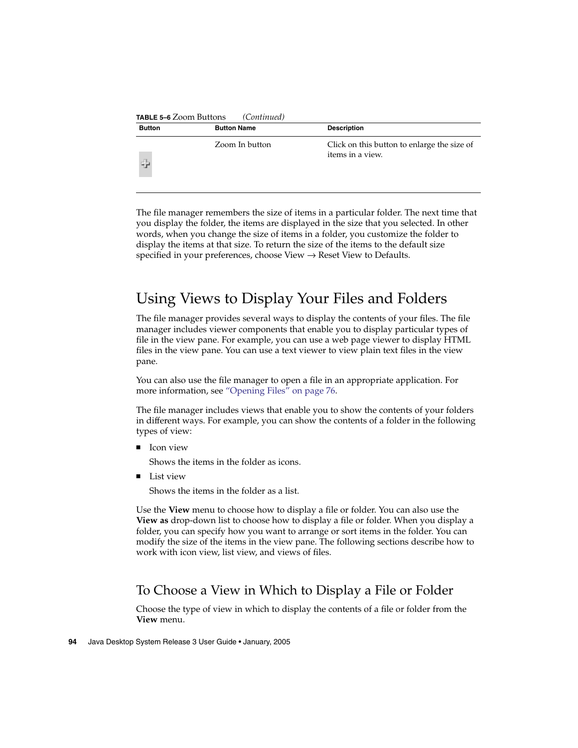**TABLE 5–6** Zoom Buttons *(Continued)*

| Button | Button Name | Description |
| --- | --- | --- |
| | Zoom In button | Click on this button to enlarge the size of items in a view. |

The file manager remembers the size of items in a particular folder. The next time that you display the folder, the items are displayed in the size that you selected. In other words, when you change the size of items in a folder, you customize the folder to display the items at that size. To return the size of the items to the default size specified in your preferences, choose View → Reset View to Defaults.

## Using Views to Display Your Files and Folders

The file manager provides several ways to display the contents of your files. The file manager includes viewer components that enable you to display particular types of file in the view pane. For example, you can use a web page viewer to display HTML files in the view pane. You can use a text viewer to view plain text files in the view pane.

You can also use the file manager to open a file in an appropriate application. For more information, see "Opening Files" on page 76.

The file manager includes views that enable you to show the contents of your folders in different ways. For example, you can show the contents of a folder in the following types of view:

- Icon view

  Shows the items in the folder as icons.

- List view

  Shows the items in the folder as a list.

Use the **View** menu to choose how to display a file or folder. You can also use the **View as** drop-down list to choose how to display a file or folder. When you display a folder, you can specify how you want to arrange or sort items in the folder. You can modify the size of the items in the view pane. The following sections describe how to work with icon view, list view, and views of files.

### To Choose a View in Which to Display a File or Folder

Choose the type of view in which to display the contents of a file or folder from the **View** menu.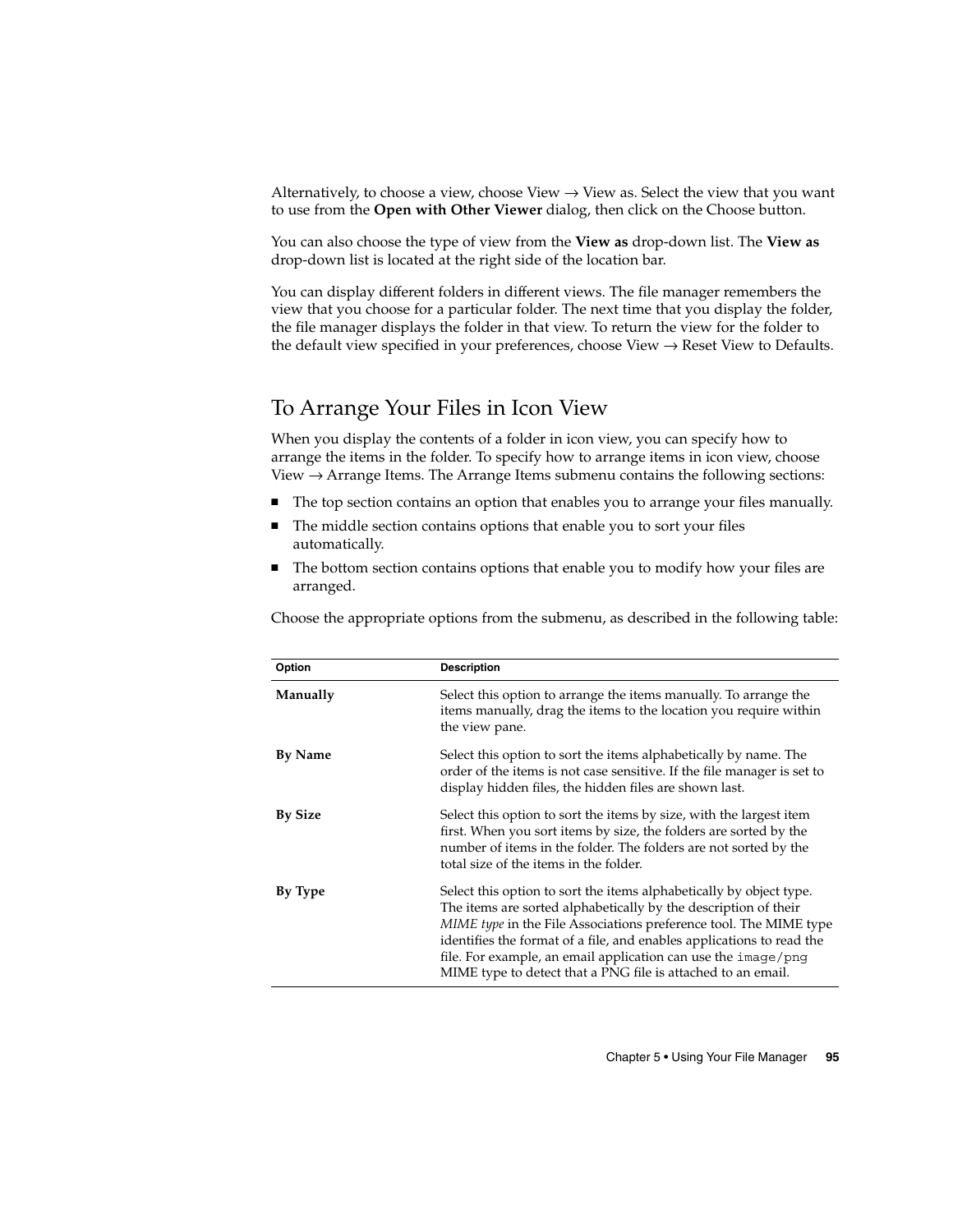Alternatively, to choose a view, choose View → View as. Select the view that you want to use from the **Open with Other Viewer** dialog, then click on the Choose button.

You can also choose the type of view from the **View as** drop-down list. The **View as** drop-down list is located at the right side of the location bar.

You can display different folders in different views. The file manager remembers the view that you choose for a particular folder. The next time that you display the folder, the file manager displays the folder in that view. To return the view for the folder to the default view specified in your preferences, choose View → Reset View to Defaults.

## To Arrange Your Files in Icon View

When you display the contents of a folder in icon view, you can specify how to arrange the items in the folder. To specify how to arrange items in icon view, choose View → Arrange Items. The Arrange Items submenu contains the following sections:

- The top section contains an option that enables you to arrange your files manually.
- The middle section contains options that enable you to sort your files automatically.
- The bottom section contains options that enable you to modify how your files are arranged.

Choose the appropriate options from the submenu, as described in the following table:

| Option | Description |
| --- | --- |
| **Manually** | Select this option to arrange the items manually. To arrange the items manually, drag the items to the location you require within the view pane. |
| **By Name** | Select this option to sort the items alphabetically by name. The order of the items is not case sensitive. If the file manager is set to display hidden files, the hidden files are shown last. |
| **By Size** | Select this option to sort the items by size, with the largest item first. When you sort items by size, the folders are sorted by the number of items in the folder. The folders are not sorted by the total size of the items in the folder. |
| **By Type** | Select this option to sort the items alphabetically by object type. The items are sorted alphabetically by the description of their *MIME type* in the File Associations preference tool. The MIME type identifies the format of a file, and enables applications to read the file. For example, an email application can use the `image/png` MIME type to detect that a PNG file is attached to an email. |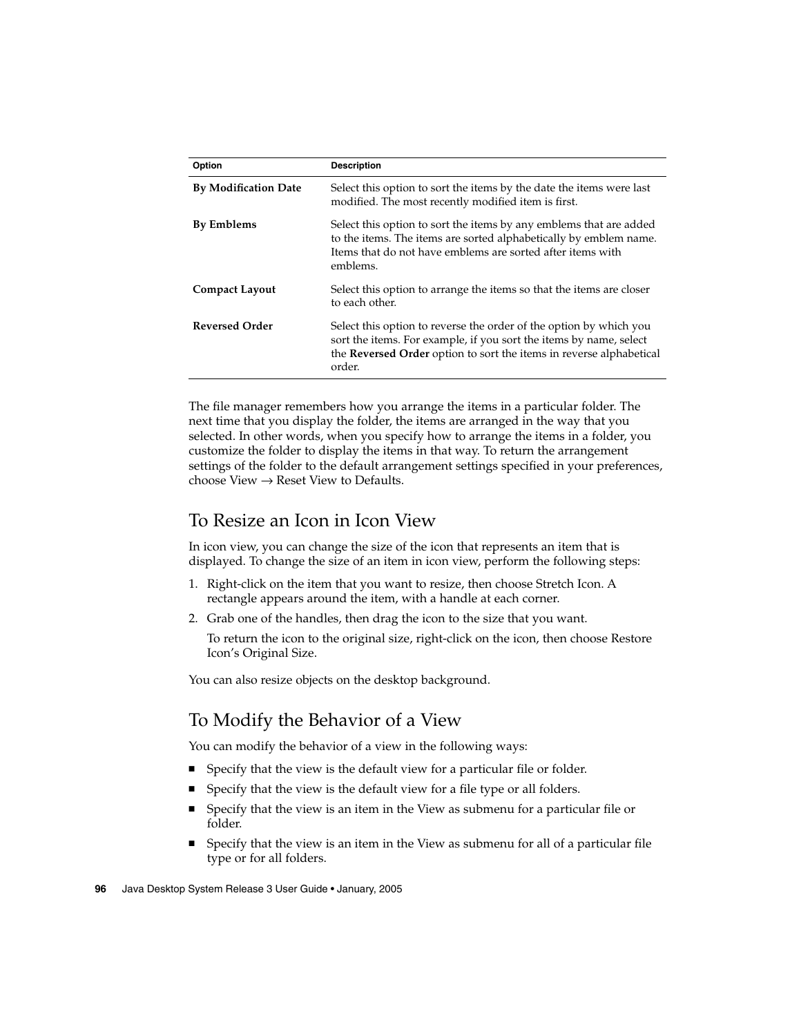| Option | Description |
|---|---|
| **By Modification Date** | Select this option to sort the items by the date the items were last modified. The most recently modified item is first. |
| **By Emblems** | Select this option to sort the items by any emblems that are added to the items. The items are sorted alphabetically by emblem name. Items that do not have emblems are sorted after items with emblems. |
| **Compact Layout** | Select this option to arrange the items so that the items are closer to each other. |
| **Reversed Order** | Select this option to reverse the order of the option by which you sort the items. For example, if you sort the items by name, select the **Reversed Order** option to sort the items in reverse alphabetical order. |

The file manager remembers how you arrange the items in a particular folder. The next time that you display the folder, the items are arranged in the way that you selected. In other words, when you specify how to arrange the items in a folder, you customize the folder to display the items in that way. To return the arrangement settings of the folder to the default arrangement settings specified in your preferences, choose View → Reset View to Defaults.

## To Resize an Icon in Icon View

In icon view, you can change the size of the icon that represents an item that is displayed. To change the size of an item in icon view, perform the following steps:

1. Right-click on the item that you want to resize, then choose Stretch Icon. A rectangle appears around the item, with a handle at each corner.
2. Grab one of the handles, then drag the icon to the size that you want.

   To return the icon to the original size, right-click on the icon, then choose Restore Icon's Original Size.

You can also resize objects on the desktop background.

## To Modify the Behavior of a View

You can modify the behavior of a view in the following ways:

- Specify that the view is the default view for a particular file or folder.
- Specify that the view is the default view for a file type or all folders.
- Specify that the view is an item in the View as submenu for a particular file or folder.
- Specify that the view is an item in the View as submenu for all of a particular file type or for all folders.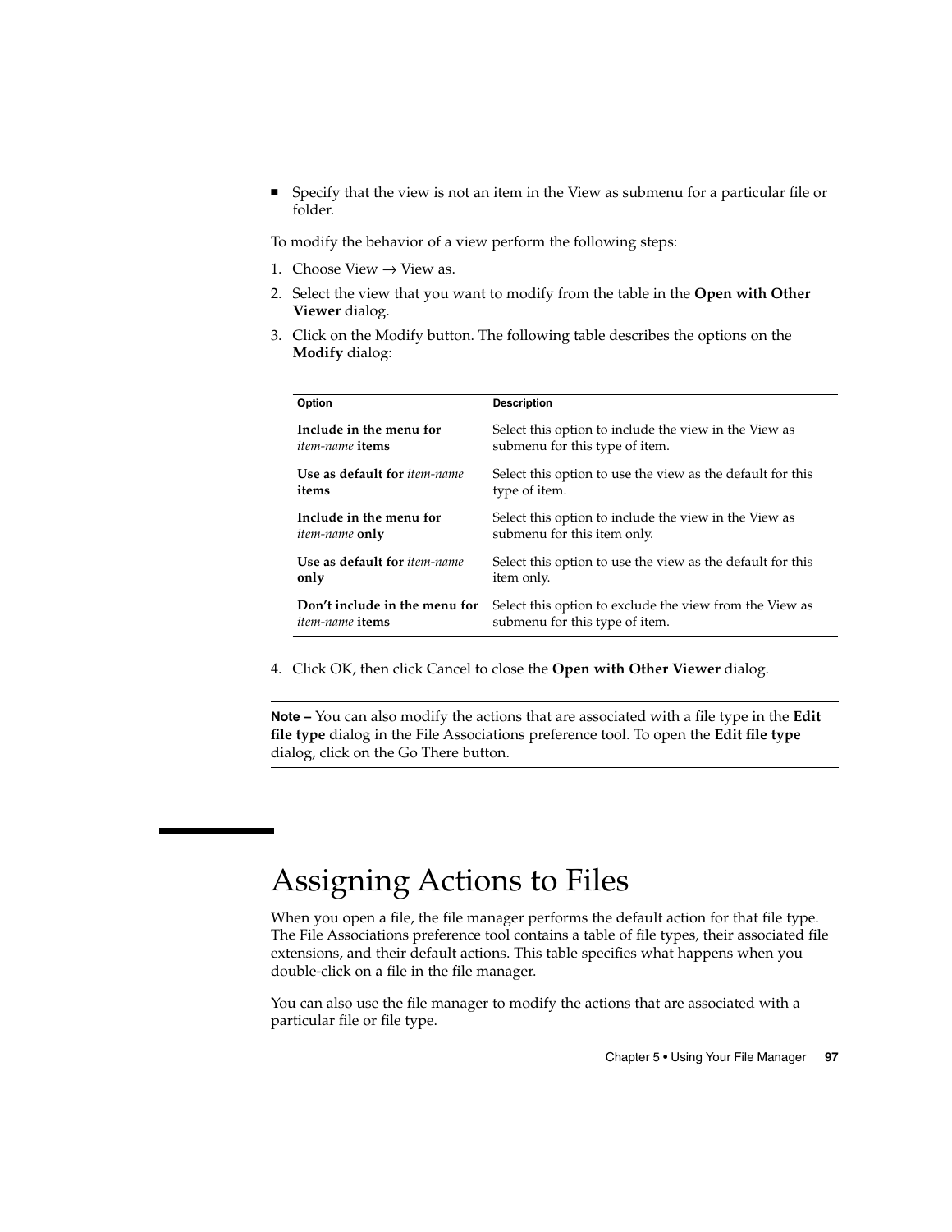- Specify that the view is not an item in the View as submenu for a particular file or folder.

To modify the behavior of a view perform the following steps:

1. Choose View → View as.
2. Select the view that you want to modify from the table in the **Open with Other Viewer** dialog.
3. Click on the Modify button. The following table describes the options on the **Modify** dialog:

| Option | Description |
|---|---|
| **Include in the menu for** *item-name* **items** | Select this option to include the view in the View as submenu for this type of item. |
| **Use as default for** *item-name* **items** | Select this option to use the view as the default for this type of item. |
| **Include in the menu for** *item-name* **only** | Select this option to include the view in the View as submenu for this item only. |
| **Use as default for** *item-name* **only** | Select this option to use the view as the default for this item only. |
| **Don't include in the menu for** *item-name* **items** | Select this option to exclude the view from the View as submenu for this type of item. |

4. Click OK, then click Cancel to close the **Open with Other Viewer** dialog.

**Note –** You can also modify the actions that are associated with a file type in the **Edit file type** dialog in the File Associations preference tool. To open the **Edit file type** dialog, click on the Go There button.

# Assigning Actions to Files

When you open a file, the file manager performs the default action for that file type. The File Associations preference tool contains a table of file types, their associated file extensions, and their default actions. This table specifies what happens when you double-click on a file in the file manager.

You can also use the file manager to modify the actions that are associated with a particular file or file type.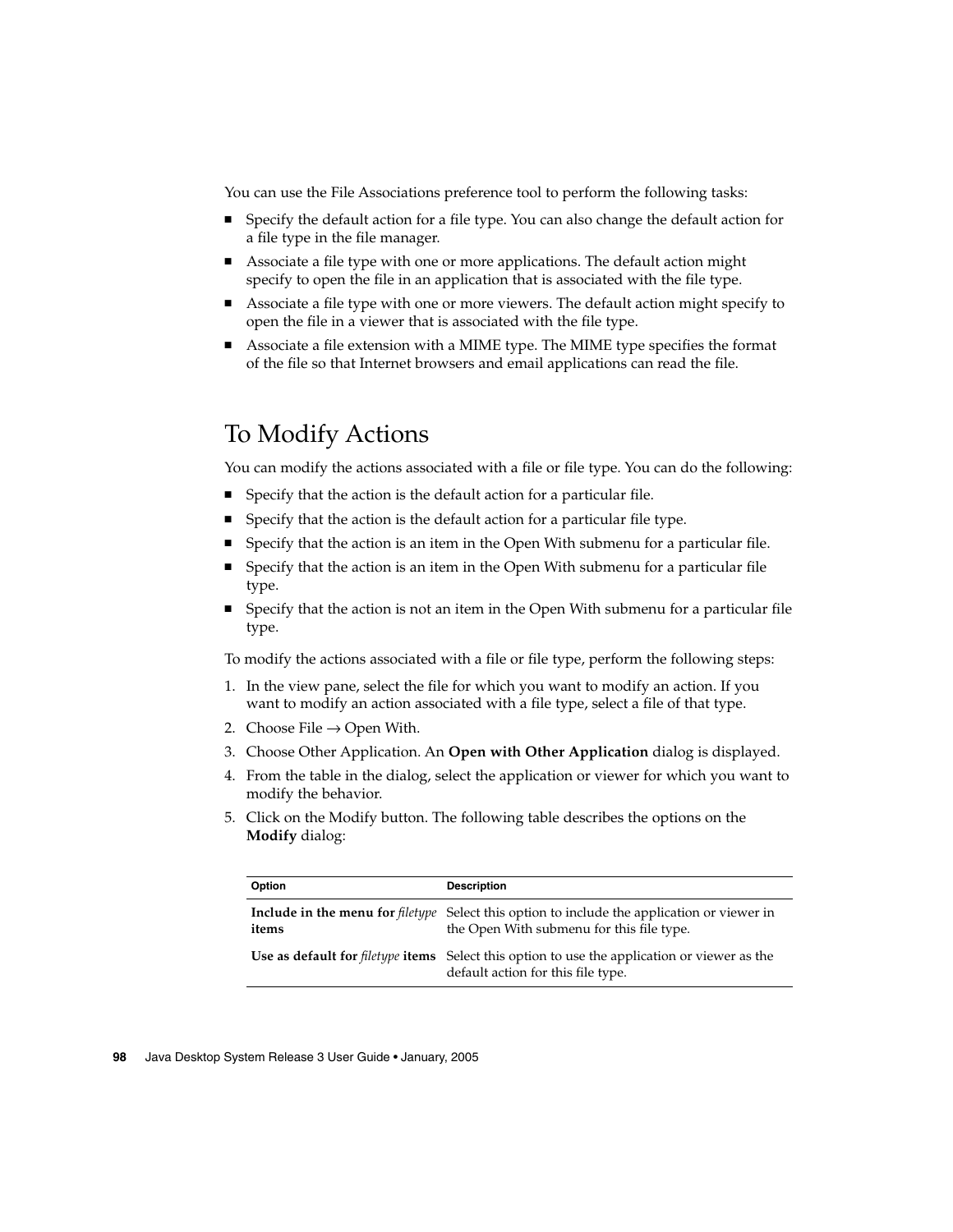You can use the File Associations preference tool to perform the following tasks:

- Specify the default action for a file type. You can also change the default action for a file type in the file manager.
- Associate a file type with one or more applications. The default action might specify to open the file in an application that is associated with the file type.
- Associate a file type with one or more viewers. The default action might specify to open the file in a viewer that is associated with the file type.
- Associate a file extension with a MIME type. The MIME type specifies the format of the file so that Internet browsers and email applications can read the file.

## To Modify Actions

You can modify the actions associated with a file or file type. You can do the following:

- Specify that the action is the default action for a particular file.
- Specify that the action is the default action for a particular file type.
- Specify that the action is an item in the Open With submenu for a particular file.
- Specify that the action is an item in the Open With submenu for a particular file type.
- Specify that the action is not an item in the Open With submenu for a particular file type.

To modify the actions associated with a file or file type, perform the following steps:

1. In the view pane, select the file for which you want to modify an action. If you want to modify an action associated with a file type, select a file of that type.
2. Choose File → Open With.
3. Choose Other Application. An **Open with Other Application** dialog is displayed.
4. From the table in the dialog, select the application or viewer for which you want to modify the behavior.
5. Click on the Modify button. The following table describes the options on the **Modify** dialog:

| Option | Description |
| --- | --- |
| **Include in the menu for** *filetype* **items** | Select this option to include the application or viewer in the Open With submenu for this file type. |
| **Use as default for** *filetype* **items** | Select this option to use the application or viewer as the default action for this file type. |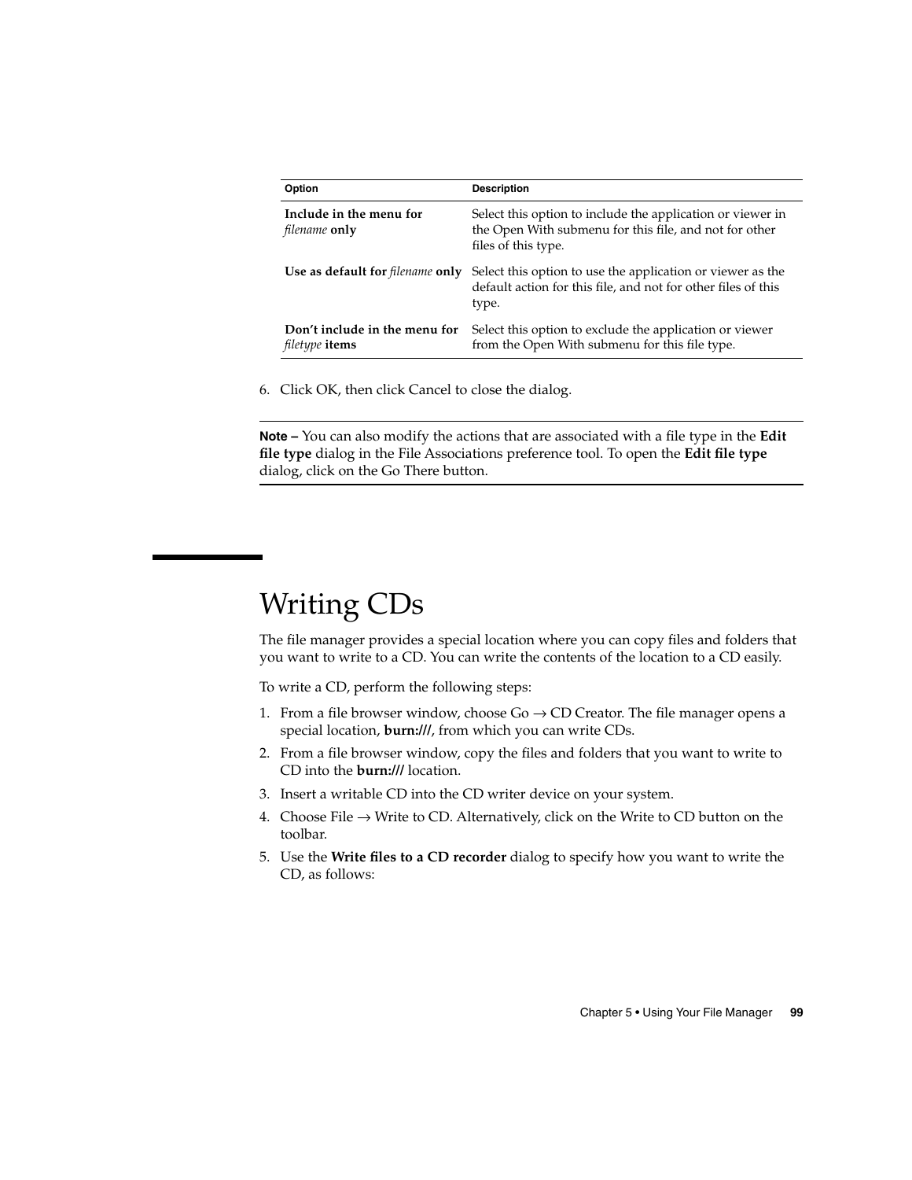| Option | Description |
| --- | --- |
| **Include in the menu for** *filename* **only** | Select this option to include the application or viewer in the Open With submenu for this file, and not for other files of this type. |
| **Use as default for** *filename* **only** | Select this option to use the application or viewer as the default action for this file, and not for other files of this type. |
| **Don't include in the menu for** *filetype* **items** | Select this option to exclude the application or viewer from the Open With submenu for this file type. |

6. Click OK, then click Cancel to close the dialog.

---

**Note –** You can also modify the actions that are associated with a file type in the **Edit file type** dialog in the File Associations preference tool. To open the **Edit file type** dialog, click on the Go There button.

---

# Writing CDs

The file manager provides a special location where you can copy files and folders that you want to write to a CD. You can write the contents of the location to a CD easily.

To write a CD, perform the following steps:

1. From a file browser window, choose Go → CD Creator. The file manager opens a special location, **burn:///**, from which you can write CDs.
2. From a file browser window, copy the files and folders that you want to write to CD into the **burn:///** location.
3. Insert a writable CD into the CD writer device on your system.
4. Choose File → Write to CD. Alternatively, click on the Write to CD button on the toolbar.
5. Use the **Write files to a CD recorder** dialog to specify how you want to write the CD, as follows: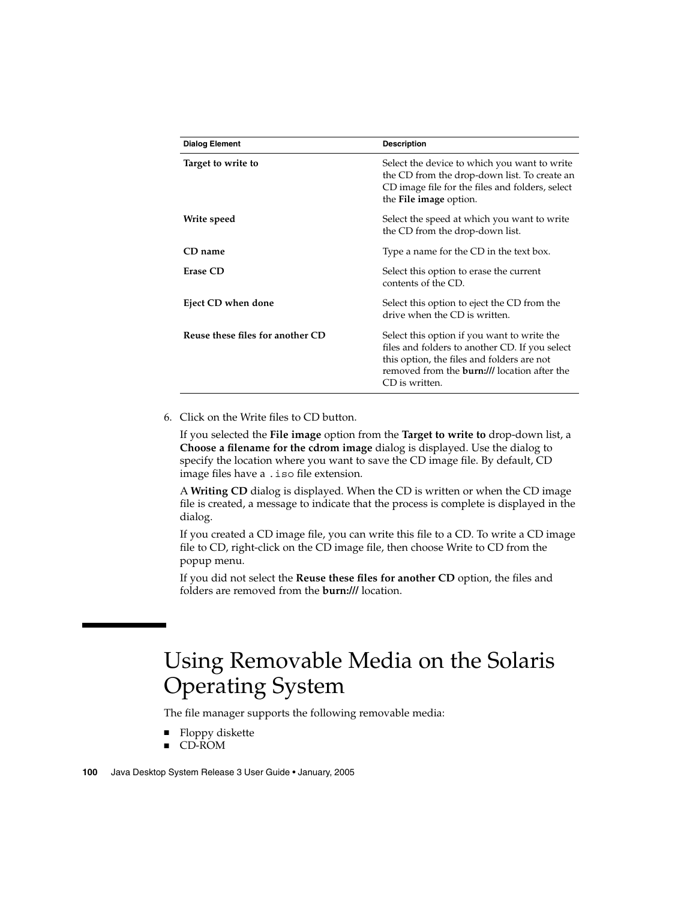| Dialog Element | Description |
| --- | --- |
| **Target to write to** | Select the device to which you want to write the CD from the drop-down list. To create an CD image file for the files and folders, select the **File image** option. |
| **Write speed** | Select the speed at which you want to write the CD from the drop-down list. |
| **CD name** | Type a name for the CD in the text box. |
| **Erase CD** | Select this option to erase the current contents of the CD. |
| **Eject CD when done** | Select this option to eject the CD from the drive when the CD is written. |
| **Reuse these files for another CD** | Select this option if you want to write the files and folders to another CD. If you select this option, the files and folders are not removed from the **burn:///** location after the CD is written. |

6. Click on the Write files to CD button.

   If you selected the **File image** option from the **Target to write to** drop-down list, a **Choose a filename for the cdrom image** dialog is displayed. Use the dialog to specify the location where you want to save the CD image file. By default, CD image files have a `.iso` file extension.

   A **Writing CD** dialog is displayed. When the CD is written or when the CD image file is created, a message to indicate that the process is complete is displayed in the dialog.

   If you created a CD image file, you can write this file to a CD. To write a CD image file to CD, right-click on the CD image file, then choose Write to CD from the popup menu.

   If you did not select the **Reuse these files for another CD** option, the files and folders are removed from the **burn:///** location.

## Using Removable Media on the Solaris Operating System

The file manager supports the following removable media:

- Floppy diskette
- CD-ROM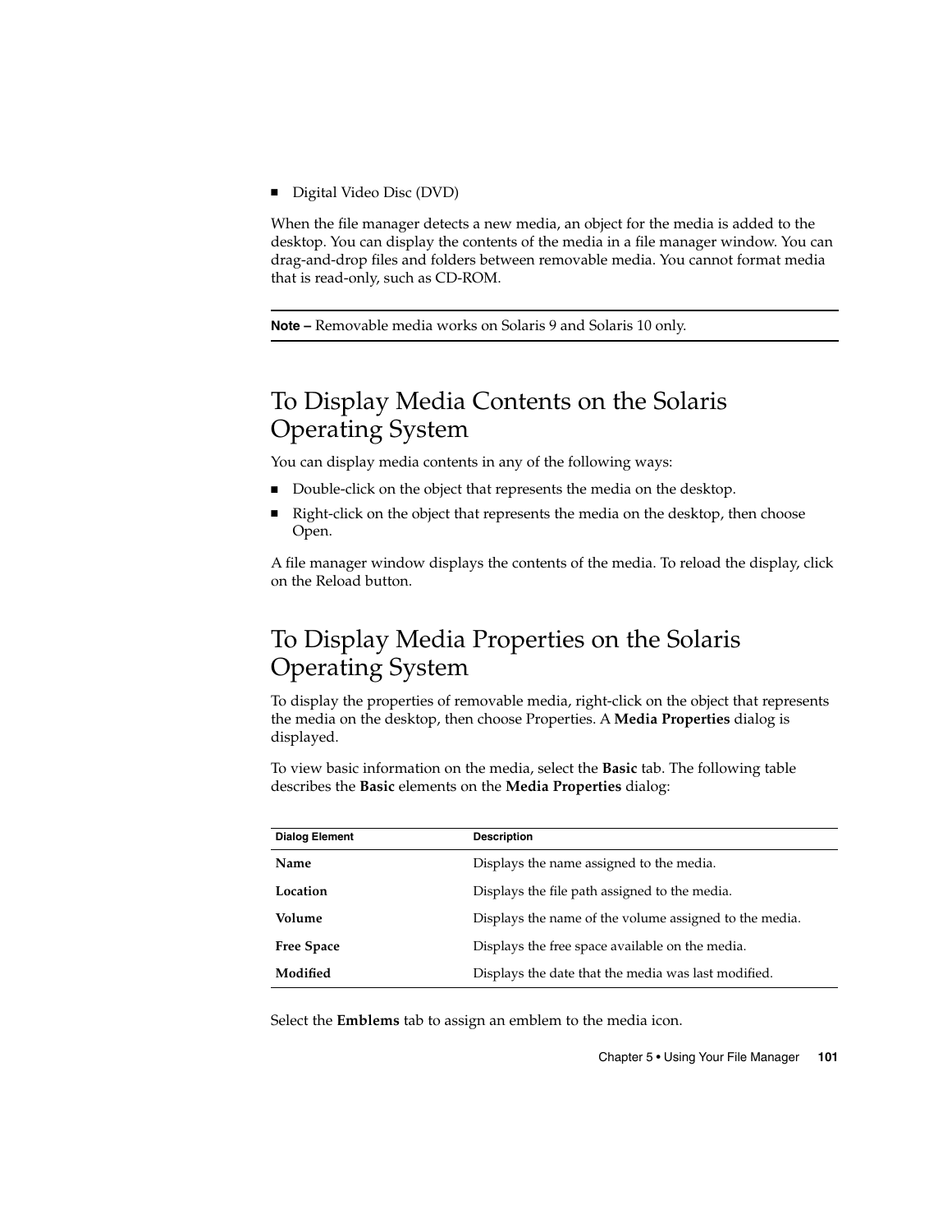- Digital Video Disc (DVD)

When the file manager detects a new media, an object for the media is added to the desktop. You can display the contents of the media in a file manager window. You can drag-and-drop files and folders between removable media. You cannot format media that is read-only, such as CD-ROM.

---

**Note –** Removable media works on Solaris 9 and Solaris 10 only.

---

## To Display Media Contents on the Solaris Operating System

You can display media contents in any of the following ways:

- Double-click on the object that represents the media on the desktop.
- Right-click on the object that represents the media on the desktop, then choose Open.

A file manager window displays the contents of the media. To reload the display, click on the Reload button.

## To Display Media Properties on the Solaris Operating System

To display the properties of removable media, right-click on the object that represents the media on the desktop, then choose Properties. A **Media Properties** dialog is displayed.

To view basic information on the media, select the **Basic** tab. The following table describes the **Basic** elements on the **Media Properties** dialog:

| Dialog Element | Description |
| --- | --- |
| **Name** | Displays the name assigned to the media. |
| **Location** | Displays the file path assigned to the media. |
| **Volume** | Displays the name of the volume assigned to the media. |
| **Free Space** | Displays the free space available on the media. |
| **Modified** | Displays the date that the media was last modified. |

Select the **Emblems** tab to assign an emblem to the media icon.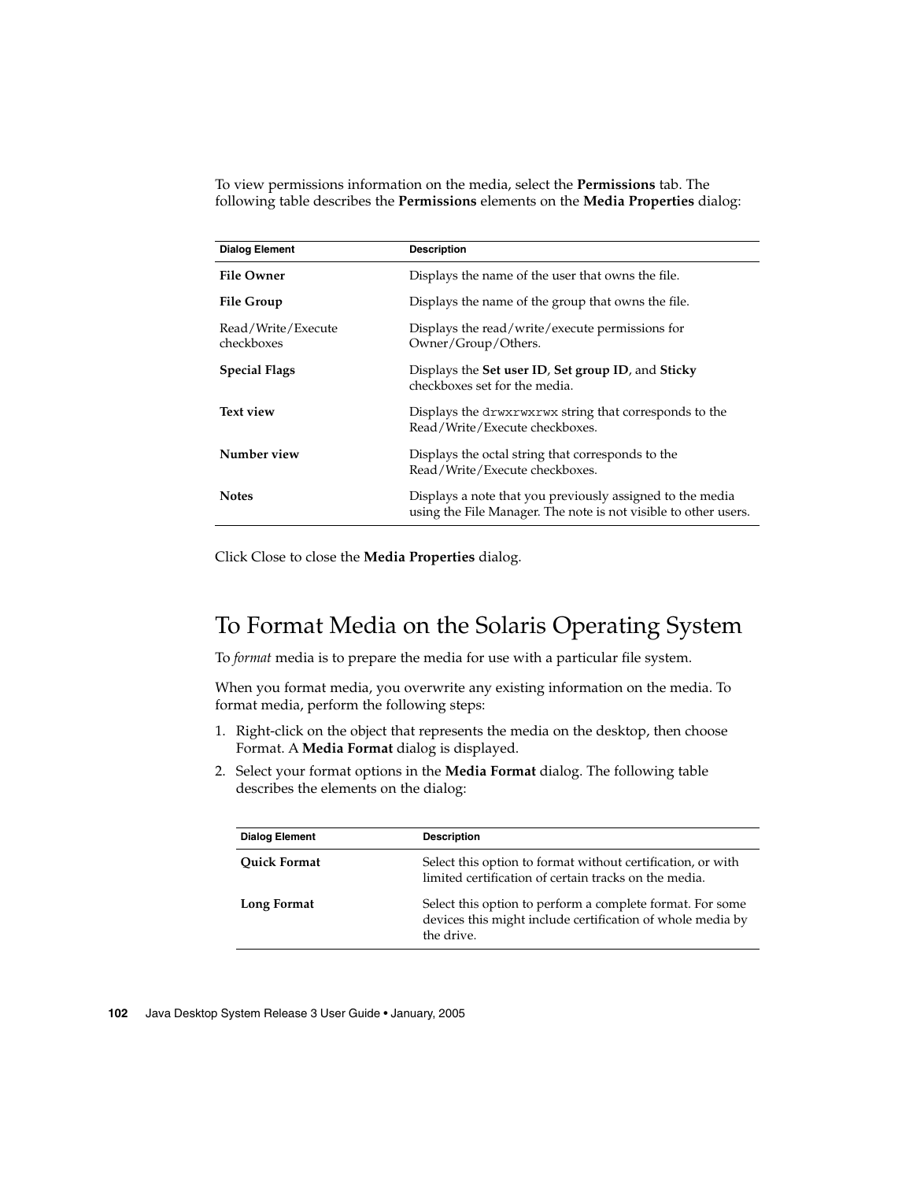To view permissions information on the media, select the **Permissions** tab. The following table describes the **Permissions** elements on the **Media Properties** dialog:

| Dialog Element | Description |
|---|---|
| **File Owner** | Displays the name of the user that owns the file. |
| **File Group** | Displays the name of the group that owns the file. |
| Read/Write/Execute checkboxes | Displays the read/write/execute permissions for Owner/Group/Others. |
| **Special Flags** | Displays the **Set user ID**, **Set group ID**, and **Sticky** checkboxes set for the media. |
| **Text view** | Displays the `drwxrwxrwx` string that corresponds to the Read/Write/Execute checkboxes. |
| **Number view** | Displays the octal string that corresponds to the Read/Write/Execute checkboxes. |
| **Notes** | Displays a note that you previously assigned to the media using the File Manager. The note is not visible to other users. |

Click Close to close the **Media Properties** dialog.

# To Format Media on the Solaris Operating System

To *format* media is to prepare the media for use with a particular file system.

When you format media, you overwrite any existing information on the media. To format media, perform the following steps:

1. Right-click on the object that represents the media on the desktop, then choose Format. A **Media Format** dialog is displayed.
2. Select your format options in the **Media Format** dialog. The following table describes the elements on the dialog:

| Dialog Element | Description |
|---|---|
| **Quick Format** | Select this option to format without certification, or with limited certification of certain tracks on the media. |
| **Long Format** | Select this option to perform a complete format. For some devices this might include certification of whole media by the drive. |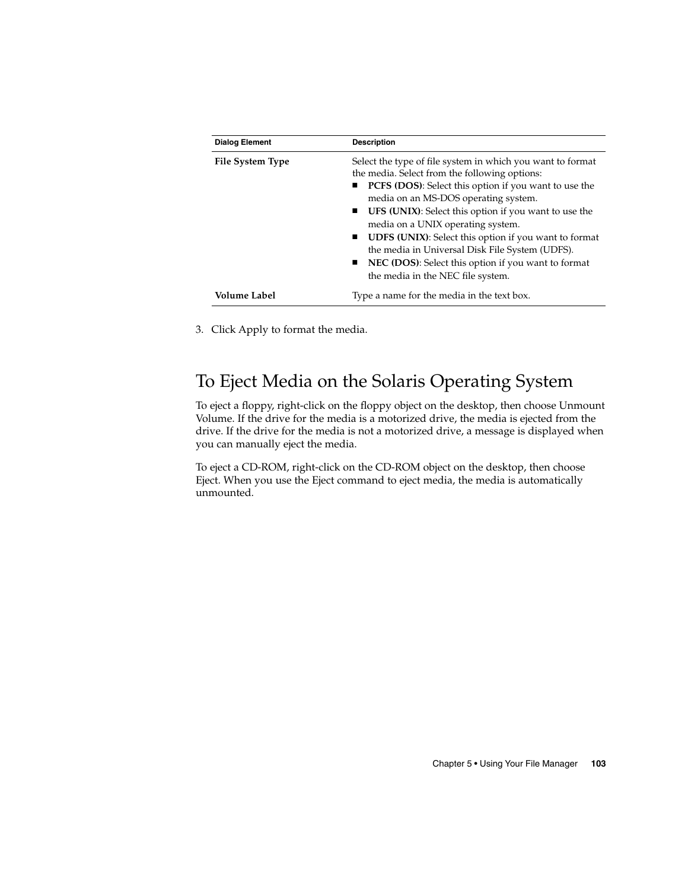| Dialog Element | Description |
| --- | --- |
| **File System Type** | Select the type of file system in which you want to format the media. Select from the following options:<br>■ **PCFS (DOS)**: Select this option if you want to use the media on an MS-DOS operating system.<br>■ **UFS (UNIX)**: Select this option if you want to use the media on a UNIX operating system.<br>■ **UDFS (UNIX)**: Select this option if you want to format the media in Universal Disk File System (UDFS).<br>■ **NEC (DOS)**: Select this option if you want to format the media in the NEC file system. |
| **Volume Label** | Type a name for the media in the text box. |

3. Click Apply to format the media.

## To Eject Media on the Solaris Operating System

To eject a floppy, right-click on the floppy object on the desktop, then choose Unmount Volume. If the drive for the media is a motorized drive, the media is ejected from the drive. If the drive for the media is not a motorized drive, a message is displayed when you can manually eject the media.

To eject a CD-ROM, right-click on the CD-ROM object on the desktop, then choose Eject. When you use the Eject command to eject media, the media is automatically unmounted.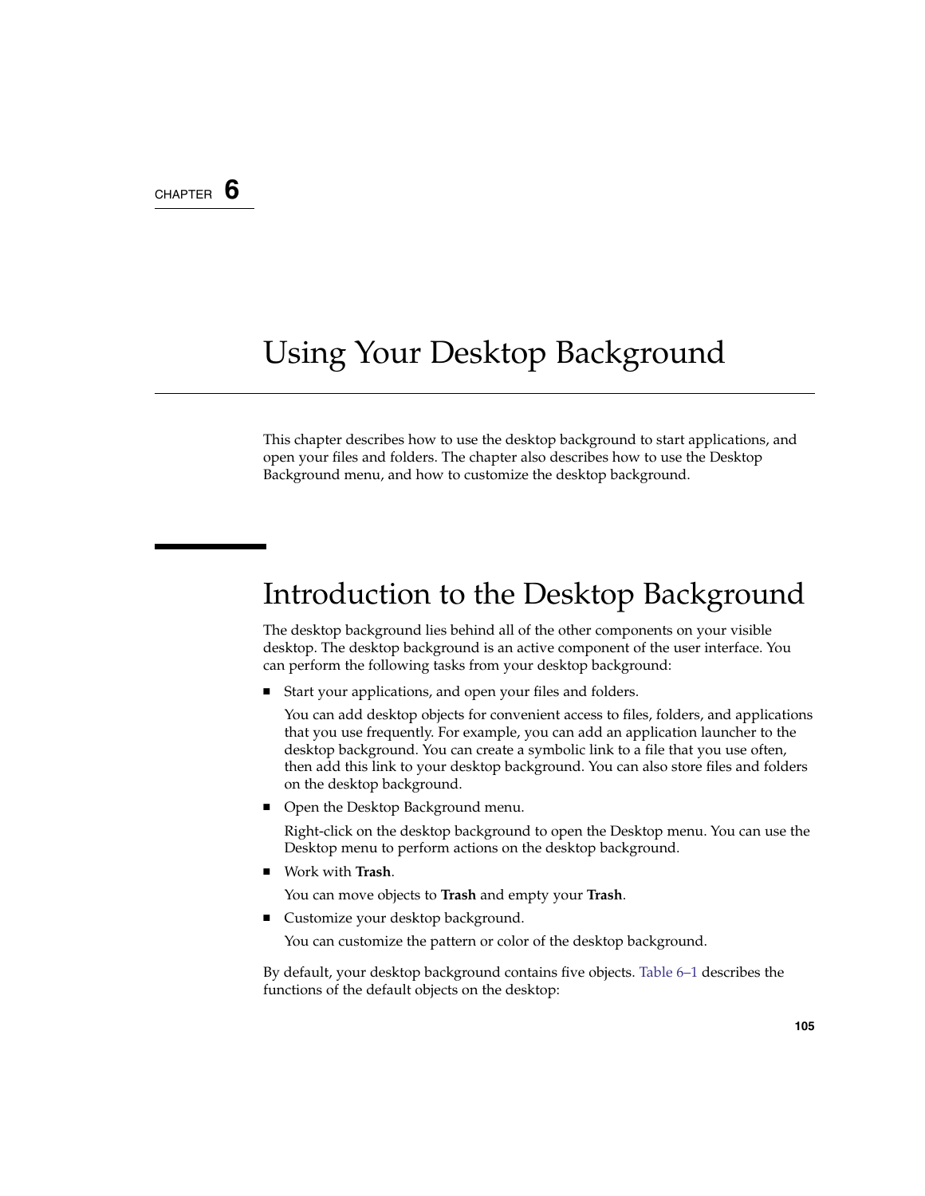CHAPTER 6

# Using Your Desktop Background

This chapter describes how to use the desktop background to start applications, and open your files and folders. The chapter also describes how to use the Desktop Background menu, and how to customize the desktop background.

## Introduction to the Desktop Background

The desktop background lies behind all of the other components on your visible desktop. The desktop background is an active component of the user interface. You can perform the following tasks from your desktop background:

- Start your applications, and open your files and folders.

  You can add desktop objects for convenient access to files, folders, and applications that you use frequently. For example, you can add an application launcher to the desktop background. You can create a symbolic link to a file that you use often, then add this link to your desktop background. You can also store files and folders on the desktop background.

- Open the Desktop Background menu.

  Right-click on the desktop background to open the Desktop menu. You can use the Desktop menu to perform actions on the desktop background.

- Work with **Trash**.

  You can move objects to **Trash** and empty your **Trash**.

- Customize your desktop background.

  You can customize the pattern or color of the desktop background.

By default, your desktop background contains five objects. Table 6–1 describes the functions of the default objects on the desktop: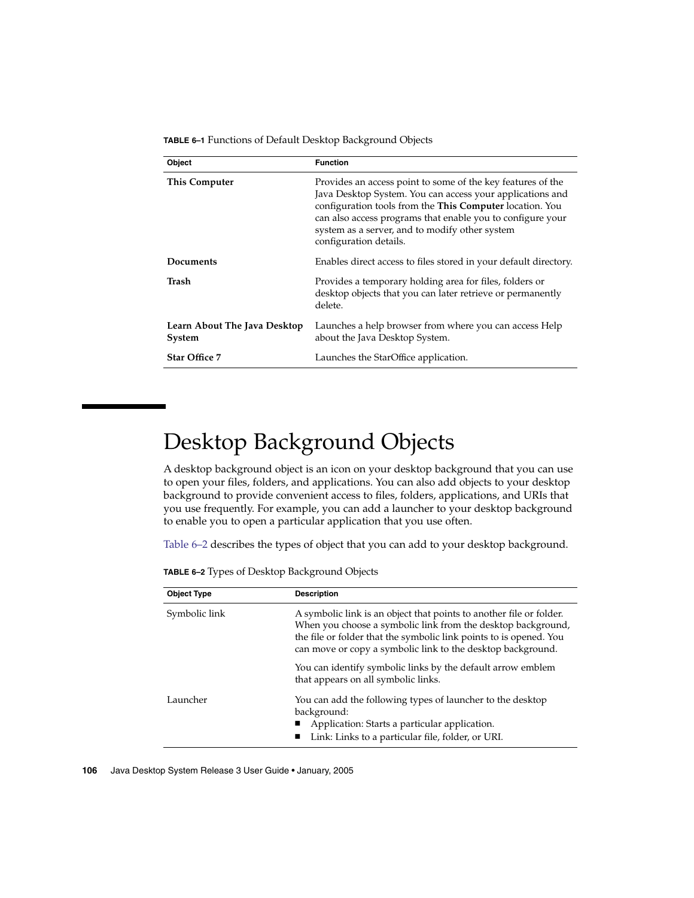**TABLE 6–1** Functions of Default Desktop Background Objects

| Object | Function |
| --- | --- |
| **This Computer** | Provides an access point to some of the key features of the Java Desktop System. You can access your applications and configuration tools from the **This Computer** location. You can also access programs that enable you to configure your system as a server, and to modify other system configuration details. |
| **Documents** | Enables direct access to files stored in your default directory. |
| **Trash** | Provides a temporary holding area for files, folders or desktop objects that you can later retrieve or permanently delete. |
| **Learn About The Java Desktop System** | Launches a help browser from where you can access Help about the Java Desktop System. |
| **Star Office 7** | Launches the StarOffice application. |

# Desktop Background Objects

A desktop background object is an icon on your desktop background that you can use to open your files, folders, and applications. You can also add objects to your desktop background to provide convenient access to files, folders, applications, and URIs that you use frequently. For example, you can add a launcher to your desktop background to enable you to open a particular application that you use often.

Table 6–2 describes the types of object that you can add to your desktop background.

**TABLE 6–2** Types of Desktop Background Objects

| Object Type | Description |
| --- | --- |
| Symbolic link | A symbolic link is an object that points to another file or folder. When you choose a symbolic link from the desktop background, the file or folder that the symbolic link points to is opened. You can move or copy a symbolic link to the desktop background.<br><br>You can identify symbolic links by the default arrow emblem that appears on all symbolic links. |
| Launcher | You can add the following types of launcher to the desktop background:<br>■ Application: Starts a particular application.<br>■ Link: Links to a particular file, folder, or URI. |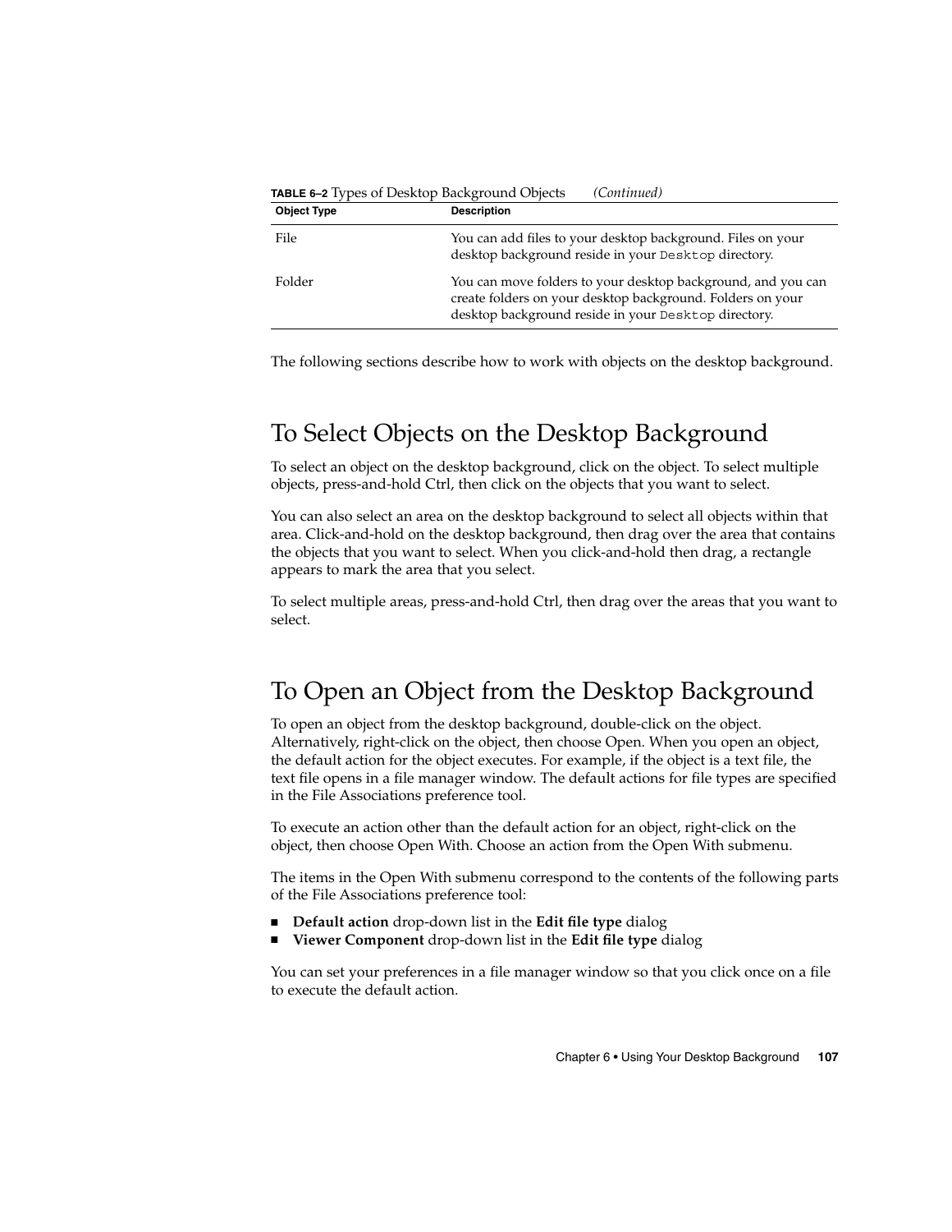**TABLE 6–2** Types of Desktop Background Objects *(Continued)*

| Object Type | Description |
| --- | --- |
| File | You can add files to your desktop background. Files on your desktop background reside in your `Desktop` directory. |
| Folder | You can move folders to your desktop background, and you can create folders on your desktop background. Folders on your desktop background reside in your `Desktop` directory. |

The following sections describe how to work with objects on the desktop background.

## To Select Objects on the Desktop Background

To select an object on the desktop background, click on the object. To select multiple objects, press-and-hold Ctrl, then click on the objects that you want to select.

You can also select an area on the desktop background to select all objects within that area. Click-and-hold on the desktop background, then drag over the area that contains the objects that you want to select. When you click-and-hold then drag, a rectangle appears to mark the area that you select.

To select multiple areas, press-and-hold Ctrl, then drag over the areas that you want to select.

## To Open an Object from the Desktop Background

To open an object from the desktop background, double-click on the object. Alternatively, right-click on the object, then choose Open. When you open an object, the default action for the object executes. For example, if the object is a text file, the text file opens in a file manager window. The default actions for file types are specified in the File Associations preference tool.

To execute an action other than the default action for an object, right-click on the object, then choose Open With. Choose an action from the Open With submenu.

The items in the Open With submenu correspond to the contents of the following parts of the File Associations preference tool:

- **Default action** drop-down list in the **Edit file type** dialog
- **Viewer Component** drop-down list in the **Edit file type** dialog

You can set your preferences in a file manager window so that you click once on a file to execute the default action.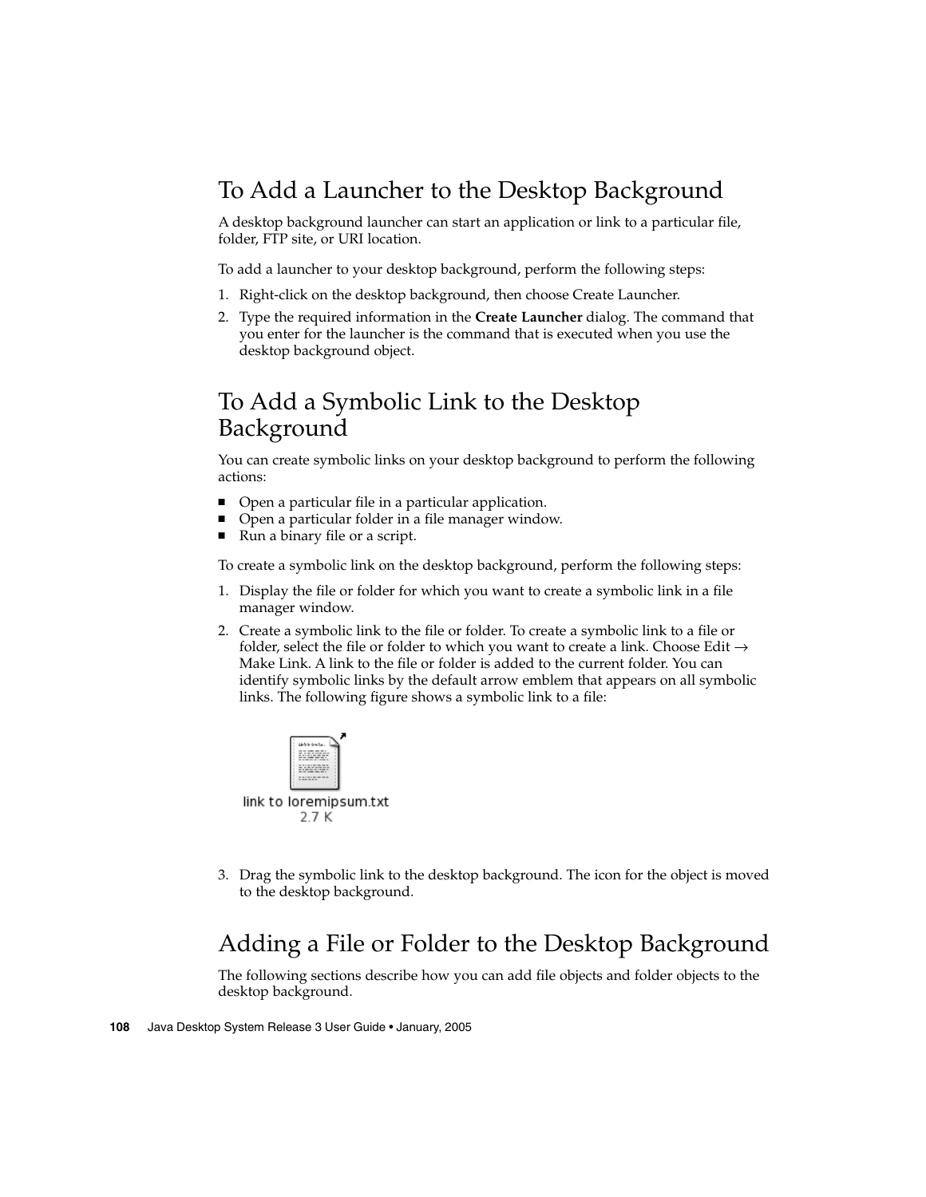## To Add a Launcher to the Desktop Background

A desktop background launcher can start an application or link to a particular file, folder, FTP site, or URI location.

To add a launcher to your desktop background, perform the following steps:

1. Right-click on the desktop background, then choose Create Launcher.
2. Type the required information in the **Create Launcher** dialog. The command that you enter for the launcher is the command that is executed when you use the desktop background object.

## To Add a Symbolic Link to the Desktop Background

You can create symbolic links on your desktop background to perform the following actions:

- Open a particular file in a particular application.
- Open a particular folder in a file manager window.
- Run a binary file or a script.

To create a symbolic link on the desktop background, perform the following steps:

1. Display the file or folder for which you want to create a symbolic link in a file manager window.
2. Create a symbolic link to the file or folder. To create a symbolic link to a file or folder, select the file or folder to which you want to create a link. Choose Edit → Make Link. A link to the file or folder is added to the current folder. You can identify symbolic links by the default arrow emblem that appears on all symbolic links. The following figure shows a symbolic link to a file:

   link to loremipsum.txt
   2.7 K

3. Drag the symbolic link to the desktop background. The icon for the object is moved to the desktop background.

## Adding a File or Folder to the Desktop Background

The following sections describe how you can add file objects and folder objects to the desktop background.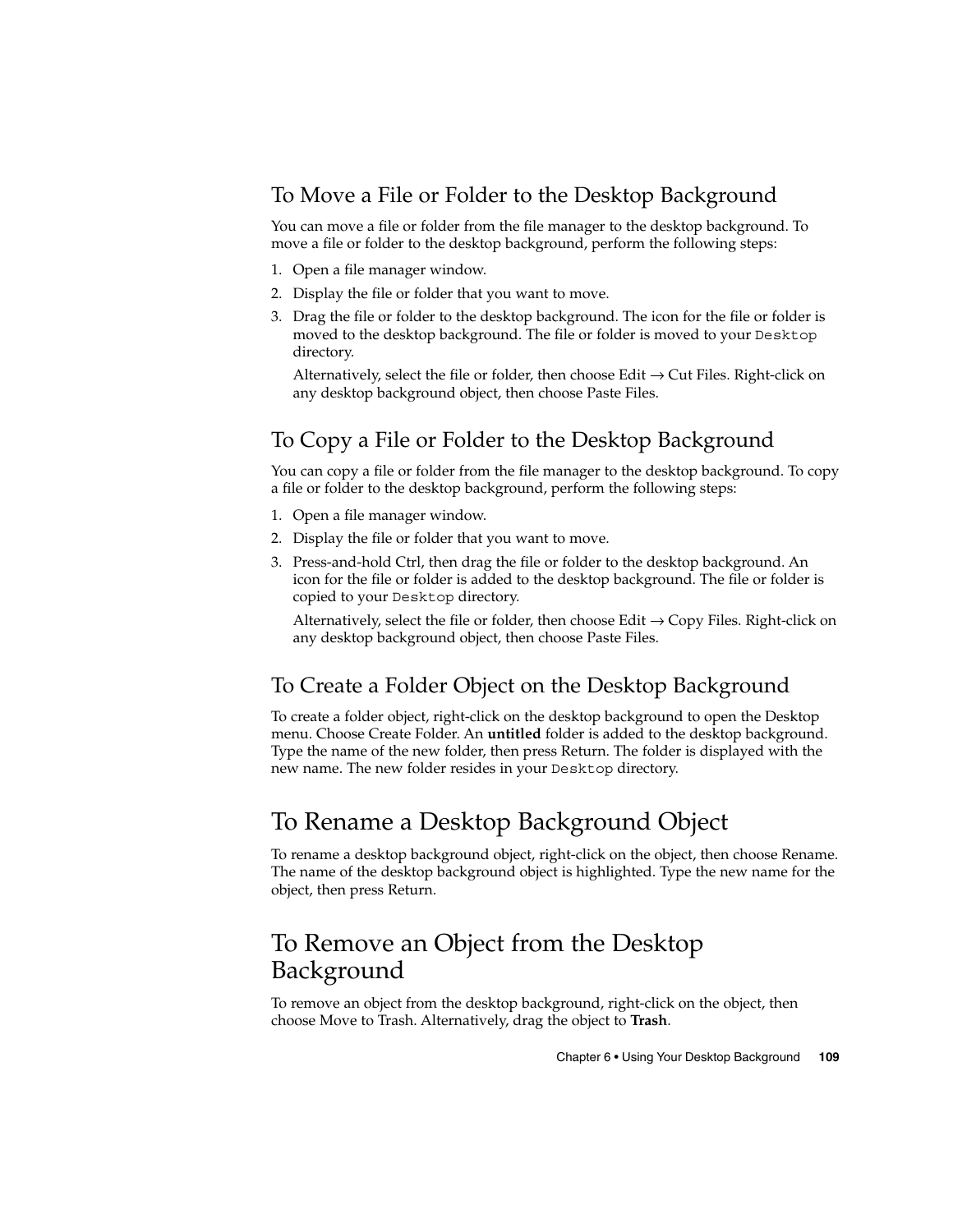### To Move a File or Folder to the Desktop Background

You can move a file or folder from the file manager to the desktop background. To move a file or folder to the desktop background, perform the following steps:

1. Open a file manager window.
2. Display the file or folder that you want to move.
3. Drag the file or folder to the desktop background. The icon for the file or folder is moved to the desktop background. The file or folder is moved to your `Desktop` directory.

   Alternatively, select the file or folder, then choose Edit → Cut Files. Right-click on any desktop background object, then choose Paste Files.

### To Copy a File or Folder to the Desktop Background

You can copy a file or folder from the file manager to the desktop background. To copy a file or folder to the desktop background, perform the following steps:

1. Open a file manager window.
2. Display the file or folder that you want to move.
3. Press-and-hold Ctrl, then drag the file or folder to the desktop background. An icon for the file or folder is added to the desktop background. The file or folder is copied to your `Desktop` directory.

   Alternatively, select the file or folder, then choose Edit → Copy Files. Right-click on any desktop background object, then choose Paste Files.

### To Create a Folder Object on the Desktop Background

To create a folder object, right-click on the desktop background to open the Desktop menu. Choose Create Folder. An **untitled** folder is added to the desktop background. Type the name of the new folder, then press Return. The folder is displayed with the new name. The new folder resides in your `Desktop` directory.

## To Rename a Desktop Background Object

To rename a desktop background object, right-click on the object, then choose Rename. The name of the desktop background object is highlighted. Type the new name for the object, then press Return.

## To Remove an Object from the Desktop Background

To remove an object from the desktop background, right-click on the object, then choose Move to Trash. Alternatively, drag the object to **Trash**.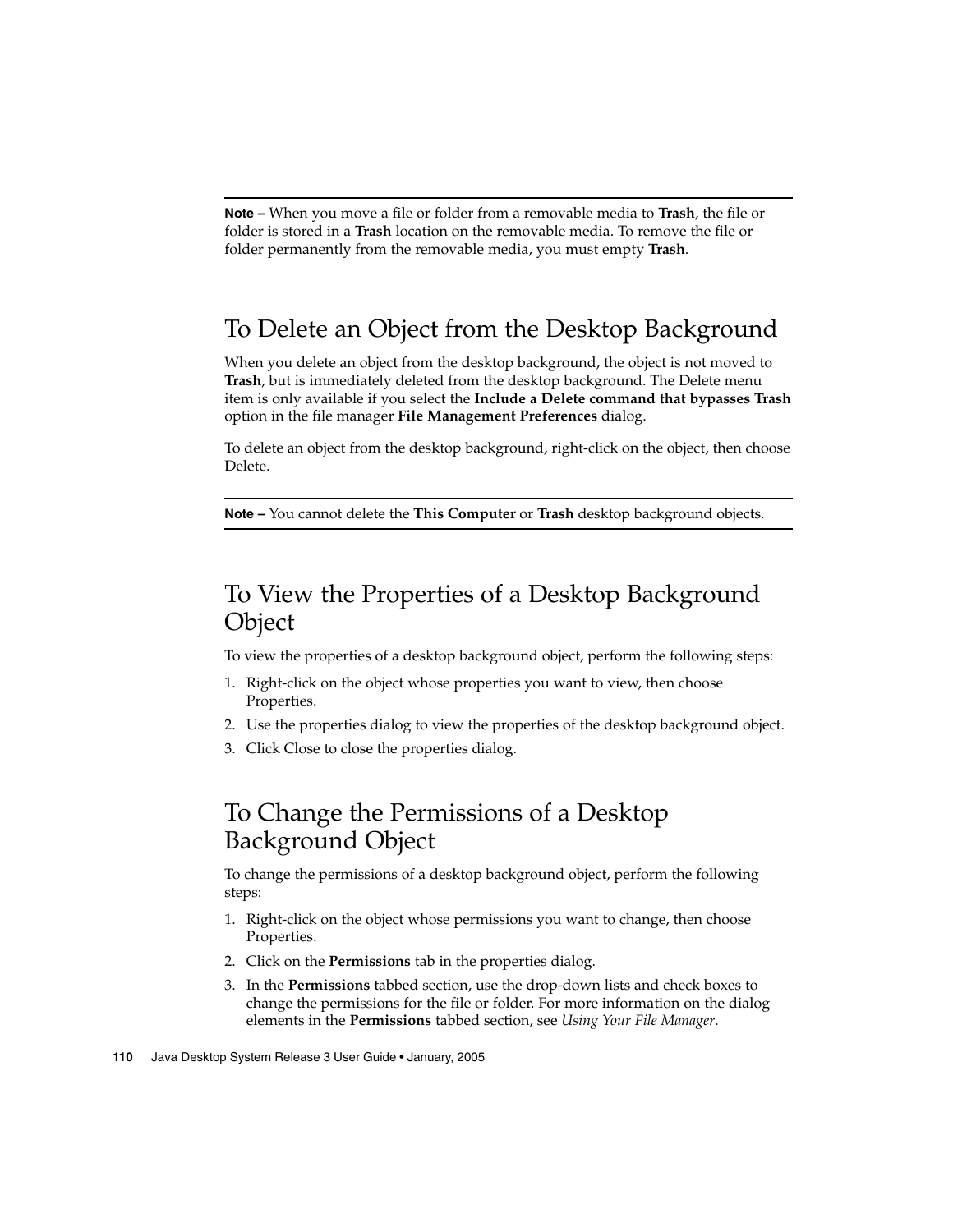**Note –** When you move a file or folder from a removable media to **Trash**, the file or folder is stored in a **Trash** location on the removable media. To remove the file or folder permanently from the removable media, you must empty **Trash**.

## To Delete an Object from the Desktop Background

When you delete an object from the desktop background, the object is not moved to **Trash**, but is immediately deleted from the desktop background. The Delete menu item is only available if you select the **Include a Delete command that bypasses Trash** option in the file manager **File Management Preferences** dialog.

To delete an object from the desktop background, right-click on the object, then choose Delete.

**Note –** You cannot delete the **This Computer** or **Trash** desktop background objects.

## To View the Properties of a Desktop Background Object

To view the properties of a desktop background object, perform the following steps:

1. Right-click on the object whose properties you want to view, then choose Properties.
2. Use the properties dialog to view the properties of the desktop background object.
3. Click Close to close the properties dialog.

## To Change the Permissions of a Desktop Background Object

To change the permissions of a desktop background object, perform the following steps:

1. Right-click on the object whose permissions you want to change, then choose Properties.
2. Click on the **Permissions** tab in the properties dialog.
3. In the **Permissions** tabbed section, use the drop-down lists and check boxes to change the permissions for the file or folder. For more information on the dialog elements in the **Permissions** tabbed section, see *Using Your File Manager*.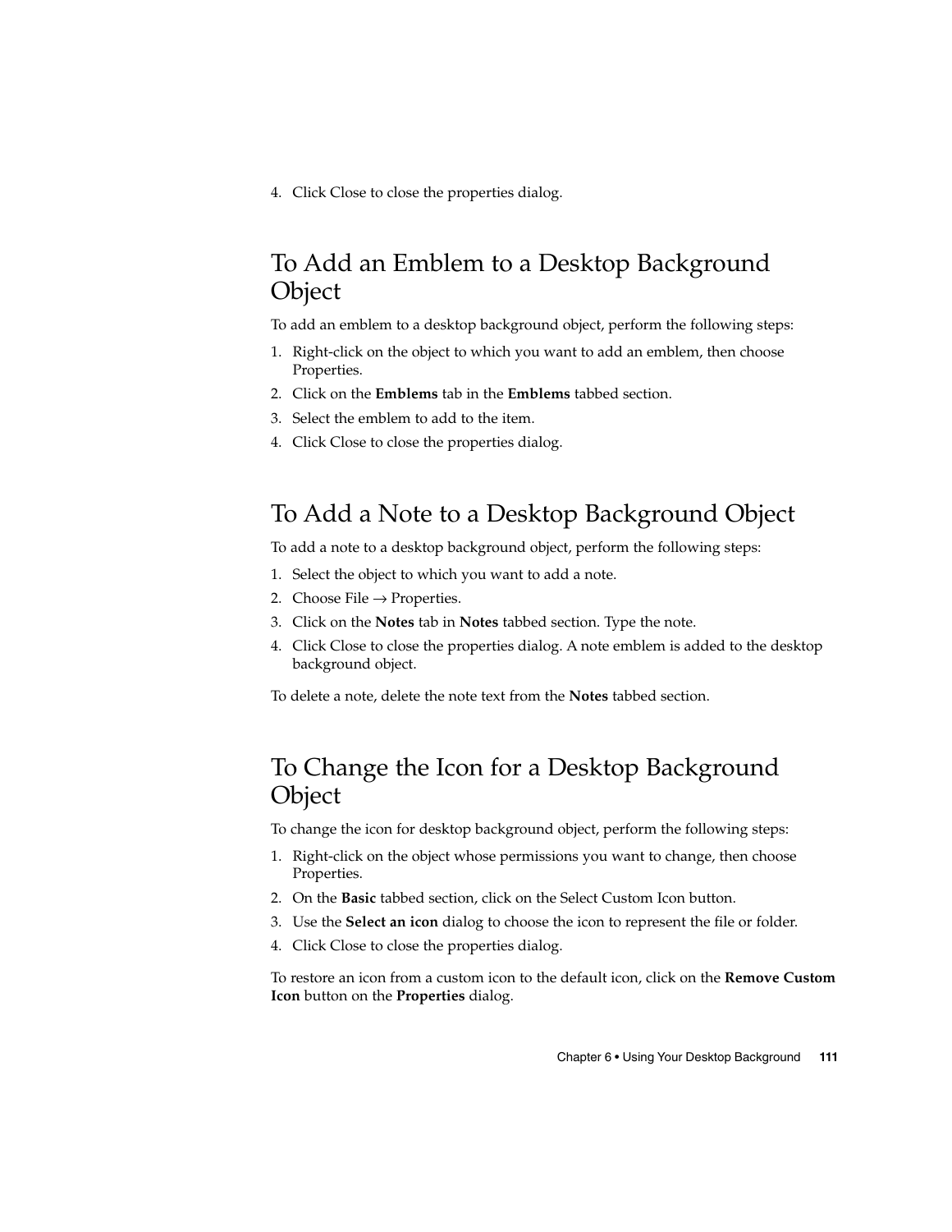4. Click Close to close the properties dialog.

## To Add an Emblem to a Desktop Background Object

To add an emblem to a desktop background object, perform the following steps:

1. Right-click on the object to which you want to add an emblem, then choose Properties.
2. Click on the **Emblems** tab in the **Emblems** tabbed section.
3. Select the emblem to add to the item.
4. Click Close to close the properties dialog.

## To Add a Note to a Desktop Background Object

To add a note to a desktop background object, perform the following steps:

1. Select the object to which you want to add a note.
2. Choose File → Properties.
3. Click on the **Notes** tab in **Notes** tabbed section. Type the note.
4. Click Close to close the properties dialog. A note emblem is added to the desktop background object.

To delete a note, delete the note text from the **Notes** tabbed section.

## To Change the Icon for a Desktop Background Object

To change the icon for desktop background object, perform the following steps:

1. Right-click on the object whose permissions you want to change, then choose Properties.
2. On the **Basic** tabbed section, click on the Select Custom Icon button.
3. Use the **Select an icon** dialog to choose the icon to represent the file or folder.
4. Click Close to close the properties dialog.

To restore an icon from a custom icon to the default icon, click on the **Remove Custom Icon** button on the **Properties** dialog.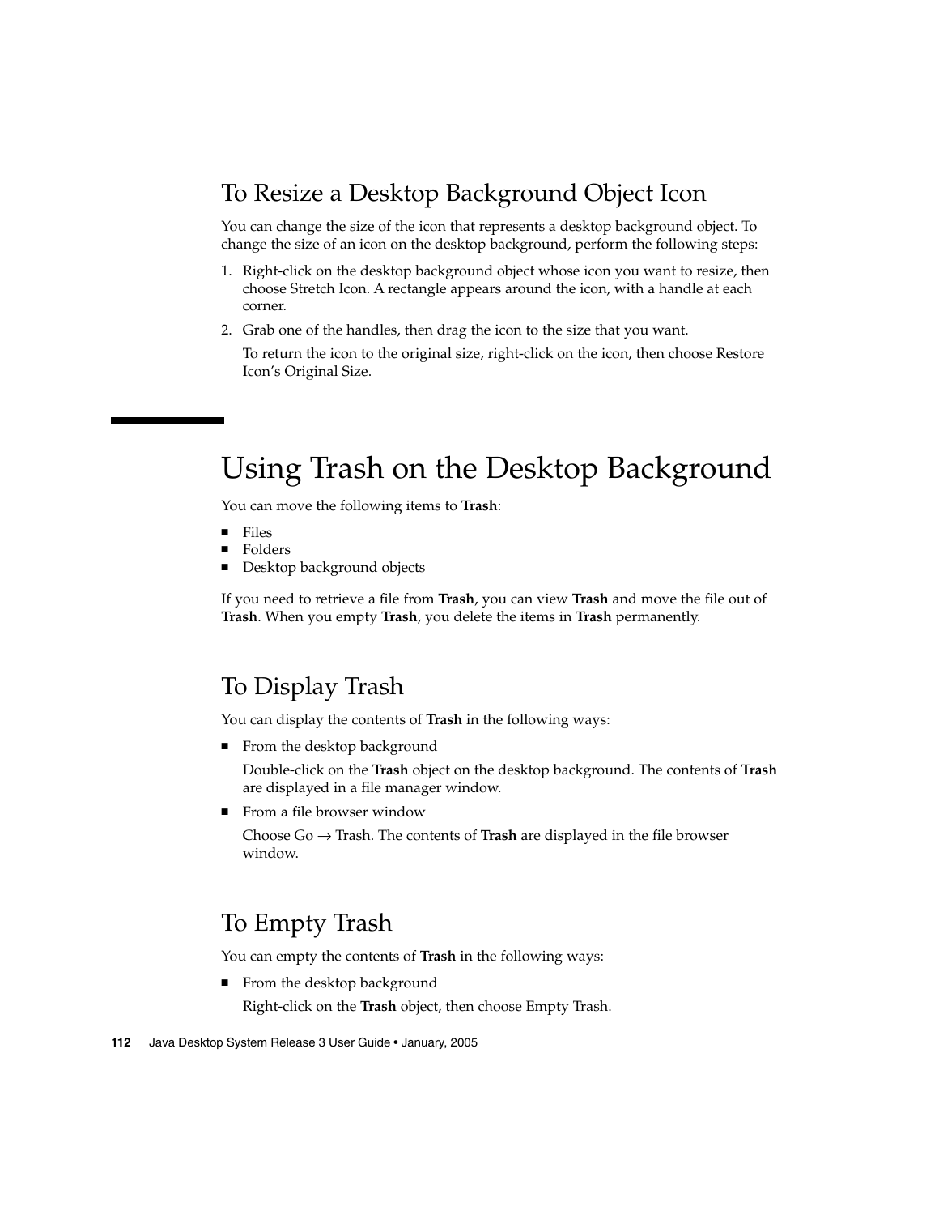### To Resize a Desktop Background Object Icon

You can change the size of the icon that represents a desktop background object. To change the size of an icon on the desktop background, perform the following steps:

1. Right-click on the desktop background object whose icon you want to resize, then choose Stretch Icon. A rectangle appears around the icon, with a handle at each corner.
2. Grab one of the handles, then drag the icon to the size that you want.

   To return the icon to the original size, right-click on the icon, then choose Restore Icon's Original Size.

## Using Trash on the Desktop Background

You can move the following items to **Trash**:

- Files
- Folders
- Desktop background objects

If you need to retrieve a file from **Trash**, you can view **Trash** and move the file out of **Trash**. When you empty **Trash**, you delete the items in **Trash** permanently.

### To Display Trash

You can display the contents of **Trash** in the following ways:

- From the desktop background

  Double-click on the **Trash** object on the desktop background. The contents of **Trash** are displayed in a file manager window.

- From a file browser window

  Choose Go → Trash. The contents of **Trash** are displayed in the file browser window.

### To Empty Trash

You can empty the contents of **Trash** in the following ways:

- From the desktop background

  Right-click on the **Trash** object, then choose Empty Trash.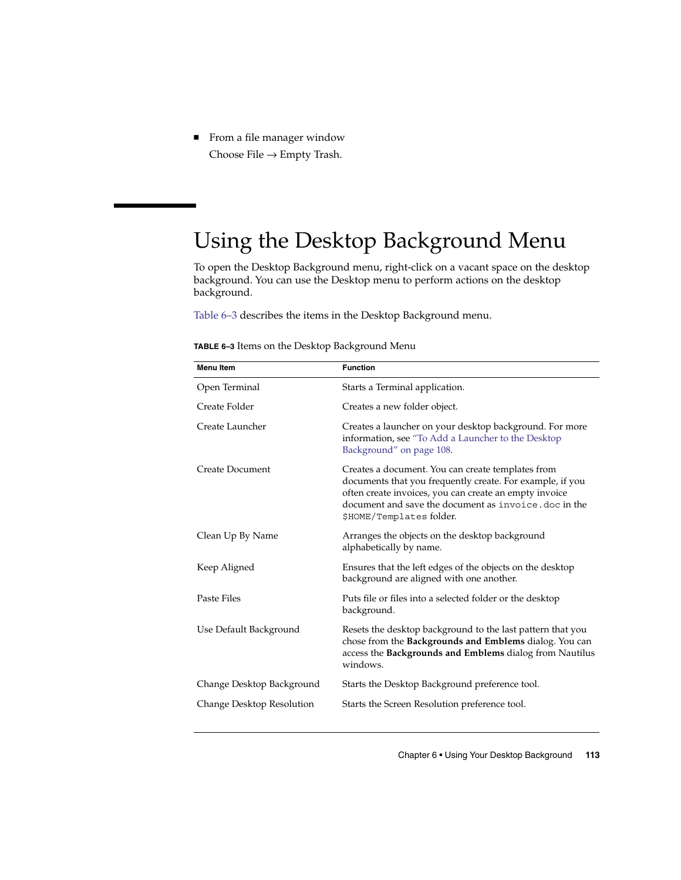- From a file manager window

  Choose File → Empty Trash.

## Using the Desktop Background Menu

To open the Desktop Background menu, right-click on a vacant space on the desktop background. You can use the Desktop menu to perform actions on the desktop background.

Table 6–3 describes the items in the Desktop Background menu.

**TABLE 6–3** Items on the Desktop Background Menu

| Menu Item | Function |
| --- | --- |
| Open Terminal | Starts a Terminal application. |
| Create Folder | Creates a new folder object. |
| Create Launcher | Creates a launcher on your desktop background. For more information, see "To Add a Launcher to the Desktop Background" on page 108. |
| Create Document | Creates a document. You can create templates from documents that you frequently create. For example, if you often create invoices, you can create an empty invoice document and save the document as `invoice.doc` in the `$HOME/Templates` folder. |
| Clean Up By Name | Arranges the objects on the desktop background alphabetically by name. |
| Keep Aligned | Ensures that the left edges of the objects on the desktop background are aligned with one another. |
| Paste Files | Puts file or files into a selected folder or the desktop background. |
| Use Default Background | Resets the desktop background to the last pattern that you chose from the **Backgrounds and Emblems** dialog. You can access the **Backgrounds and Emblems** dialog from Nautilus windows. |
| Change Desktop Background | Starts the Desktop Background preference tool. |
| Change Desktop Resolution | Starts the Screen Resolution preference tool. |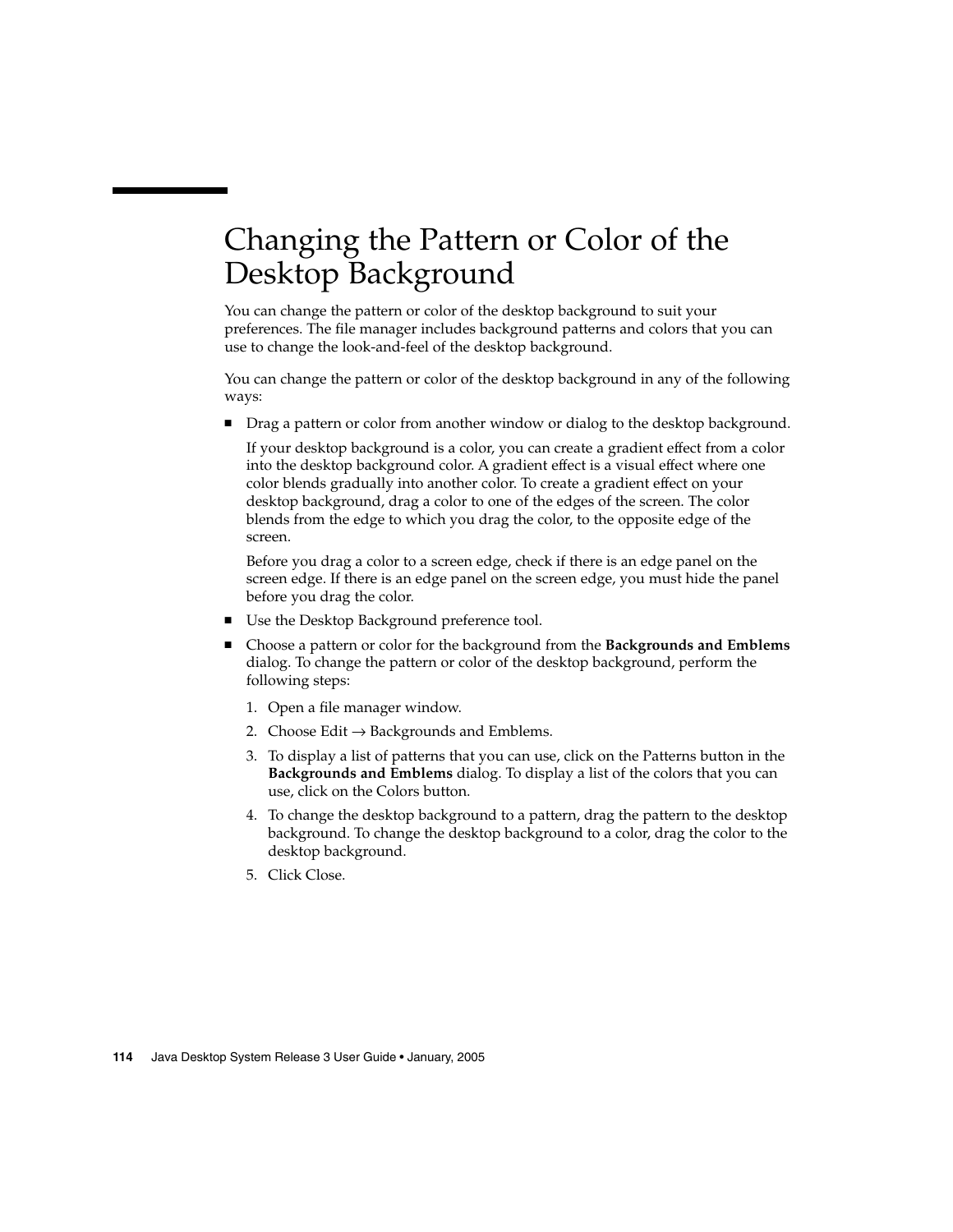# Changing the Pattern or Color of the Desktop Background

You can change the pattern or color of the desktop background to suit your preferences. The file manager includes background patterns and colors that you can use to change the look-and-feel of the desktop background.

You can change the pattern or color of the desktop background in any of the following ways:

- Drag a pattern or color from another window or dialog to the desktop background.

  If your desktop background is a color, you can create a gradient effect from a color into the desktop background color. A gradient effect is a visual effect where one color blends gradually into another color. To create a gradient effect on your desktop background, drag a color to one of the edges of the screen. The color blends from the edge to which you drag the color, to the opposite edge of the screen.

  Before you drag a color to a screen edge, check if there is an edge panel on the screen edge. If there is an edge panel on the screen edge, you must hide the panel before you drag the color.

- Use the Desktop Background preference tool.
- Choose a pattern or color for the background from the **Backgrounds and Emblems** dialog. To change the pattern or color of the desktop background, perform the following steps:
  1. Open a file manager window.
  2. Choose Edit → Backgrounds and Emblems.
  3. To display a list of patterns that you can use, click on the Patterns button in the **Backgrounds and Emblems** dialog. To display a list of the colors that you can use, click on the Colors button.
  4. To change the desktop background to a pattern, drag the pattern to the desktop background. To change the desktop background to a color, drag the color to the desktop background.
  5. Click Close.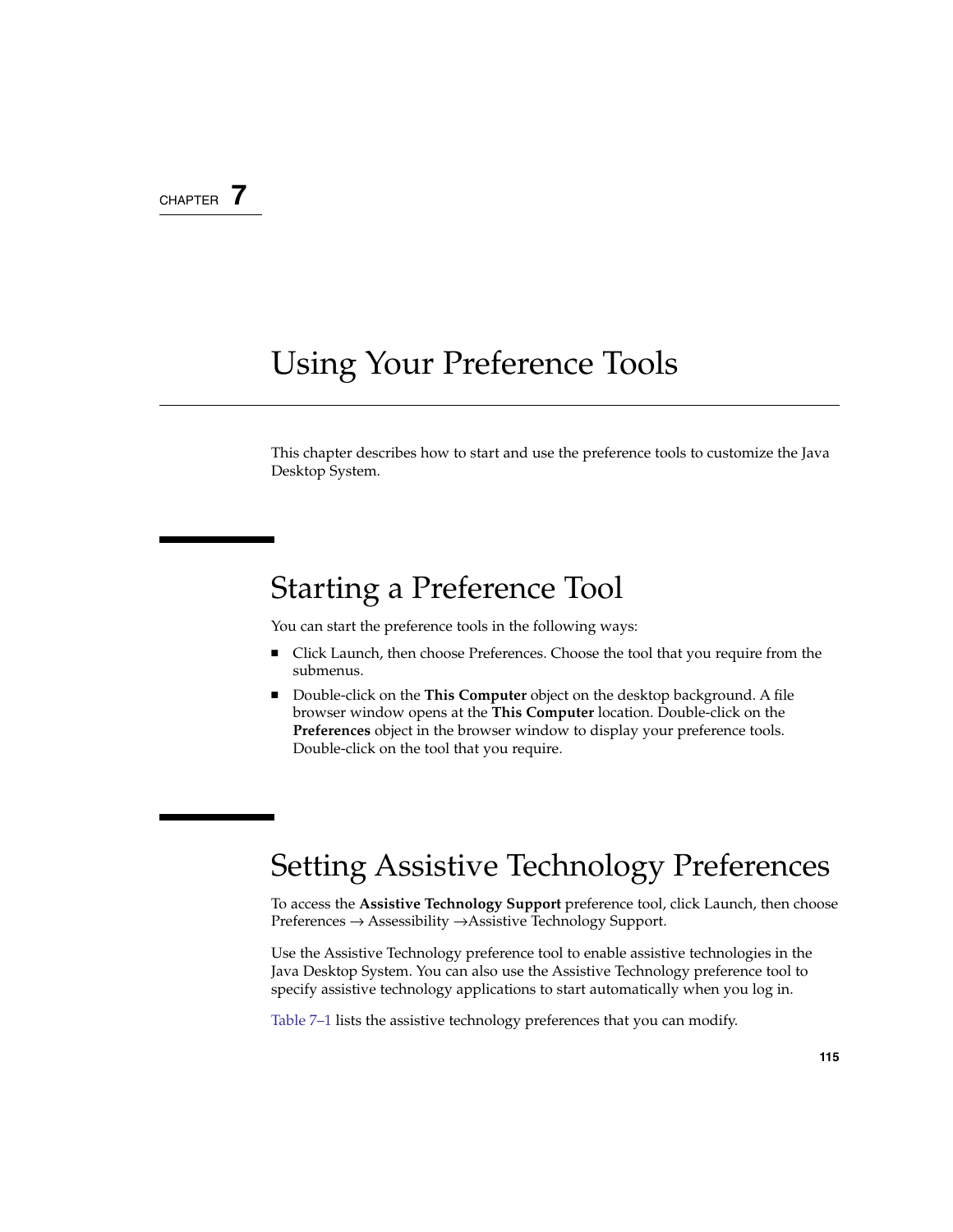CHAPTER 7

# Using Your Preference Tools

This chapter describes how to start and use the preference tools to customize the Java Desktop System.

## Starting a Preference Tool

You can start the preference tools in the following ways:

- Click Launch, then choose Preferences. Choose the tool that you require from the submenus.
- Double-click on the **This Computer** object on the desktop background. A file browser window opens at the **This Computer** location. Double-click on the **Preferences** object in the browser window to display your preference tools. Double-click on the tool that you require.

## Setting Assistive Technology Preferences

To access the **Assistive Technology Support** preference tool, click Launch, then choose Preferences → Assessibility →Assistive Technology Support.

Use the Assistive Technology preference tool to enable assistive technologies in the Java Desktop System. You can also use the Assistive Technology preference tool to specify assistive technology applications to start automatically when you log in.

Table 7–1 lists the assistive technology preferences that you can modify.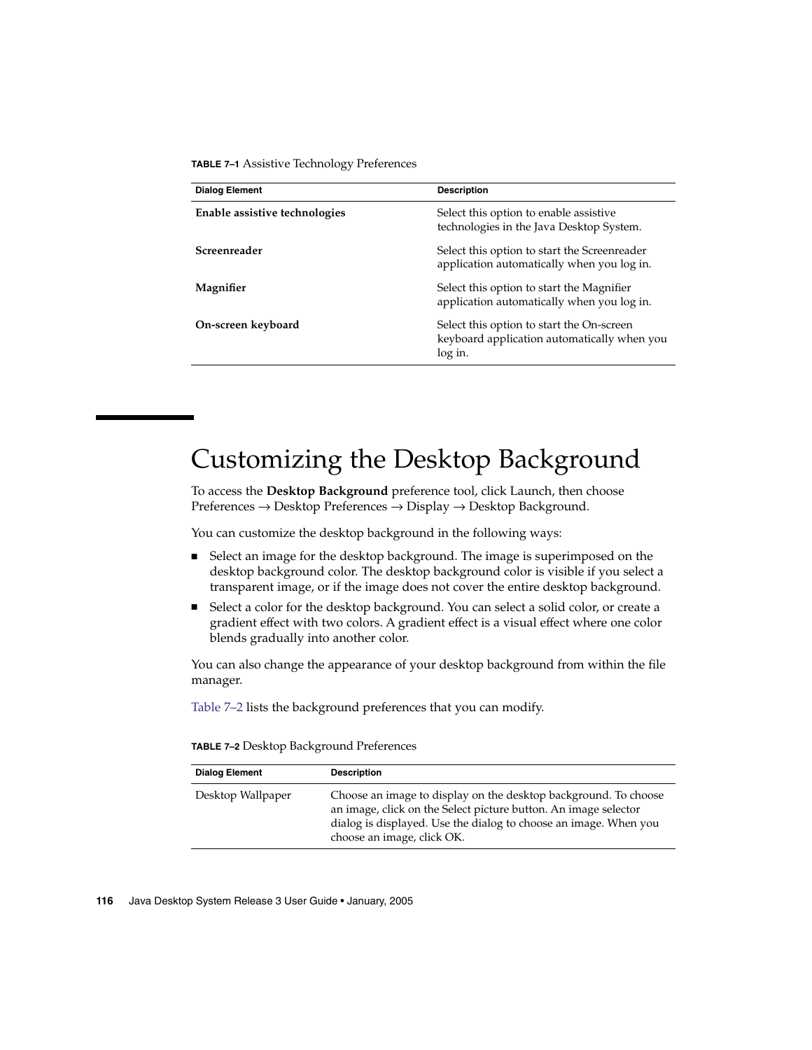**TABLE 7–1** Assistive Technology Preferences

| Dialog Element | Description |
| --- | --- |
| **Enable assistive technologies** | Select this option to enable assistive technologies in the Java Desktop System. |
| **Screenreader** | Select this option to start the Screenreader application automatically when you log in. |
| **Magnifier** | Select this option to start the Magnifier application automatically when you log in. |
| **On-screen keyboard** | Select this option to start the On-screen keyboard application automatically when you log in. |

# Customizing the Desktop Background

To access the **Desktop Background** preference tool, click Launch, then choose Preferences → Desktop Preferences → Display → Desktop Background.

You can customize the desktop background in the following ways:

- Select an image for the desktop background. The image is superimposed on the desktop background color. The desktop background color is visible if you select a transparent image, or if the image does not cover the entire desktop background.
- Select a color for the desktop background. You can select a solid color, or create a gradient effect with two colors. A gradient effect is a visual effect where one color blends gradually into another color.

You can also change the appearance of your desktop background from within the file manager.

Table 7–2 lists the background preferences that you can modify.

**TABLE 7–2** Desktop Background Preferences

| Dialog Element | Description |
| --- | --- |
| Desktop Wallpaper | Choose an image to display on the desktop background. To choose an image, click on the Select picture button. An image selector dialog is displayed. Use the dialog to choose an image. When you choose an image, click OK. |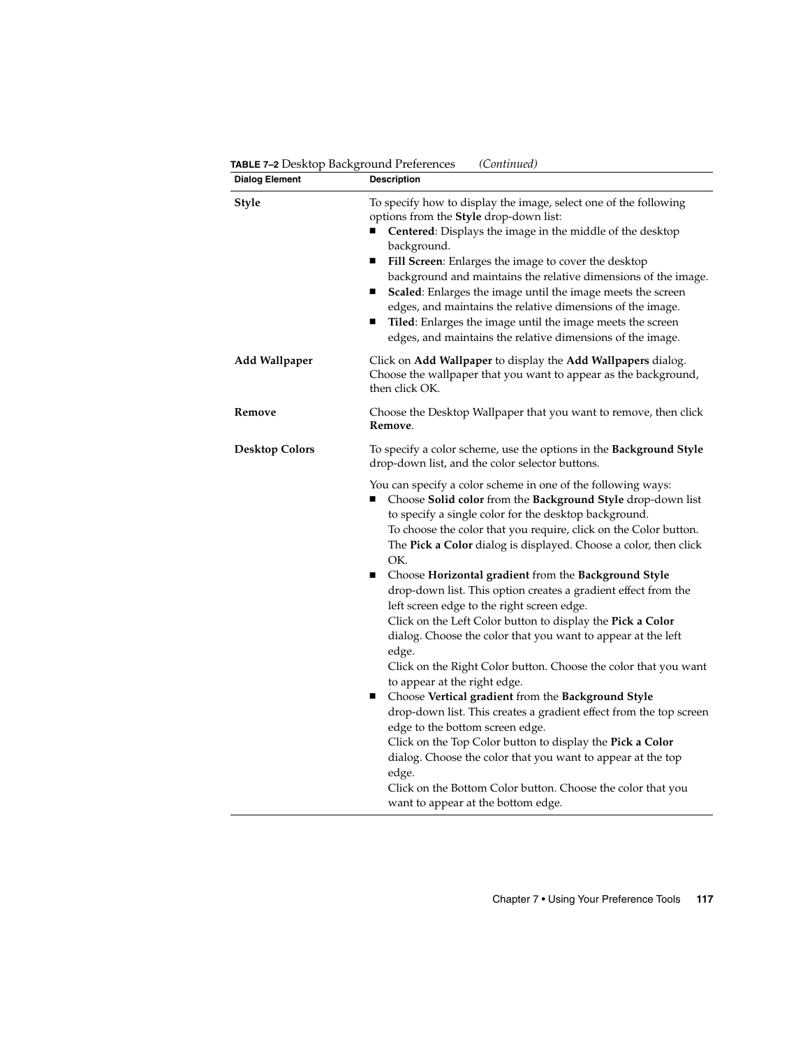**TABLE 7–2** Desktop Background Preferences *(Continued)*

| Dialog Element | Description |
| --- | --- |
| **Style** | To specify how to display the image, select one of the following options from the **Style** drop-down list:<br>■ **Centered**: Displays the image in the middle of the desktop background.<br>■ **Fill Screen**: Enlarges the image to cover the desktop background and maintains the relative dimensions of the image.<br>■ **Scaled**: Enlarges the image until the image meets the screen edges, and maintains the relative dimensions of the image.<br>■ **Tiled**: Enlarges the image until the image meets the screen edges, and maintains the relative dimensions of the image. |
| **Add Wallpaper** | Click on **Add Wallpaper** to display the **Add Wallpapers** dialog. Choose the wallpaper that you want to appear as the background, then click OK. |
| **Remove** | Choose the Desktop Wallpaper that you want to remove, then click **Remove**. |
| **Desktop Colors** | To specify a color scheme, use the options in the **Background Style** drop-down list, and the color selector buttons.<br><br>You can specify a color scheme in one of the following ways:<br>■ Choose **Solid color** from the **Background Style** drop-down list to specify a single color for the desktop background.<br>To choose the color that you require, click on the Color button. The **Pick a Color** dialog is displayed. Choose a color, then click OK.<br>■ Choose **Horizontal gradient** from the **Background Style** drop-down list. This option creates a gradient effect from the left screen edge to the right screen edge.<br>Click on the Left Color button to display the **Pick a Color** dialog. Choose the color that you want to appear at the left edge.<br>Click on the Right Color button. Choose the color that you want to appear at the right edge.<br>■ Choose **Vertical gradient** from the **Background Style** drop-down list. This creates a gradient effect from the top screen edge to the bottom screen edge.<br>Click on the Top Color button to display the **Pick a Color** dialog. Choose the color that you want to appear at the top edge.<br>Click on the Bottom Color button. Choose the color that you want to appear at the bottom edge. |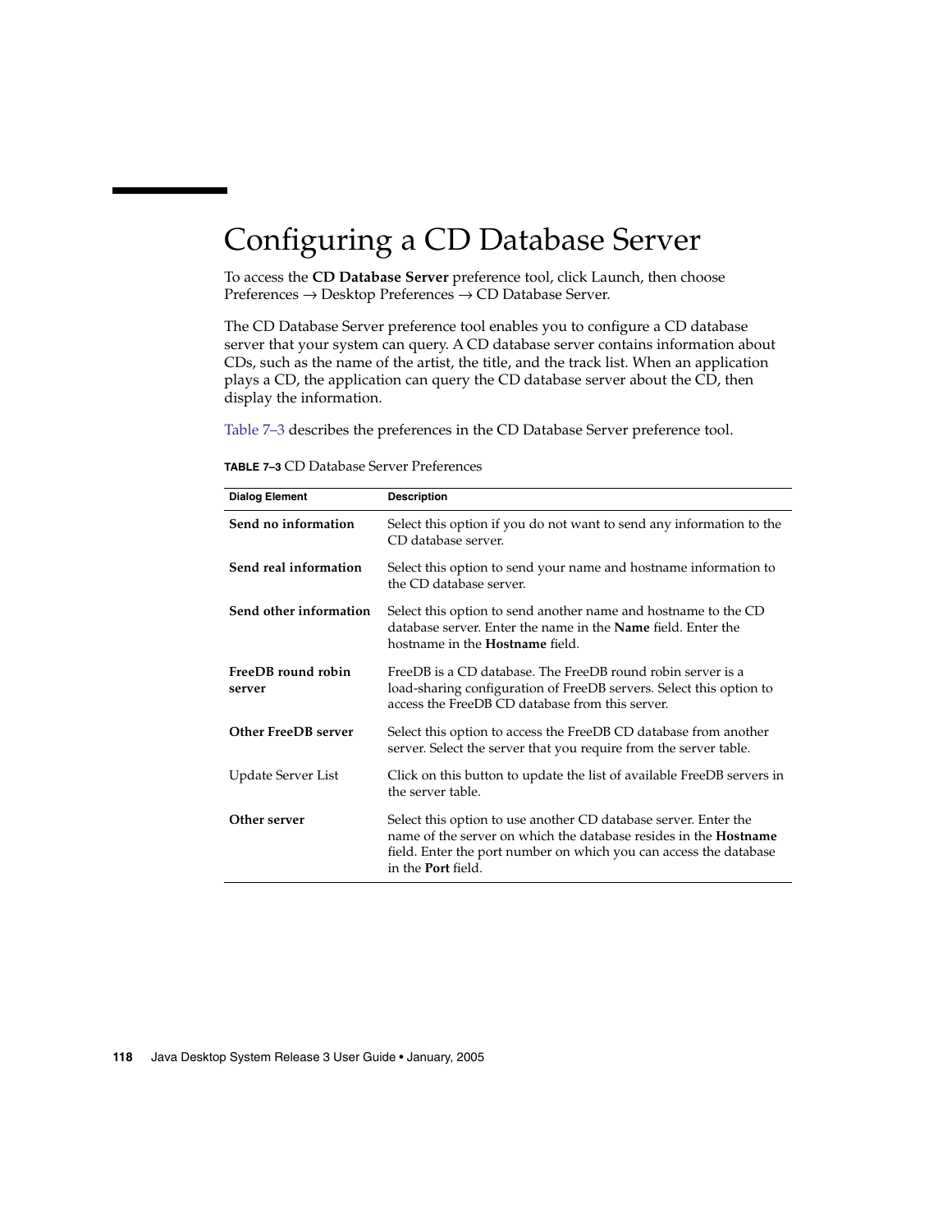# Configuring a CD Database Server

To access the **CD Database Server** preference tool, click Launch, then choose Preferences → Desktop Preferences → CD Database Server.

The CD Database Server preference tool enables you to configure a CD database server that your system can query. A CD database server contains information about CDs, such as the name of the artist, the title, and the track list. When an application plays a CD, the application can query the CD database server about the CD, then display the information.

Table 7–3 describes the preferences in the CD Database Server preference tool.

**TABLE 7–3** CD Database Server Preferences

| Dialog Element | Description |
| --- | --- |
| **Send no information** | Select this option if you do not want to send any information to the CD database server. |
| **Send real information** | Select this option to send your name and hostname information to the CD database server. |
| **Send other information** | Select this option to send another name and hostname to the CD database server. Enter the name in the **Name** field. Enter the hostname in the **Hostname** field. |
| **FreeDB round robin server** | FreeDB is a CD database. The FreeDB round robin server is a load-sharing configuration of FreeDB servers. Select this option to access the FreeDB CD database from this server. |
| **Other FreeDB server** | Select this option to access the FreeDB CD database from another server. Select the server that you require from the server table. |
| Update Server List | Click on this button to update the list of available FreeDB servers in the server table. |
| **Other server** | Select this option to use another CD database server. Enter the name of the server on which the database resides in the **Hostname** field. Enter the port number on which you can access the database in the **Port** field. |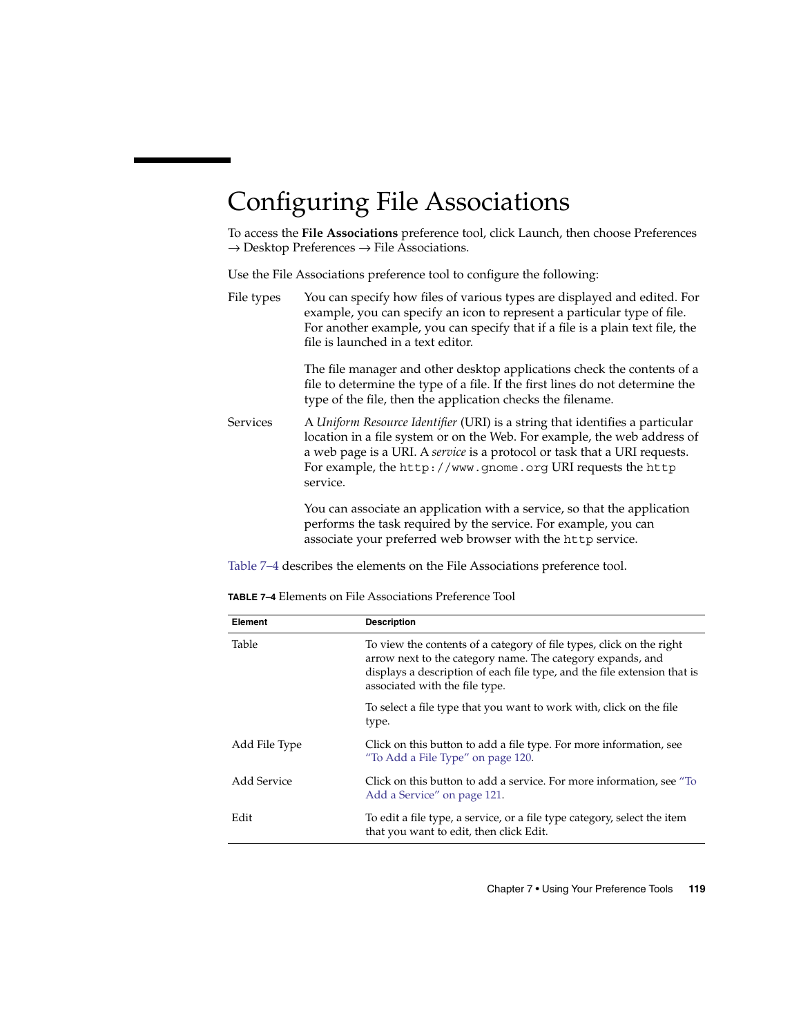# Configuring File Associations

To access the **File Associations** preference tool, click Launch, then choose Preferences → Desktop Preferences → File Associations.

Use the File Associations preference tool to configure the following:

File types — You can specify how files of various types are displayed and edited. For example, you can specify an icon to represent a particular type of file. For another example, you can specify that if a file is a plain text file, the file is launched in a text editor.

The file manager and other desktop applications check the contents of a file to determine the type of a file. If the first lines do not determine the type of the file, then the application checks the filename.

Services — A *Uniform Resource Identifier* (URI) is a string that identifies a particular location in a file system or on the Web. For example, the web address of a web page is a URI. A *service* is a protocol or task that a URI requests. For example, the `http://www.gnome.org` URI requests the `http` service.

You can associate an application with a service, so that the application performs the task required by the service. For example, you can associate your preferred web browser with the `http` service.

Table 7–4 describes the elements on the File Associations preference tool.

**TABLE 7–4** Elements on File Associations Preference Tool

| Element | Description |
| --- | --- |
| Table | To view the contents of a category of file types, click on the right arrow next to the category name. The category expands, and displays a description of each file type, and the file extension that is associated with the file type.<br><br>To select a file type that you want to work with, click on the file type. |
| Add File Type | Click on this button to add a file type. For more information, see "To Add a File Type" on page 120. |
| Add Service | Click on this button to add a service. For more information, see "To Add a Service" on page 121. |
| Edit | To edit a file type, a service, or a file type category, select the item that you want to edit, then click Edit. |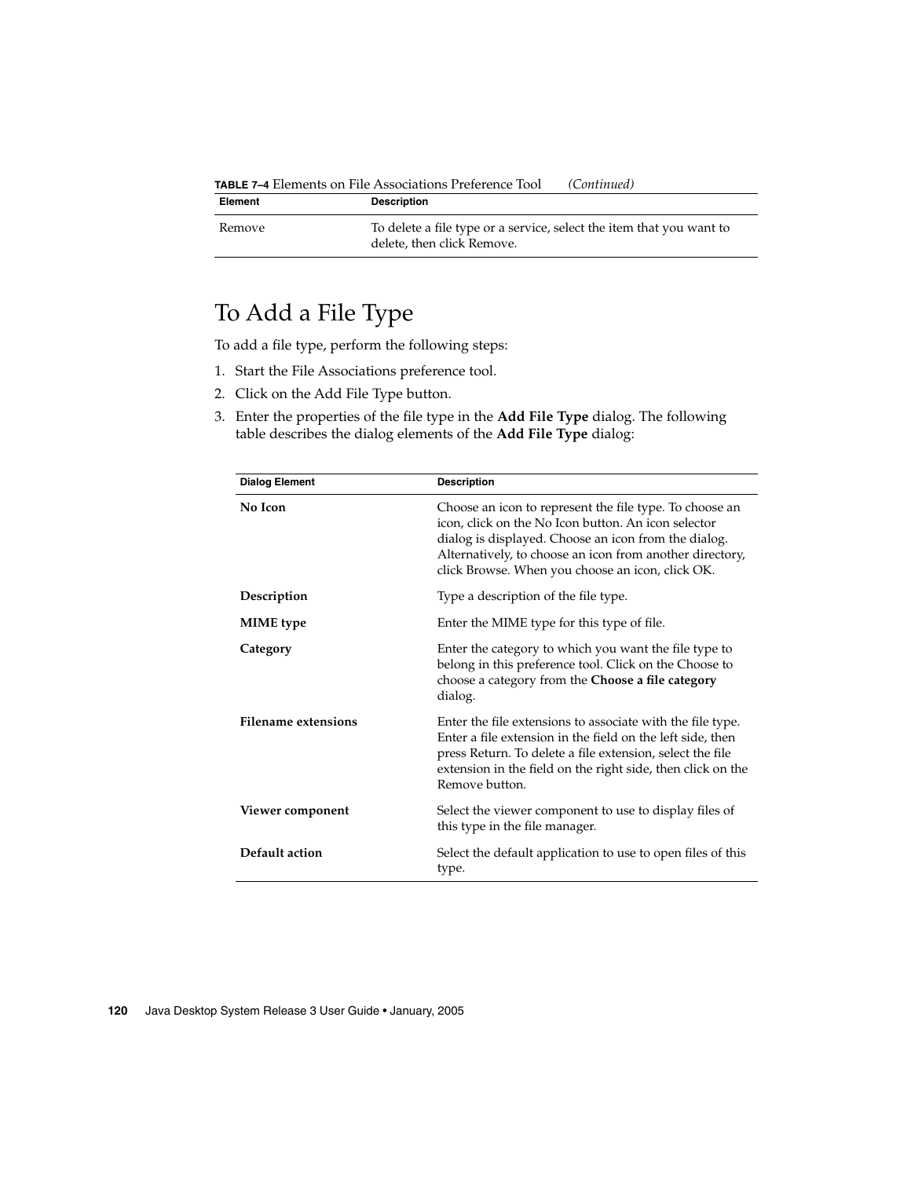**TABLE 7–4** Elements on File Associations Preference Tool *(Continued)*

| Element | Description |
| --- | --- |
| Remove | To delete a file type or a service, select the item that you want to delete, then click Remove. |

# To Add a File Type

To add a file type, perform the following steps:

1. Start the File Associations preference tool.
2. Click on the Add File Type button.
3. Enter the properties of the file type in the **Add File Type** dialog. The following table describes the dialog elements of the **Add File Type** dialog:

| Dialog Element | Description |
| --- | --- |
| **No Icon** | Choose an icon to represent the file type. To choose an icon, click on the No Icon button. An icon selector dialog is displayed. Choose an icon from the dialog. Alternatively, to choose an icon from another directory, click Browse. When you choose an icon, click OK. |
| **Description** | Type a description of the file type. |
| **MIME type** | Enter the MIME type for this type of file. |
| **Category** | Enter the category to which you want the file type to belong in this preference tool. Click on the Choose to choose a category from the **Choose a file category** dialog. |
| **Filename extensions** | Enter the file extensions to associate with the file type. Enter a file extension in the field on the left side, then press Return. To delete a file extension, select the file extension in the field on the right side, then click on the Remove button. |
| **Viewer component** | Select the viewer component to use to display files of this type in the file manager. |
| **Default action** | Select the default application to use to open files of this type. |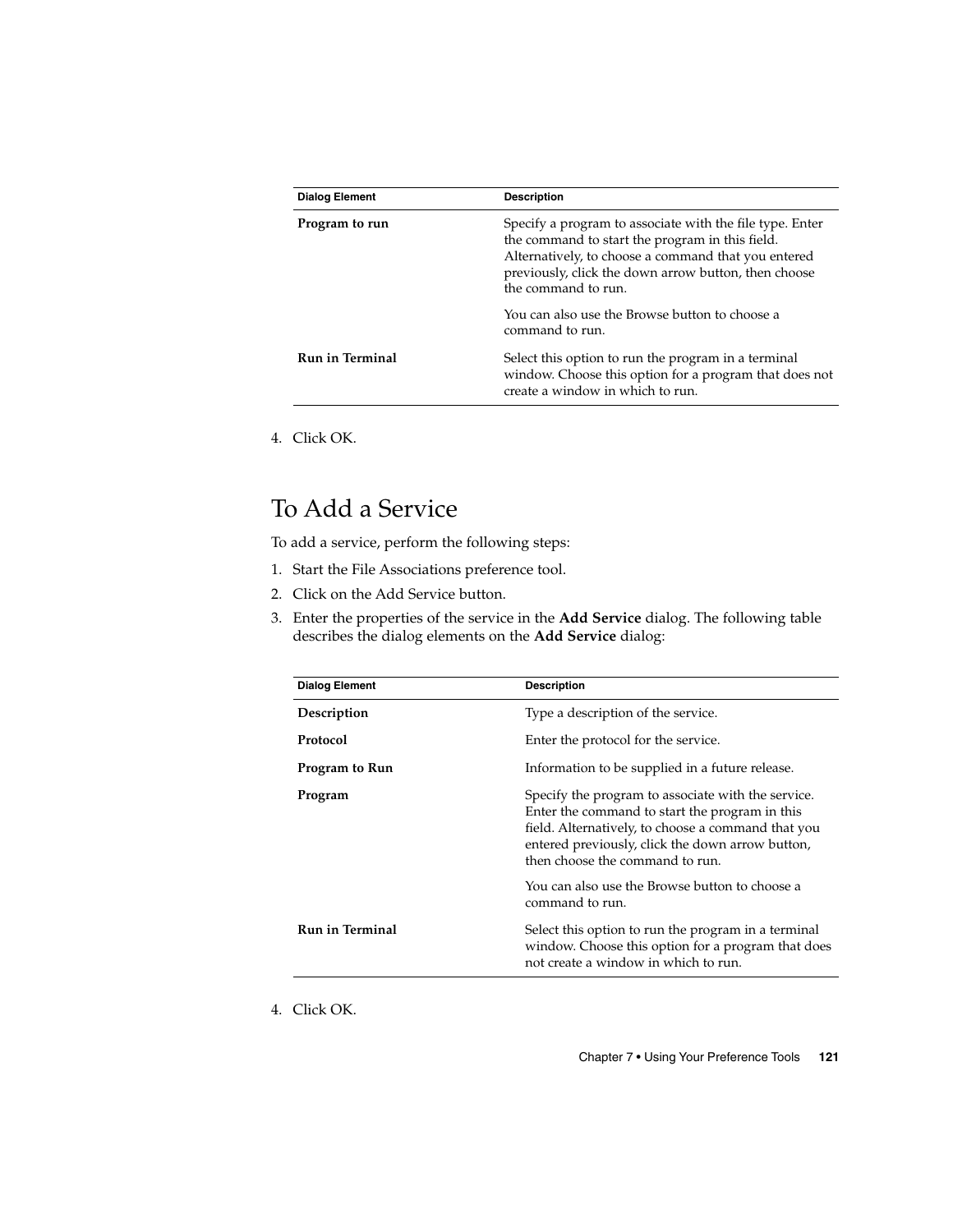| Dialog Element | Description |
|---|---|
| **Program to run** | Specify a program to associate with the file type. Enter the command to start the program in this field. Alternatively, to choose a command that you entered previously, click the down arrow button, then choose the command to run.<br><br>You can also use the Browse button to choose a command to run. |
| **Run in Terminal** | Select this option to run the program in a terminal window. Choose this option for a program that does not create a window in which to run. |

4. Click OK.

## To Add a Service

To add a service, perform the following steps:

1. Start the File Associations preference tool.
2. Click on the Add Service button.
3. Enter the properties of the service in the **Add Service** dialog. The following table describes the dialog elements on the **Add Service** dialog:

| Dialog Element | Description |
|---|---|
| **Description** | Type a description of the service. |
| **Protocol** | Enter the protocol for the service. |
| **Program to Run** | Information to be supplied in a future release. |
| **Program** | Specify the program to associate with the service. Enter the command to start the program in this field. Alternatively, to choose a command that you entered previously, click the down arrow button, then choose the command to run.<br><br>You can also use the Browse button to choose a command to run. |
| **Run in Terminal** | Select this option to run the program in a terminal window. Choose this option for a program that does not create a window in which to run. |

4. Click OK.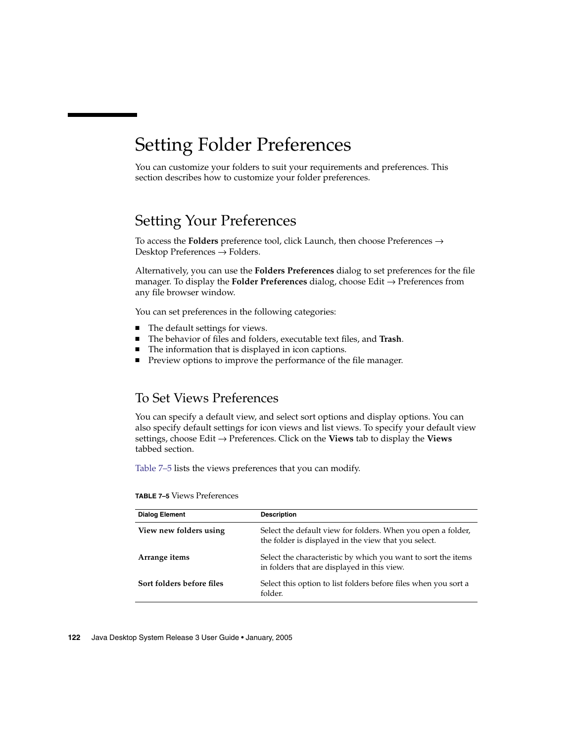# Setting Folder Preferences

You can customize your folders to suit your requirements and preferences. This section describes how to customize your folder preferences.

## Setting Your Preferences

To access the **Folders** preference tool, click Launch, then choose Preferences → Desktop Preferences → Folders.

Alternatively, you can use the **Folders Preferences** dialog to set preferences for the file manager. To display the **Folder Preferences** dialog, choose Edit → Preferences from any file browser window.

You can set preferences in the following categories:

- The default settings for views.
- The behavior of files and folders, executable text files, and **Trash**.
- The information that is displayed in icon captions.
- Preview options to improve the performance of the file manager.

## To Set Views Preferences

You can specify a default view, and select sort options and display options. You can also specify default settings for icon views and list views. To specify your default view settings, choose Edit → Preferences. Click on the **Views** tab to display the **Views** tabbed section.

Table 7–5 lists the views preferences that you can modify.

**TABLE 7–5** Views Preferences

| Dialog Element | Description |
| --- | --- |
| **View new folders using** | Select the default view for folders. When you open a folder, the folder is displayed in the view that you select. |
| **Arrange items** | Select the characteristic by which you want to sort the items in folders that are displayed in this view. |
| **Sort folders before files** | Select this option to list folders before files when you sort a folder. |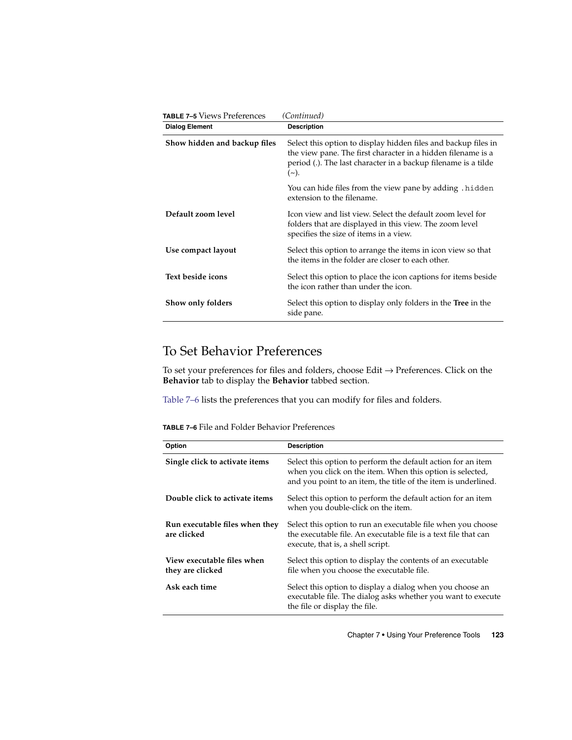**TABLE 7–5** Views Preferences *(Continued)*

| Dialog Element | Description |
| --- | --- |
| **Show hidden and backup files** | Select this option to display hidden files and backup files in the view pane. The first character in a hidden filename is a period (.). The last character in a backup filename is a tilde (~).<br><br>You can hide files from the view pane by adding `.hidden` extension to the filename. |
| **Default zoom level** | Icon view and list view. Select the default zoom level for folders that are displayed in this view. The zoom level specifies the size of items in a view. |
| **Use compact layout** | Select this option to arrange the items in icon view so that the items in the folder are closer to each other. |
| **Text beside icons** | Select this option to place the icon captions for items beside the icon rather than under the icon. |
| **Show only folders** | Select this option to display only folders in the **Tree** in the side pane. |

## To Set Behavior Preferences

To set your preferences for files and folders, choose Edit → Preferences. Click on the **Behavior** tab to display the **Behavior** tabbed section.

Table 7–6 lists the preferences that you can modify for files and folders.

**TABLE 7–6** File and Folder Behavior Preferences

| Option | Description |
| --- | --- |
| **Single click to activate items** | Select this option to perform the default action for an item when you click on the item. When this option is selected, and you point to an item, the title of the item is underlined. |
| **Double click to activate items** | Select this option to perform the default action for an item when you double-click on the item. |
| **Run executable files when they are clicked** | Select this option to run an executable file when you choose the executable file. An executable file is a text file that can execute, that is, a shell script. |
| **View executable files when they are clicked** | Select this option to display the contents of an executable file when you choose the executable file. |
| **Ask each time** | Select this option to display a dialog when you choose an executable file. The dialog asks whether you want to execute the file or display the file. |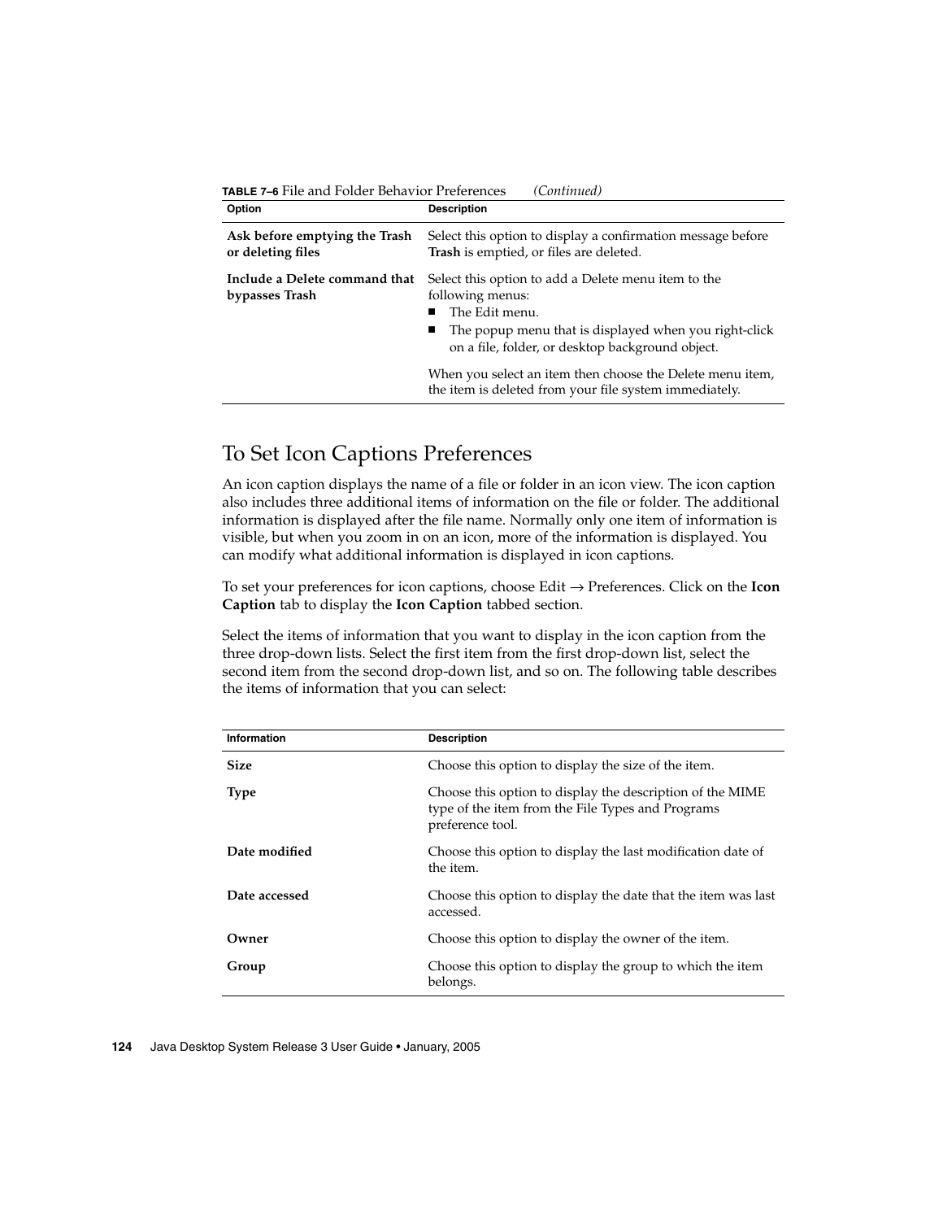**TABLE 7–6** File and Folder Behavior Preferences *(Continued)*

| Option | Description |
| --- | --- |
| **Ask before emptying the Trash or deleting files** | Select this option to display a confirmation message before **Trash** is emptied, or files are deleted. |
| **Include a Delete command that bypasses Trash** | Select this option to add a Delete menu item to the following menus: <br>■ The Edit menu. <br>■ The popup menu that is displayed when you right-click on a file, folder, or desktop background object. <br><br>When you select an item then choose the Delete menu item, the item is deleted from your file system immediately. |

## To Set Icon Captions Preferences

An icon caption displays the name of a file or folder in an icon view. The icon caption also includes three additional items of information on the file or folder. The additional information is displayed after the file name. Normally only one item of information is visible, but when you zoom in on an icon, more of the information is displayed. You can modify what additional information is displayed in icon captions.

To set your preferences for icon captions, choose Edit → Preferences. Click on the **Icon Caption** tab to display the **Icon Caption** tabbed section.

Select the items of information that you want to display in the icon caption from the three drop-down lists. Select the first item from the first drop-down list, select the second item from the second drop-down list, and so on. The following table describes the items of information that you can select:

| Information | Description |
| --- | --- |
| **Size** | Choose this option to display the size of the item. |
| **Type** | Choose this option to display the description of the MIME type of the item from the File Types and Programs preference tool. |
| **Date modified** | Choose this option to display the last modification date of the item. |
| **Date accessed** | Choose this option to display the date that the item was last accessed. |
| **Owner** | Choose this option to display the owner of the item. |
| **Group** | Choose this option to display the group to which the item belongs. |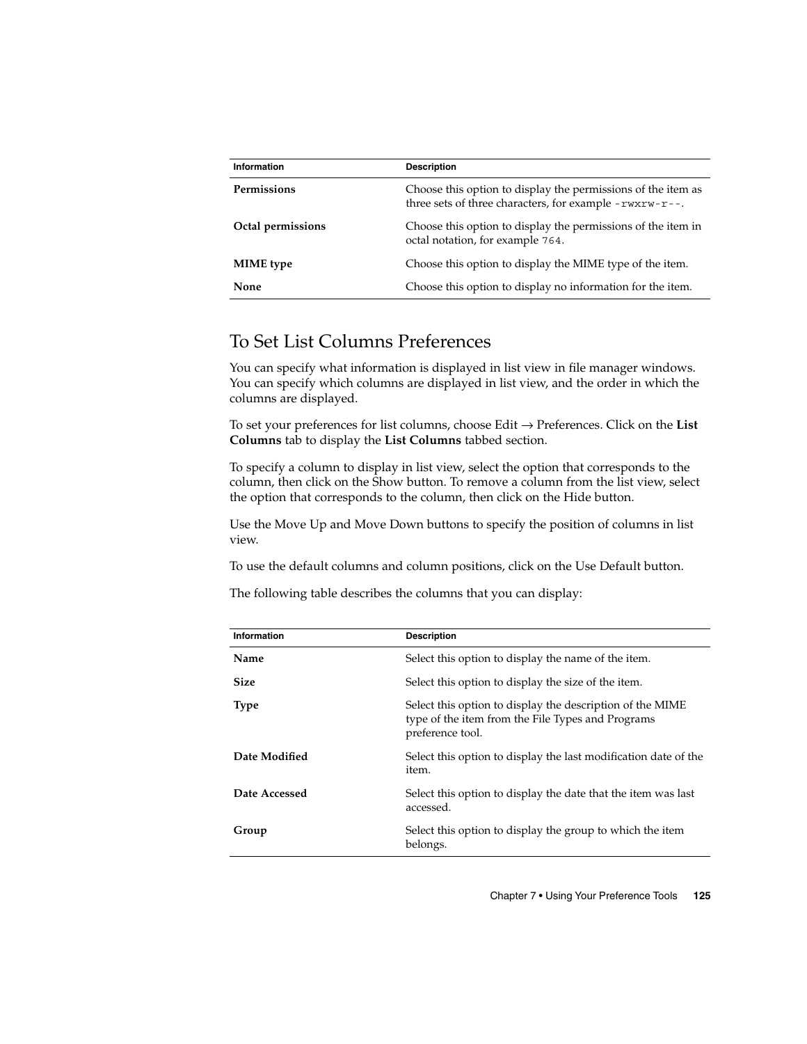| Information | Description |
| --- | --- |
| **Permissions** | Choose this option to display the permissions of the item as three sets of three characters, for example `-rwxrw-r--`. |
| **Octal permissions** | Choose this option to display the permissions of the item in octal notation, for example `764`. |
| **MIME type** | Choose this option to display the MIME type of the item. |
| **None** | Choose this option to display no information for the item. |

## To Set List Columns Preferences

You can specify what information is displayed in list view in file manager windows. You can specify which columns are displayed in list view, and the order in which the columns are displayed.

To set your preferences for list columns, choose Edit → Preferences. Click on the **List Columns** tab to display the **List Columns** tabbed section.

To specify a column to display in list view, select the option that corresponds to the column, then click on the Show button. To remove a column from the list view, select the option that corresponds to the column, then click on the Hide button.

Use the Move Up and Move Down buttons to specify the position of columns in list view.

To use the default columns and column positions, click on the Use Default button.

The following table describes the columns that you can display:

| Information | Description |
| --- | --- |
| **Name** | Select this option to display the name of the item. |
| **Size** | Select this option to display the size of the item. |
| **Type** | Select this option to display the description of the MIME type of the item from the File Types and Programs preference tool. |
| **Date Modified** | Select this option to display the last modification date of the item. |
| **Date Accessed** | Select this option to display the date that the item was last accessed. |
| **Group** | Select this option to display the group to which the item belongs. |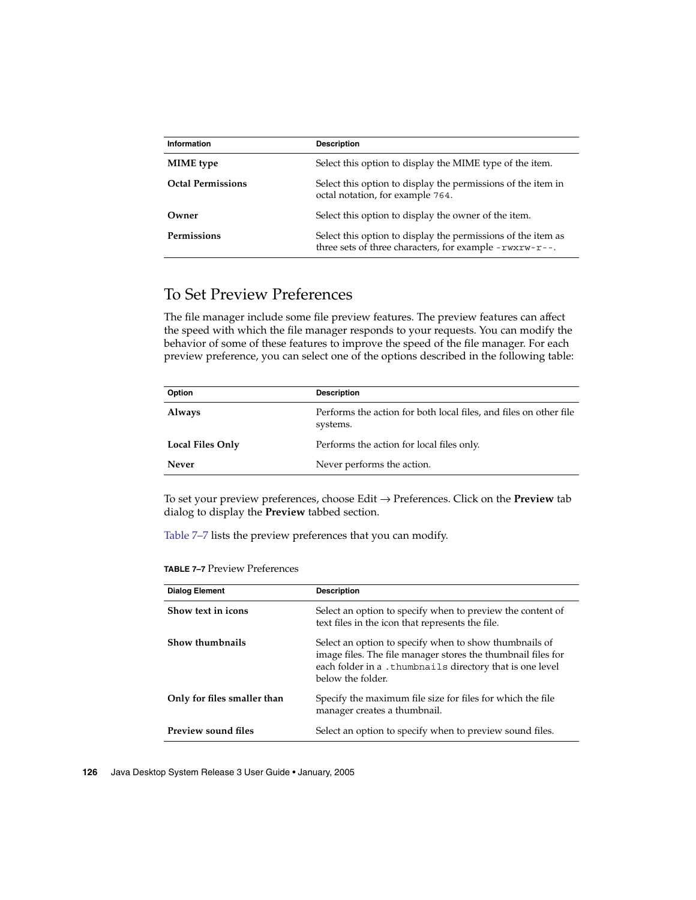| Information | Description |
|---|---|
| **MIME type** | Select this option to display the MIME type of the item. |
| **Octal Permissions** | Select this option to display the permissions of the item in octal notation, for example `764`. |
| **Owner** | Select this option to display the owner of the item. |
| **Permissions** | Select this option to display the permissions of the item as three sets of three characters, for example `-rwxrw-r--`. |

## To Set Preview Preferences

The file manager include some file preview features. The preview features can affect the speed with which the file manager responds to your requests. You can modify the behavior of some of these features to improve the speed of the file manager. For each preview preference, you can select one of the options described in the following table:

| Option | Description |
|---|---|
| **Always** | Performs the action for both local files, and files on other file systems. |
| **Local Files Only** | Performs the action for local files only. |
| **Never** | Never performs the action. |

To set your preview preferences, choose Edit → Preferences. Click on the **Preview** tab dialog to display the **Preview** tabbed section.

Table 7–7 lists the preview preferences that you can modify.

**TABLE 7–7** Preview Preferences

| Dialog Element | Description |
|---|---|
| **Show text in icons** | Select an option to specify when to preview the content of text files in the icon that represents the file. |
| **Show thumbnails** | Select an option to specify when to show thumbnails of image files. The file manager stores the thumbnail files for each folder in a `.thumbnails` directory that is one level below the folder. |
| **Only for files smaller than** | Specify the maximum file size for files for which the file manager creates a thumbnail. |
| **Preview sound files** | Select an option to specify when to preview sound files. |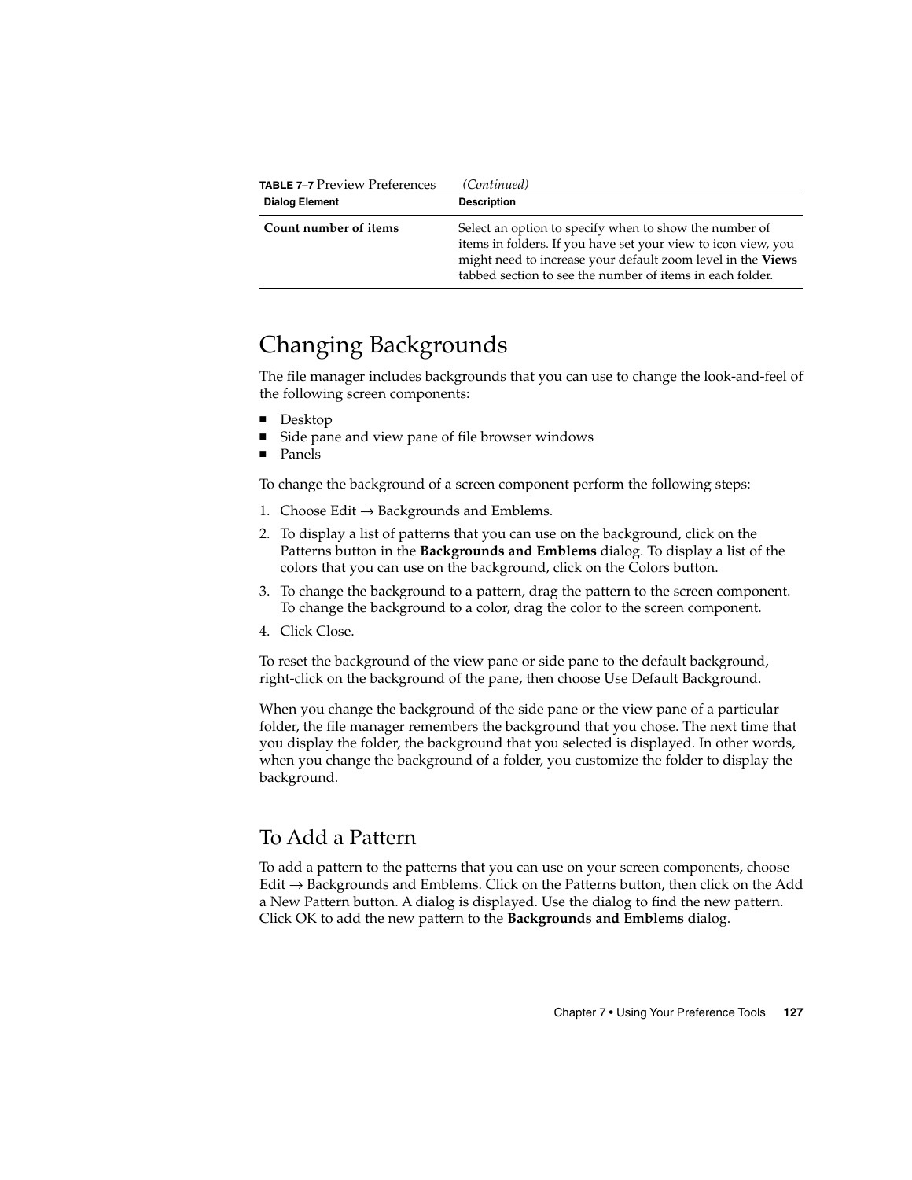**TABLE 7–7** Preview Preferences *(Continued)*

| Dialog Element | Description |
| --- | --- |
| **Count number of items** | Select an option to specify when to show the number of items in folders. If you have set your view to icon view, you might need to increase your default zoom level in the **Views** tabbed section to see the number of items in each folder. |

## Changing Backgrounds

The file manager includes backgrounds that you can use to change the look-and-feel of the following screen components:

- Desktop
- Side pane and view pane of file browser windows
- Panels

To change the background of a screen component perform the following steps:

1. Choose Edit → Backgrounds and Emblems.
2. To display a list of patterns that you can use on the background, click on the Patterns button in the **Backgrounds and Emblems** dialog. To display a list of the colors that you can use on the background, click on the Colors button.
3. To change the background to a pattern, drag the pattern to the screen component. To change the background to a color, drag the color to the screen component.
4. Click Close.

To reset the background of the view pane or side pane to the default background, right-click on the background of the pane, then choose Use Default Background.

When you change the background of the side pane or the view pane of a particular folder, the file manager remembers the background that you chose. The next time that you display the folder, the background that you selected is displayed. In other words, when you change the background of a folder, you customize the folder to display the background.

### To Add a Pattern

To add a pattern to the patterns that you can use on your screen components, choose Edit → Backgrounds and Emblems. Click on the Patterns button, then click on the Add a New Pattern button. A dialog is displayed. Use the dialog to find the new pattern. Click OK to add the new pattern to the **Backgrounds and Emblems** dialog.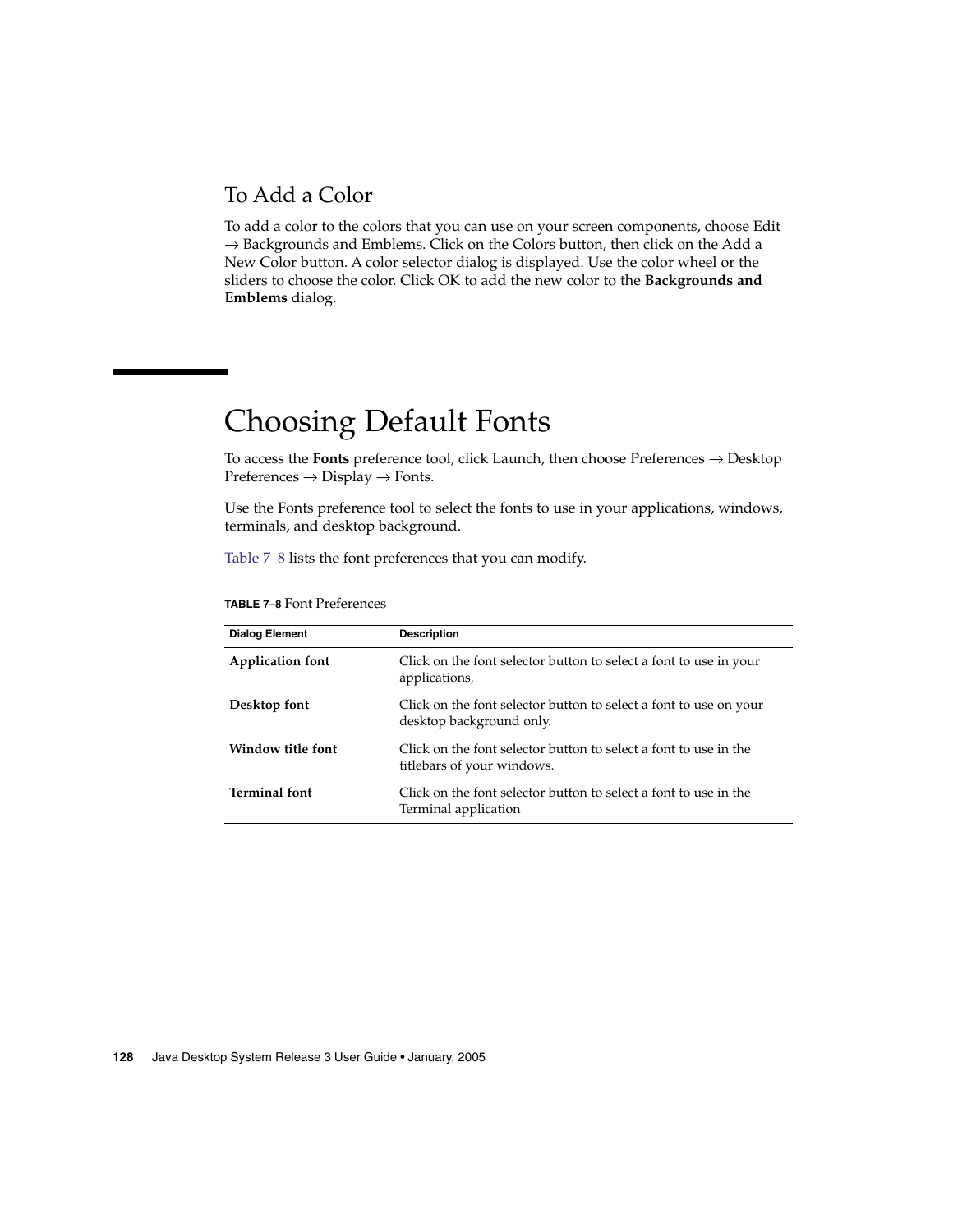### To Add a Color

To add a color to the colors that you can use on your screen components, choose Edit → Backgrounds and Emblems. Click on the Colors button, then click on the Add a New Color button. A color selector dialog is displayed. Use the color wheel or the sliders to choose the color. Click OK to add the new color to the **Backgrounds and Emblems** dialog.

## Choosing Default Fonts

To access the **Fonts** preference tool, click Launch, then choose Preferences → Desktop Preferences → Display → Fonts.

Use the Fonts preference tool to select the fonts to use in your applications, windows, terminals, and desktop background.

Table 7–8 lists the font preferences that you can modify.

**TABLE 7–8** Font Preferences

| Dialog Element | Description |
|---|---|
| **Application font** | Click on the font selector button to select a font to use in your applications. |
| **Desktop font** | Click on the font selector button to select a font to use on your desktop background only. |
| **Window title font** | Click on the font selector button to select a font to use in the titlebars of your windows. |
| **Terminal font** | Click on the font selector button to select a font to use in the Terminal application |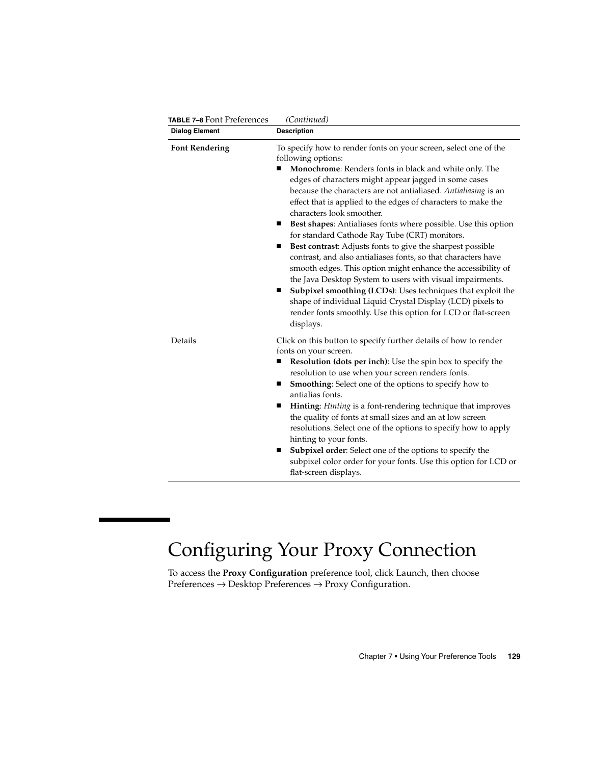**TABLE 7–8** Font Preferences *(Continued)*

| Dialog Element | Description |
| --- | --- |
| **Font Rendering** | To specify how to render fonts on your screen, select one of the following options:<br>■ **Monochrome**: Renders fonts in black and white only. The edges of characters might appear jagged in some cases because the characters are not antialiased. *Antialiasing* is an effect that is applied to the edges of characters to make the characters look smoother.<br>■ **Best shapes**: Antialiases fonts where possible. Use this option for standard Cathode Ray Tube (CRT) monitors.<br>■ **Best contrast**: Adjusts fonts to give the sharpest possible contrast, and also antialiases fonts, so that characters have smooth edges. This option might enhance the accessibility of the Java Desktop System to users with visual impairments.<br>■ **Subpixel smoothing (LCDs)**: Uses techniques that exploit the shape of individual Liquid Crystal Display (LCD) pixels to render fonts smoothly. Use this option for LCD or flat-screen displays. |
| Details | Click on this button to specify further details of how to render fonts on your screen.<br>■ **Resolution (dots per inch)**: Use the spin box to specify the resolution to use when your screen renders fonts.<br>■ **Smoothing**: Select one of the options to specify how to antialias fonts.<br>■ **Hinting**: *Hinting* is a font-rendering technique that improves the quality of fonts at small sizes and an at low screen resolutions. Select one of the options to specify how to apply hinting to your fonts.<br>■ **Subpixel order**: Select one of the options to specify the subpixel color order for your fonts. Use this option for LCD or flat-screen displays. |

# Configuring Your Proxy Connection

To access the **Proxy Configuration** preference tool, click Launch, then choose Preferences → Desktop Preferences → Proxy Configuration.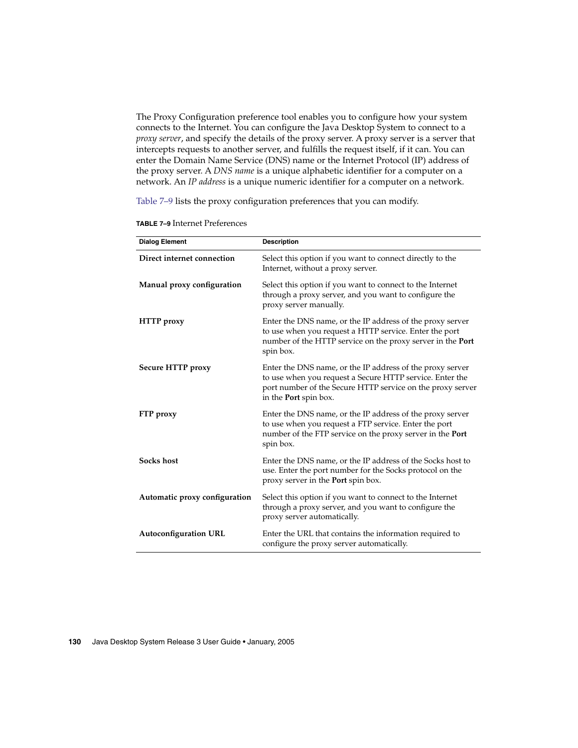The Proxy Configuration preference tool enables you to configure how your system connects to the Internet. You can configure the Java Desktop System to connect to a *proxy server*, and specify the details of the proxy server. A proxy server is a server that intercepts requests to another server, and fulfills the request itself, if it can. You can enter the Domain Name Service (DNS) name or the Internet Protocol (IP) address of the proxy server. A *DNS name* is a unique alphabetic identifier for a computer on a network. An *IP address* is a unique numeric identifier for a computer on a network.

Table 7–9 lists the proxy configuration preferences that you can modify.

**TABLE 7–9** Internet Preferences

| Dialog Element | Description |
| --- | --- |
| **Direct internet connection** | Select this option if you want to connect directly to the Internet, without a proxy server. |
| **Manual proxy configuration** | Select this option if you want to connect to the Internet through a proxy server, and you want to configure the proxy server manually. |
| **HTTP proxy** | Enter the DNS name, or the IP address of the proxy server to use when you request a HTTP service. Enter the port number of the HTTP service on the proxy server in the **Port** spin box. |
| **Secure HTTP proxy** | Enter the DNS name, or the IP address of the proxy server to use when you request a Secure HTTP service. Enter the port number of the Secure HTTP service on the proxy server in the **Port** spin box. |
| **FTP proxy** | Enter the DNS name, or the IP address of the proxy server to use when you request a FTP service. Enter the port number of the FTP service on the proxy server in the **Port** spin box. |
| **Socks host** | Enter the DNS name, or the IP address of the Socks host to use. Enter the port number for the Socks protocol on the proxy server in the **Port** spin box. |
| **Automatic proxy configuration** | Select this option if you want to connect to the Internet through a proxy server, and you want to configure the proxy server automatically. |
| **Autoconfiguration URL** | Enter the URL that contains the information required to configure the proxy server automatically. |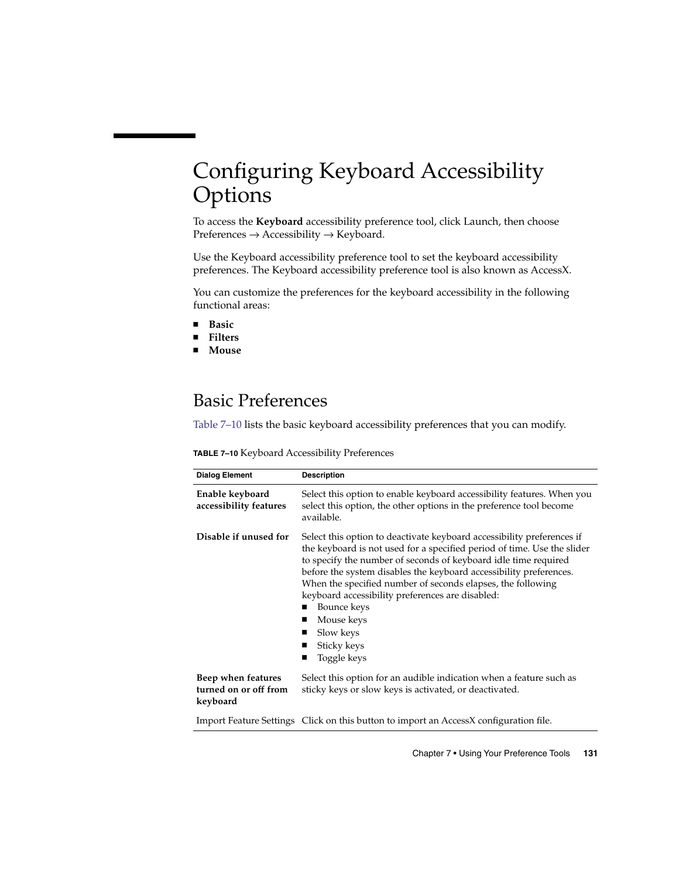# Configuring Keyboard Accessibility Options

To access the **Keyboard** accessibility preference tool, click Launch, then choose Preferences → Accessibility → Keyboard.

Use the Keyboard accessibility preference tool to set the keyboard accessibility preferences. The Keyboard accessibility preference tool is also known as AccessX.

You can customize the preferences for the keyboard accessibility in the following functional areas:

- **Basic**
- **Filters**
- **Mouse**

## Basic Preferences

Table 7–10 lists the basic keyboard accessibility preferences that you can modify.

**TABLE 7–10** Keyboard Accessibility Preferences

| Dialog Element | Description |
| --- | --- |
| **Enable keyboard accessibility features** | Select this option to enable keyboard accessibility features. When you select this option, the other options in the preference tool become available. |
| **Disable if unused for** | Select this option to deactivate keyboard accessibility preferences if the keyboard is not used for a specified period of time. Use the slider to specify the number of seconds of keyboard idle time required before the system disables the keyboard accessibility preferences. When the specified number of seconds elapses, the following keyboard accessibility preferences are disabled:<br>■ Bounce keys<br>■ Mouse keys<br>■ Slow keys<br>■ Sticky keys<br>■ Toggle keys |
| **Beep when features turned on or off from keyboard** | Select this option for an audible indication when a feature such as sticky keys or slow keys is activated, or deactivated. |
| Import Feature Settings | Click on this button to import an AccessX configuration file. |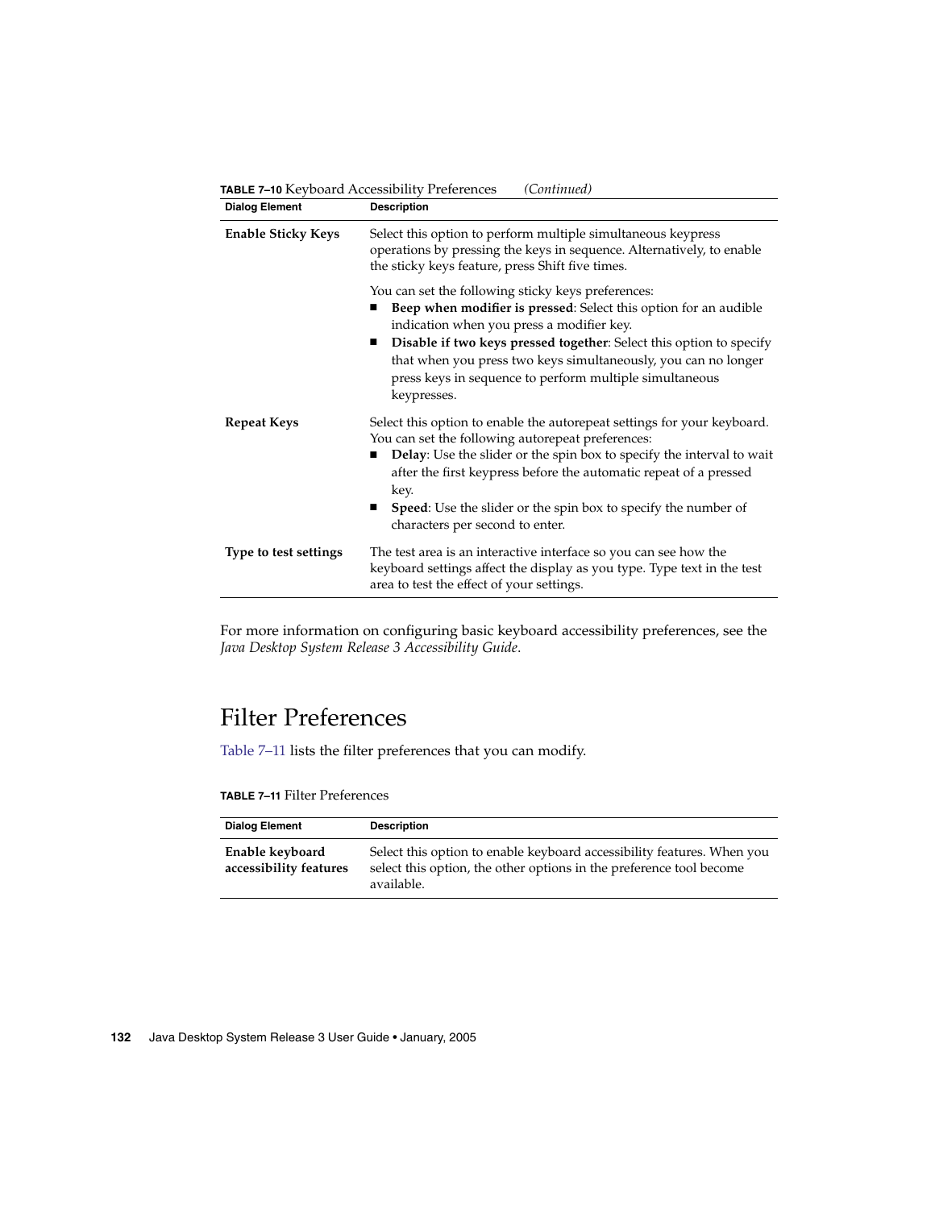**TABLE 7–10** Keyboard Accessibility Preferences *(Continued)*

| Dialog Element | Description |
| --- | --- |
| **Enable Sticky Keys** | Select this option to perform multiple simultaneous keypress operations by pressing the keys in sequence. Alternatively, to enable the sticky keys feature, press Shift five times.<br><br>You can set the following sticky keys preferences:<br>■ **Beep when modifier is pressed**: Select this option for an audible indication when you press a modifier key.<br>■ **Disable if two keys pressed together**: Select this option to specify that when you press two keys simultaneously, you can no longer press keys in sequence to perform multiple simultaneous keypresses. |
| **Repeat Keys** | Select this option to enable the autorepeat settings for your keyboard. You can set the following autorepeat preferences:<br>■ **Delay**: Use the slider or the spin box to specify the interval to wait after the first keypress before the automatic repeat of a pressed key.<br>■ **Speed**: Use the slider or the spin box to specify the number of characters per second to enter. |
| **Type to test settings** | The test area is an interactive interface so you can see how the keyboard settings affect the display as you type. Type text in the test area to test the effect of your settings. |

For more information on configuring basic keyboard accessibility preferences, see the *Java Desktop System Release 3 Accessibility Guide*.

## Filter Preferences

Table 7–11 lists the filter preferences that you can modify.

**TABLE 7–11** Filter Preferences

| Dialog Element | Description |
| --- | --- |
| **Enable keyboard accessibility features** | Select this option to enable keyboard accessibility features. When you select this option, the other options in the preference tool become available. |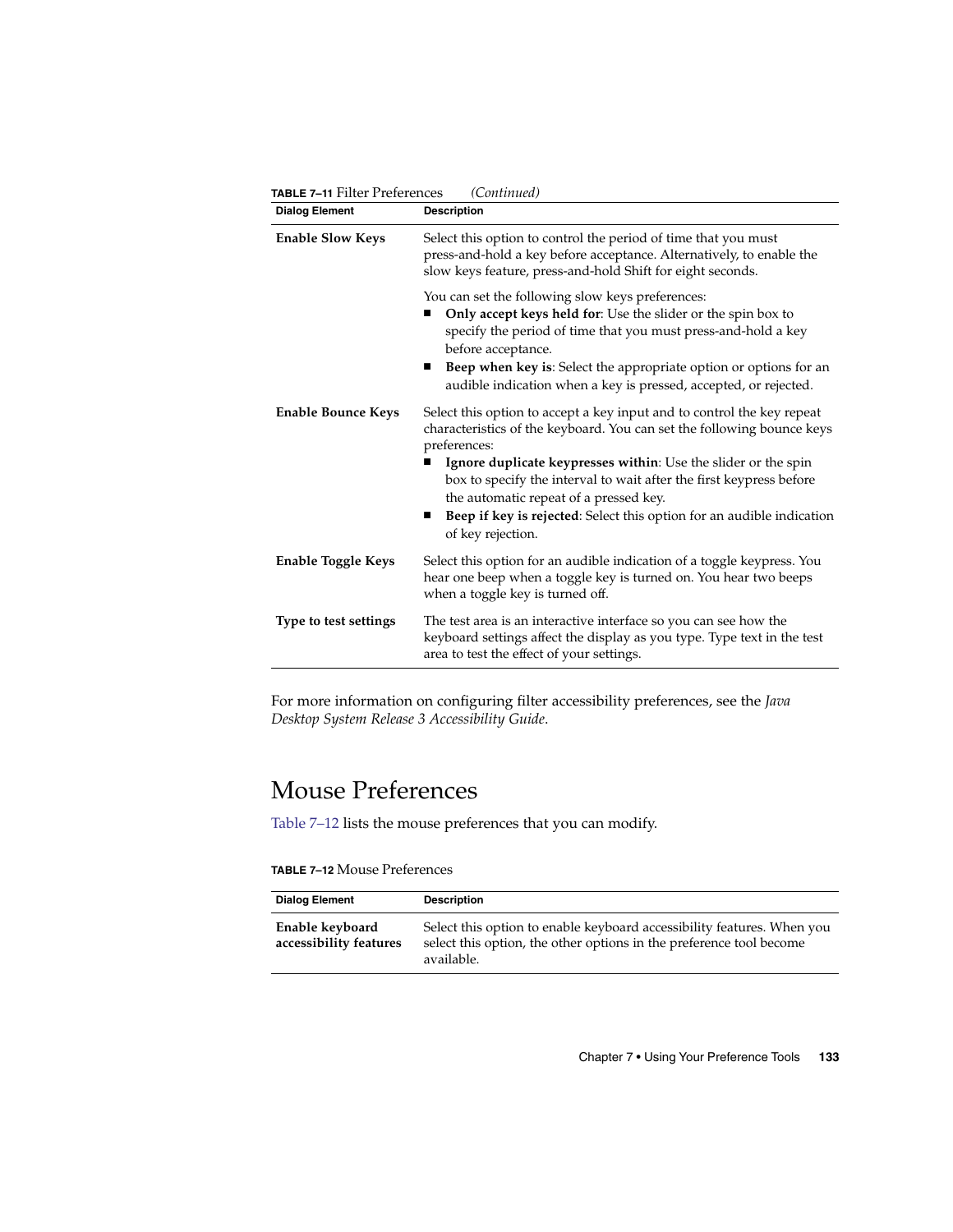**TABLE 7–11** Filter Preferences *(Continued)*

| Dialog Element | Description |
|---|---|
| **Enable Slow Keys** | Select this option to control the period of time that you must press-and-hold a key before acceptance. Alternatively, to enable the slow keys feature, press-and-hold Shift for eight seconds.<br><br>You can set the following slow keys preferences:<br>■ **Only accept keys held for**: Use the slider or the spin box to specify the period of time that you must press-and-hold a key before acceptance.<br>■ **Beep when key is**: Select the appropriate option or options for an audible indication when a key is pressed, accepted, or rejected. |
| **Enable Bounce Keys** | Select this option to accept a key input and to control the key repeat characteristics of the keyboard. You can set the following bounce keys preferences:<br>■ **Ignore duplicate keypresses within**: Use the slider or the spin box to specify the interval to wait after the first keypress before the automatic repeat of a pressed key.<br>■ **Beep if key is rejected**: Select this option for an audible indication of key rejection. |
| **Enable Toggle Keys** | Select this option for an audible indication of a toggle keypress. You hear one beep when a toggle key is turned on. You hear two beeps when a toggle key is turned off. |
| **Type to test settings** | The test area is an interactive interface so you can see how the keyboard settings affect the display as you type. Type text in the test area to test the effect of your settings. |

For more information on configuring filter accessibility preferences, see the *Java Desktop System Release 3 Accessibility Guide*.

## Mouse Preferences

Table 7–12 lists the mouse preferences that you can modify.

**TABLE 7–12** Mouse Preferences

| Dialog Element | Description |
|---|---|
| **Enable keyboard accessibility features** | Select this option to enable keyboard accessibility features. When you select this option, the other options in the preference tool become available. |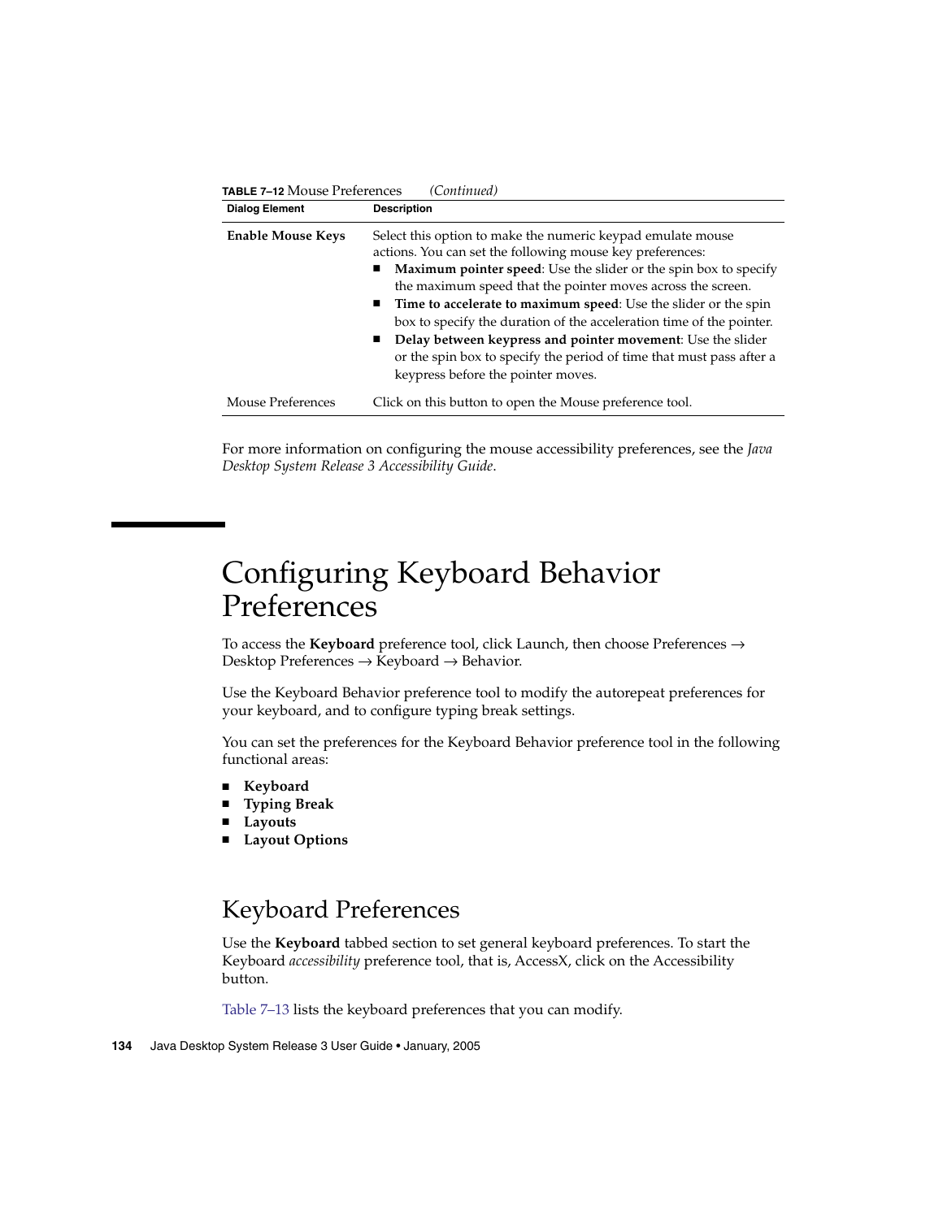**TABLE 7–12** Mouse Preferences *(Continued)*

| Dialog Element | Description |
| --- | --- |
| **Enable Mouse Keys** | Select this option to make the numeric keypad emulate mouse actions. You can set the following mouse key preferences:<br>■ **Maximum pointer speed**: Use the slider or the spin box to specify the maximum speed that the pointer moves across the screen.<br>■ **Time to accelerate to maximum speed**: Use the slider or the spin box to specify the duration of the acceleration time of the pointer.<br>■ **Delay between keypress and pointer movement**: Use the slider or the spin box to specify the period of time that must pass after a keypress before the pointer moves. |
| Mouse Preferences | Click on this button to open the Mouse preference tool. |

For more information on configuring the mouse accessibility preferences, see the *Java Desktop System Release 3 Accessibility Guide*.

# Configuring Keyboard Behavior Preferences

To access the **Keyboard** preference tool, click Launch, then choose Preferences → Desktop Preferences → Keyboard → Behavior.

Use the Keyboard Behavior preference tool to modify the autorepeat preferences for your keyboard, and to configure typing break settings.

You can set the preferences for the Keyboard Behavior preference tool in the following functional areas:

- **Keyboard**
- **Typing Break**
- **Layouts**
- **Layout Options**

## Keyboard Preferences

Use the **Keyboard** tabbed section to set general keyboard preferences. To start the Keyboard *accessibility* preference tool, that is, AccessX, click on the Accessibility button.

Table 7–13 lists the keyboard preferences that you can modify.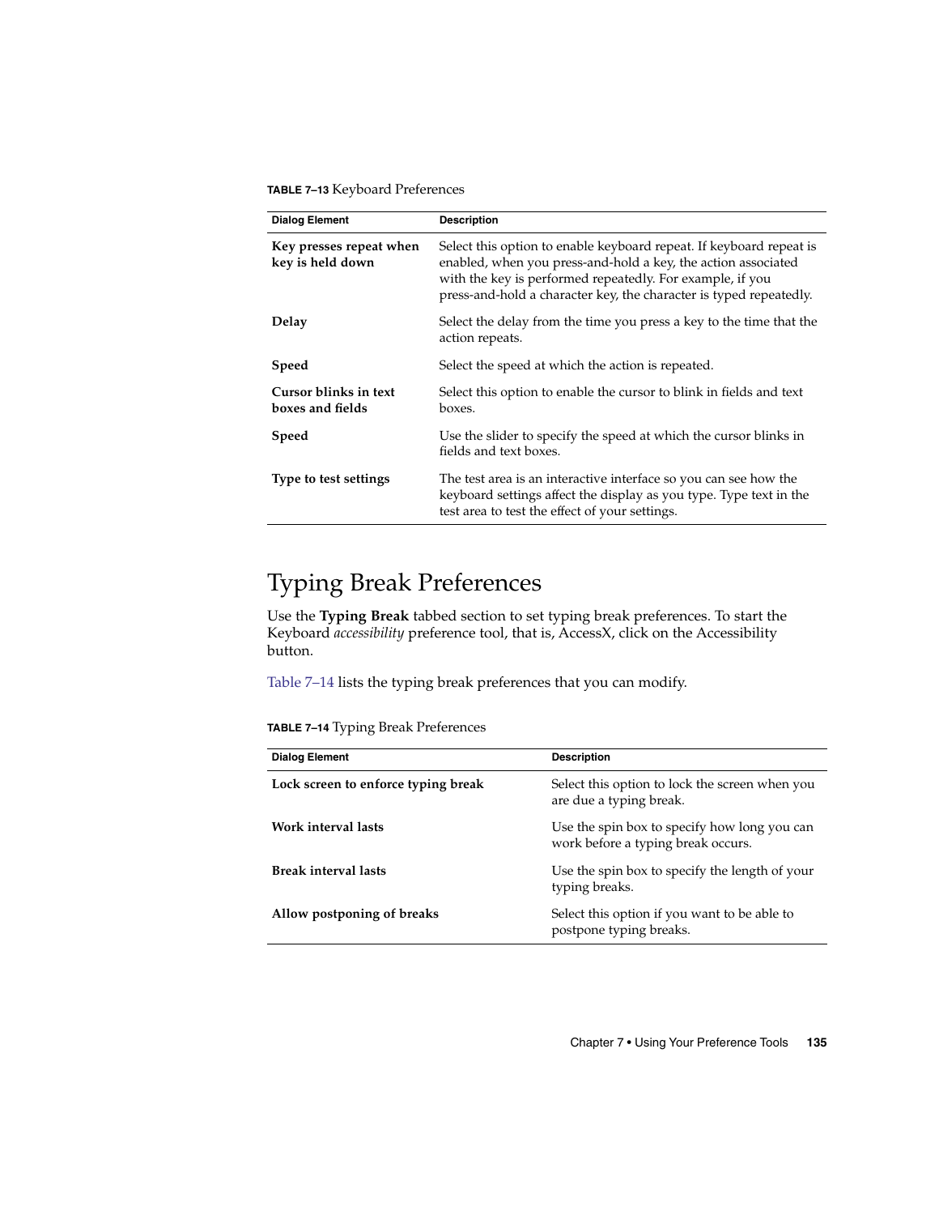**TABLE 7–13** Keyboard Preferences

| Dialog Element | Description |
| --- | --- |
| **Key presses repeat when key is held down** | Select this option to enable keyboard repeat. If keyboard repeat is enabled, when you press-and-hold a key, the action associated with the key is performed repeatedly. For example, if you press-and-hold a character key, the character is typed repeatedly. |
| **Delay** | Select the delay from the time you press a key to the time that the action repeats. |
| **Speed** | Select the speed at which the action is repeated. |
| **Cursor blinks in text boxes and fields** | Select this option to enable the cursor to blink in fields and text boxes. |
| **Speed** | Use the slider to specify the speed at which the cursor blinks in fields and text boxes. |
| **Type to test settings** | The test area is an interactive interface so you can see how the keyboard settings affect the display as you type. Type text in the test area to test the effect of your settings. |

## Typing Break Preferences

Use the **Typing Break** tabbed section to set typing break preferences. To start the Keyboard *accessibility* preference tool, that is, AccessX, click on the Accessibility button.

Table 7–14 lists the typing break preferences that you can modify.

**TABLE 7–14** Typing Break Preferences

| Dialog Element | Description |
| --- | --- |
| **Lock screen to enforce typing break** | Select this option to lock the screen when you are due a typing break. |
| **Work interval lasts** | Use the spin box to specify how long you can work before a typing break occurs. |
| **Break interval lasts** | Use the spin box to specify the length of your typing breaks. |
| **Allow postponing of breaks** | Select this option if you want to be able to postpone typing breaks. |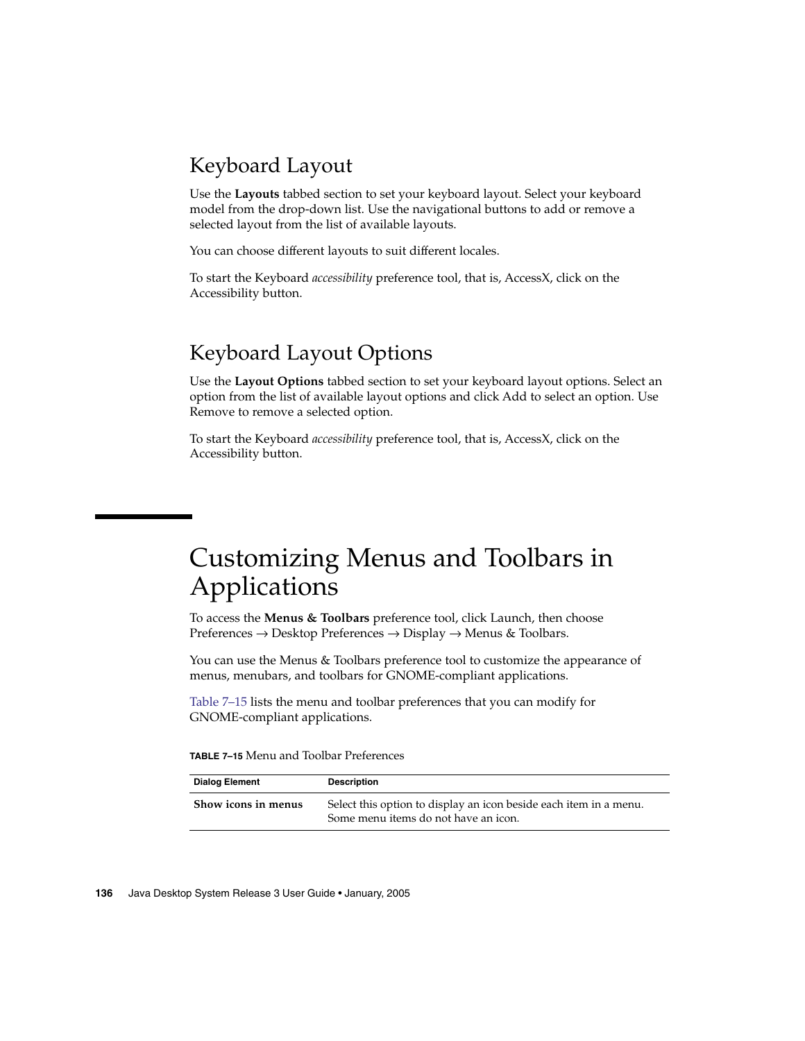## Keyboard Layout

Use the **Layouts** tabbed section to set your keyboard layout. Select your keyboard model from the drop-down list. Use the navigational buttons to add or remove a selected layout from the list of available layouts.

You can choose different layouts to suit different locales.

To start the Keyboard *accessibility* preference tool, that is, AccessX, click on the Accessibility button.

## Keyboard Layout Options

Use the **Layout Options** tabbed section to set your keyboard layout options. Select an option from the list of available layout options and click Add to select an option. Use Remove to remove a selected option.

To start the Keyboard *accessibility* preference tool, that is, AccessX, click on the Accessibility button.

# Customizing Menus and Toolbars in Applications

To access the **Menus & Toolbars** preference tool, click Launch, then choose Preferences → Desktop Preferences → Display → Menus & Toolbars.

You can use the Menus & Toolbars preference tool to customize the appearance of menus, menubars, and toolbars for GNOME-compliant applications.

Table 7–15 lists the menu and toolbar preferences that you can modify for GNOME-compliant applications.

**TABLE 7–15** Menu and Toolbar Preferences

| Dialog Element | Description |
|---|---|
| **Show icons in menus** | Select this option to display an icon beside each item in a menu. Some menu items do not have an icon. |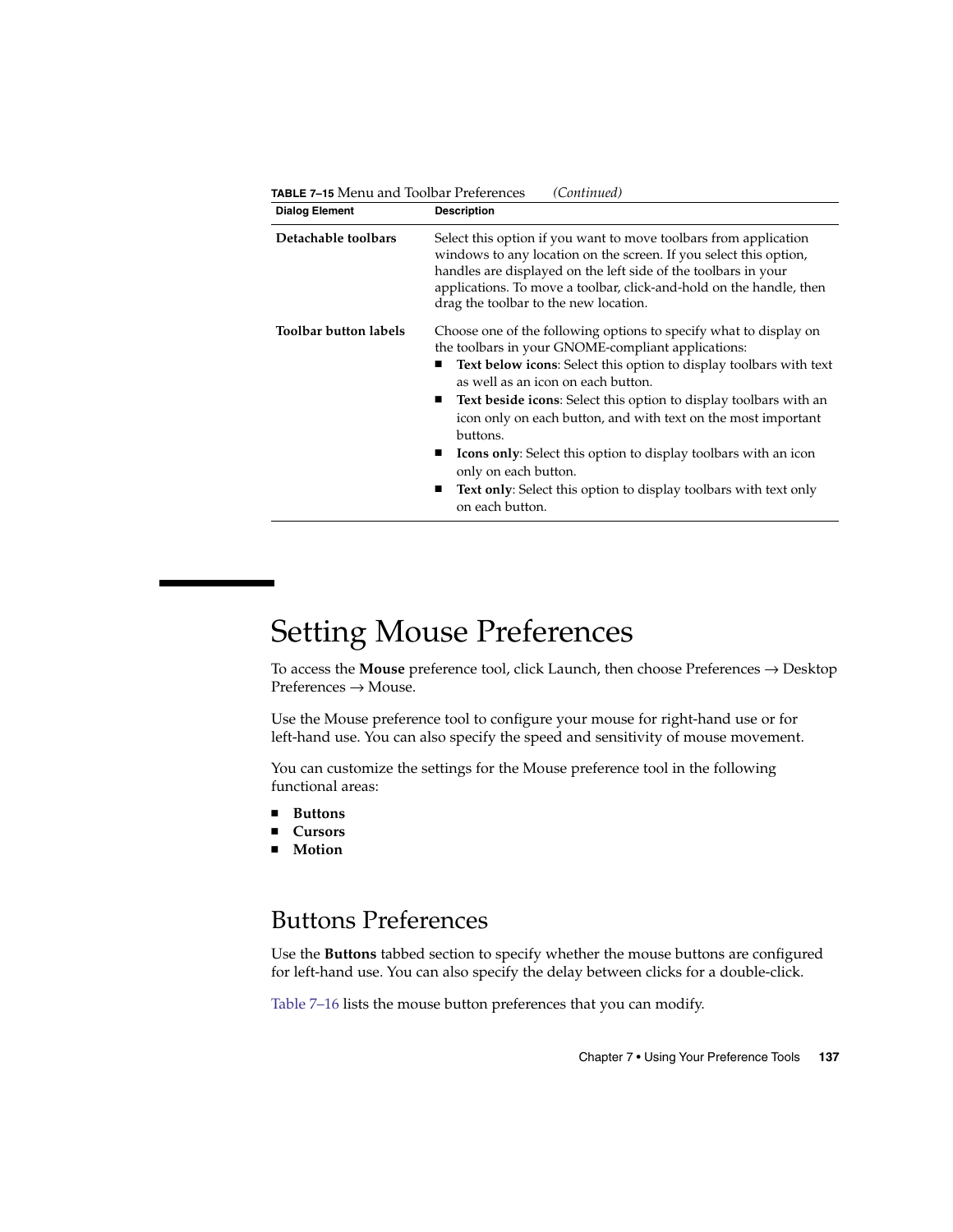**TABLE 7–15** Menu and Toolbar Preferences *(Continued)*

| Dialog Element | Description |
| --- | --- |
| **Detachable toolbars** | Select this option if you want to move toolbars from application windows to any location on the screen. If you select this option, handles are displayed on the left side of the toolbars in your applications. To move a toolbar, click-and-hold on the handle, then drag the toolbar to the new location. |
| **Toolbar button labels** | Choose one of the following options to specify what to display on the toolbars in your GNOME-compliant applications: ■ **Text below icons**: Select this option to display toolbars with text as well as an icon on each button. ■ **Text beside icons**: Select this option to display toolbars with an icon only on each button, and with text on the most important buttons. ■ **Icons only**: Select this option to display toolbars with an icon only on each button. ■ **Text only**: Select this option to display toolbars with text only on each button. |

# Setting Mouse Preferences

To access the **Mouse** preference tool, click Launch, then choose Preferences → Desktop Preferences → Mouse.

Use the Mouse preference tool to configure your mouse for right-hand use or for left-hand use. You can also specify the speed and sensitivity of mouse movement.

You can customize the settings for the Mouse preference tool in the following functional areas:

- **Buttons**
- **Cursors**
- **Motion**

## Buttons Preferences

Use the **Buttons** tabbed section to specify whether the mouse buttons are configured for left-hand use. You can also specify the delay between clicks for a double-click.

Table 7–16 lists the mouse button preferences that you can modify.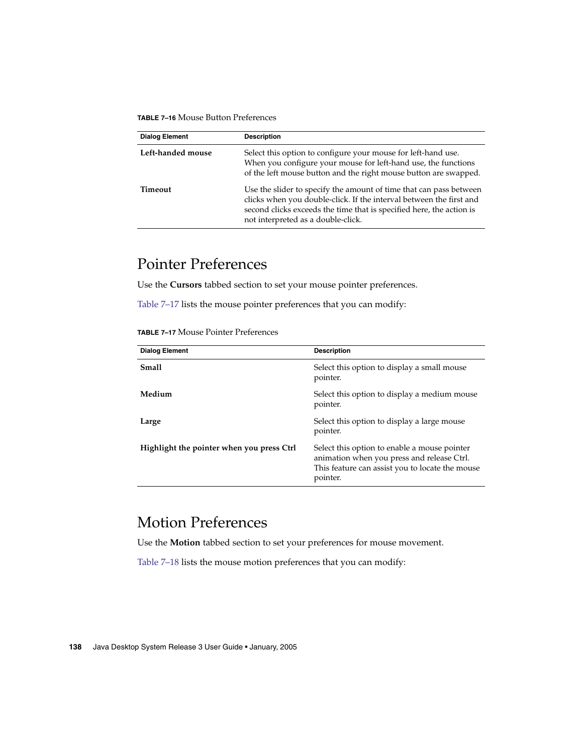**TABLE 7–16** Mouse Button Preferences

| Dialog Element | Description |
| --- | --- |
| **Left-handed mouse** | Select this option to configure your mouse for left-hand use. When you configure your mouse for left-hand use, the functions of the left mouse button and the right mouse button are swapped. |
| **Timeout** | Use the slider to specify the amount of time that can pass between clicks when you double-click. If the interval between the first and second clicks exceeds the time that is specified here, the action is not interpreted as a double-click. |

## Pointer Preferences

Use the **Cursors** tabbed section to set your mouse pointer preferences.

Table 7–17 lists the mouse pointer preferences that you can modify:

**TABLE 7–17** Mouse Pointer Preferences

| Dialog Element | Description |
| --- | --- |
| **Small** | Select this option to display a small mouse pointer. |
| **Medium** | Select this option to display a medium mouse pointer. |
| **Large** | Select this option to display a large mouse pointer. |
| **Highlight the pointer when you press Ctrl** | Select this option to enable a mouse pointer animation when you press and release Ctrl. This feature can assist you to locate the mouse pointer. |

## Motion Preferences

Use the **Motion** tabbed section to set your preferences for mouse movement.

Table 7–18 lists the mouse motion preferences that you can modify: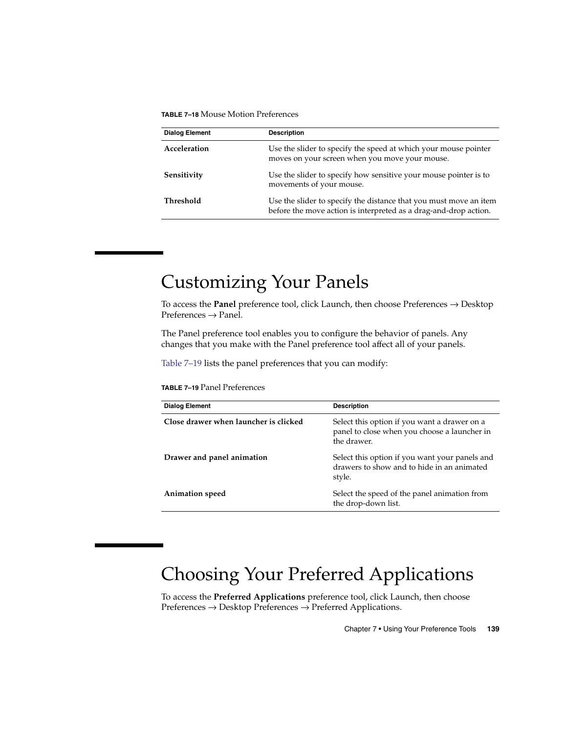**TABLE 7–18** Mouse Motion Preferences

| Dialog Element | Description |
| --- | --- |
| **Acceleration** | Use the slider to specify the speed at which your mouse pointer moves on your screen when you move your mouse. |
| **Sensitivity** | Use the slider to specify how sensitive your mouse pointer is to movements of your mouse. |
| **Threshold** | Use the slider to specify the distance that you must move an item before the move action is interpreted as a drag-and-drop action. |

# Customizing Your Panels

To access the **Panel** preference tool, click Launch, then choose Preferences → Desktop Preferences → Panel.

The Panel preference tool enables you to configure the behavior of panels. Any changes that you make with the Panel preference tool affect all of your panels.

Table 7–19 lists the panel preferences that you can modify:

**TABLE 7–19** Panel Preferences

| Dialog Element | Description |
| --- | --- |
| **Close drawer when launcher is clicked** | Select this option if you want a drawer on a panel to close when you choose a launcher in the drawer. |
| **Drawer and panel animation** | Select this option if you want your panels and drawers to show and to hide in an animated style. |
| **Animation speed** | Select the speed of the panel animation from the drop-down list. |

# Choosing Your Preferred Applications

To access the **Preferred Applications** preference tool, click Launch, then choose Preferences → Desktop Preferences → Preferred Applications.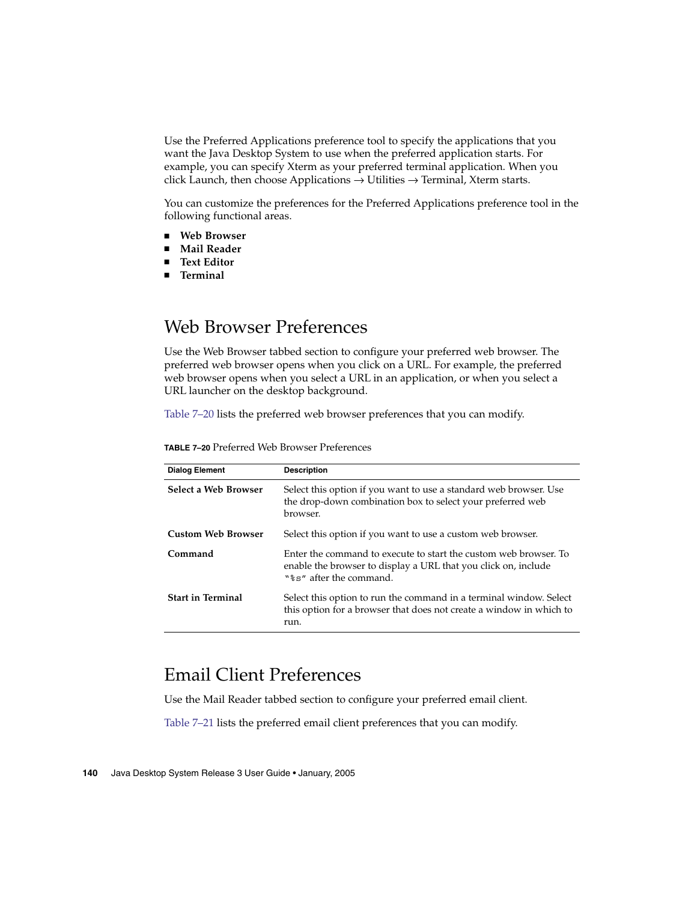Use the Preferred Applications preference tool to specify the applications that you want the Java Desktop System to use when the preferred application starts. For example, you can specify Xterm as your preferred terminal application. When you click Launch, then choose Applications → Utilities → Terminal, Xterm starts.

You can customize the preferences for the Preferred Applications preference tool in the following functional areas.

- **Web Browser**
- **Mail Reader**
- **Text Editor**
- **Terminal**

## Web Browser Preferences

Use the Web Browser tabbed section to configure your preferred web browser. The preferred web browser opens when you click on a URL. For example, the preferred web browser opens when you select a URL in an application, or when you select a URL launcher on the desktop background.

Table 7–20 lists the preferred web browser preferences that you can modify.

**TABLE 7–20** Preferred Web Browser Preferences

| Dialog Element | Description |
| --- | --- |
| **Select a Web Browser** | Select this option if you want to use a standard web browser. Use the drop-down combination box to select your preferred web browser. |
| **Custom Web Browser** | Select this option if you want to use a custom web browser. |
| **Command** | Enter the command to execute to start the custom web browser. To enable the browser to display a URL that you click on, include "`%s`" after the command. |
| **Start in Terminal** | Select this option to run the command in a terminal window. Select this option for a browser that does not create a window in which to run. |

## Email Client Preferences

Use the Mail Reader tabbed section to configure your preferred email client.

Table 7–21 lists the preferred email client preferences that you can modify.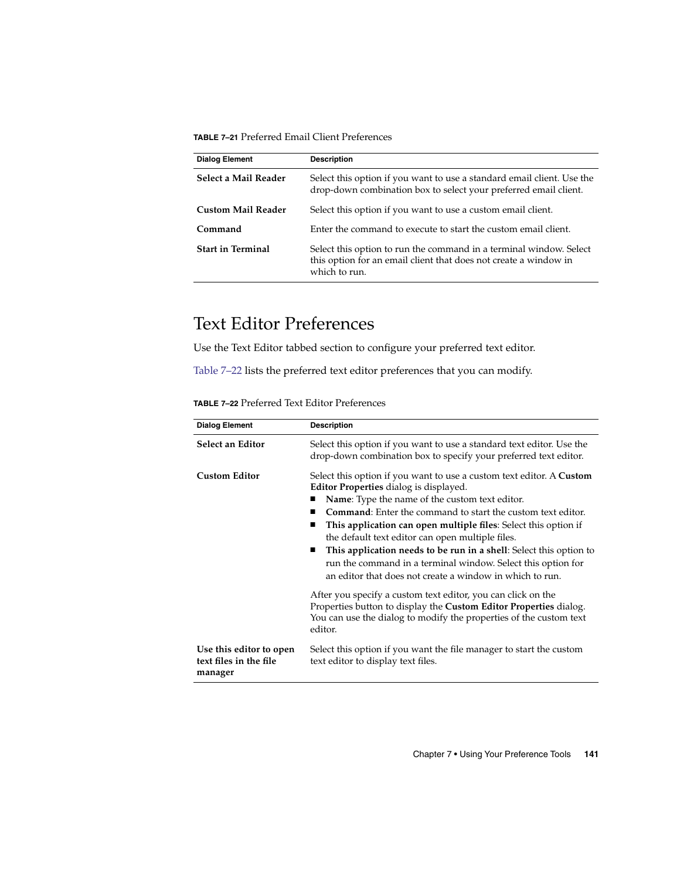**TABLE 7–21** Preferred Email Client Preferences

| Dialog Element | Description |
| --- | --- |
| **Select a Mail Reader** | Select this option if you want to use a standard email client. Use the drop-down combination box to select your preferred email client. |
| **Custom Mail Reader** | Select this option if you want to use a custom email client. |
| **Command** | Enter the command to execute to start the custom email client. |
| **Start in Terminal** | Select this option to run the command in a terminal window. Select this option for an email client that does not create a window in which to run. |

## Text Editor Preferences

Use the Text Editor tabbed section to configure your preferred text editor.

Table 7–22 lists the preferred text editor preferences that you can modify.

**TABLE 7–22** Preferred Text Editor Preferences

| Dialog Element | Description |
| --- | --- |
| **Select an Editor** | Select this option if you want to use a standard text editor. Use the drop-down combination box to specify your preferred text editor. |
| **Custom Editor** | Select this option if you want to use a custom text editor. A **Custom Editor Properties** dialog is displayed.<br>■ **Name**: Type the name of the custom text editor.<br>■ **Command**: Enter the command to start the custom text editor.<br>■ **This application can open multiple files**: Select this option if the default text editor can open multiple files.<br>■ **This application needs to be run in a shell**: Select this option to run the command in a terminal window. Select this option for an editor that does not create a window in which to run.<br><br>After you specify a custom text editor, you can click on the Properties button to display the **Custom Editor Properties** dialog. You can use the dialog to modify the properties of the custom text editor. |
| **Use this editor to open text files in the file manager** | Select this option if you want the file manager to start the custom text editor to display text files. |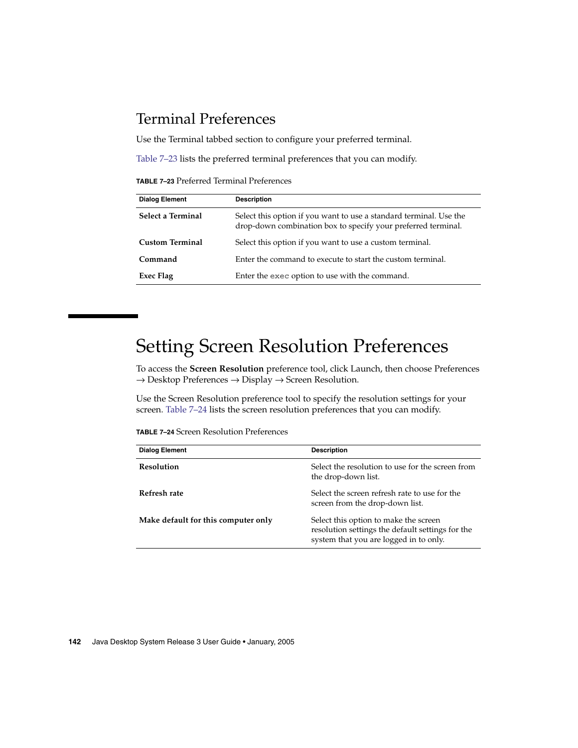## Terminal Preferences

Use the Terminal tabbed section to configure your preferred terminal.

Table 7–23 lists the preferred terminal preferences that you can modify.

**TABLE 7–23** Preferred Terminal Preferences

| Dialog Element | Description |
| --- | --- |
| **Select a Terminal** | Select this option if you want to use a standard terminal. Use the drop-down combination box to specify your preferred terminal. |
| **Custom Terminal** | Select this option if you want to use a custom terminal. |
| **Command** | Enter the command to execute to start the custom terminal. |
| **Exec Flag** | Enter the `exec` option to use with the command. |

# Setting Screen Resolution Preferences

To access the **Screen Resolution** preference tool, click Launch, then choose Preferences → Desktop Preferences → Display → Screen Resolution.

Use the Screen Resolution preference tool to specify the resolution settings for your screen. Table 7–24 lists the screen resolution preferences that you can modify.

**TABLE 7–24** Screen Resolution Preferences

| Dialog Element | Description |
| --- | --- |
| **Resolution** | Select the resolution to use for the screen from the drop-down list. |
| **Refresh rate** | Select the screen refresh rate to use for the screen from the drop-down list. |
| **Make default for this computer only** | Select this option to make the screen resolution settings the default settings for the system that you are logged in to only. |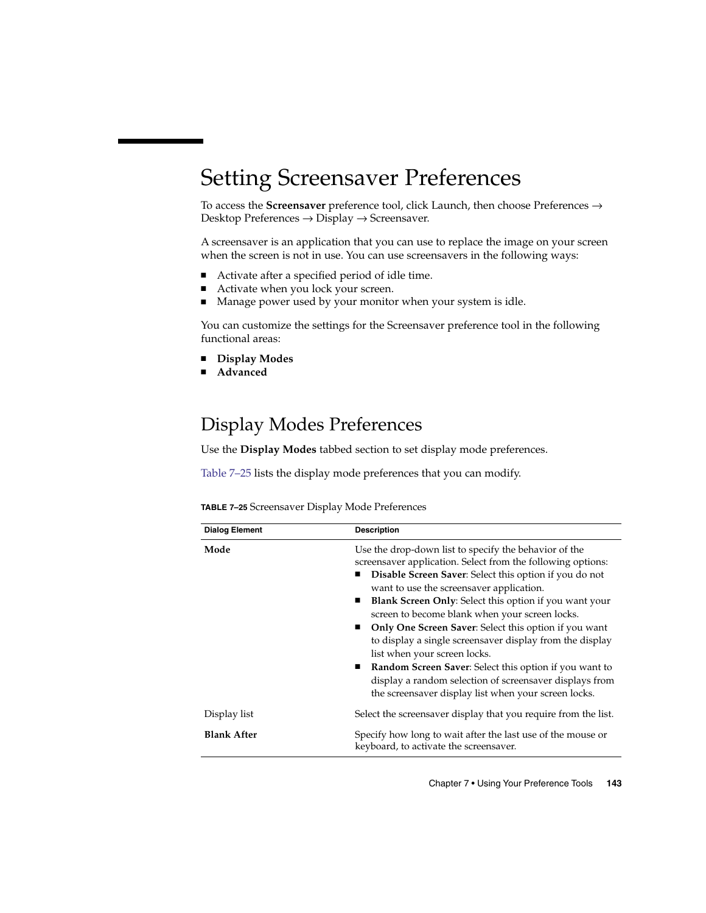# Setting Screensaver Preferences

To access the **Screensaver** preference tool, click Launch, then choose Preferences → Desktop Preferences → Display → Screensaver.

A screensaver is an application that you can use to replace the image on your screen when the screen is not in use. You can use screensavers in the following ways:

- Activate after a specified period of idle time.
- Activate when you lock your screen.
- Manage power used by your monitor when your system is idle.

You can customize the settings for the Screensaver preference tool in the following functional areas:

- **Display Modes**
- **Advanced**

## Display Modes Preferences

Use the **Display Modes** tabbed section to set display mode preferences.

Table 7–25 lists the display mode preferences that you can modify.

**TABLE 7–25** Screensaver Display Mode Preferences

| Dialog Element | Description |
| --- | --- |
| **Mode** | Use the drop-down list to specify the behavior of the screensaver application. Select from the following options:<br>■ **Disable Screen Saver**: Select this option if you do not want to use the screensaver application.<br>■ **Blank Screen Only**: Select this option if you want your screen to become blank when your screen locks.<br>■ **Only One Screen Saver**: Select this option if you want to display a single screensaver display from the display list when your screen locks.<br>■ **Random Screen Saver**: Select this option if you want to display a random selection of screensaver displays from the screensaver display list when your screen locks. |
| Display list | Select the screensaver display that you require from the list. |
| **Blank After** | Specify how long to wait after the last use of the mouse or keyboard, to activate the screensaver. |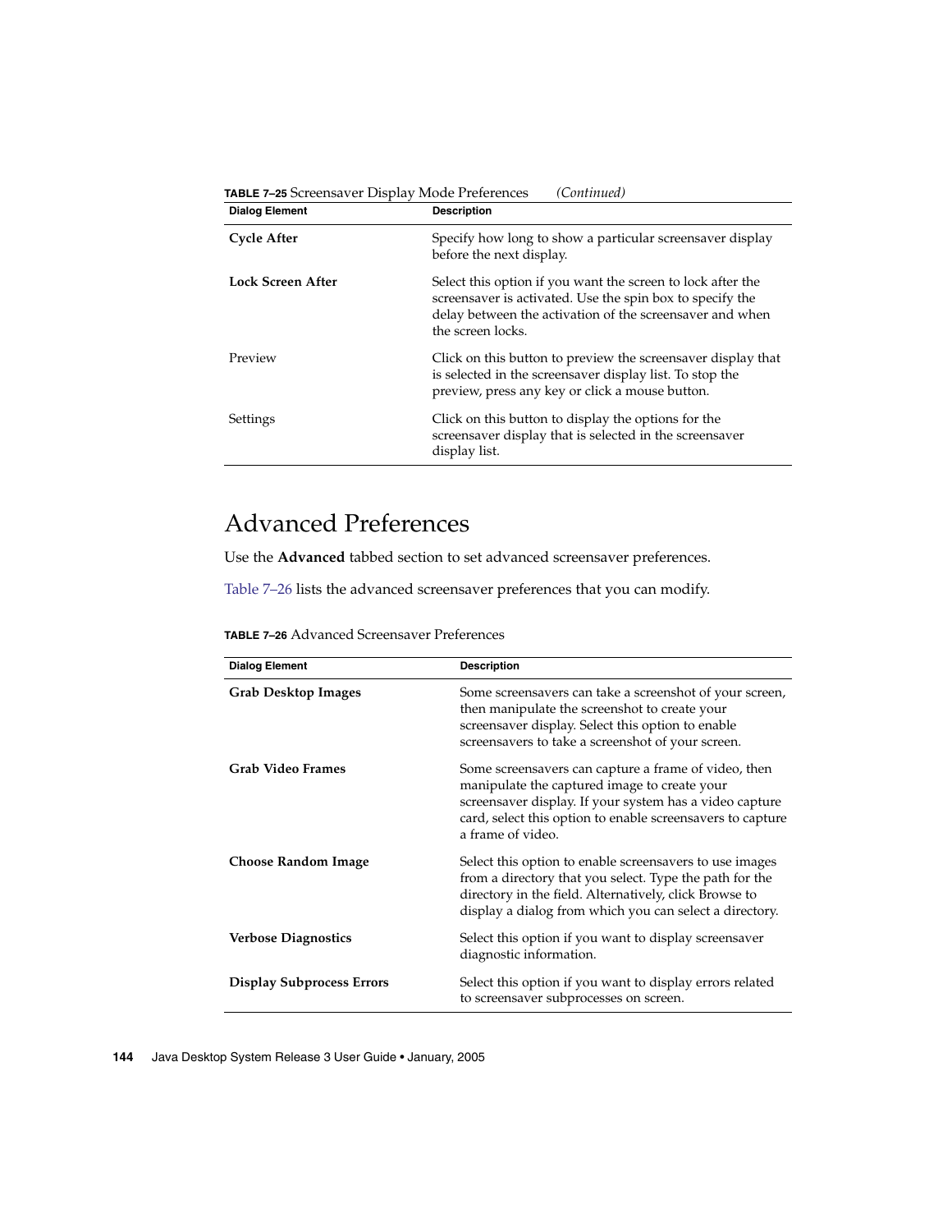**TABLE 7–25** Screensaver Display Mode Preferences *(Continued)*

| Dialog Element | Description |
| --- | --- |
| **Cycle After** | Specify how long to show a particular screensaver display before the next display. |
| **Lock Screen After** | Select this option if you want the screen to lock after the screensaver is activated. Use the spin box to specify the delay between the activation of the screensaver and when the screen locks. |
| Preview | Click on this button to preview the screensaver display that is selected in the screensaver display list. To stop the preview, press any key or click a mouse button. |
| Settings | Click on this button to display the options for the screensaver display that is selected in the screensaver display list. |

## Advanced Preferences

Use the **Advanced** tabbed section to set advanced screensaver preferences.

Table 7–26 lists the advanced screensaver preferences that you can modify.

**TABLE 7–26** Advanced Screensaver Preferences

| Dialog Element | Description |
| --- | --- |
| **Grab Desktop Images** | Some screensavers can take a screenshot of your screen, then manipulate the screenshot to create your screensaver display. Select this option to enable screensavers to take a screenshot of your screen. |
| **Grab Video Frames** | Some screensavers can capture a frame of video, then manipulate the captured image to create your screensaver display. If your system has a video capture card, select this option to enable screensavers to capture a frame of video. |
| **Choose Random Image** | Select this option to enable screensavers to use images from a directory that you select. Type the path for the directory in the field. Alternatively, click Browse to display a dialog from which you can select a directory. |
| **Verbose Diagnostics** | Select this option if you want to display screensaver diagnostic information. |
| **Display Subprocess Errors** | Select this option if you want to display errors related to screensaver subprocesses on screen. |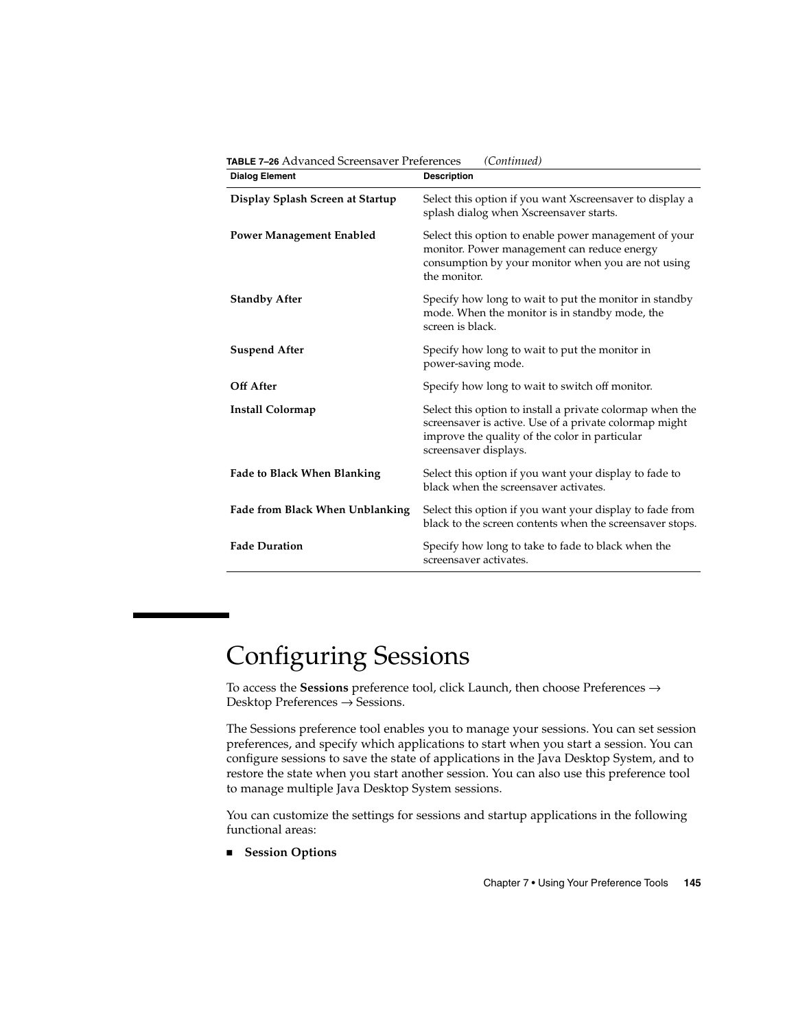**TABLE 7–26** Advanced Screensaver Preferences *(Continued)*

| Dialog Element | Description |
| --- | --- |
| **Display Splash Screen at Startup** | Select this option if you want Xscreensaver to display a splash dialog when Xscreensaver starts. |
| **Power Management Enabled** | Select this option to enable power management of your monitor. Power management can reduce energy consumption by your monitor when you are not using the monitor. |
| **Standby After** | Specify how long to wait to put the monitor in standby mode. When the monitor is in standby mode, the screen is black. |
| **Suspend After** | Specify how long to wait to put the monitor in power-saving mode. |
| **Off After** | Specify how long to wait to switch off monitor. |
| **Install Colormap** | Select this option to install a private colormap when the screensaver is active. Use of a private colormap might improve the quality of the color in particular screensaver displays. |
| **Fade to Black When Blanking** | Select this option if you want your display to fade to black when the screensaver activates. |
| **Fade from Black When Unblanking** | Select this option if you want your display to fade from black to the screen contents when the screensaver stops. |
| **Fade Duration** | Specify how long to take to fade to black when the screensaver activates. |

# Configuring Sessions

To access the **Sessions** preference tool, click Launch, then choose Preferences → Desktop Preferences → Sessions.

The Sessions preference tool enables you to manage your sessions. You can set session preferences, and specify which applications to start when you start a session. You can configure sessions to save the state of applications in the Java Desktop System, and to restore the state when you start another session. You can also use this preference tool to manage multiple Java Desktop System sessions.

You can customize the settings for sessions and startup applications in the following functional areas:

- **Session Options**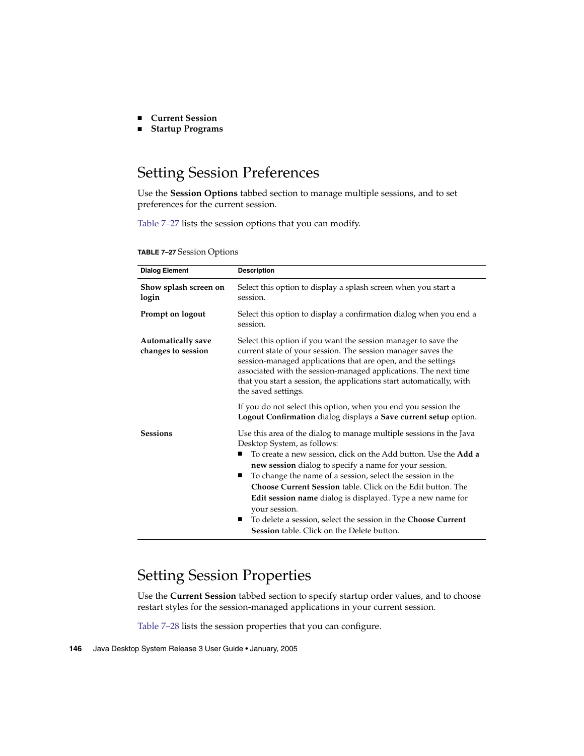- **Current Session**
- **Startup Programs**

## Setting Session Preferences

Use the **Session Options** tabbed section to manage multiple sessions, and to set preferences for the current session.

Table 7–27 lists the session options that you can modify.

**TABLE 7–27** Session Options

| Dialog Element | Description |
| --- | --- |
| **Show splash screen on login** | Select this option to display a splash screen when you start a session. |
| **Prompt on logout** | Select this option to display a confirmation dialog when you end a session. |
| **Automatically save changes to session** | Select this option if you want the session manager to save the current state of your session. The session manager saves the session-managed applications that are open, and the settings associated with the session-managed applications. The next time that you start a session, the applications start automatically, with the saved settings.<br><br>If you do not select this option, when you end you session the **Logout Confirmation** dialog displays a **Save current setup** option. |
| **Sessions** | Use this area of the dialog to manage multiple sessions in the Java Desktop System, as follows:<br>■ To create a new session, click on the Add button. Use the **Add a new session** dialog to specify a name for your session.<br>■ To change the name of a session, select the session in the **Choose Current Session** table. Click on the Edit button. The **Edit session name** dialog is displayed. Type a new name for your session.<br>■ To delete a session, select the session in the **Choose Current Session** table. Click on the Delete button. |

## Setting Session Properties

Use the **Current Session** tabbed section to specify startup order values, and to choose restart styles for the session-managed applications in your current session.

Table 7–28 lists the session properties that you can configure.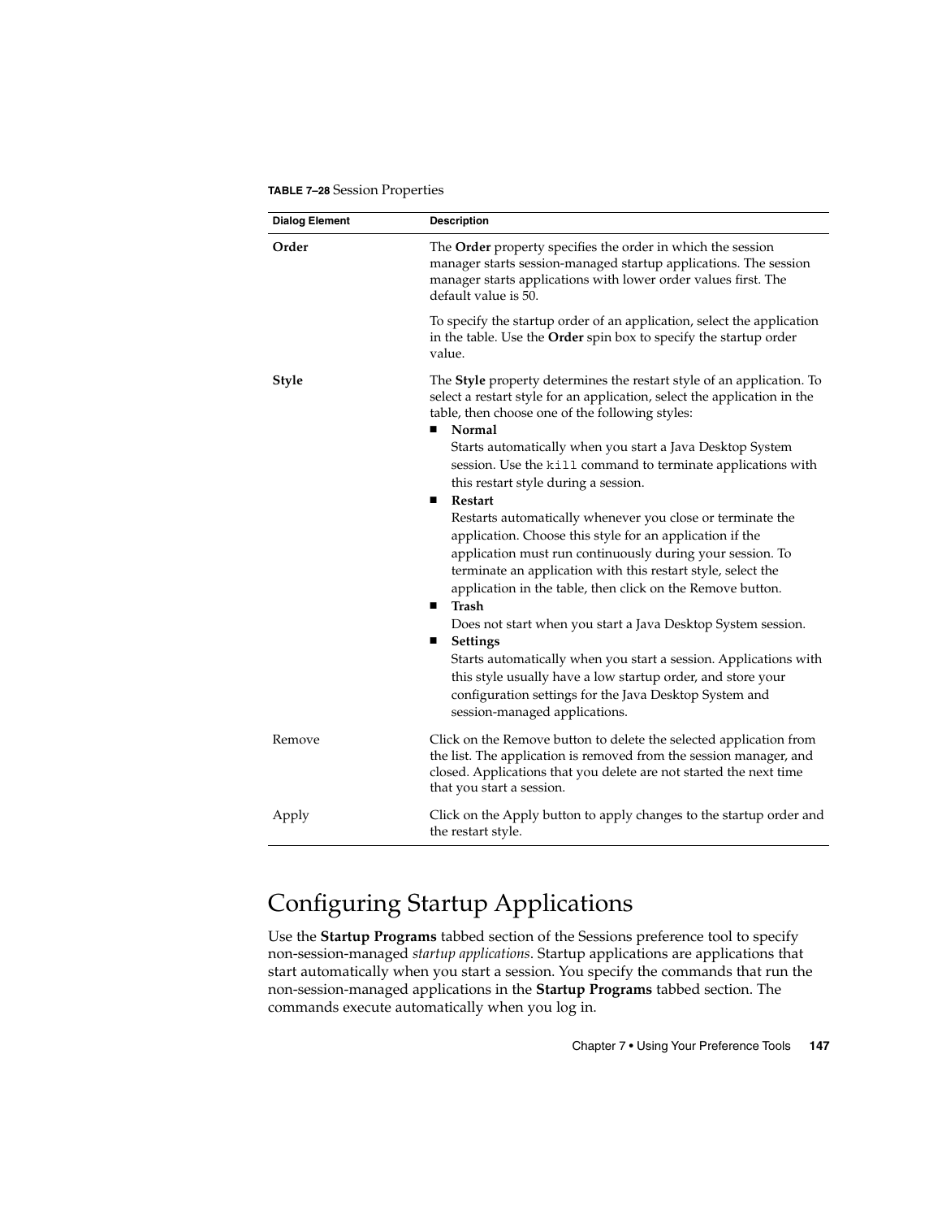**TABLE 7–28** Session Properties

| Dialog Element | Description |
| --- | --- |
| **Order** | The **Order** property specifies the order in which the session manager starts session-managed startup applications. The session manager starts applications with lower order values first. The default value is 50.<br><br>To specify the startup order of an application, select the application in the table. Use the **Order** spin box to specify the startup order value. |
| **Style** | The **Style** property determines the restart style of an application. To select a restart style for an application, select the application in the table, then choose one of the following styles:<br>■ **Normal**<br>Starts automatically when you start a Java Desktop System session. Use the `kill` command to terminate applications with this restart style during a session.<br>■ **Restart**<br>Restarts automatically whenever you close or terminate the application. Choose this style for an application if the application must run continuously during your session. To terminate an application with this restart style, select the application in the table, then click on the Remove button.<br>■ **Trash**<br>Does not start when you start a Java Desktop System session.<br>■ **Settings**<br>Starts automatically when you start a session. Applications with this style usually have a low startup order, and store your configuration settings for the Java Desktop System and session-managed applications. |
| Remove | Click on the Remove button to delete the selected application from the list. The application is removed from the session manager, and closed. Applications that you delete are not started the next time that you start a session. |
| Apply | Click on the Apply button to apply changes to the startup order and the restart style. |

## Configuring Startup Applications

Use the **Startup Programs** tabbed section of the Sessions preference tool to specify non-session-managed *startup applications*. Startup applications are applications that start automatically when you start a session. You specify the commands that run the non-session-managed applications in the **Startup Programs** tabbed section. The commands execute automatically when you log in.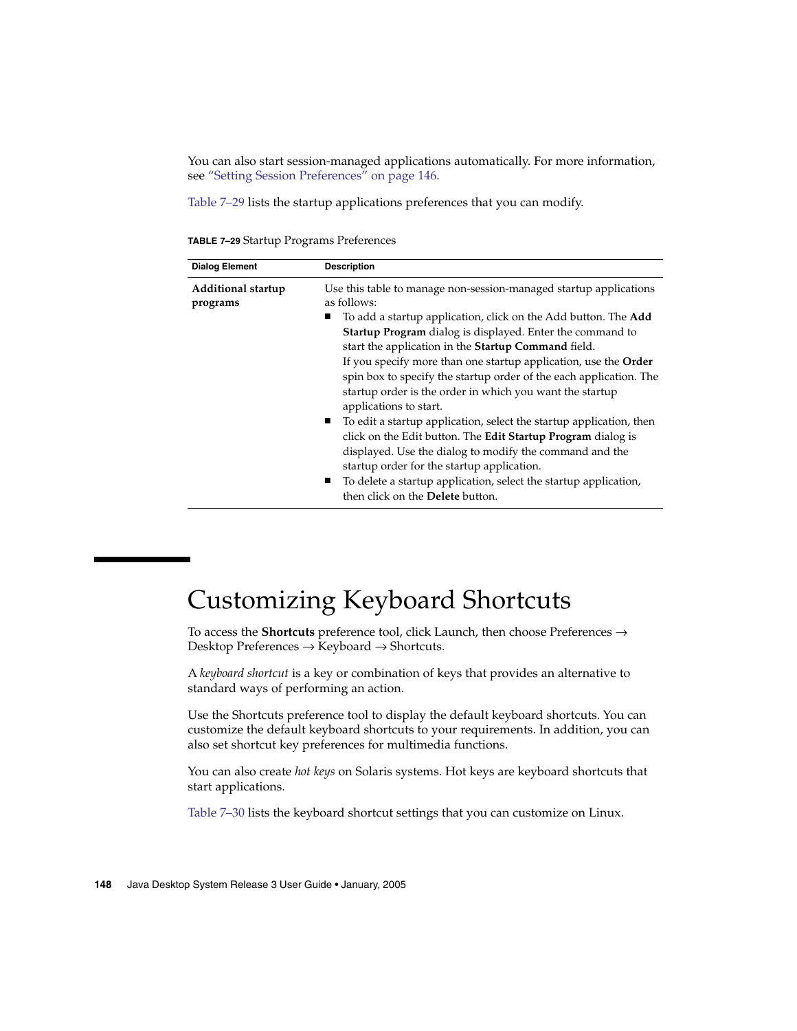You can also start session-managed applications automatically. For more information, see "Setting Session Preferences" on page 146.

Table 7–29 lists the startup applications preferences that you can modify.

**TABLE 7–29** Startup Programs Preferences

| Dialog Element | Description |
| --- | --- |
| **Additional startup programs** | Use this table to manage non-session-managed startup applications as follows:<br>■ To add a startup application, click on the Add button. The **Add Startup Program** dialog is displayed. Enter the command to start the application in the **Startup Command** field.<br>If you specify more than one startup application, use the **Order** spin box to specify the startup order of the each application. The startup order is the order in which you want the startup applications to start.<br>■ To edit a startup application, select the startup application, then click on the Edit button. The **Edit Startup Program** dialog is displayed. Use the dialog to modify the command and the startup order for the startup application.<br>■ To delete a startup application, select the startup application, then click on the **Delete** button. |

# Customizing Keyboard Shortcuts

To access the **Shortcuts** preference tool, click Launch, then choose Preferences → Desktop Preferences → Keyboard → Shortcuts.

A *keyboard shortcut* is a key or combination of keys that provides an alternative to standard ways of performing an action.

Use the Shortcuts preference tool to display the default keyboard shortcuts. You can customize the default keyboard shortcuts to your requirements. In addition, you can also set shortcut key preferences for multimedia functions.

You can also create *hot keys* on Solaris systems. Hot keys are keyboard shortcuts that start applications.

Table 7–30 lists the keyboard shortcut settings that you can customize on Linux.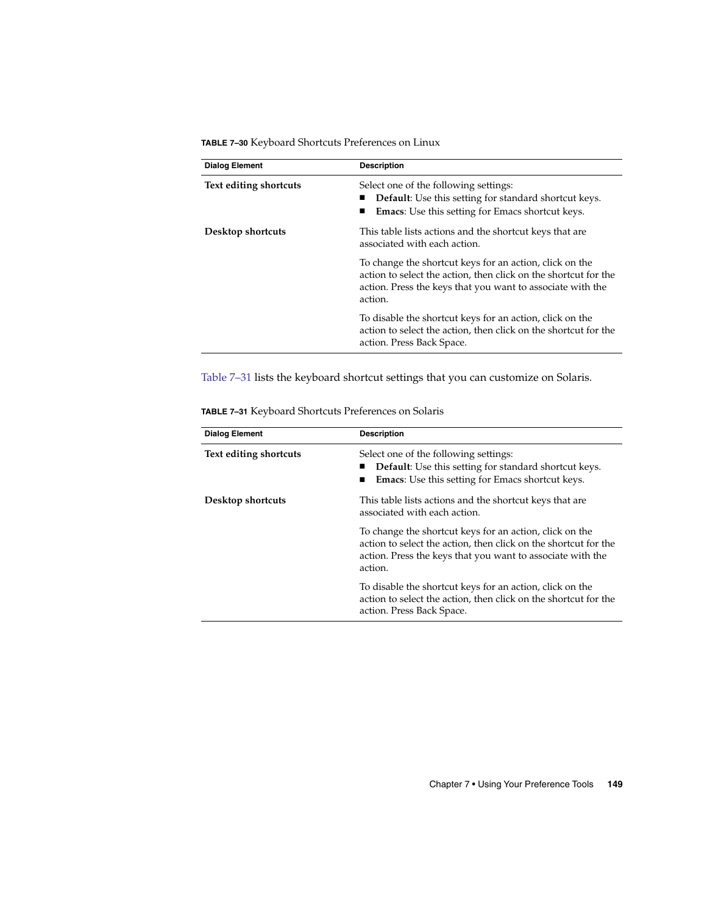**TABLE 7–30** Keyboard Shortcuts Preferences on Linux

| Dialog Element | Description |
| --- | --- |
| **Text editing shortcuts** | Select one of the following settings:<br>■ **Default**: Use this setting for standard shortcut keys.<br>■ **Emacs**: Use this setting for Emacs shortcut keys. |
| **Desktop shortcuts** | This table lists actions and the shortcut keys that are associated with each action.<br><br>To change the shortcut keys for an action, click on the action to select the action, then click on the shortcut for the action. Press the keys that you want to associate with the action.<br><br>To disable the shortcut keys for an action, click on the action to select the action, then click on the shortcut for the action. Press Back Space. |

Table 7–31 lists the keyboard shortcut settings that you can customize on Solaris.

**TABLE 7–31** Keyboard Shortcuts Preferences on Solaris

| Dialog Element | Description |
| --- | --- |
| **Text editing shortcuts** | Select one of the following settings:<br>■ **Default**: Use this setting for standard shortcut keys.<br>■ **Emacs**: Use this setting for Emacs shortcut keys. |
| **Desktop shortcuts** | This table lists actions and the shortcut keys that are associated with each action.<br><br>To change the shortcut keys for an action, click on the action to select the action, then click on the shortcut for the action. Press the keys that you want to associate with the action.<br><br>To disable the shortcut keys for an action, click on the action to select the action, then click on the shortcut for the action. Press Back Space. |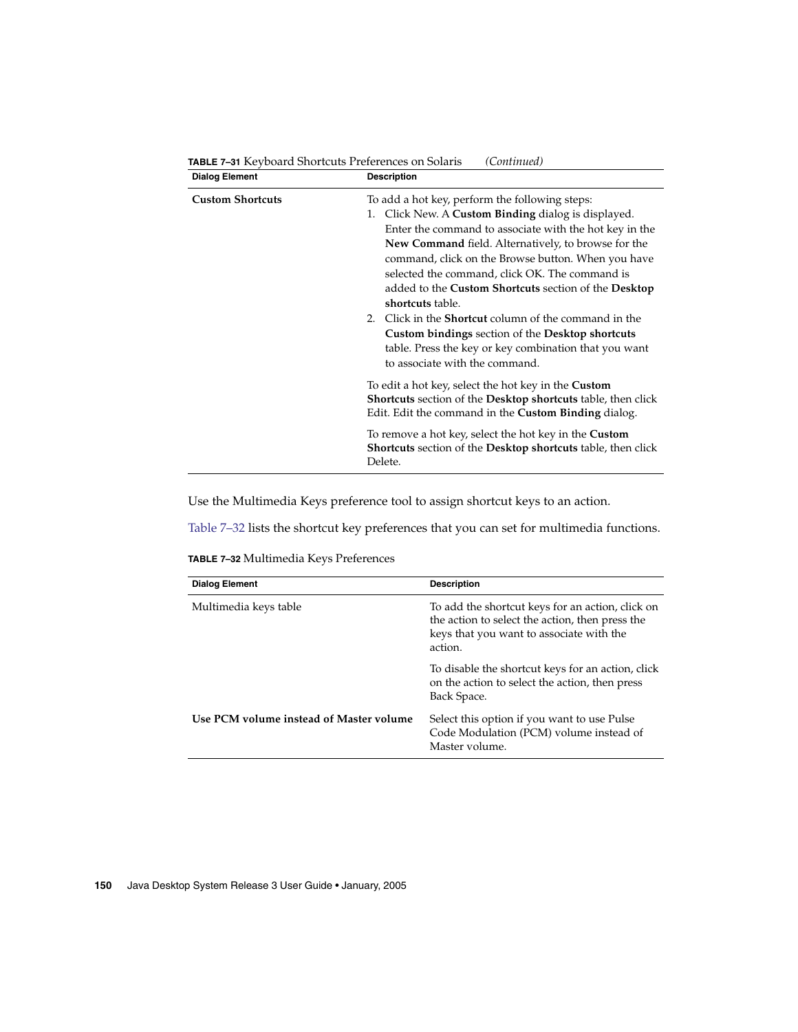**TABLE 7–31** Keyboard Shortcuts Preferences on Solaris *(Continued)*

| Dialog Element | Description |
| --- | --- |
| **Custom Shortcuts** | To add a hot key, perform the following steps:<br>1. Click New. A **Custom Binding** dialog is displayed. Enter the command to associate with the hot key in the **New Command** field. Alternatively, to browse for the command, click on the Browse button. When you have selected the command, click OK. The command is added to the **Custom Shortcuts** section of the **Desktop shortcuts** table.<br>2. Click in the **Shortcut** column of the command in the **Custom bindings** section of the **Desktop shortcuts** table. Press the key or key combination that you want to associate with the command.<br><br>To edit a hot key, select the hot key in the **Custom Shortcuts** section of the **Desktop shortcuts** table, then click Edit. Edit the command in the **Custom Binding** dialog.<br><br>To remove a hot key, select the hot key in the **Custom Shortcuts** section of the **Desktop shortcuts** table, then click Delete. |

Use the Multimedia Keys preference tool to assign shortcut keys to an action.

Table 7–32 lists the shortcut key preferences that you can set for multimedia functions.

**TABLE 7–32** Multimedia Keys Preferences

| Dialog Element | Description |
| --- | --- |
| Multimedia keys table | To add the shortcut keys for an action, click on the action to select the action, then press the keys that you want to associate with the action.<br><br>To disable the shortcut keys for an action, click on the action to select the action, then press Back Space. |
| **Use PCM volume instead of Master volume** | Select this option if you want to use Pulse Code Modulation (PCM) volume instead of Master volume. |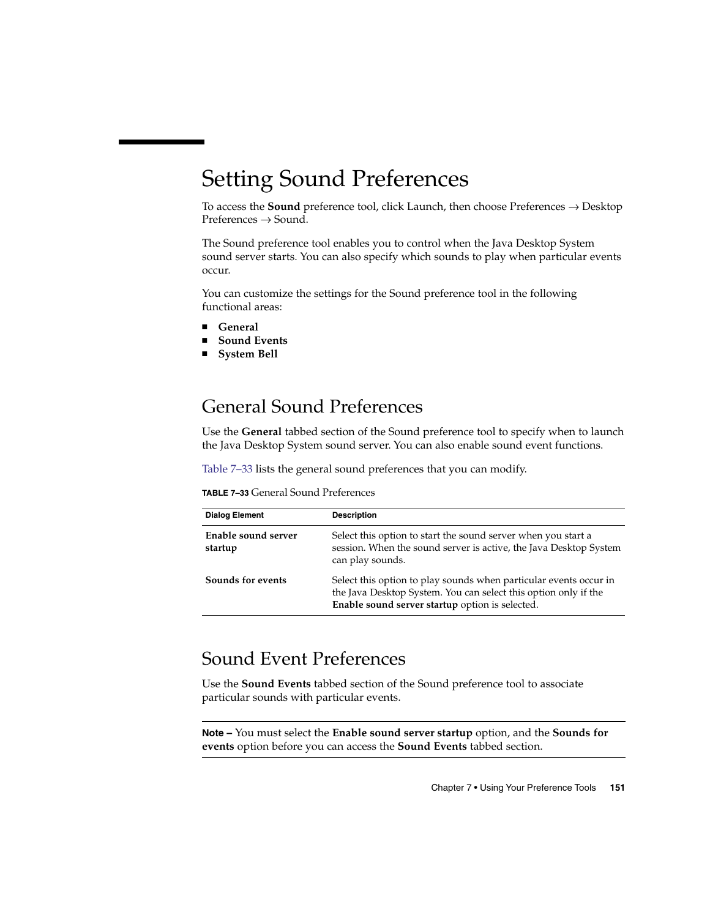# Setting Sound Preferences

To access the **Sound** preference tool, click Launch, then choose Preferences → Desktop Preferences → Sound.

The Sound preference tool enables you to control when the Java Desktop System sound server starts. You can also specify which sounds to play when particular events occur.

You can customize the settings for the Sound preference tool in the following functional areas:

- **General**
- **Sound Events**
- **System Bell**

## General Sound Preferences

Use the **General** tabbed section of the Sound preference tool to specify when to launch the Java Desktop System sound server. You can also enable sound event functions.

Table 7–33 lists the general sound preferences that you can modify.

**TABLE 7–33** General Sound Preferences

| Dialog Element | Description |
| --- | --- |
| **Enable sound server startup** | Select this option to start the sound server when you start a session. When the sound server is active, the Java Desktop System can play sounds. |
| **Sounds for events** | Select this option to play sounds when particular events occur in the Java Desktop System. You can select this option only if the **Enable sound server startup** option is selected. |

## Sound Event Preferences

Use the **Sound Events** tabbed section of the Sound preference tool to associate particular sounds with particular events.

---

**Note –** You must select the **Enable sound server startup** option, and the **Sounds for events** option before you can access the **Sound Events** tabbed section.

---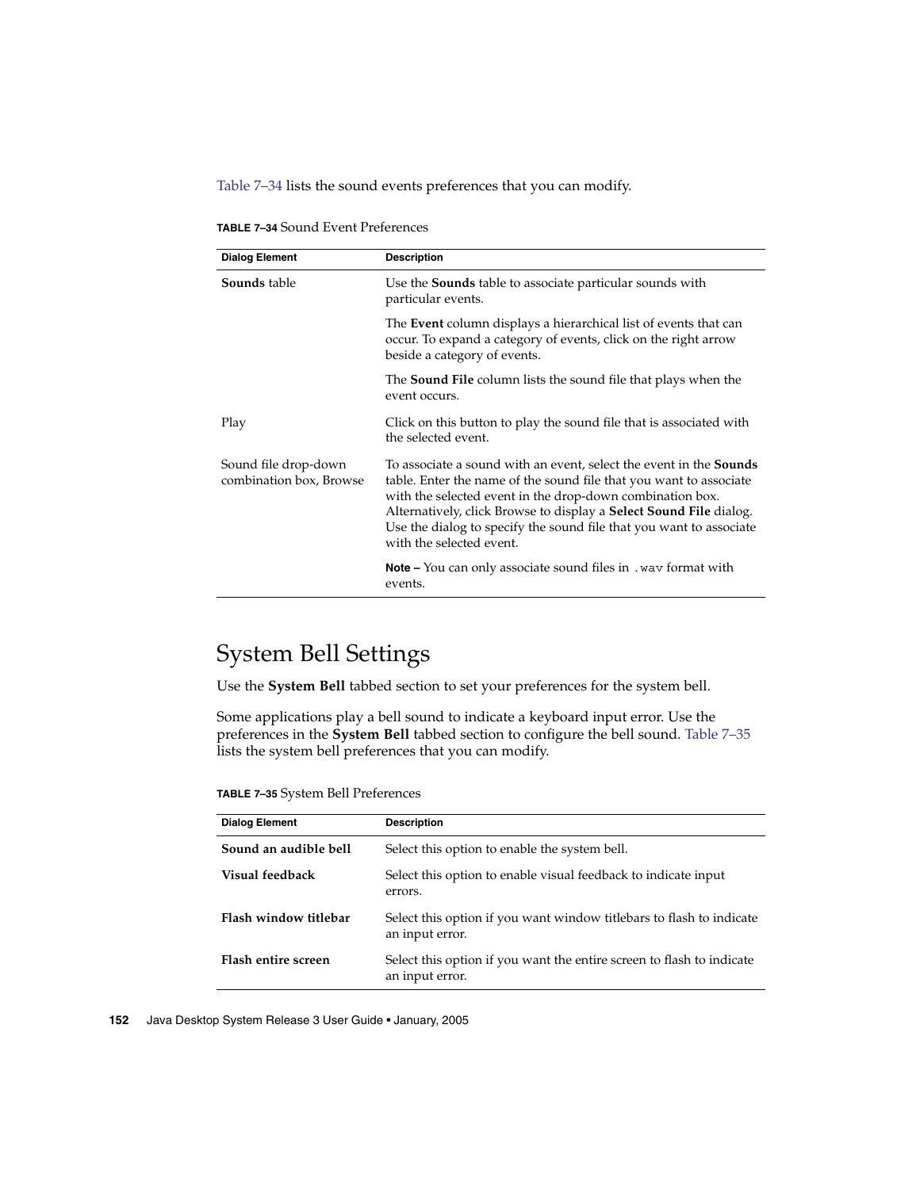Table 7–34 lists the sound events preferences that you can modify.

**TABLE 7–34** Sound Event Preferences

| Dialog Element | Description |
| --- | --- |
| **Sounds** table | Use the **Sounds** table to associate particular sounds with particular events.<br><br>The **Event** column displays a hierarchical list of events that can occur. To expand a category of events, click on the right arrow beside a category of events.<br><br>The **Sound File** column lists the sound file that plays when the event occurs. |
| Play | Click on this button to play the sound file that is associated with the selected event. |
| Sound file drop-down combination box, Browse | To associate a sound with an event, select the event in the **Sounds** table. Enter the name of the sound file that you want to associate with the selected event in the drop-down combination box. Alternatively, click Browse to display a **Select Sound File** dialog. Use the dialog to specify the sound file that you want to associate with the selected event.<br><br>**Note –** You can only associate sound files in `.wav` format with events. |

## System Bell Settings

Use the **System Bell** tabbed section to set your preferences for the system bell.

Some applications play a bell sound to indicate a keyboard input error. Use the preferences in the **System Bell** tabbed section to configure the bell sound. Table 7–35 lists the system bell preferences that you can modify.

**TABLE 7–35** System Bell Preferences

| Dialog Element | Description |
| --- | --- |
| **Sound an audible bell** | Select this option to enable the system bell. |
| **Visual feedback** | Select this option to enable visual feedback to indicate input errors. |
| **Flash window titlebar** | Select this option if you want window titlebars to flash to indicate an input error. |
| **Flash entire screen** | Select this option if you want the entire screen to flash to indicate an input error. |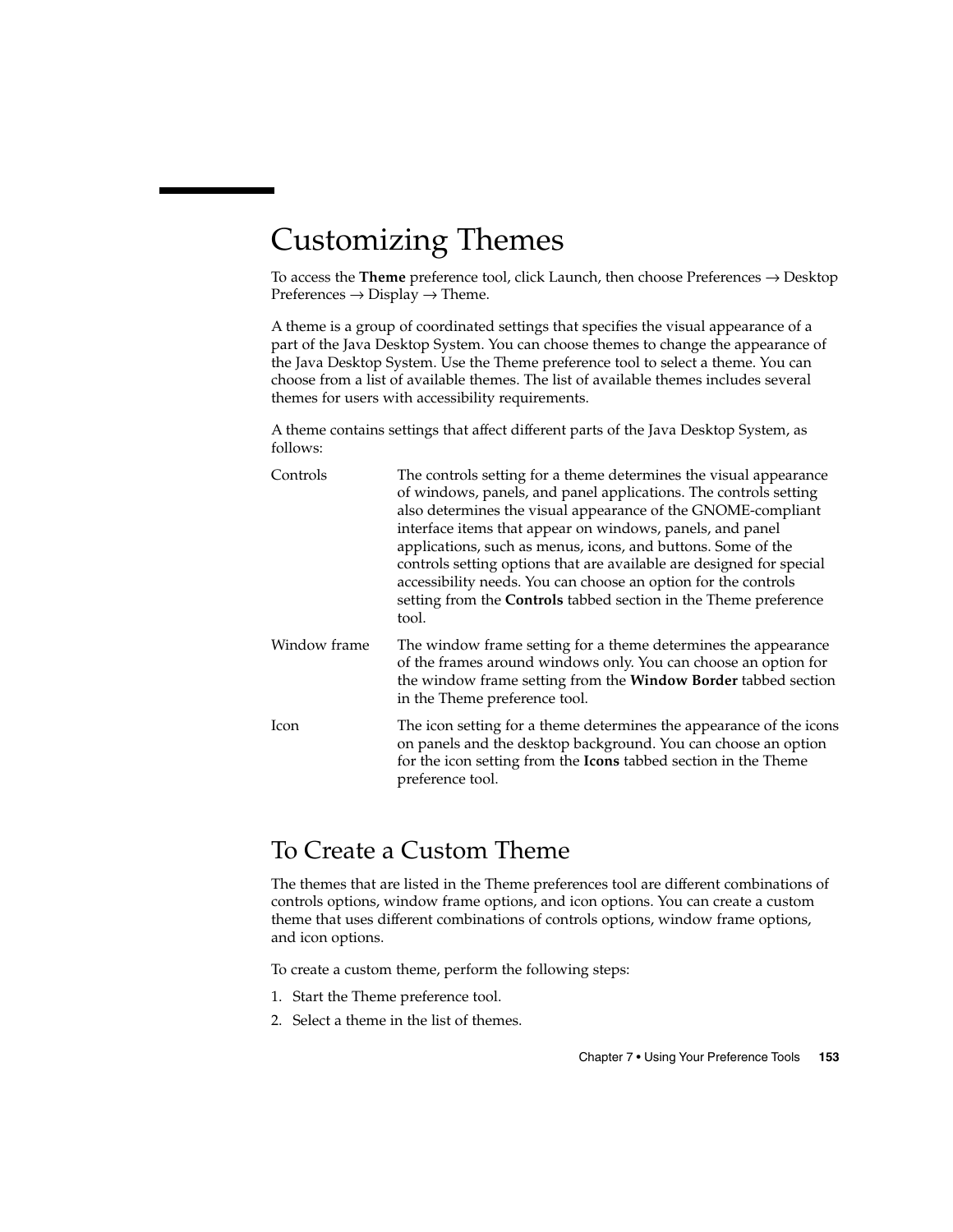# Customizing Themes

To access the **Theme** preference tool, click Launch, then choose Preferences → Desktop Preferences → Display → Theme.

A theme is a group of coordinated settings that specifies the visual appearance of a part of the Java Desktop System. You can choose themes to change the appearance of the Java Desktop System. Use the Theme preference tool to select a theme. You can choose from a list of available themes. The list of available themes includes several themes for users with accessibility requirements.

A theme contains settings that affect different parts of the Java Desktop System, as follows:

| | |
|---|---|
| Controls | The controls setting for a theme determines the visual appearance of windows, panels, and panel applications. The controls setting also determines the visual appearance of the GNOME-compliant interface items that appear on windows, panels, and panel applications, such as menus, icons, and buttons. Some of the controls setting options that are available are designed for special accessibility needs. You can choose an option for the controls setting from the **Controls** tabbed section in the Theme preference tool. |
| Window frame | The window frame setting for a theme determines the appearance of the frames around windows only. You can choose an option for the window frame setting from the **Window Border** tabbed section in the Theme preference tool. |
| Icon | The icon setting for a theme determines the appearance of the icons on panels and the desktop background. You can choose an option for the icon setting from the **Icons** tabbed section in the Theme preference tool. |

## To Create a Custom Theme

The themes that are listed in the Theme preferences tool are different combinations of controls options, window frame options, and icon options. You can create a custom theme that uses different combinations of controls options, window frame options, and icon options.

To create a custom theme, perform the following steps:

1. Start the Theme preference tool.
2. Select a theme in the list of themes.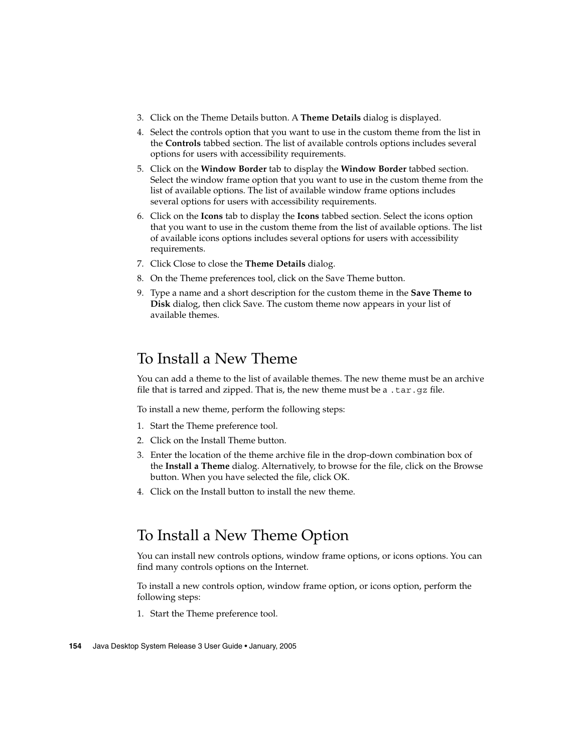3. Click on the Theme Details button. A **Theme Details** dialog is displayed.
4. Select the controls option that you want to use in the custom theme from the list in the **Controls** tabbed section. The list of available controls options includes several options for users with accessibility requirements.
5. Click on the **Window Border** tab to display the **Window Border** tabbed section. Select the window frame option that you want to use in the custom theme from the list of available options. The list of available window frame options includes several options for users with accessibility requirements.
6. Click on the **Icons** tab to display the **Icons** tabbed section. Select the icons option that you want to use in the custom theme from the list of available options. The list of available icons options includes several options for users with accessibility requirements.
7. Click Close to close the **Theme Details** dialog.
8. On the Theme preferences tool, click on the Save Theme button.
9. Type a name and a short description for the custom theme in the **Save Theme to Disk** dialog, then click Save. The custom theme now appears in your list of available themes.

## To Install a New Theme

You can add a theme to the list of available themes. The new theme must be an archive file that is tarred and zipped. That is, the new theme must be a `.tar.gz` file.

To install a new theme, perform the following steps:

1. Start the Theme preference tool.
2. Click on the Install Theme button.
3. Enter the location of the theme archive file in the drop-down combination box of the **Install a Theme** dialog. Alternatively, to browse for the file, click on the Browse button. When you have selected the file, click OK.
4. Click on the Install button to install the new theme.

## To Install a New Theme Option

You can install new controls options, window frame options, or icons options. You can find many controls options on the Internet.

To install a new controls option, window frame option, or icons option, perform the following steps:

1. Start the Theme preference tool.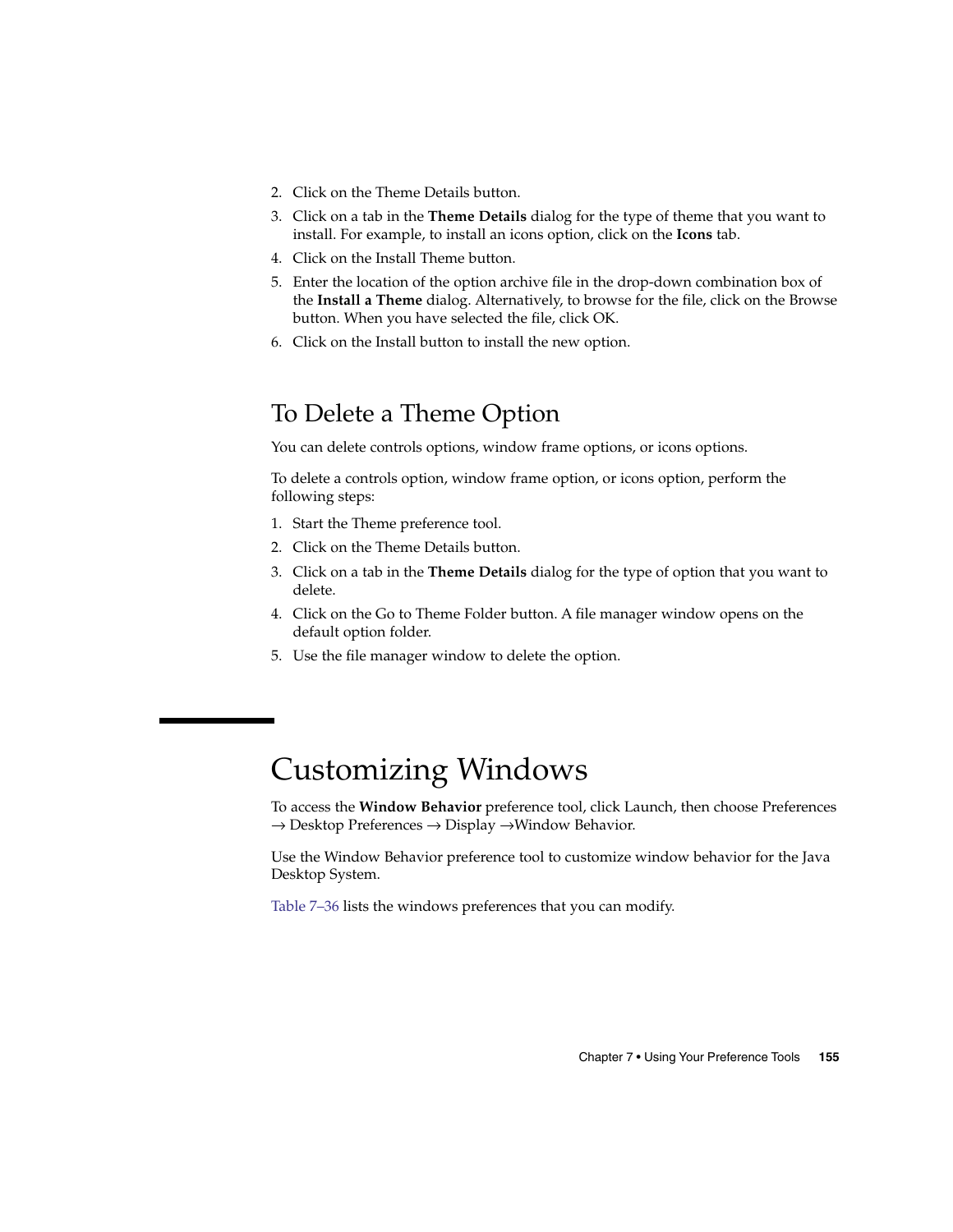2. Click on the Theme Details button.
3. Click on a tab in the **Theme Details** dialog for the type of theme that you want to install. For example, to install an icons option, click on the **Icons** tab.
4. Click on the Install Theme button.
5. Enter the location of the option archive file in the drop-down combination box of the **Install a Theme** dialog. Alternatively, to browse for the file, click on the Browse button. When you have selected the file, click OK.
6. Click on the Install button to install the new option.

## To Delete a Theme Option

You can delete controls options, window frame options, or icons options.

To delete a controls option, window frame option, or icons option, perform the following steps:

1. Start the Theme preference tool.
2. Click on the Theme Details button.
3. Click on a tab in the **Theme Details** dialog for the type of option that you want to delete.
4. Click on the Go to Theme Folder button. A file manager window opens on the default option folder.
5. Use the file manager window to delete the option.

# Customizing Windows

To access the **Window Behavior** preference tool, click Launch, then choose Preferences → Desktop Preferences → Display →Window Behavior.

Use the Window Behavior preference tool to customize window behavior for the Java Desktop System.

Table 7–36 lists the windows preferences that you can modify.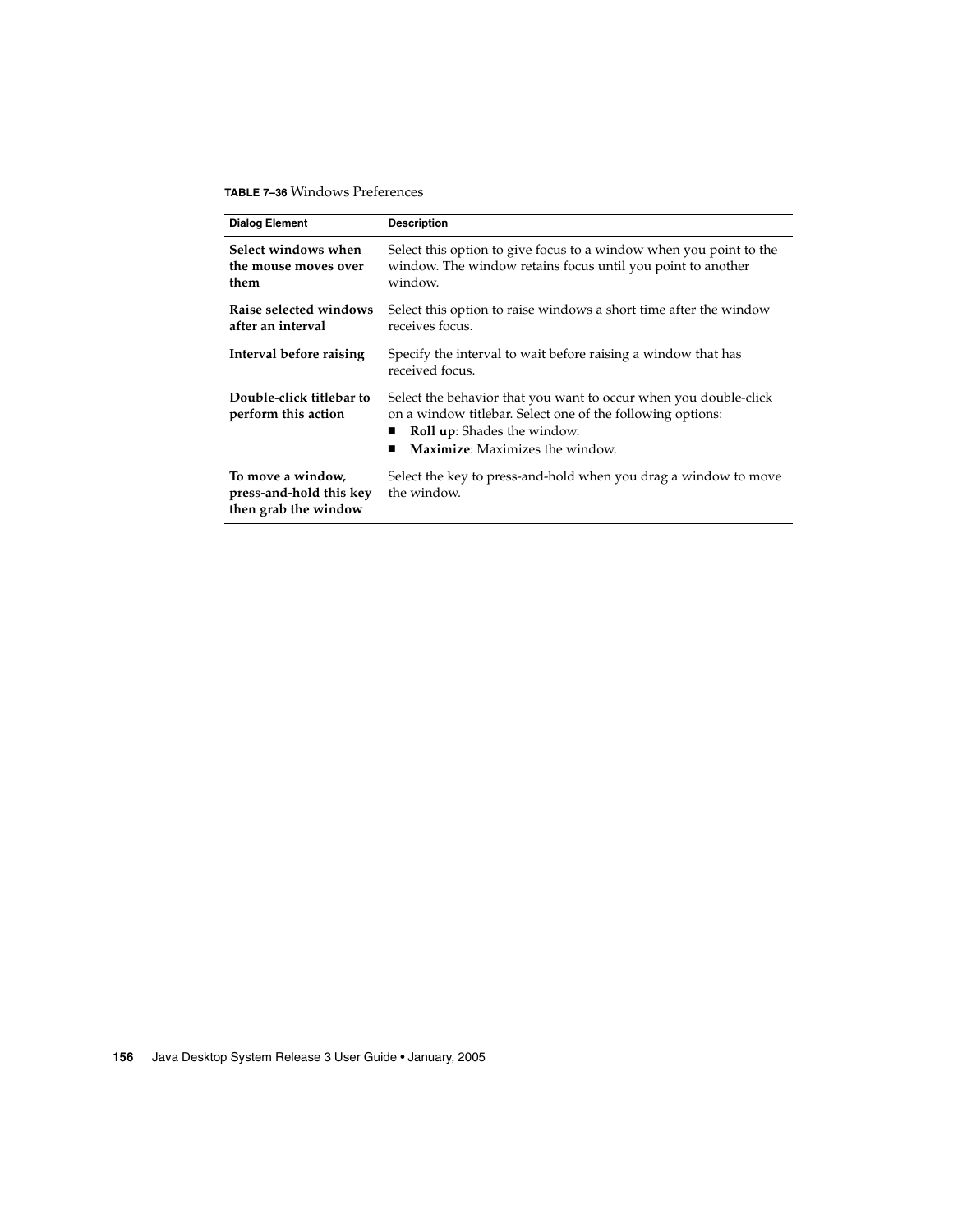**TABLE 7–36** Windows Preferences

| Dialog Element | Description |
| --- | --- |
| **Select windows when the mouse moves over them** | Select this option to give focus to a window when you point to the window. The window retains focus until you point to another window. |
| **Raise selected windows after an interval** | Select this option to raise windows a short time after the window receives focus. |
| **Interval before raising** | Specify the interval to wait before raising a window that has received focus. |
| **Double-click titlebar to perform this action** | Select the behavior that you want to occur when you double-click on a window titlebar. Select one of the following options:<br>■ **Roll up**: Shades the window.<br>■ **Maximize**: Maximizes the window. |
| **To move a window, press-and-hold this key then grab the window** | Select the key to press-and-hold when you drag a window to move the window. |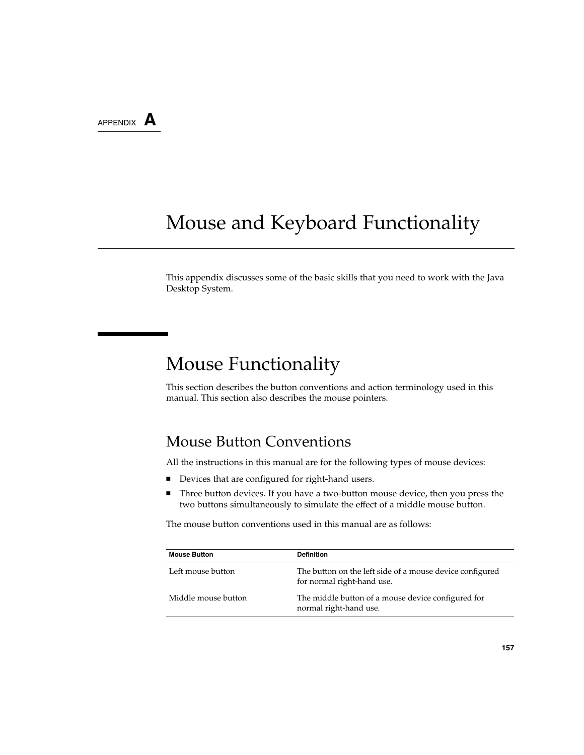APPENDIX A

# Mouse and Keyboard Functionality

This appendix discusses some of the basic skills that you need to work with the Java Desktop System.

## Mouse Functionality

This section describes the button conventions and action terminology used in this manual. This section also describes the mouse pointers.

### Mouse Button Conventions

All the instructions in this manual are for the following types of mouse devices:

- Devices that are configured for right-hand users.
- Three button devices. If you have a two-button mouse device, then you press the two buttons simultaneously to simulate the effect of a middle mouse button.

The mouse button conventions used in this manual are as follows:

| Mouse Button | Definition |
| --- | --- |
| Left mouse button | The button on the left side of a mouse device configured for normal right-hand use. |
| Middle mouse button | The middle button of a mouse device configured for normal right-hand use. |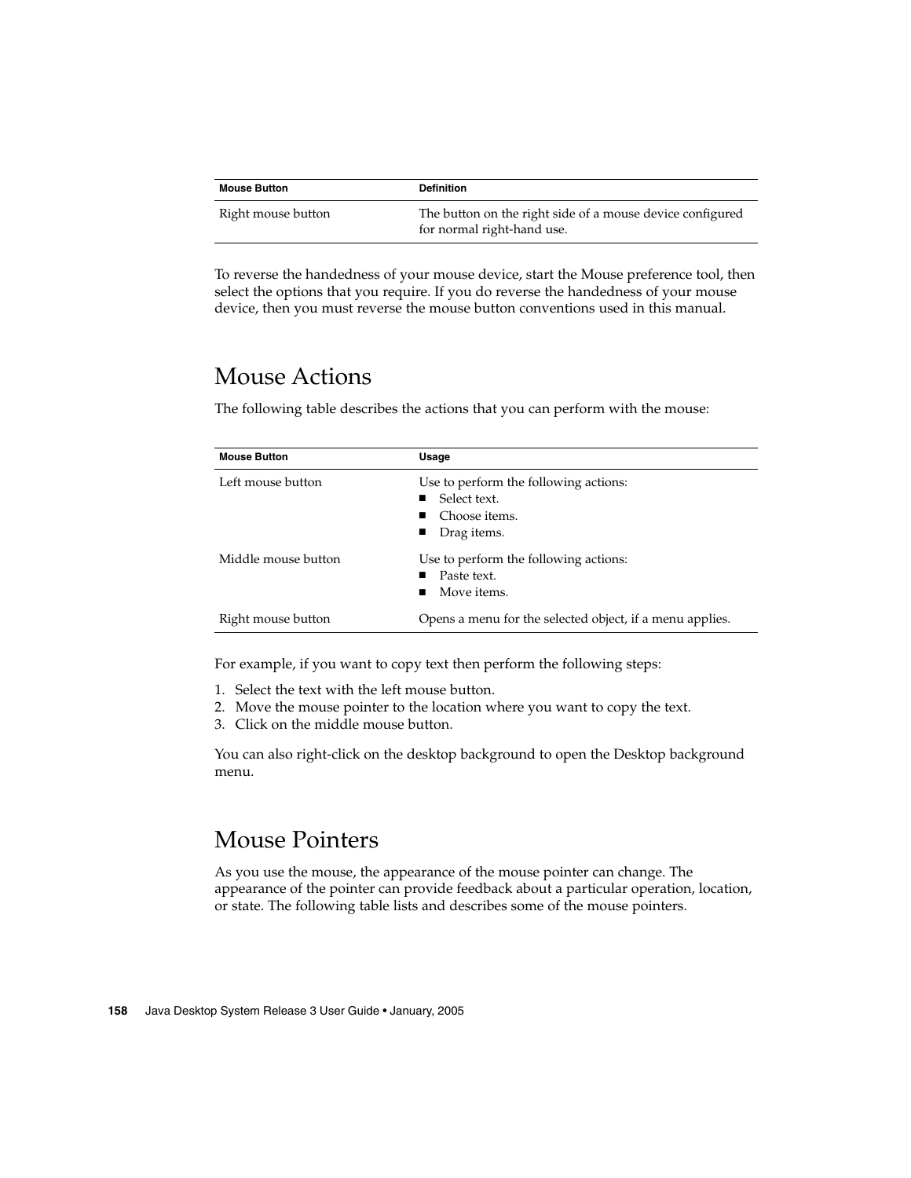| Mouse Button | Definition |
| --- | --- |
| Right mouse button | The button on the right side of a mouse device configured for normal right-hand use. |

To reverse the handedness of your mouse device, start the Mouse preference tool, then select the options that you require. If you do reverse the handedness of your mouse device, then you must reverse the mouse button conventions used in this manual.

## Mouse Actions

The following table describes the actions that you can perform with the mouse:

| Mouse Button | Usage |
| --- | --- |
| Left mouse button | Use to perform the following actions:<br>■ Select text.<br>■ Choose items.<br>■ Drag items. |
| Middle mouse button | Use to perform the following actions:<br>■ Paste text.<br>■ Move items. |
| Right mouse button | Opens a menu for the selected object, if a menu applies. |

For example, if you want to copy text then perform the following steps:

1. Select the text with the left mouse button.
2. Move the mouse pointer to the location where you want to copy the text.
3. Click on the middle mouse button.

You can also right-click on the desktop background to open the Desktop background menu.

## Mouse Pointers

As you use the mouse, the appearance of the mouse pointer can change. The appearance of the pointer can provide feedback about a particular operation, location, or state. The following table lists and describes some of the mouse pointers.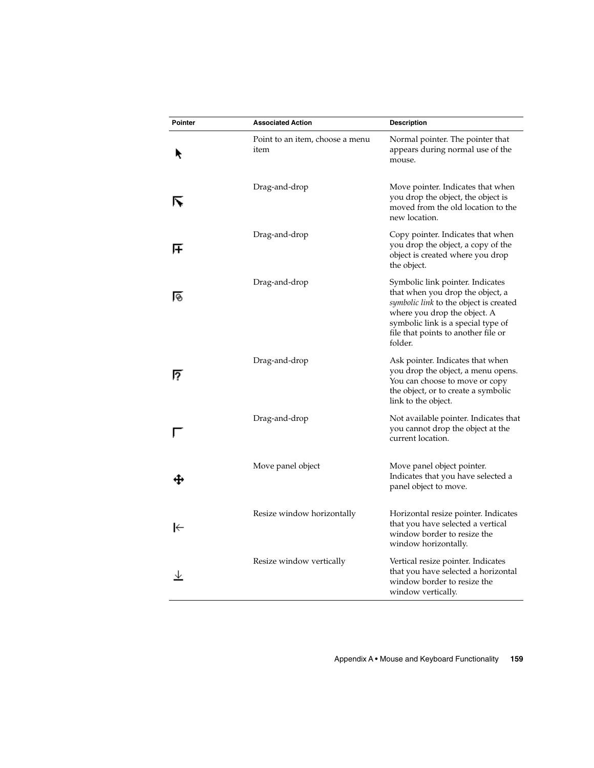| Pointer | Associated Action | Description |
| --- | --- | --- |
| | Point to an item, choose a menu item | Normal pointer. The pointer that appears during normal use of the mouse. |
| | Drag-and-drop | Move pointer. Indicates that when you drop the object, the object is moved from the old location to the new location. |
| | Drag-and-drop | Copy pointer. Indicates that when you drop the object, a copy of the object is created where you drop the object. |
| | Drag-and-drop | Symbolic link pointer. Indicates that when you drop the object, a *symbolic link* to the object is created where you drop the object. A symbolic link is a special type of file that points to another file or folder. |
| | Drag-and-drop | Ask pointer. Indicates that when you drop the object, a menu opens. You can choose to move or copy the object, or to create a symbolic link to the object. |
| | Drag-and-drop | Not available pointer. Indicates that you cannot drop the object at the current location. |
| | Move panel object | Move panel object pointer. Indicates that you have selected a panel object to move. |
| | Resize window horizontally | Horizontal resize pointer. Indicates that you have selected a vertical window border to resize the window horizontally. |
| | Resize window vertically | Vertical resize pointer. Indicates that you have selected a horizontal window border to resize the window vertically. |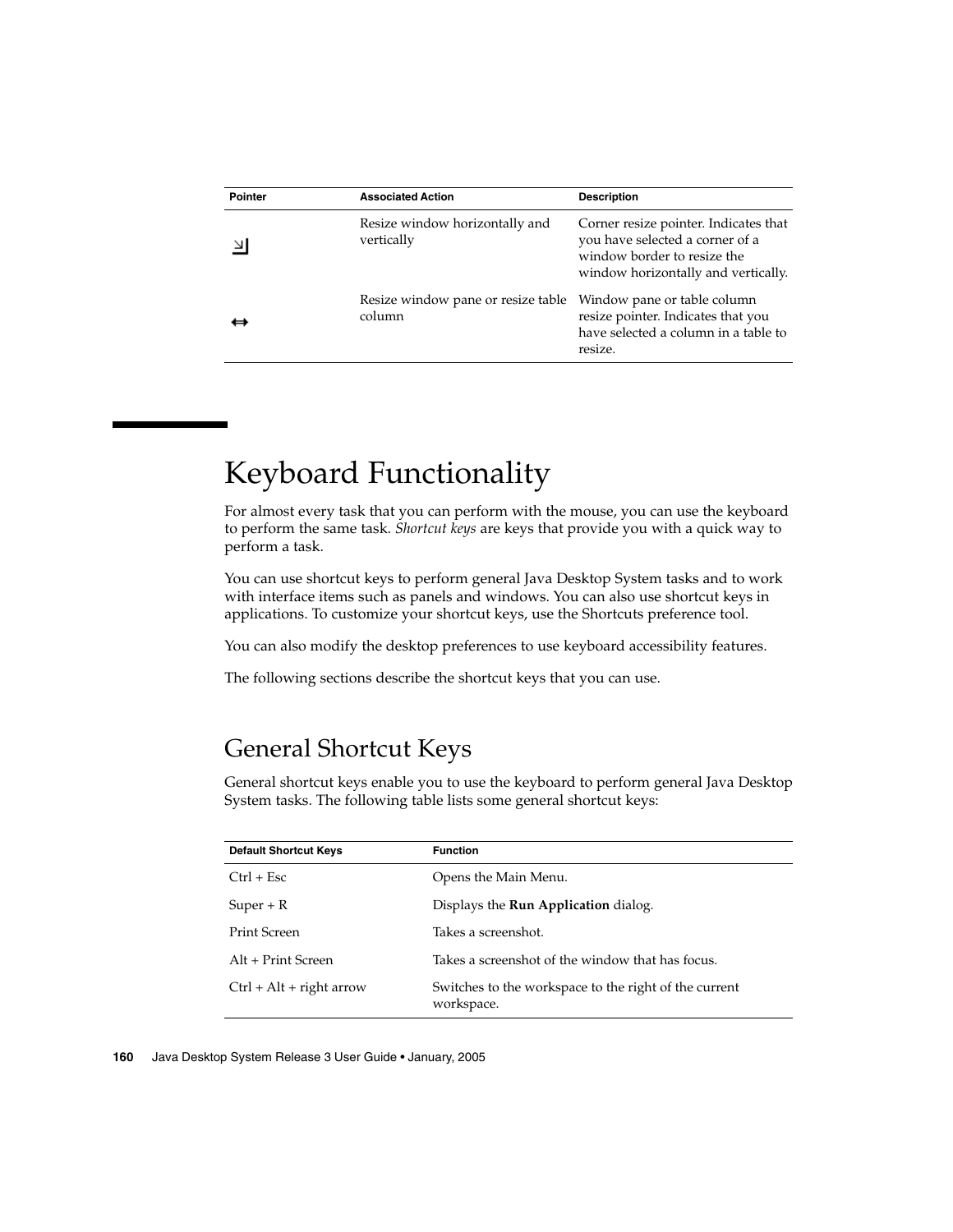| Pointer | Associated Action | Description |
| --- | --- | --- |
| ⇲ | Resize window horizontally and vertically | Corner resize pointer. Indicates that you have selected a corner of a window border to resize the window horizontally and vertically. |
| ↔ | Resize window pane or resize table column | Window pane or table column resize pointer. Indicates that you have selected a column in a table to resize. |

# Keyboard Functionality

For almost every task that you can perform with the mouse, you can use the keyboard to perform the same task. *Shortcut keys* are keys that provide you with a quick way to perform a task.

You can use shortcut keys to perform general Java Desktop System tasks and to work with interface items such as panels and windows. You can also use shortcut keys in applications. To customize your shortcut keys, use the Shortcuts preference tool.

You can also modify the desktop preferences to use keyboard accessibility features.

The following sections describe the shortcut keys that you can use.

## General Shortcut Keys

General shortcut keys enable you to use the keyboard to perform general Java Desktop System tasks. The following table lists some general shortcut keys:

| Default Shortcut Keys | Function |
| --- | --- |
| Ctrl + Esc | Opens the Main Menu. |
| Super + R | Displays the **Run Application** dialog. |
| Print Screen | Takes a screenshot. |
| Alt + Print Screen | Takes a screenshot of the window that has focus. |
| Ctrl + Alt + right arrow | Switches to the workspace to the right of the current workspace. |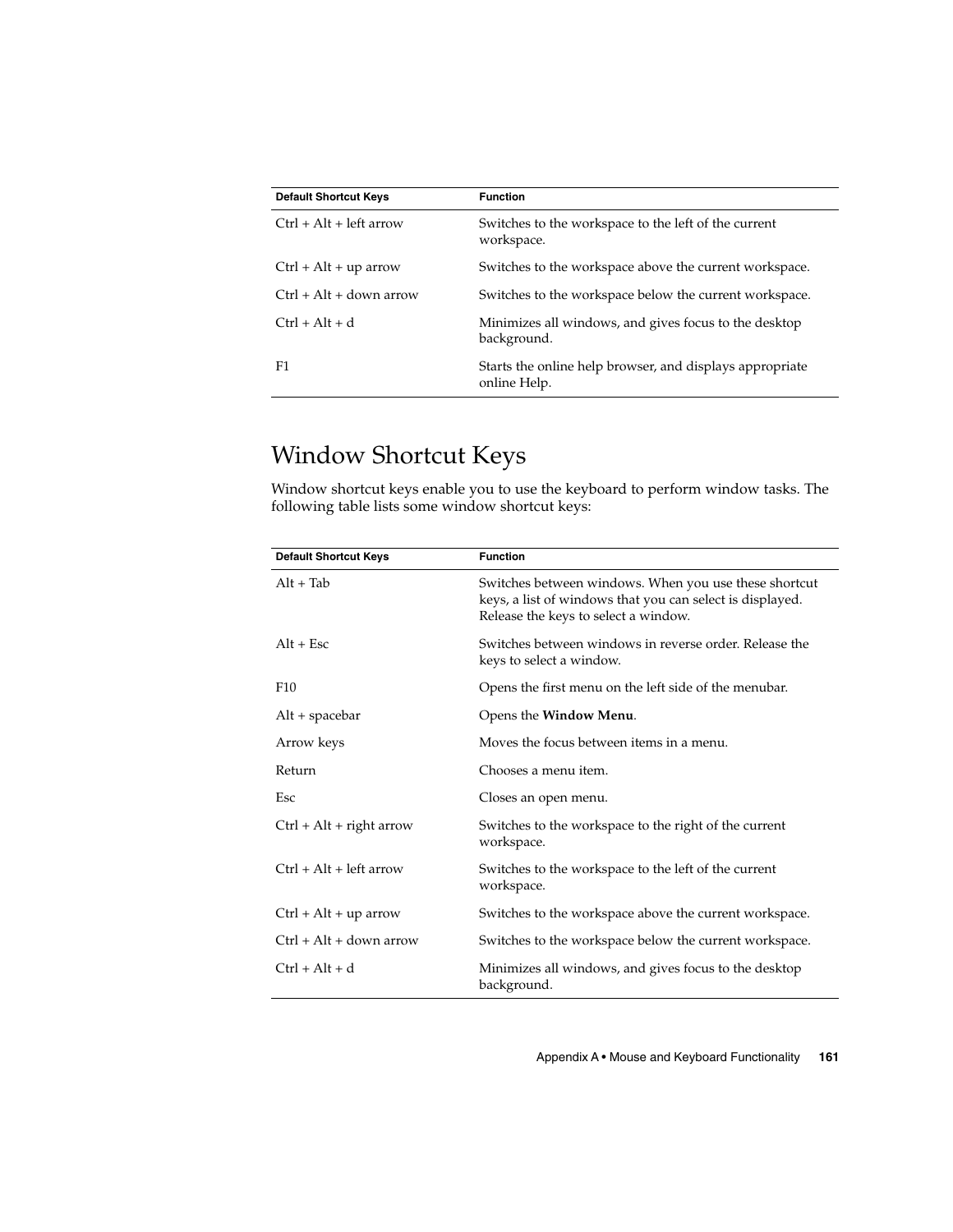| Default Shortcut Keys | Function |
| --- | --- |
| Ctrl + Alt + left arrow | Switches to the workspace to the left of the current workspace. |
| Ctrl + Alt + up arrow | Switches to the workspace above the current workspace. |
| Ctrl + Alt + down arrow | Switches to the workspace below the current workspace. |
| Ctrl + Alt + d | Minimizes all windows, and gives focus to the desktop background. |
| F1 | Starts the online help browser, and displays appropriate online Help. |

## Window Shortcut Keys

Window shortcut keys enable you to use the keyboard to perform window tasks. The following table lists some window shortcut keys:

| Default Shortcut Keys | Function |
| --- | --- |
| Alt + Tab | Switches between windows. When you use these shortcut keys, a list of windows that you can select is displayed. Release the keys to select a window. |
| Alt + Esc | Switches between windows in reverse order. Release the keys to select a window. |
| F10 | Opens the first menu on the left side of the menubar. |
| Alt + spacebar | Opens the **Window Menu**. |
| Arrow keys | Moves the focus between items in a menu. |
| Return | Chooses a menu item. |
| Esc | Closes an open menu. |
| Ctrl + Alt + right arrow | Switches to the workspace to the right of the current workspace. |
| Ctrl + Alt + left arrow | Switches to the workspace to the left of the current workspace. |
| Ctrl + Alt + up arrow | Switches to the workspace above the current workspace. |
| Ctrl + Alt + down arrow | Switches to the workspace below the current workspace. |
| Ctrl + Alt + d | Minimizes all windows, and gives focus to the desktop background. |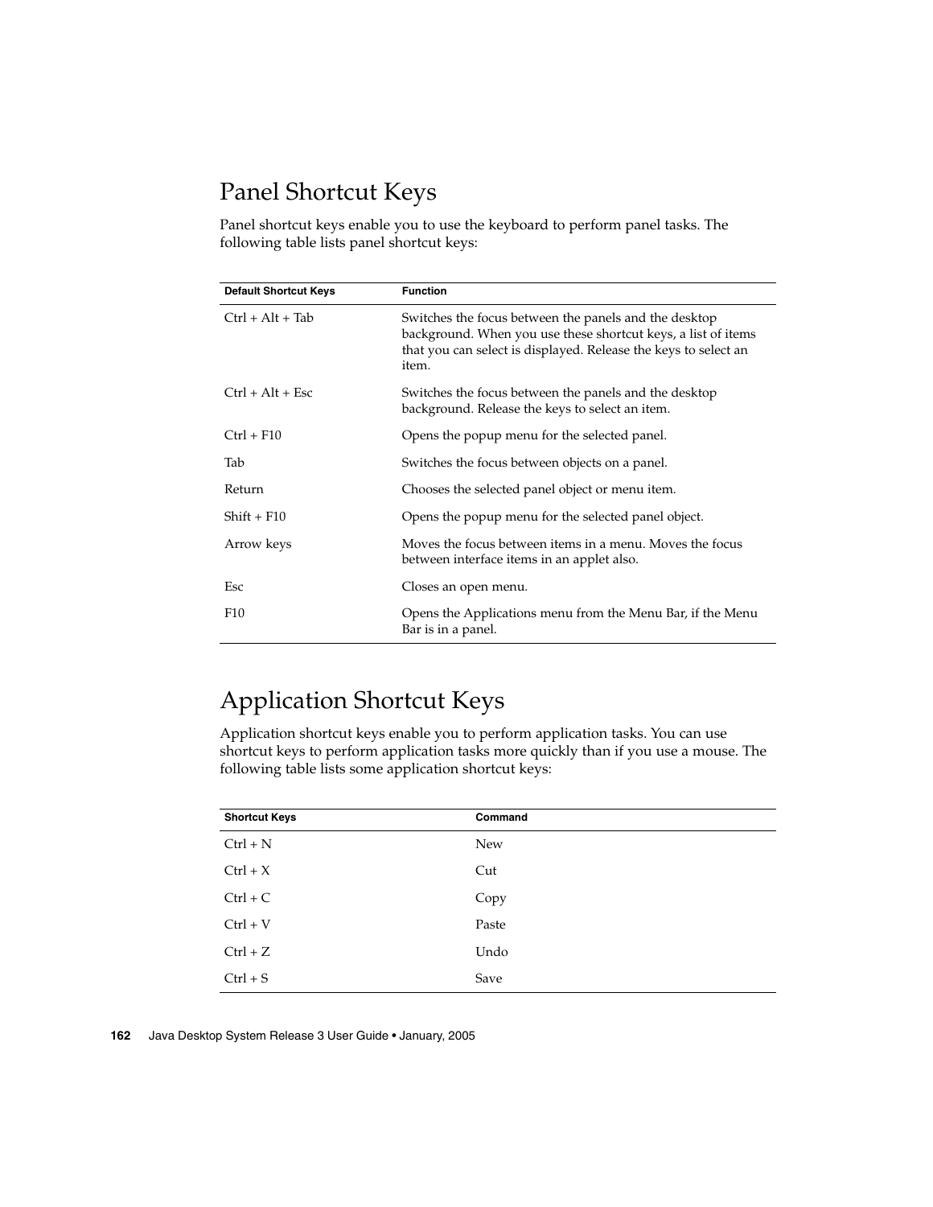## Panel Shortcut Keys

Panel shortcut keys enable you to use the keyboard to perform panel tasks. The following table lists panel shortcut keys:

| Default Shortcut Keys | Function |
|---|---|
| Ctrl + Alt + Tab | Switches the focus between the panels and the desktop background. When you use these shortcut keys, a list of items that you can select is displayed. Release the keys to select an item. |
| Ctrl + Alt + Esc | Switches the focus between the panels and the desktop background. Release the keys to select an item. |
| Ctrl + F10 | Opens the popup menu for the selected panel. |
| Tab | Switches the focus between objects on a panel. |
| Return | Chooses the selected panel object or menu item. |
| Shift + F10 | Opens the popup menu for the selected panel object. |
| Arrow keys | Moves the focus between items in a menu. Moves the focus between interface items in an applet also. |
| Esc | Closes an open menu. |
| F10 | Opens the Applications menu from the Menu Bar, if the Menu Bar is in a panel. |

## Application Shortcut Keys

Application shortcut keys enable you to perform application tasks. You can use shortcut keys to perform application tasks more quickly than if you use a mouse. The following table lists some application shortcut keys:

| Shortcut Keys | Command |
|---|---|
| Ctrl + N | New |
| Ctrl + X | Cut |
| Ctrl + C | Copy |
| Ctrl + V | Paste |
| Ctrl + Z | Undo |
| Ctrl + S | Save |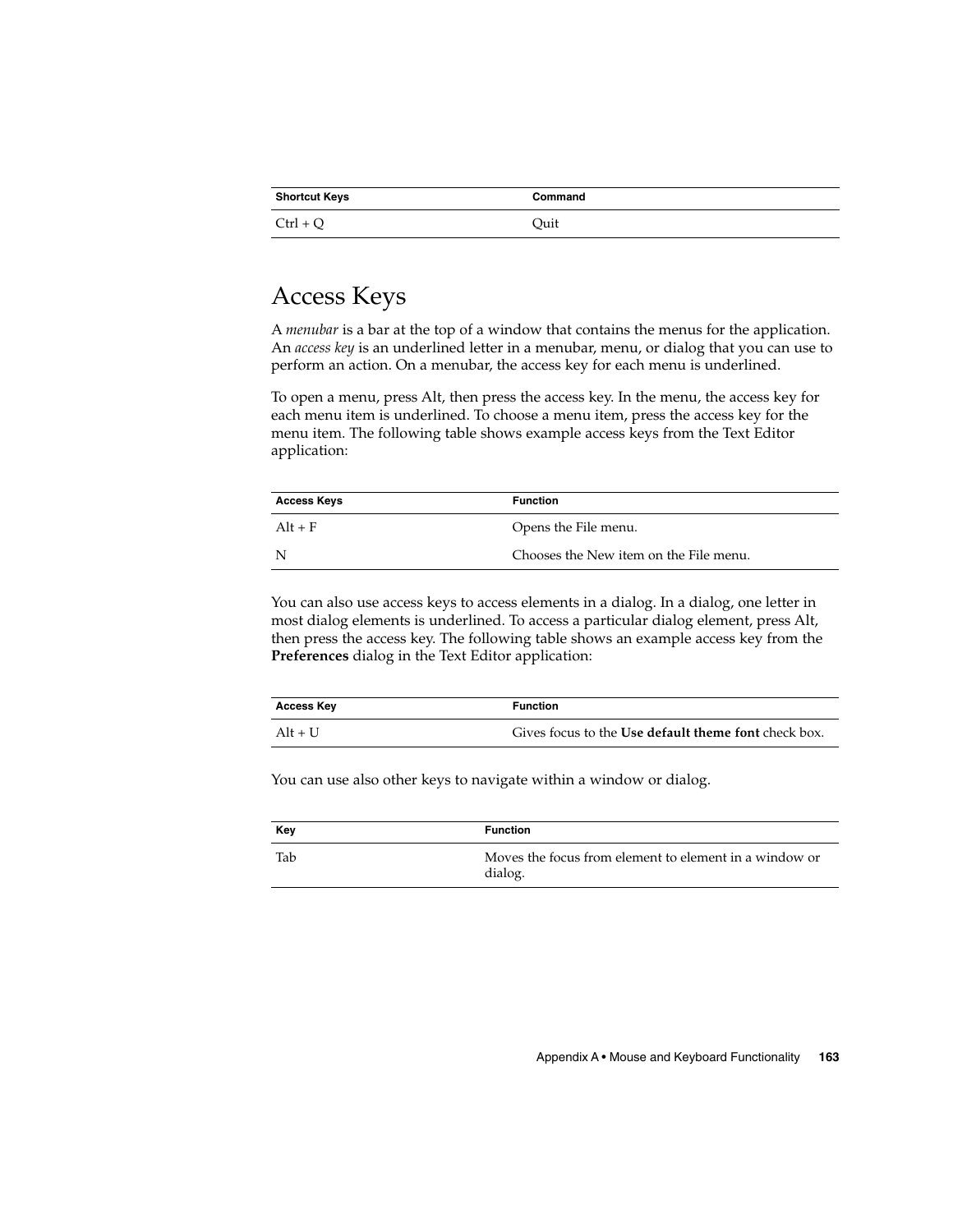| Shortcut Keys | Command |
| --- | --- |
| Ctrl + Q | Quit |

## Access Keys

A *menubar* is a bar at the top of a window that contains the menus for the application. An *access key* is an underlined letter in a menubar, menu, or dialog that you can use to perform an action. On a menubar, the access key for each menu is underlined.

To open a menu, press Alt, then press the access key. In the menu, the access key for each menu item is underlined. To choose a menu item, press the access key for the menu item. The following table shows example access keys from the Text Editor application:

| Access Keys | Function |
| --- | --- |
| Alt + F | Opens the File menu. |
| N | Chooses the New item on the File menu. |

You can also use access keys to access elements in a dialog. In a dialog, one letter in most dialog elements is underlined. To access a particular dialog element, press Alt, then press the access key. The following table shows an example access key from the **Preferences** dialog in the Text Editor application:

| Access Key | Function |
| --- | --- |
| Alt + U | Gives focus to the **Use default theme font** check box. |

You can use also other keys to navigate within a window or dialog.

| Key | Function |
| --- | --- |
| Tab | Moves the focus from element to element in a window or dialog. |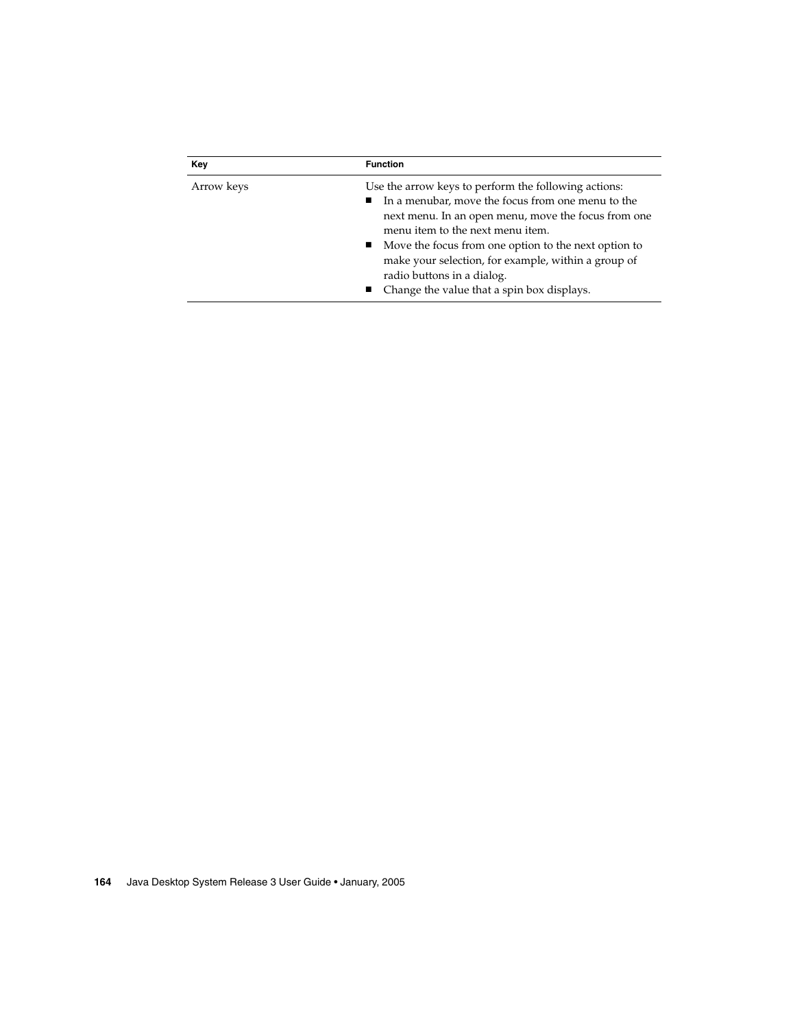| Key | Function |
| --- | --- |
| Arrow keys | Use the arrow keys to perform the following actions:<br>■ In a menubar, move the focus from one menu to the next menu. In an open menu, move the focus from one menu item to the next menu item.<br>■ Move the focus from one option to the next option to make your selection, for example, within a group of radio buttons in a dialog.<br>■ Change the value that a spin box displays. |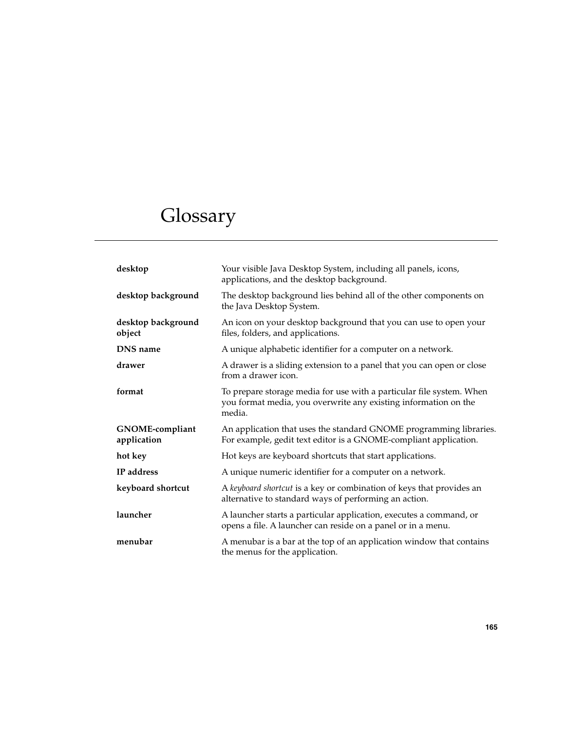# Glossary

**desktop** Your visible Java Desktop System, including all panels, icons, applications, and the desktop background.

**desktop background** The desktop background lies behind all of the other components on the Java Desktop System.

**desktop background object** An icon on your desktop background that you can use to open your files, folders, and applications.

**DNS name** A unique alphabetic identifier for a computer on a network.

**drawer** A drawer is a sliding extension to a panel that you can open or close from a drawer icon.

**format** To prepare storage media for use with a particular file system. When you format media, you overwrite any existing information on the media.

**GNOME-compliant application** An application that uses the standard GNOME programming libraries. For example, gedit text editor is a GNOME-compliant application.

**hot key** Hot keys are keyboard shortcuts that start applications.

**IP address** A unique numeric identifier for a computer on a network.

**keyboard shortcut** A *keyboard shortcut* is a key or combination of keys that provides an alternative to standard ways of performing an action.

**launcher** A launcher starts a particular application, executes a command, or opens a file. A launcher can reside on a panel or in a menu.

**menubar** A menubar is a bar at the top of an application window that contains the menus for the application.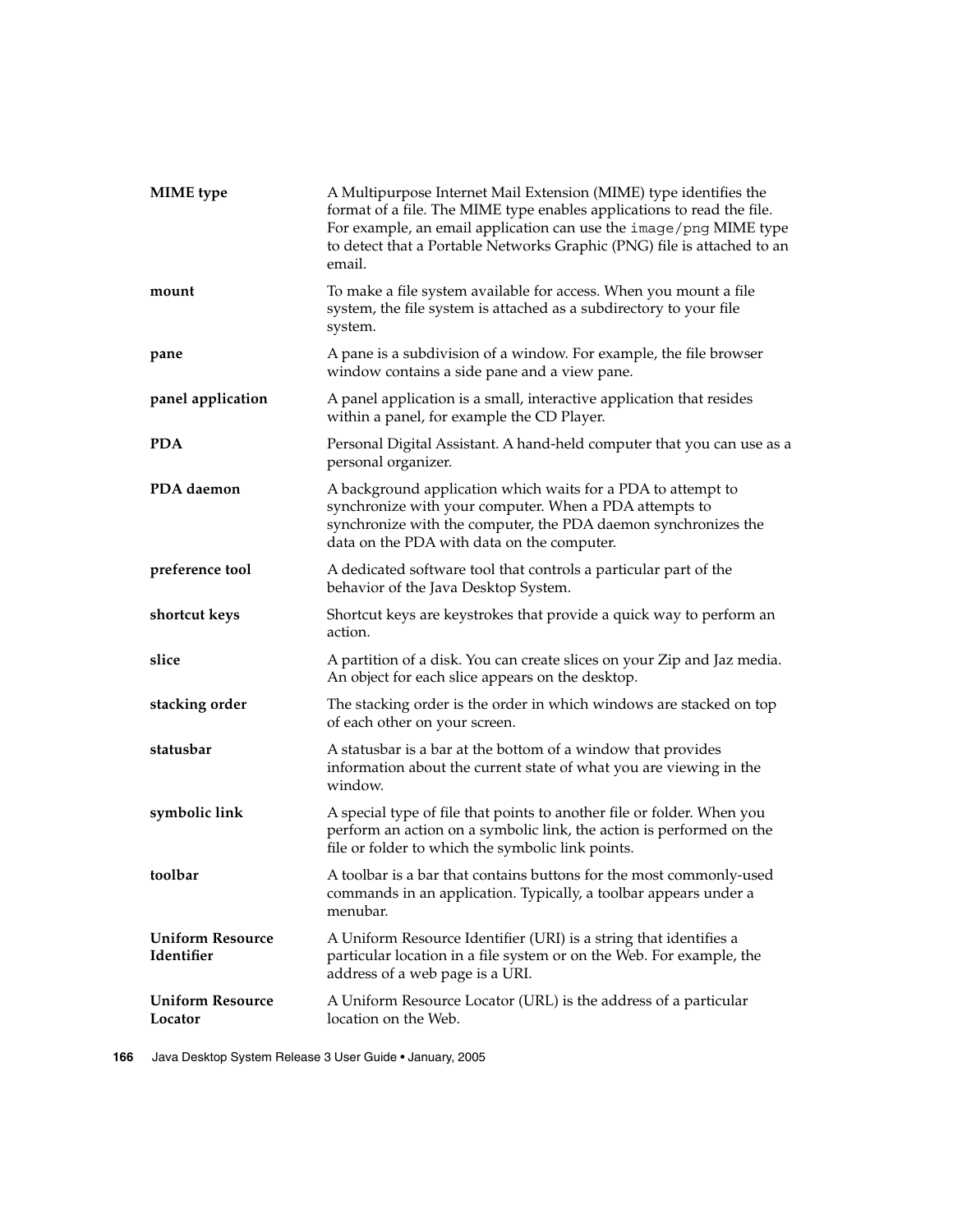**MIME type** — A Multipurpose Internet Mail Extension (MIME) type identifies the format of a file. The MIME type enables applications to read the file. For example, an email application can use the `image/png` MIME type to detect that a Portable Networks Graphic (PNG) file is attached to an email.

**mount** — To make a file system available for access. When you mount a file system, the file system is attached as a subdirectory to your file system.

**pane** — A pane is a subdivision of a window. For example, the file browser window contains a side pane and a view pane.

**panel application** — A panel application is a small, interactive application that resides within a panel, for example the CD Player.

**PDA** — Personal Digital Assistant. A hand-held computer that you can use as a personal organizer.

**PDA daemon** — A background application which waits for a PDA to attempt to synchronize with your computer. When a PDA attempts to synchronize with the computer, the PDA daemon synchronizes the data on the PDA with data on the computer.

**preference tool** — A dedicated software tool that controls a particular part of the behavior of the Java Desktop System.

**shortcut keys** — Shortcut keys are keystrokes that provide a quick way to perform an action.

**slice** — A partition of a disk. You can create slices on your Zip and Jaz media. An object for each slice appears on the desktop.

**stacking order** — The stacking order is the order in which windows are stacked on top of each other on your screen.

**statusbar** — A statusbar is a bar at the bottom of a window that provides information about the current state of what you are viewing in the window.

**symbolic link** — A special type of file that points to another file or folder. When you perform an action on a symbolic link, the action is performed on the file or folder to which the symbolic link points.

**toolbar** — A toolbar is a bar that contains buttons for the most commonly-used commands in an application. Typically, a toolbar appears under a menubar.

**Uniform Resource Identifier** — A Uniform Resource Identifier (URI) is a string that identifies a particular location in a file system or on the Web. For example, the address of a web page is a URI.

**Uniform Resource Locator** — A Uniform Resource Locator (URL) is the address of a particular location on the Web.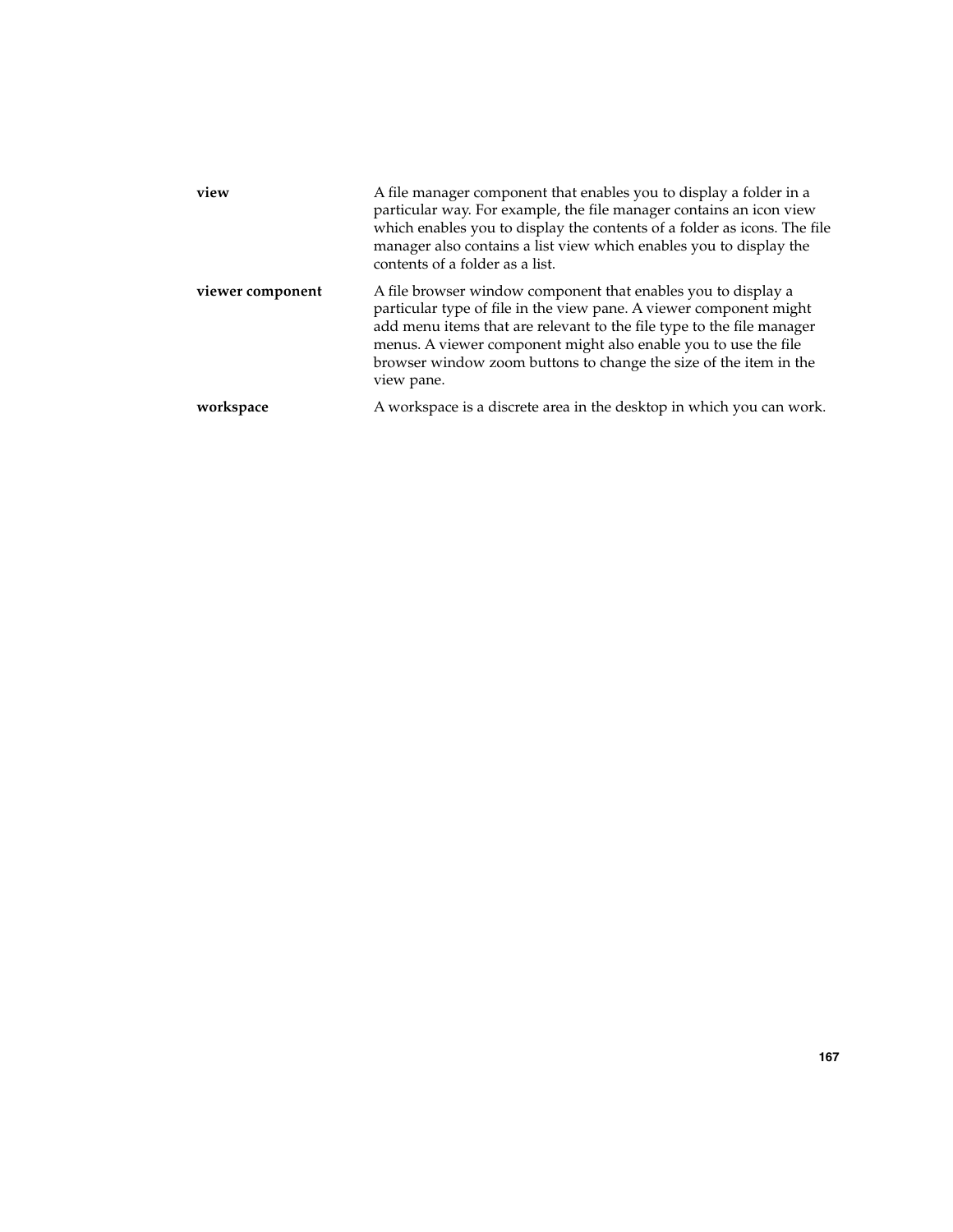**view** — A file manager component that enables you to display a folder in a particular way. For example, the file manager contains an icon view which enables you to display the contents of a folder as icons. The file manager also contains a list view which enables you to display the contents of a folder as a list.

**viewer component** — A file browser window component that enables you to display a particular type of file in the view pane. A viewer component might add menu items that are relevant to the file type to the file manager menus. A viewer component might also enable you to use the file browser window zoom buttons to change the size of the item in the view pane.

**workspace** — A workspace is a discrete area in the desktop in which you can work.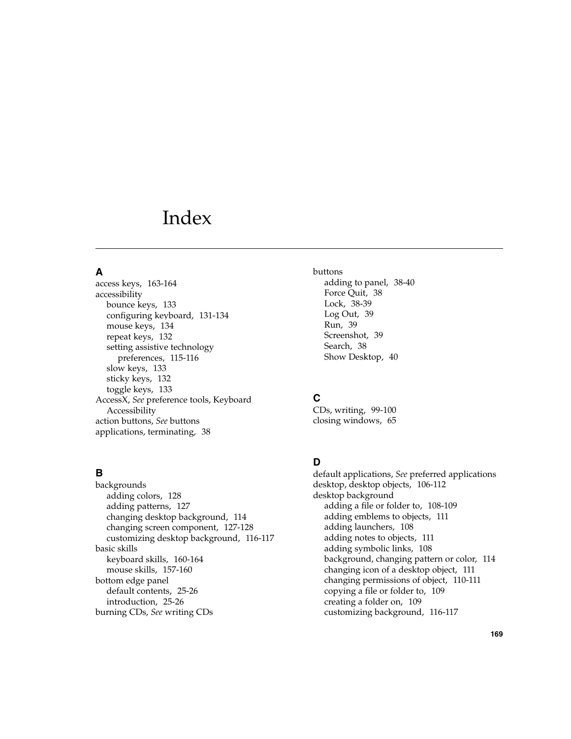# Index

## A

access keys, 163-164
accessibility
- bounce keys, 133
- configuring keyboard, 131-134
- mouse keys, 134
- repeat keys, 132
- setting assistive technology preferences, 115-116
- slow keys, 133
- sticky keys, 132
- toggle keys, 133

AccessX, *See* preference tools, Keyboard Accessibility
action buttons, *See* buttons
applications, terminating, 38

## B

backgrounds
- adding colors, 128
- adding patterns, 127
- changing desktop background, 114
- changing screen component, 127-128
- customizing desktop background, 116-117

basic skills
- keyboard skills, 160-164
- mouse skills, 157-160

bottom edge panel
- default contents, 25-26
- introduction, 25-26

burning CDs, *See* writing CDs

buttons
- adding to panel, 38-40
- Force Quit, 38
- Lock, 38-39
- Log Out, 39
- Run, 39
- Screenshot, 39
- Search, 38
- Show Desktop, 40

## C

CDs, writing, 99-100
closing windows, 65

## D

default applications, *See* preferred applications
desktop, desktop objects, 106-112
desktop background
- adding a file or folder to, 108-109
- adding emblems to objects, 111
- adding launchers, 108
- adding notes to objects, 111
- adding symbolic links, 108
- background, changing pattern or color, 114
- changing icon of a desktop object, 111
- changing permissions of object, 110-111
- copying a file or folder to, 109
- creating a folder on, 109
- customizing background, 116-117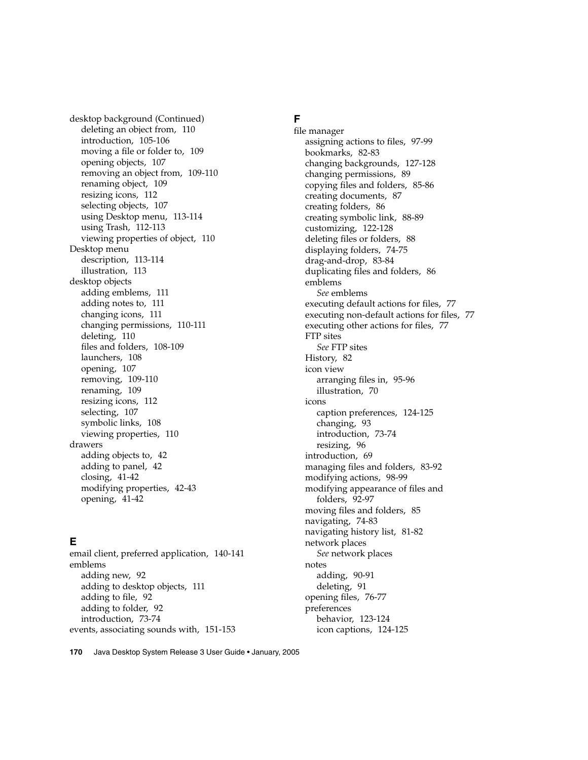desktop background (Continued)
- deleting an object from, 110
- introduction, 105-106
- moving a file or folder to, 109
- opening objects, 107
- removing an object from, 109-110
- renaming object, 109
- resizing icons, 112
- selecting objects, 107
- using Desktop menu, 113-114
- using Trash, 112-113
- viewing properties of object, 110

Desktop menu
- description, 113-114
- illustration, 113

desktop objects
- adding emblems, 111
- adding notes to, 111
- changing icons, 111
- changing permissions, 110-111
- deleting, 110
- files and folders, 108-109
- launchers, 108
- opening, 107
- removing, 109-110
- renaming, 109
- resizing icons, 112
- selecting, 107
- symbolic links, 108
- viewing properties, 110

drawers
- adding objects to, 42
- adding to panel, 42
- closing, 41-42
- modifying properties, 42-43
- opening, 41-42

## E

email client, preferred application, 140-141

emblems
- adding new, 92
- adding to desktop objects, 111
- adding to file, 92
- adding to folder, 92
- introduction, 73-74

events, associating sounds with, 151-153

## F

file manager
- assigning actions to files, 97-99
- bookmarks, 82-83
- changing backgrounds, 127-128
- changing permissions, 89
- copying files and folders, 85-86
- creating documents, 87
- creating folders, 86
- creating symbolic link, 88-89
- customizing, 122-128
- deleting files or folders, 88
- displaying folders, 74-75
- drag-and-drop, 83-84
- duplicating files and folders, 86
- emblems
  - *See* emblems
- executing default actions for files, 77
- executing non-default actions for files, 77
- executing other actions for files, 77
- FTP sites
  - *See* FTP sites
- History, 82
- icon view
  - arranging files in, 95-96
  - illustration, 70
- icons
  - caption preferences, 124-125
  - changing, 93
  - introduction, 73-74
  - resizing, 96
- introduction, 69
- managing files and folders, 83-92
- modifying actions, 98-99
- modifying appearance of files and folders, 92-97
- moving files and folders, 85
- navigating, 74-83
- navigating history list, 81-82
- network places
  - *See* network places
- notes
  - adding, 90-91
  - deleting, 91
- opening files, 76-77
- preferences
  - behavior, 123-124
  - icon captions, 124-125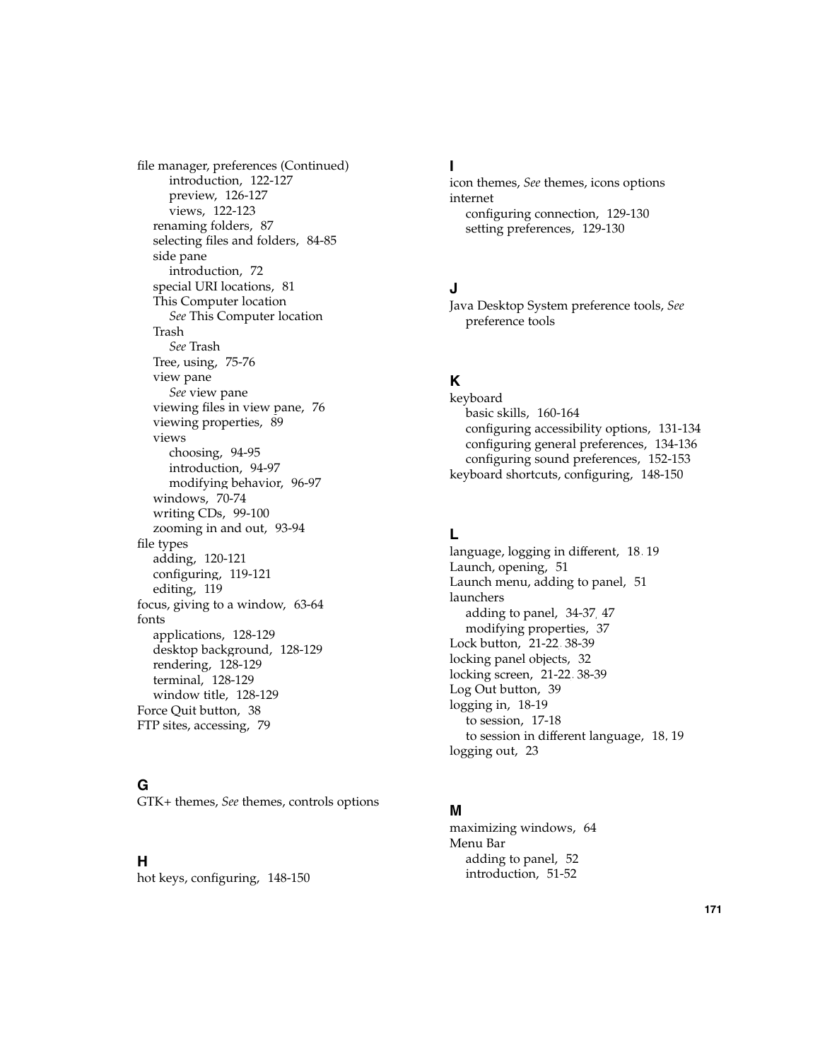file manager, preferences (Continued)
- introduction, 122-127
- preview, 126-127
- views, 122-123

renaming folders, 87
selecting files and folders, 84-85
side pane
- introduction, 72

special URI locations, 81
This Computer location
- *See* This Computer location

Trash
- *See* Trash

Tree, using, 75-76
view pane
- *See* view pane

viewing files in view pane, 76
viewing properties, 89
views
- choosing, 94-95
- introduction, 94-97
- modifying behavior, 96-97

windows, 70-74
writing CDs, 99-100
zooming in and out, 93-94

file types
- adding, 120-121
- configuring, 119-121
- editing, 119

focus, giving to a window, 63-64
fonts
- applications, 128-129
- desktop background, 128-129
- rendering, 128-129
- terminal, 128-129
- window title, 128-129

Force Quit button, 38
FTP sites, accessing, 79

## G

GTK+ themes, *See* themes, controls options

## H

hot keys, configuring, 148-150

## I

icon themes, *See* themes, icons options
internet
- configuring connection, 129-130
- setting preferences, 129-130

## J

Java Desktop System preference tools, *See* preference tools

## K

keyboard
- basic skills, 160-164
- configuring accessibility options, 131-134
- configuring general preferences, 134-136
- configuring sound preferences, 152-153

keyboard shortcuts, configuring, 148-150

## L

language, logging in different, 18, 19
Launch, opening, 51
Launch menu, adding to panel, 51
launchers
- adding to panel, 34-37, 47
- modifying properties, 37

Lock button, 21-22, 38-39
locking panel objects, 32
locking screen, 21-22, 38-39
Log Out button, 39
logging in, 18-19
- to session, 17-18
- to session in different language, 18, 19

logging out, 23

## M

maximizing windows, 64
Menu Bar
- adding to panel, 52
- introduction, 51-52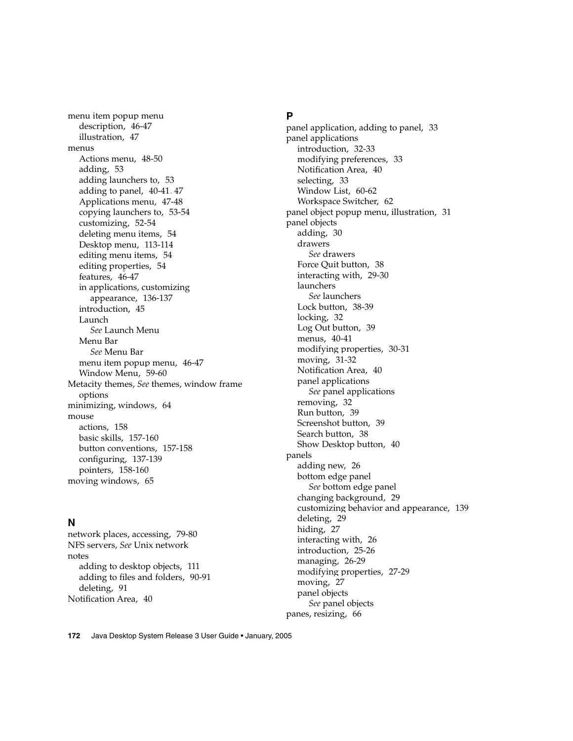menu item popup menu
  description, 46-47
  illustration, 47
menus
  Actions menu, 48-50
  adding, 53
  adding launchers to, 53
  adding to panel, 40-41, 47
  Applications menu, 47-48
  copying launchers to, 53-54
  customizing, 52-54
  deleting menu items, 54
  Desktop menu, 113-114
  editing menu items, 54
  editing properties, 54
  features, 46-47
  in applications, customizing
    appearance, 136-137
  introduction, 45
  Launch
    *See* Launch Menu
  Menu Bar
    *See* Menu Bar
  menu item popup menu, 46-47
  Window Menu, 59-60
Metacity themes, *See* themes, window frame
  options
minimizing, windows, 64
mouse
  actions, 158
  basic skills, 157-160
  button conventions, 157-158
  configuring, 137-139
  pointers, 158-160
moving windows, 65

## N

network places, accessing, 79-80
NFS servers, *See* Unix network
notes
  adding to desktop objects, 111
  adding to files and folders, 90-91
  deleting, 91
Notification Area, 40

## P

panel application, adding to panel, 33
panel applications
  introduction, 32-33
  modifying preferences, 33
  Notification Area, 40
  selecting, 33
  Window List, 60-62
  Workspace Switcher, 62
panel object popup menu, illustration, 31
panel objects
  adding, 30
  drawers
    *See* drawers
  Force Quit button, 38
  interacting with, 29-30
  launchers
    *See* launchers
  Lock button, 38-39
  locking, 32
  Log Out button, 39
  menus, 40-41
  modifying properties, 30-31
  moving, 31-32
  Notification Area, 40
  panel applications
    *See* panel applications
  removing, 32
  Run button, 39
  Screenshot button, 39
  Search button, 38
  Show Desktop button, 40
panels
  adding new, 26
  bottom edge panel
    *See* bottom edge panel
  changing background, 29
  customizing behavior and appearance, 139
  deleting, 29
  hiding, 27
  interacting with, 26
  introduction, 25-26
  managing, 26-29
  modifying properties, 27-29
  moving, 27
  panel objects
    *See* panel objects
panes, resizing, 66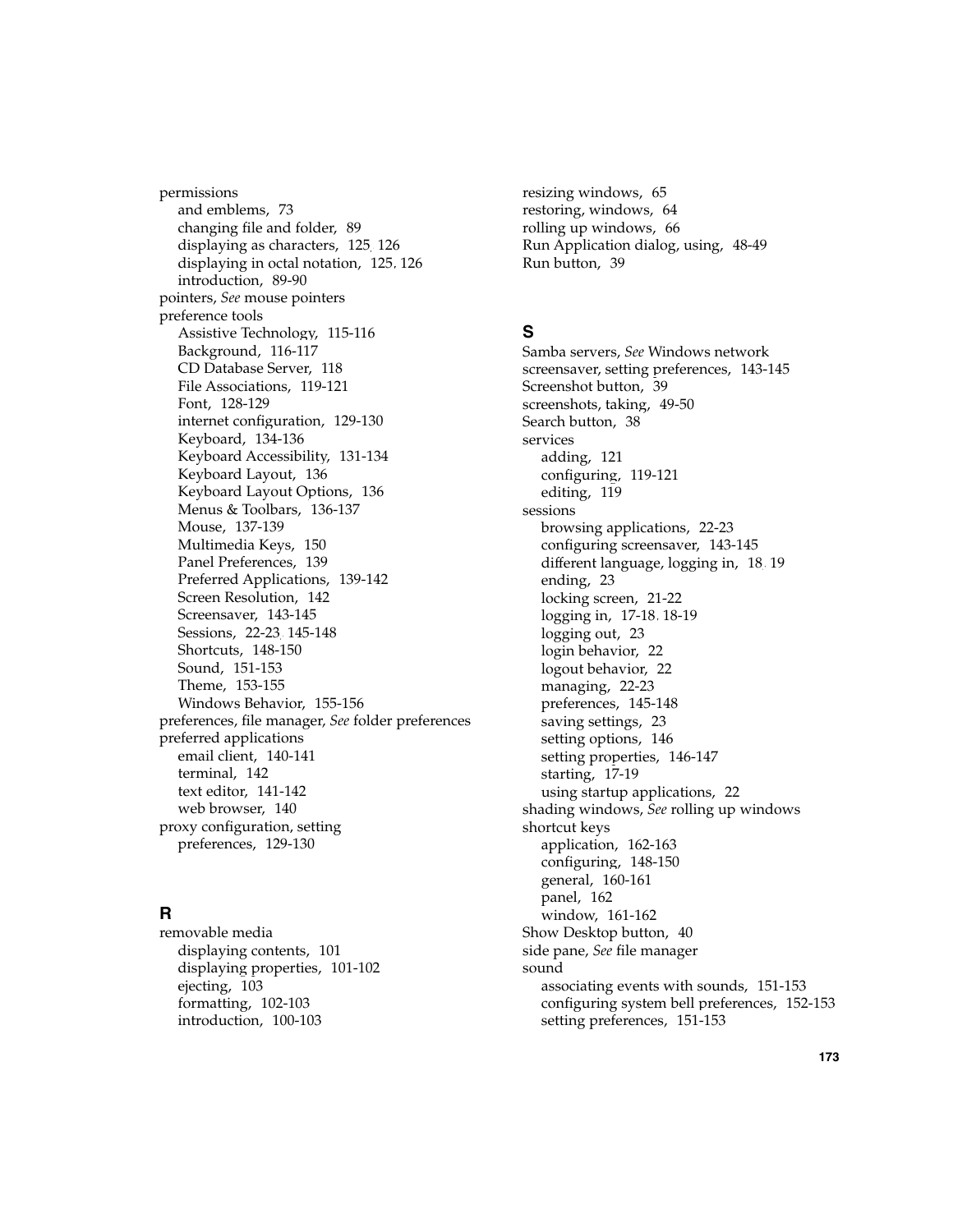permissions
- and emblems, 73
- changing file and folder, 89
- displaying as characters, 125, 126
- displaying in octal notation, 125, 126
- introduction, 89-90

pointers, *See* mouse pointers

preference tools
- Assistive Technology, 115-116
- Background, 116-117
- CD Database Server, 118
- File Associations, 119-121
- Font, 128-129
- internet configuration, 129-130
- Keyboard, 134-136
- Keyboard Accessibility, 131-134
- Keyboard Layout, 136
- Keyboard Layout Options, 136
- Menus & Toolbars, 136-137
- Mouse, 137-139
- Multimedia Keys, 150
- Panel Preferences, 139
- Preferred Applications, 139-142
- Screen Resolution, 142
- Screensaver, 143-145
- Sessions, 22-23, 145-148
- Shortcuts, 148-150
- Sound, 151-153
- Theme, 153-155
- Windows Behavior, 155-156

preferences, file manager, *See* folder preferences

preferred applications
- email client, 140-141
- terminal, 142
- text editor, 141-142
- web browser, 140

proxy configuration, setting preferences, 129-130

## R

removable media
- displaying contents, 101
- displaying properties, 101-102
- ejecting, 103
- formatting, 102-103
- introduction, 100-103

resizing windows, 65

restoring, windows, 64

rolling up windows, 66

Run Application dialog, using, 48-49

Run button, 39

## S

Samba servers, *See* Windows network

screensaver, setting preferences, 143-145

Screenshot button, 39

screenshots, taking, 49-50

Search button, 38

services
- adding, 121
- configuring, 119-121
- editing, 119

sessions
- browsing applications, 22-23
- configuring screensaver, 143-145
- different language, logging in, 18, 19
- ending, 23
- locking screen, 21-22
- logging in, 17-18, 18-19
- logging out, 23
- login behavior, 22
- logout behavior, 22
- managing, 22-23
- preferences, 145-148
- saving settings, 23
- setting options, 146
- setting properties, 146-147
- starting, 17-19
- using startup applications, 22

shading windows, *See* rolling up windows

shortcut keys
- application, 162-163
- configuring, 148-150
- general, 160-161
- panel, 162
- window, 161-162

Show Desktop button, 40

side pane, *See* file manager

sound
- associating events with sounds, 151-153
- configuring system bell preferences, 152-153
- setting preferences, 151-153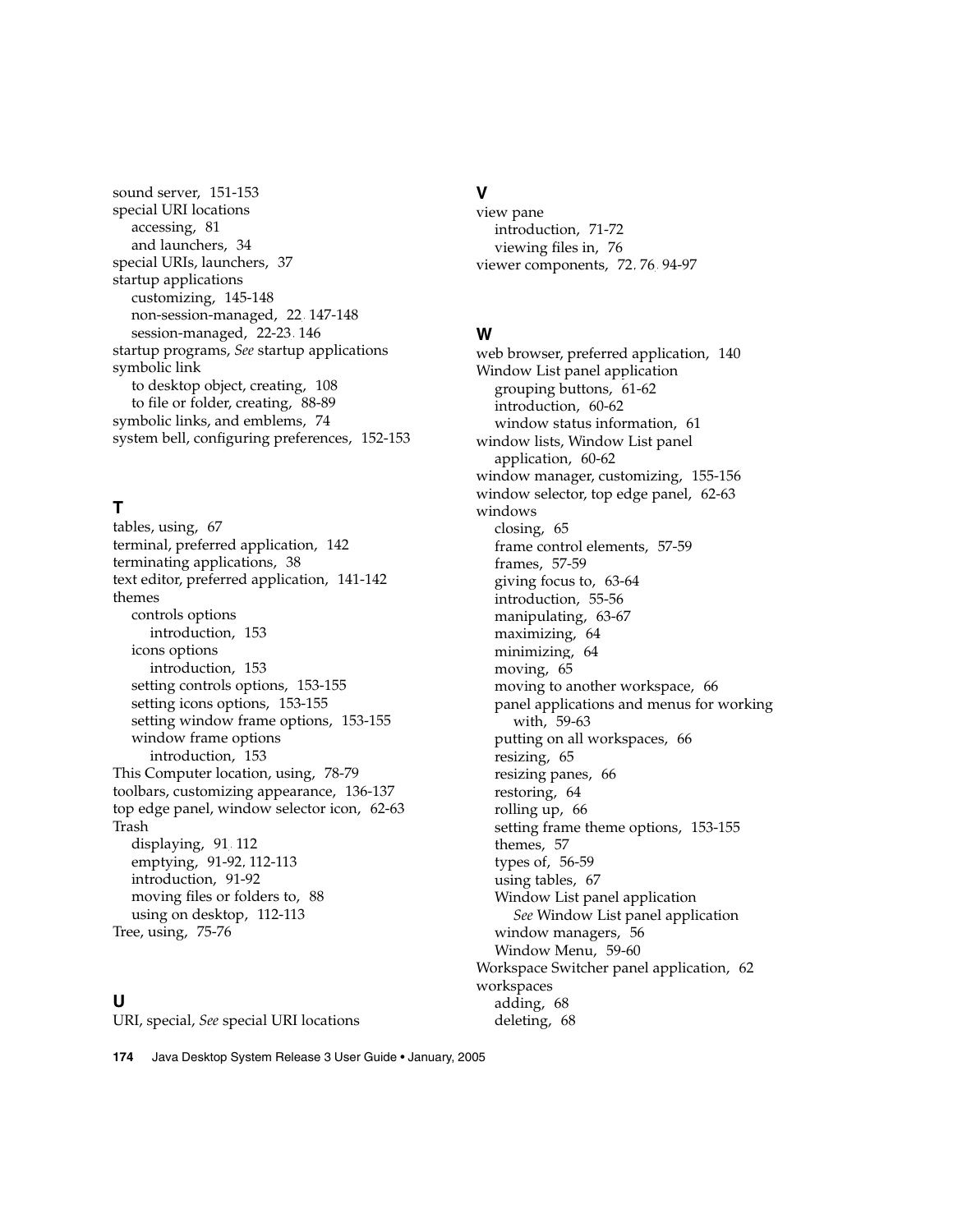sound server, 151-153
special URI locations
  accessing, 81
  and launchers, 34
special URIs, launchers, 37
startup applications
  customizing, 145-148
  non-session-managed, 22, 147-148
  session-managed, 22-23, 146
startup programs, *See* startup applications
symbolic link
  to desktop object, creating, 108
  to file or folder, creating, 88-89
symbolic links, and emblems, 74
system bell, configuring preferences, 152-153

## T

tables, using, 67
terminal, preferred application, 142
terminating applications, 38
text editor, preferred application, 141-142
themes
  controls options
    introduction, 153
  icons options
    introduction, 153
  setting controls options, 153-155
  setting icons options, 153-155
  setting window frame options, 153-155
  window frame options
    introduction, 153
This Computer location, using, 78-79
toolbars, customizing appearance, 136-137
top edge panel, window selector icon, 62-63
Trash
  displaying, 91, 112
  emptying, 91-92, 112-113
  introduction, 91-92
  moving files or folders to, 88
  using on desktop, 112-113
Tree, using, 75-76

## U

URI, special, *See* special URI locations

## V

view pane
  introduction, 71-72
  viewing files in, 76
viewer components, 72, 76, 94-97

## W

web browser, preferred application, 140
Window List panel application
  grouping buttons, 61-62
  introduction, 60-62
  window status information, 61
window lists, Window List panel application, 60-62
window manager, customizing, 155-156
window selector, top edge panel, 62-63
windows
  closing, 65
  frame control elements, 57-59
  frames, 57-59
  giving focus to, 63-64
  introduction, 55-56
  manipulating, 63-67
  maximizing, 64
  minimizing, 64
  moving, 65
  moving to another workspace, 66
  panel applications and menus for working with, 59-63
  putting on all workspaces, 66
  resizing, 65
  resizing panes, 66
  restoring, 64
  rolling up, 66
  setting frame theme options, 153-155
  themes, 57
  types of, 56-59
  using tables, 67
  Window List panel application
    *See* Window List panel application
  window managers, 56
  Window Menu, 59-60
Workspace Switcher panel application, 62
workspaces
  adding, 68
  deleting, 68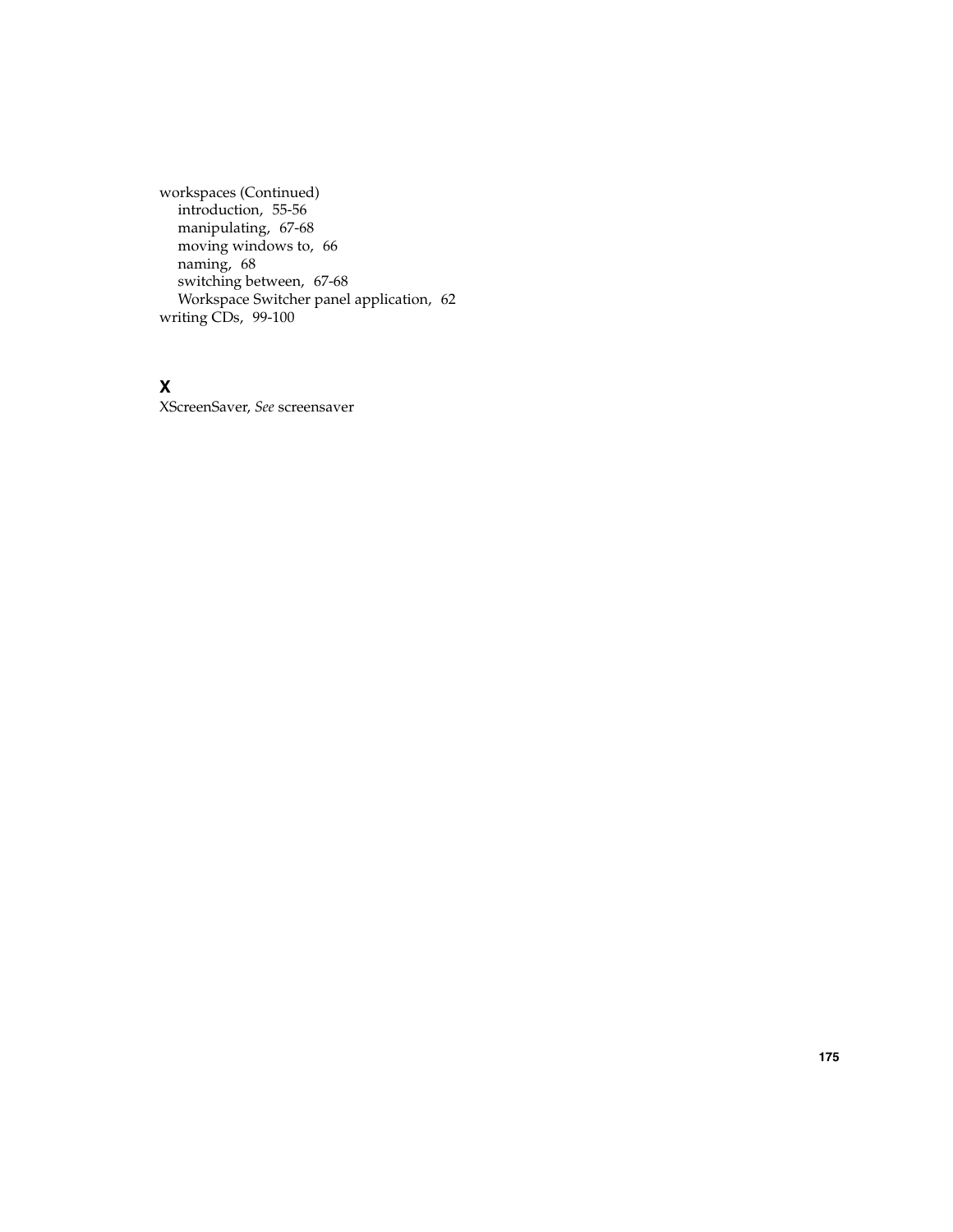workspaces (Continued)
  introduction, 55-56
  manipulating, 67-68
  moving windows to, 66
  naming, 68
  switching between, 67-68
  Workspace Switcher panel application, 62
writing CDs, 99-100

## X

XScreenSaver, *See* screensaver